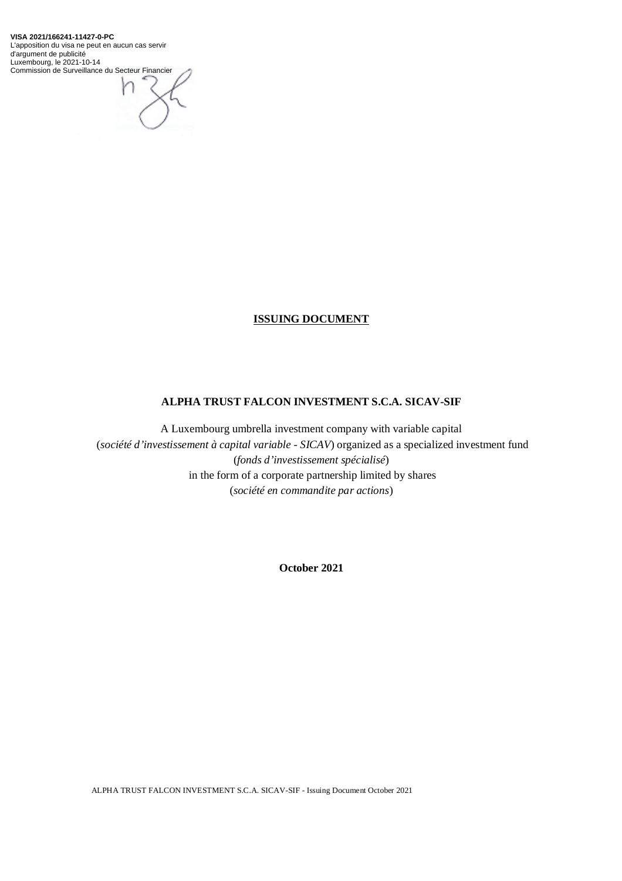**VISA 2021/166241-11427-0-PC**
L'apposition du visa ne peut en aucun cas servir d'argument de publicité
Luxembourg, le 2021-10-14
Commission de Surveillance du Secteur Financier

# ISSUING DOCUMENT

## ALPHA TRUST FALCON INVESTMENT S.C.A. SICAV-SIF

A Luxembourg umbrella investment company with variable capital
(*société d'investissement à capital variable - SICAV*) organized as a specialized investment fund
(*fonds d'investissement spécialisé*)
in the form of a corporate partnership limited by shares
(*société en commandite par actions*)

**October 2021**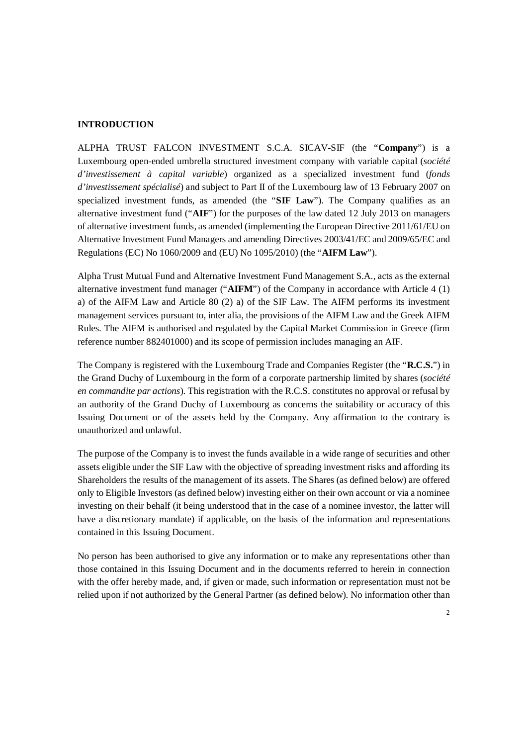## INTRODUCTION

ALPHA TRUST FALCON INVESTMENT S.C.A. SICAV-SIF (the "**Company**") is a Luxembourg open-ended umbrella structured investment company with variable capital (*société d'investissement à capital variable*) organized as a specialized investment fund (*fonds d'investissement spécialisé*) and subject to Part II of the Luxembourg law of 13 February 2007 on specialized investment funds, as amended (the "**SIF Law**"). The Company qualifies as an alternative investment fund ("**AIF**") for the purposes of the law dated 12 July 2013 on managers of alternative investment funds, as amended (implementing the European Directive 2011/61/EU on Alternative Investment Fund Managers and amending Directives 2003/41/EC and 2009/65/EC and Regulations (EC) No 1060/2009 and (EU) No 1095/2010) (the "**AIFM Law**").

Alpha Trust Mutual Fund and Alternative Investment Fund Management S.A., acts as the external alternative investment fund manager ("**AIFM**") of the Company in accordance with Article 4 (1) a) of the AIFM Law and Article 80 (2) a) of the SIF Law. The AIFM performs its investment management services pursuant to, inter alia, the provisions of the AIFM Law and the Greek AIFM Rules. The AIFM is authorised and regulated by the Capital Market Commission in Greece (firm reference number 882401000) and its scope of permission includes managing an AIF.

The Company is registered with the Luxembourg Trade and Companies Register (the "**R.C.S.**") in the Grand Duchy of Luxembourg in the form of a corporate partnership limited by shares (*société en commandite par actions*). This registration with the R.C.S. constitutes no approval or refusal by an authority of the Grand Duchy of Luxembourg as concerns the suitability or accuracy of this Issuing Document or of the assets held by the Company. Any affirmation to the contrary is unauthorized and unlawful.

The purpose of the Company is to invest the funds available in a wide range of securities and other assets eligible under the SIF Law with the objective of spreading investment risks and affording its Shareholders the results of the management of its assets. The Shares (as defined below) are offered only to Eligible Investors (as defined below) investing either on their own account or via a nominee investing on their behalf (it being understood that in the case of a nominee investor, the latter will have a discretionary mandate) if applicable, on the basis of the information and representations contained in this Issuing Document.

No person has been authorised to give any information or to make any representations other than those contained in this Issuing Document and in the documents referred to herein in connection with the offer hereby made, and, if given or made, such information or representation must not be relied upon if not authorized by the General Partner (as defined below). No information other than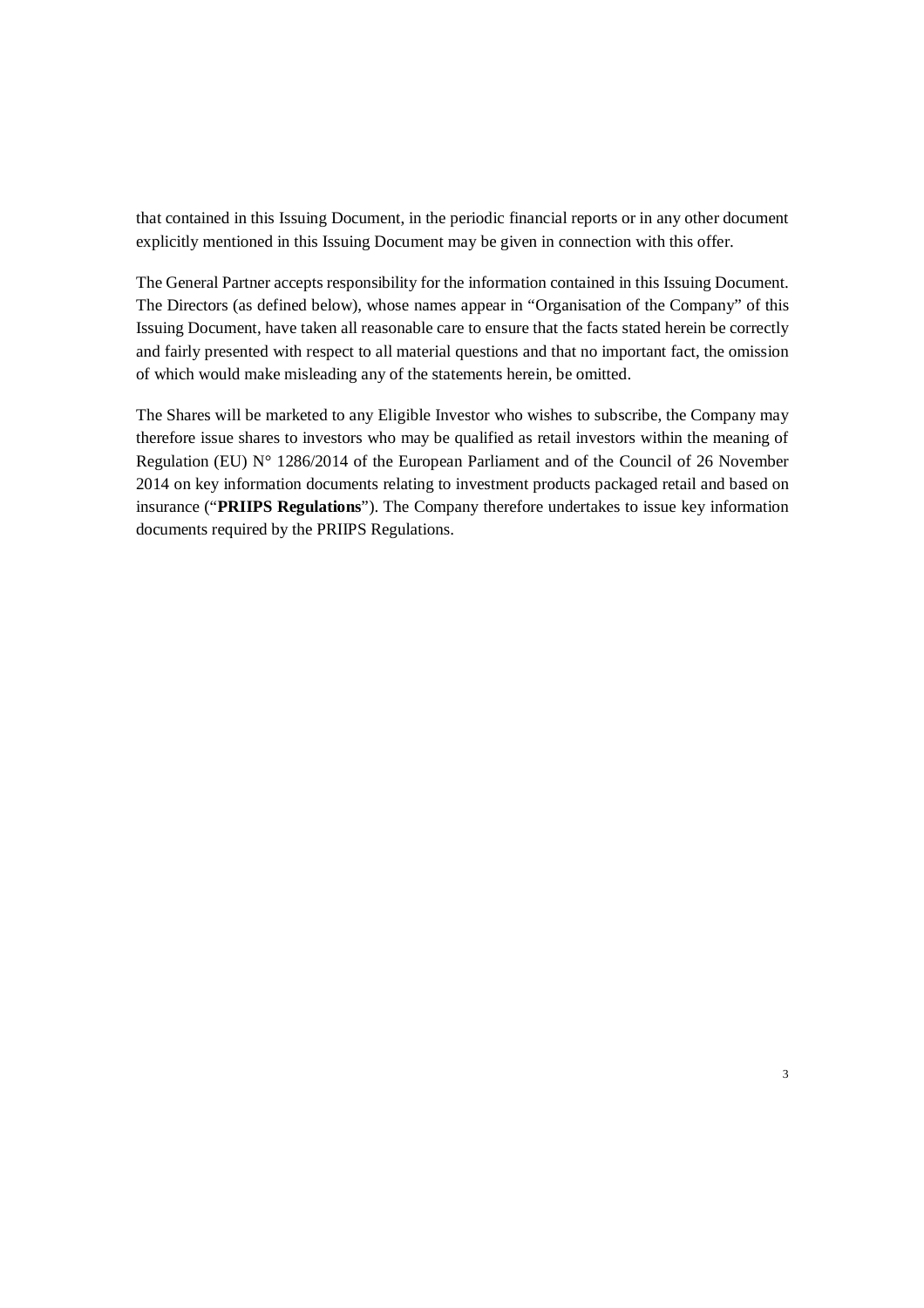that contained in this Issuing Document, in the periodic financial reports or in any other document explicitly mentioned in this Issuing Document may be given in connection with this offer.

The General Partner accepts responsibility for the information contained in this Issuing Document. The Directors (as defined below), whose names appear in "Organisation of the Company" of this Issuing Document, have taken all reasonable care to ensure that the facts stated herein be correctly and fairly presented with respect to all material questions and that no important fact, the omission of which would make misleading any of the statements herein, be omitted.

The Shares will be marketed to any Eligible Investor who wishes to subscribe, the Company may therefore issue shares to investors who may be qualified as retail investors within the meaning of Regulation (EU) N° 1286/2014 of the European Parliament and of the Council of 26 November 2014 on key information documents relating to investment products packaged retail and based on insurance ("**PRIIPS Regulations**"). The Company therefore undertakes to issue key information documents required by the PRIIPS Regulations.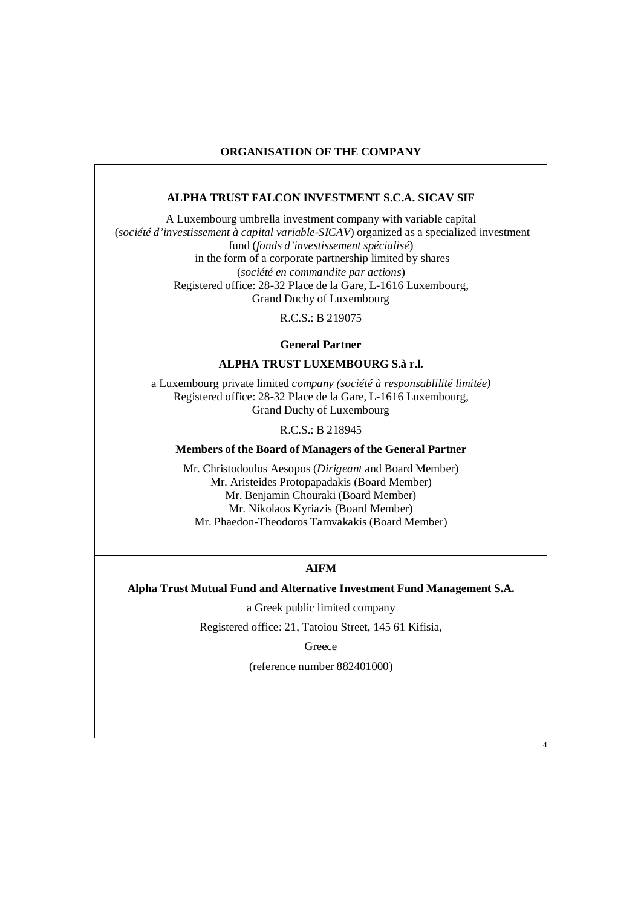# ORGANISATION OF THE COMPANY

**ALPHA TRUST FALCON INVESTMENT S.C.A. SICAV SIF**

A Luxembourg umbrella investment company with variable capital (*société d'investissement à capital variable-SICAV*) organized as a specialized investment fund (*fonds d'investissement spécialisé*) in the form of a corporate partnership limited by shares (*société en commandite par actions*)
Registered office: 28-32 Place de la Gare, L-1616 Luxembourg, Grand Duchy of Luxembourg

R.C.S.: B 219075

**General Partner**

**ALPHA TRUST LUXEMBOURG S.à r.l.**

a Luxembourg private limited *company (société à responsablilité limitée)*
Registered office: 28-32 Place de la Gare, L-1616 Luxembourg, Grand Duchy of Luxembourg

R.C.S.: B 218945

**Members of the Board of Managers of the General Partner**

Mr. Christodoulos Aesopos (*Dirigeant* and Board Member)
Mr. Aristeides Protopapadakis (Board Member)
Mr. Benjamin Chouraki (Board Member)
Mr. Nikolaos Kyriazis (Board Member)
Mr. Phaedon-Theodoros Tamvakakis (Board Member)

**AIFM**

**Alpha Trust Mutual Fund and Alternative Investment Fund Management S.A.**

a Greek public limited company

Registered office: 21, Tatoiou Street, 145 61 Kifisia,

Greece

(reference number 882401000)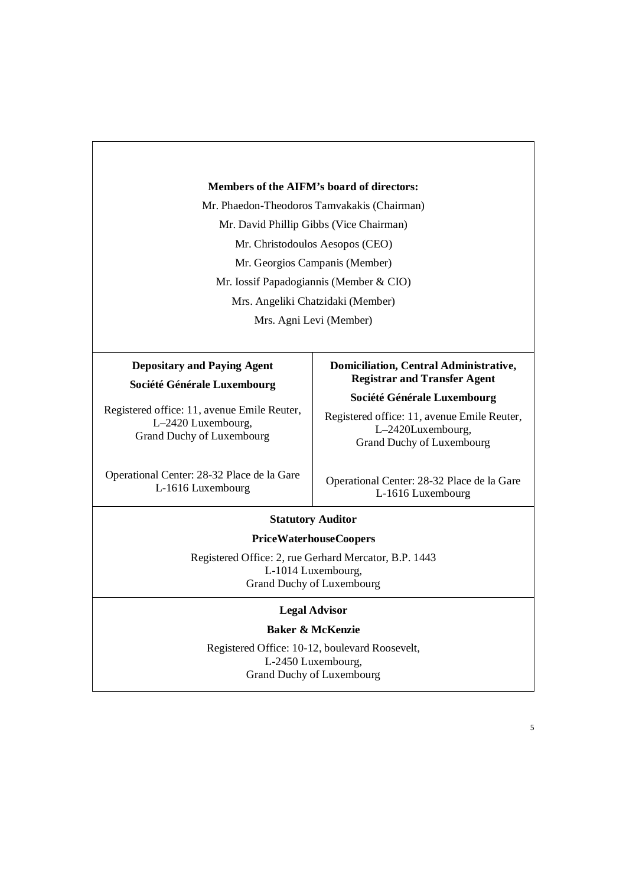**Members of the AIFM's board of directors:**

Mr. Phaedon-Theodoros Tamvakakis (Chairman)

Mr. David Phillip Gibbs (Vice Chairman)

Mr. Christodoulos Aesopos (CEO)

Mr. Georgios Campanis (Member)

Mr. Iossif Papadogiannis (Member & CIO)

Mrs. Angeliki Chatzidaki (Member)

Mrs. Agni Levi (Member)

**Depositary and Paying Agent**

**Société Générale Luxembourg**

Registered office: 11, avenue Emile Reuter,
L–2420 Luxembourg,
Grand Duchy of Luxembourg

Operational Center: 28-32 Place de la Gare
L-1616 Luxembourg

**Domiciliation, Central Administrative, Registrar and Transfer Agent**

**Société Générale Luxembourg**

Registered office: 11, avenue Emile Reuter,
L–2420Luxembourg,
Grand Duchy of Luxembourg

Operational Center: 28-32 Place de la Gare
L-1616 Luxembourg

**Statutory Auditor**

**PriceWaterhouseCoopers**

Registered Office: 2, rue Gerhard Mercator, B.P. 1443
L-1014 Luxembourg,
Grand Duchy of Luxembourg

**Legal Advisor**

**Baker & McKenzie**

Registered Office: 10-12, boulevard Roosevelt,
L-2450 Luxembourg,
Grand Duchy of Luxembourg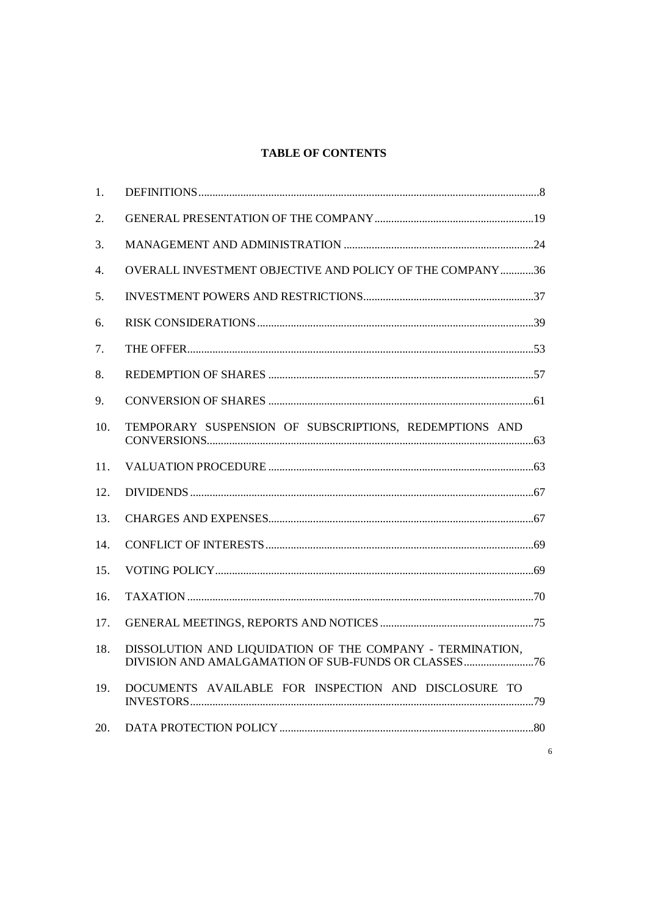**TABLE OF CONTENTS**

| | | |
|---|---|---|
| 1. | DEFINITIONS | 8 |
| 2. | GENERAL PRESENTATION OF THE COMPANY | 19 |
| 3. | MANAGEMENT AND ADMINISTRATION | 24 |
| 4. | OVERALL INVESTMENT OBJECTIVE AND POLICY OF THE COMPANY | 36 |
| 5. | INVESTMENT POWERS AND RESTRICTIONS | 37 |
| 6. | RISK CONSIDERATIONS | 39 |
| 7. | THE OFFER | 53 |
| 8. | REDEMPTION OF SHARES | 57 |
| 9. | CONVERSION OF SHARES | 61 |
| 10. | TEMPORARY SUSPENSION OF SUBSCRIPTIONS, REDEMPTIONS AND CONVERSIONS | 63 |
| 11. | VALUATION PROCEDURE | 63 |
| 12. | DIVIDENDS | 67 |
| 13. | CHARGES AND EXPENSES | 67 |
| 14. | CONFLICT OF INTERESTS | 69 |
| 15. | VOTING POLICY | 69 |
| 16. | TAXATION | 70 |
| 17. | GENERAL MEETINGS, REPORTS AND NOTICES | 75 |
| 18. | DISSOLUTION AND LIQUIDATION OF THE COMPANY - TERMINATION, DIVISION AND AMALGAMATION OF SUB-FUNDS OR CLASSES | 76 |
| 19. | DOCUMENTS AVAILABLE FOR INSPECTION AND DISCLOSURE TO INVESTORS | 79 |
| 20. | DATA PROTECTION POLICY | 80 |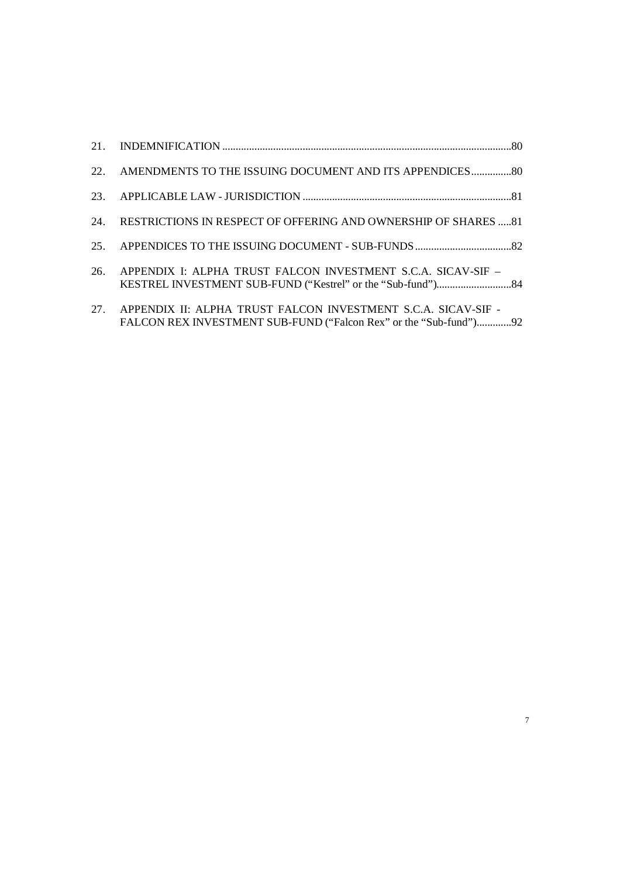21. INDEMNIFICATION ..........................................................................................................80

22. AMENDMENTS TO THE ISSUING DOCUMENT AND ITS APPENDICES ...............80

23. APPLICABLE LAW - JURISDICTION .............................................................................81

24. RESTRICTIONS IN RESPECT OF OFFERING AND OWNERSHIP OF SHARES .....81

25. APPENDICES TO THE ISSUING DOCUMENT - SUB-FUNDS ....................................82

26. APPENDIX I: ALPHA TRUST FALCON INVESTMENT S.C.A. SICAV-SIF – KESTREL INVESTMENT SUB-FUND ("Kestrel" or the "Sub-fund")............................84

27. APPENDIX II: ALPHA TRUST FALCON INVESTMENT S.C.A. SICAV-SIF - FALCON REX INVESTMENT SUB-FUND ("Falcon Rex" or the "Sub-fund").............92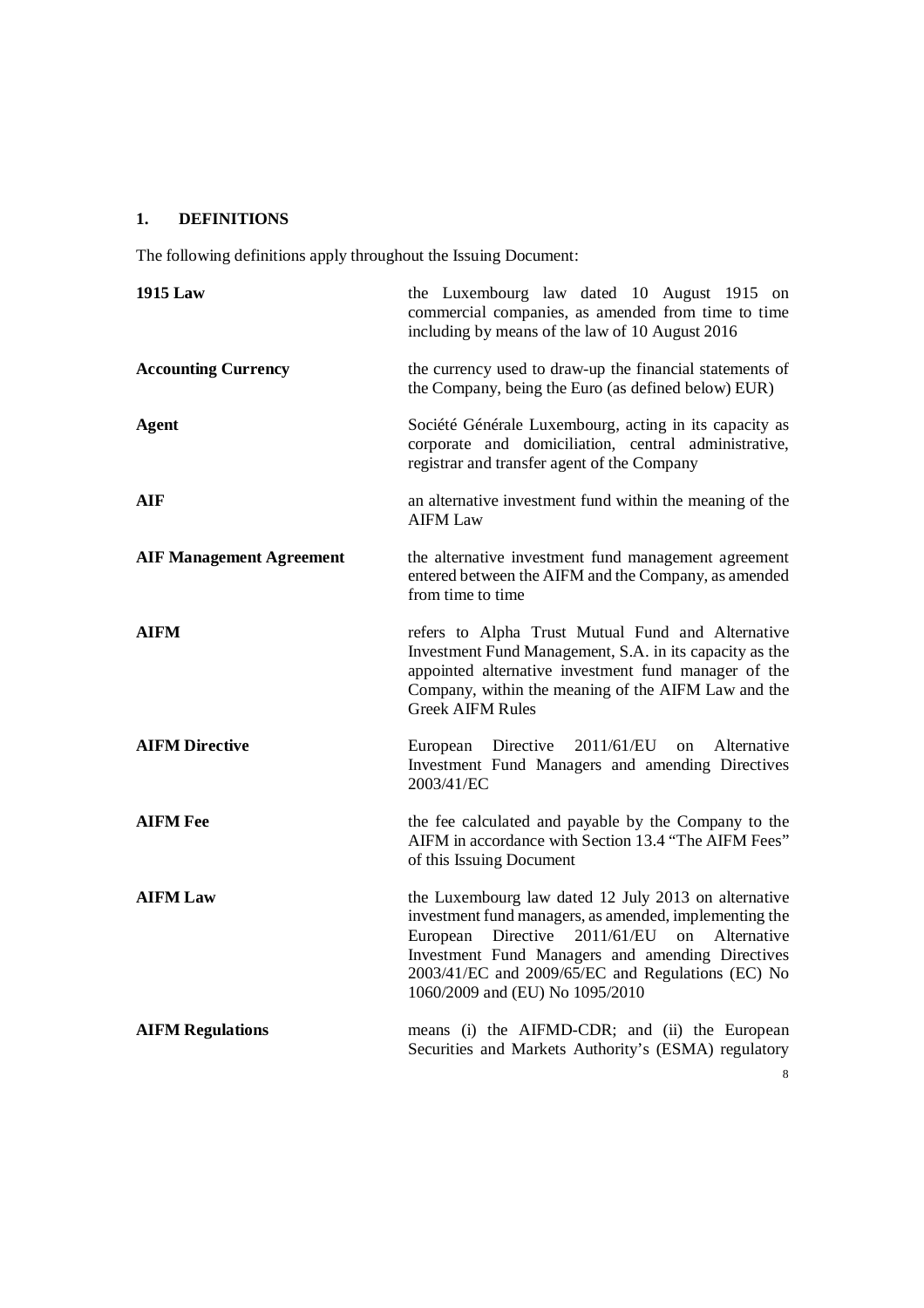## 1. DEFINITIONS

The following definitions apply throughout the Issuing Document:

| | |
|---|---|
| **1915 Law** | the Luxembourg law dated 10 August 1915 on commercial companies, as amended from time to time including by means of the law of 10 August 2016 |
| **Accounting Currency** | the currency used to draw-up the financial statements of the Company, being the Euro (as defined below) EUR) |
| **Agent** | Société Générale Luxembourg, acting in its capacity as corporate and domiciliation, central administrative, registrar and transfer agent of the Company |
| **AIF** | an alternative investment fund within the meaning of the AIFM Law |
| **AIF Management Agreement** | the alternative investment fund management agreement entered between the AIFM and the Company, as amended from time to time |
| **AIFM** | refers to Alpha Trust Mutual Fund and Alternative Investment Fund Management, S.A. in its capacity as the appointed alternative investment fund manager of the Company, within the meaning of the AIFM Law and the Greek AIFM Rules |
| **AIFM Directive** | European Directive 2011/61/EU on Alternative Investment Fund Managers and amending Directives 2003/41/EC |
| **AIFM Fee** | the fee calculated and payable by the Company to the AIFM in accordance with Section 13.4 "The AIFM Fees" of this Issuing Document |
| **AIFM Law** | the Luxembourg law dated 12 July 2013 on alternative investment fund managers, as amended, implementing the European Directive 2011/61/EU on Alternative Investment Fund Managers and amending Directives 2003/41/EC and 2009/65/EC and Regulations (EC) No 1060/2009 and (EU) No 1095/2010 |
| **AIFM Regulations** | means (i) the AIFMD-CDR; and (ii) the European Securities and Markets Authority's (ESMA) regulatory |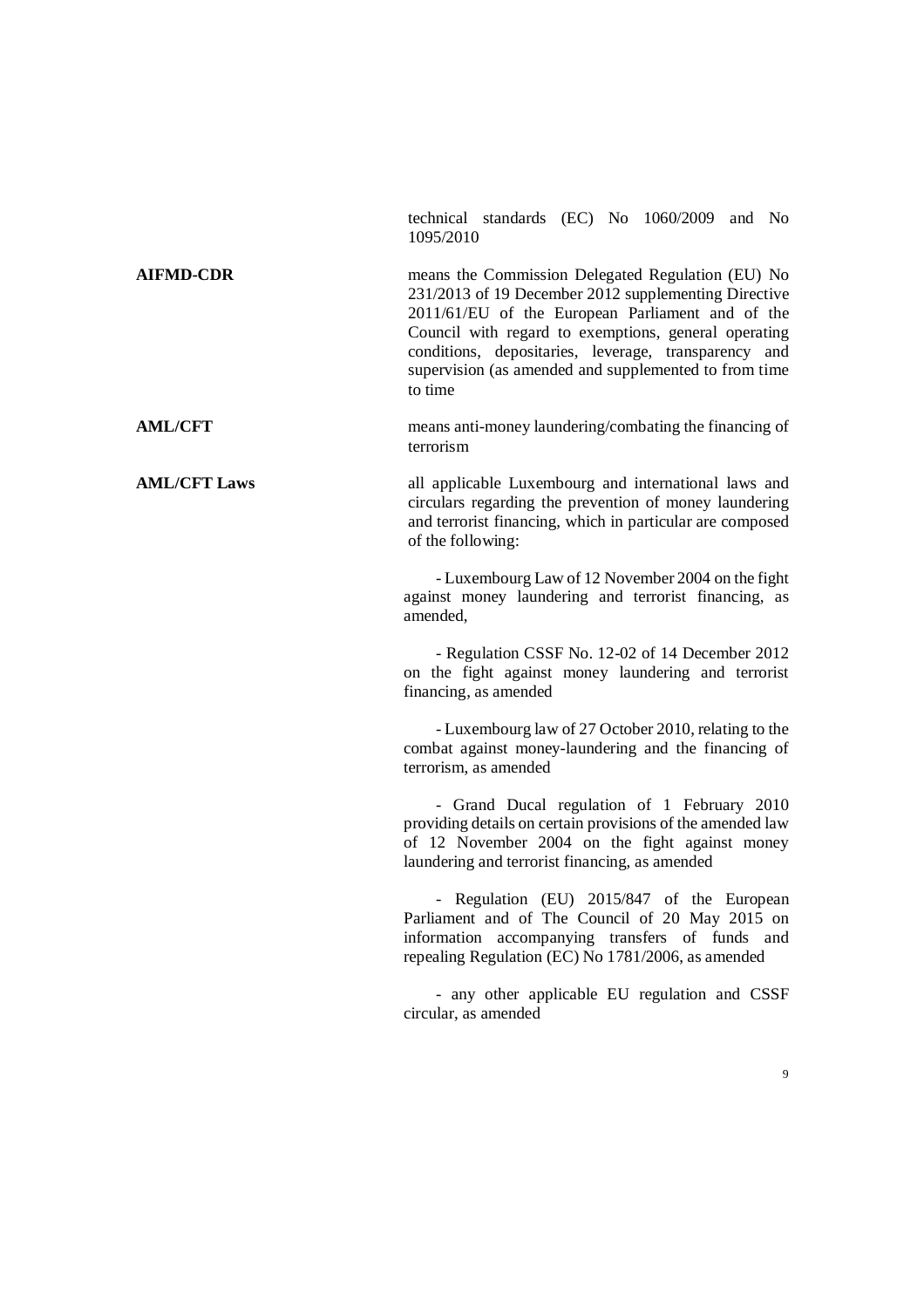technical standards (EC) No 1060/2009 and No 1095/2010

**AIFMD-CDR** means the Commission Delegated Regulation (EU) No 231/2013 of 19 December 2012 supplementing Directive 2011/61/EU of the European Parliament and of the Council with regard to exemptions, general operating conditions, depositaries, leverage, transparency and supervision (as amended and supplemented to from time to time

**AML/CFT** means anti-money laundering/combating the financing of terrorism

**AML/CFT Laws** all applicable Luxembourg and international laws and circulars regarding the prevention of money laundering and terrorist financing, which in particular are composed of the following:

- Luxembourg Law of 12 November 2004 on the fight against money laundering and terrorist financing, as amended,
- Regulation CSSF No. 12-02 of 14 December 2012 on the fight against money laundering and terrorist financing, as amended
- Luxembourg law of 27 October 2010, relating to the combat against money-laundering and the financing of terrorism, as amended
- Grand Ducal regulation of 1 February 2010 providing details on certain provisions of the amended law of 12 November 2004 on the fight against money laundering and terrorist financing, as amended
- Regulation (EU) 2015/847 of the European Parliament and of The Council of 20 May 2015 on information accompanying transfers of funds and repealing Regulation (EC) No 1781/2006, as amended
- any other applicable EU regulation and CSSF circular, as amended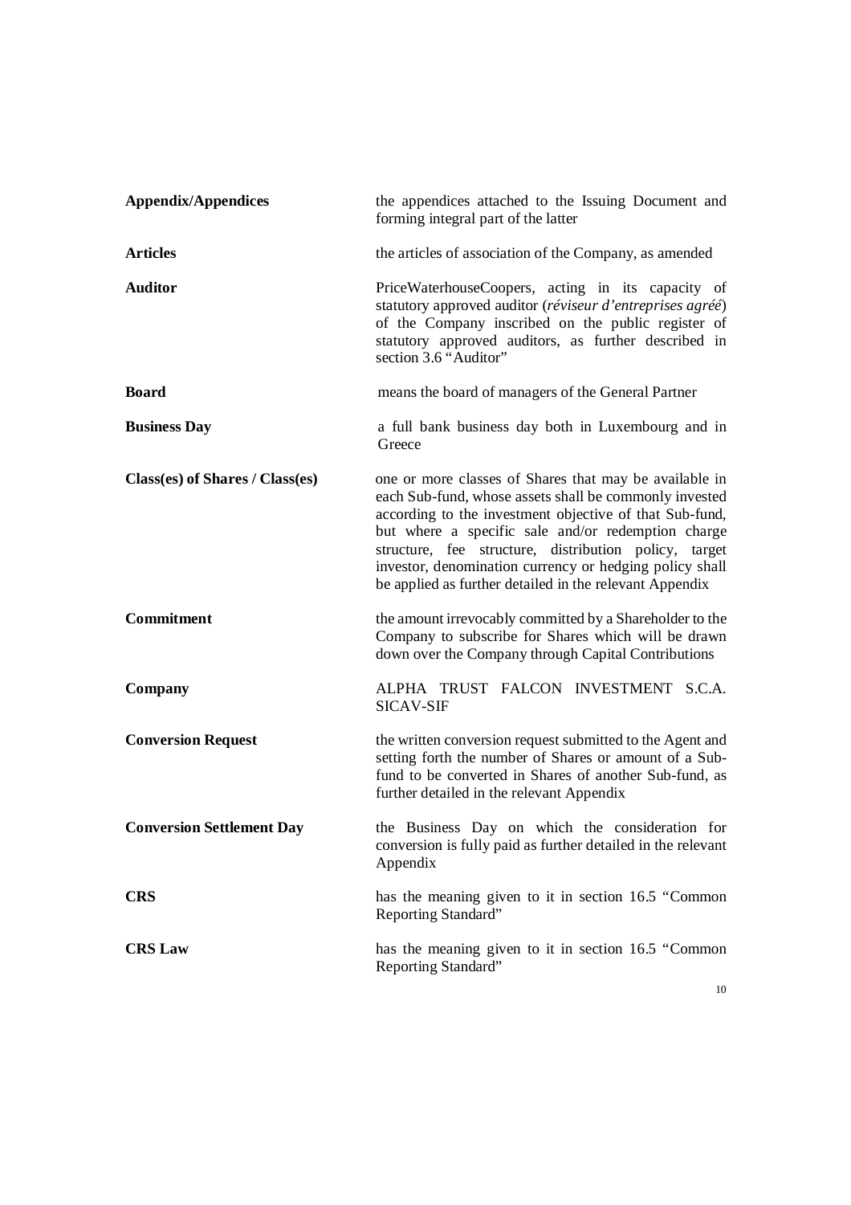| | |
|---|---|
| **Appendix/Appendices** | the appendices attached to the Issuing Document and forming integral part of the latter |
| **Articles** | the articles of association of the Company, as amended |
| **Auditor** | PriceWaterhouseCoopers, acting in its capacity of statutory approved auditor (*réviseur d'entreprises agréé*) of the Company inscribed on the public register of statutory approved auditors, as further described in section 3.6 "Auditor" |
| **Board** | means the board of managers of the General Partner |
| **Business Day** | a full bank business day both in Luxembourg and in Greece |
| **Class(es) of Shares / Class(es)** | one or more classes of Shares that may be available in each Sub-fund, whose assets shall be commonly invested according to the investment objective of that Sub-fund, but where a specific sale and/or redemption charge structure, fee structure, distribution policy, target investor, denomination currency or hedging policy shall be applied as further detailed in the relevant Appendix |
| **Commitment** | the amount irrevocably committed by a Shareholder to the Company to subscribe for Shares which will be drawn down over the Company through Capital Contributions |
| **Company** | ALPHA TRUST FALCON INVESTMENT S.C.A. SICAV-SIF |
| **Conversion Request** | the written conversion request submitted to the Agent and setting forth the number of Shares or amount of a Sub-fund to be converted in Shares of another Sub-fund, as further detailed in the relevant Appendix |
| **Conversion Settlement Day** | the Business Day on which the consideration for conversion is fully paid as further detailed in the relevant Appendix |
| **CRS** | has the meaning given to it in section 16.5 "Common Reporting Standard" |
| **CRS Law** | has the meaning given to it in section 16.5 "Common Reporting Standard" |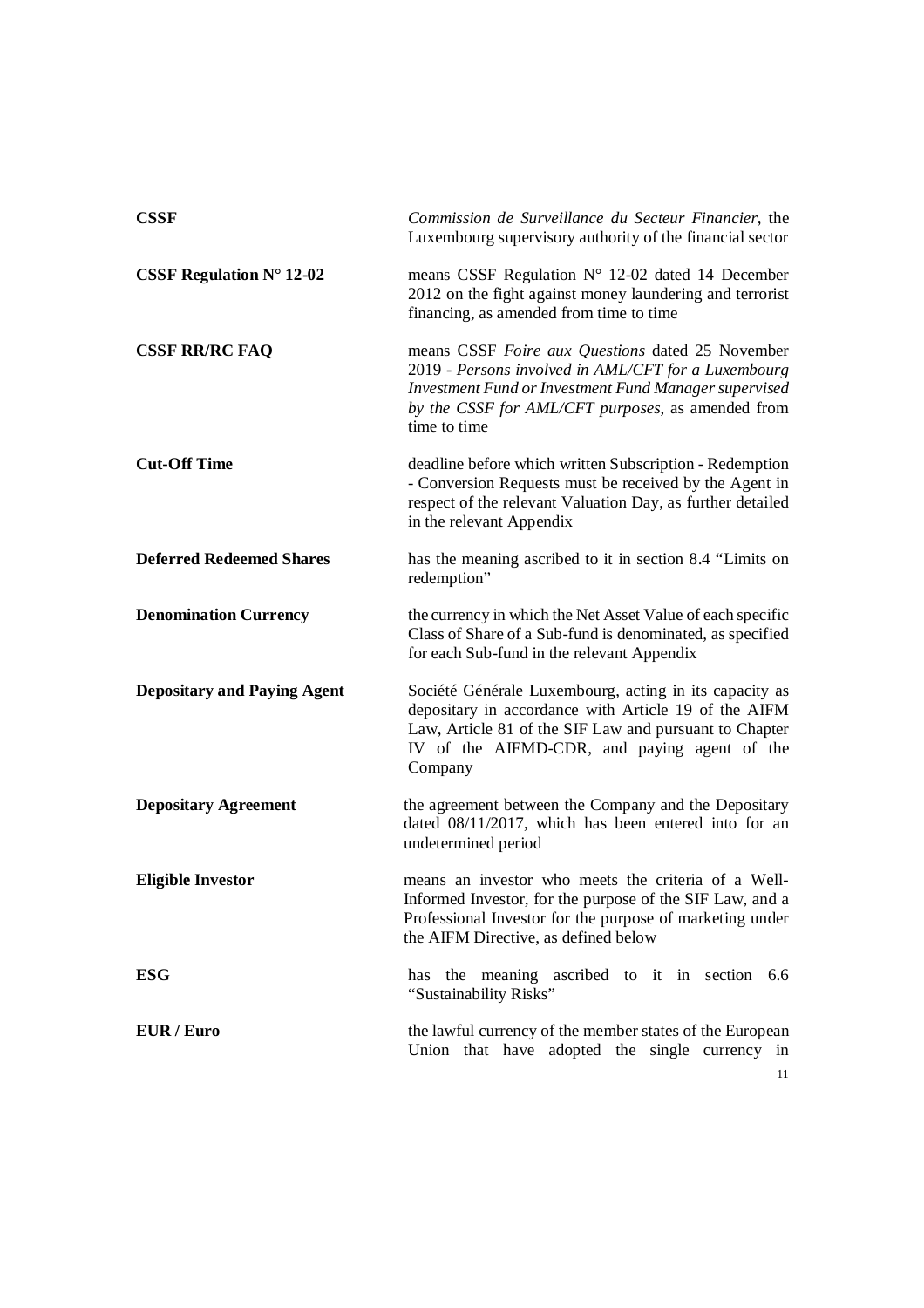**CSSF** *Commission de Surveillance du Secteur Financier,* the Luxembourg supervisory authority of the financial sector

**CSSF Regulation N° 12-02** means CSSF Regulation N° 12-02 dated 14 December 2012 on the fight against money laundering and terrorist financing, as amended from time to time

**CSSF RR/RC FAQ** means CSSF *Foire aux Questions* dated 25 November 2019 - *Persons involved in AML/CFT for a Luxembourg Investment Fund or Investment Fund Manager supervised by the CSSF for AML/CFT purposes*, as amended from time to time

**Cut-Off Time** deadline before which written Subscription - Redemption - Conversion Requests must be received by the Agent in respect of the relevant Valuation Day, as further detailed in the relevant Appendix

**Deferred Redeemed Shares** has the meaning ascribed to it in section 8.4 "Limits on redemption"

**Denomination Currency** the currency in which the Net Asset Value of each specific Class of Share of a Sub-fund is denominated, as specified for each Sub-fund in the relevant Appendix

**Depositary and Paying Agent** Société Générale Luxembourg, acting in its capacity as depositary in accordance with Article 19 of the AIFM Law, Article 81 of the SIF Law and pursuant to Chapter IV of the AIFMD-CDR, and paying agent of the Company

**Depositary Agreement** the agreement between the Company and the Depositary dated 08/11/2017, which has been entered into for an undetermined period

**Eligible Investor** means an investor who meets the criteria of a Well-Informed Investor, for the purpose of the SIF Law, and a Professional Investor for the purpose of marketing under the AIFM Directive, as defined below

**ESG** has the meaning ascribed to it in section 6.6 "Sustainability Risks"

**EUR / Euro** the lawful currency of the member states of the European Union that have adopted the single currency in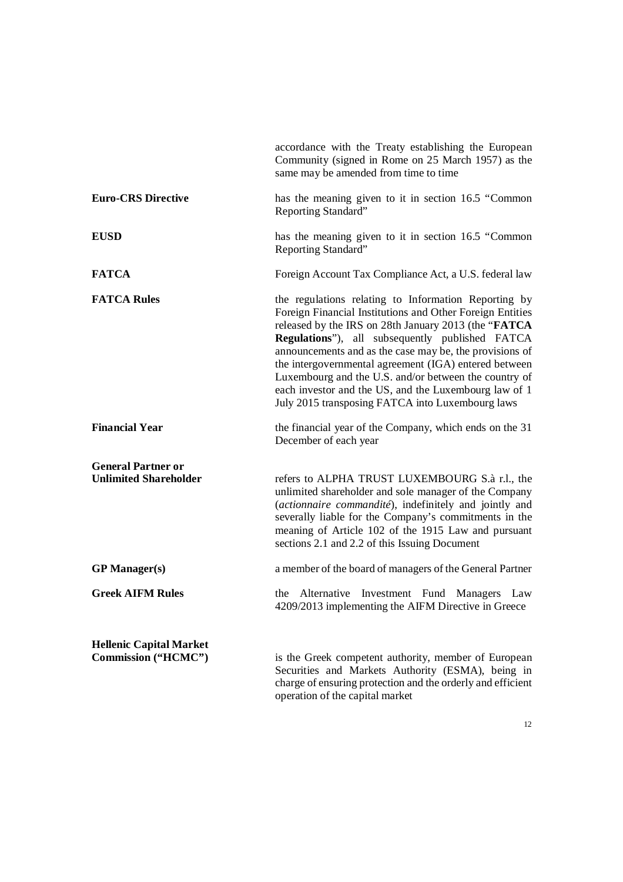accordance with the Treaty establishing the European Community (signed in Rome on 25 March 1957) as the same may be amended from time to time

| | |
|---|---|
| **Euro-CRS Directive** | has the meaning given to it in section 16.5 "Common Reporting Standard" |
| **EUSD** | has the meaning given to it in section 16.5 "Common Reporting Standard" |
| **FATCA** | Foreign Account Tax Compliance Act, a U.S. federal law |
| **FATCA Rules** | the regulations relating to Information Reporting by Foreign Financial Institutions and Other Foreign Entities released by the IRS on 28th January 2013 (the "**FATCA Regulations**"), all subsequently published FATCA announcements and as the case may be, the provisions of the intergovernmental agreement (IGA) entered between Luxembourg and the U.S. and/or between the country of each investor and the US, and the Luxembourg law of 1 July 2015 transposing FATCA into Luxembourg laws |
| **Financial Year** | the financial year of the Company, which ends on the 31 December of each year |
| **General Partner or Unlimited Shareholder** | refers to ALPHA TRUST LUXEMBOURG S.à r.l., the unlimited shareholder and sole manager of the Company (*actionnaire commandité*), indefinitely and jointly and severally liable for the Company's commitments in the meaning of Article 102 of the 1915 Law and pursuant sections 2.1 and 2.2 of this Issuing Document |
| **GP Manager(s)** | a member of the board of managers of the General Partner |
| **Greek AIFM Rules** | the Alternative Investment Fund Managers Law 4209/2013 implementing the AIFM Directive in Greece |
| **Hellenic Capital Market Commission ("HCMC")** | is the Greek competent authority, member of European Securities and Markets Authority (ESMA), being in charge of ensuring protection and the orderly and efficient operation of the capital market |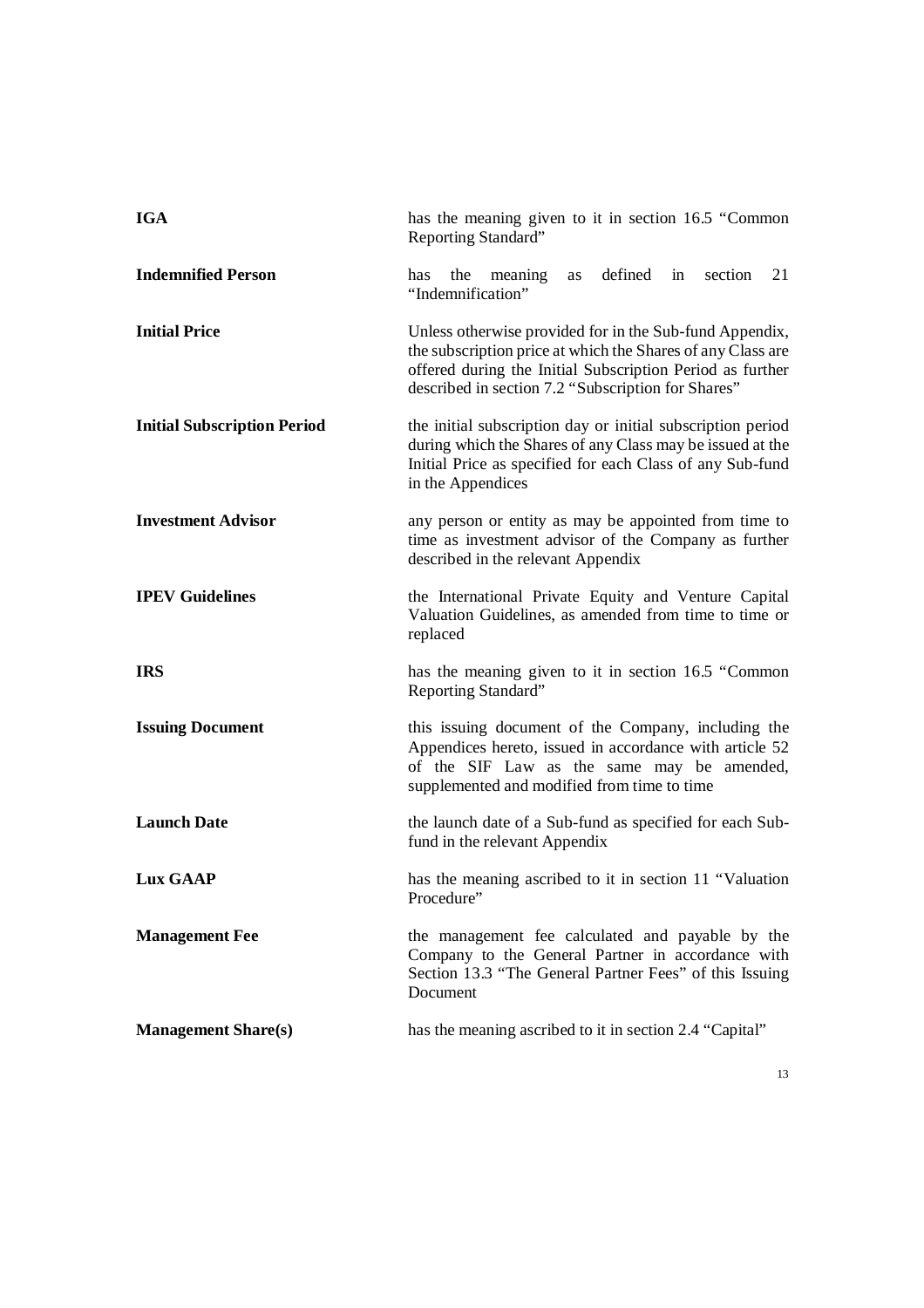| | |
|---|---|
| **IGA** | has the meaning given to it in section 16.5 "Common Reporting Standard" |
| **Indemnified Person** | has the meaning as defined in section 21 "Indemnification" |
| **Initial Price** | Unless otherwise provided for in the Sub-fund Appendix, the subscription price at which the Shares of any Class are offered during the Initial Subscription Period as further described in section 7.2 "Subscription for Shares" |
| **Initial Subscription Period** | the initial subscription day or initial subscription period during which the Shares of any Class may be issued at the Initial Price as specified for each Class of any Sub-fund in the Appendices |
| **Investment Advisor** | any person or entity as may be appointed from time to time as investment advisor of the Company as further described in the relevant Appendix |
| **IPEV Guidelines** | the International Private Equity and Venture Capital Valuation Guidelines, as amended from time to time or replaced |
| **IRS** | has the meaning given to it in section 16.5 "Common Reporting Standard" |
| **Issuing Document** | this issuing document of the Company, including the Appendices hereto, issued in accordance with article 52 of the SIF Law as the same may be amended, supplemented and modified from time to time |
| **Launch Date** | the launch date of a Sub-fund as specified for each Sub-fund in the relevant Appendix |
| **Lux GAAP** | has the meaning ascribed to it in section 11 "Valuation Procedure" |
| **Management Fee** | the management fee calculated and payable by the Company to the General Partner in accordance with Section 13.3 "The General Partner Fees" of this Issuing Document |
| **Management Share(s)** | has the meaning ascribed to it in section 2.4 "Capital" |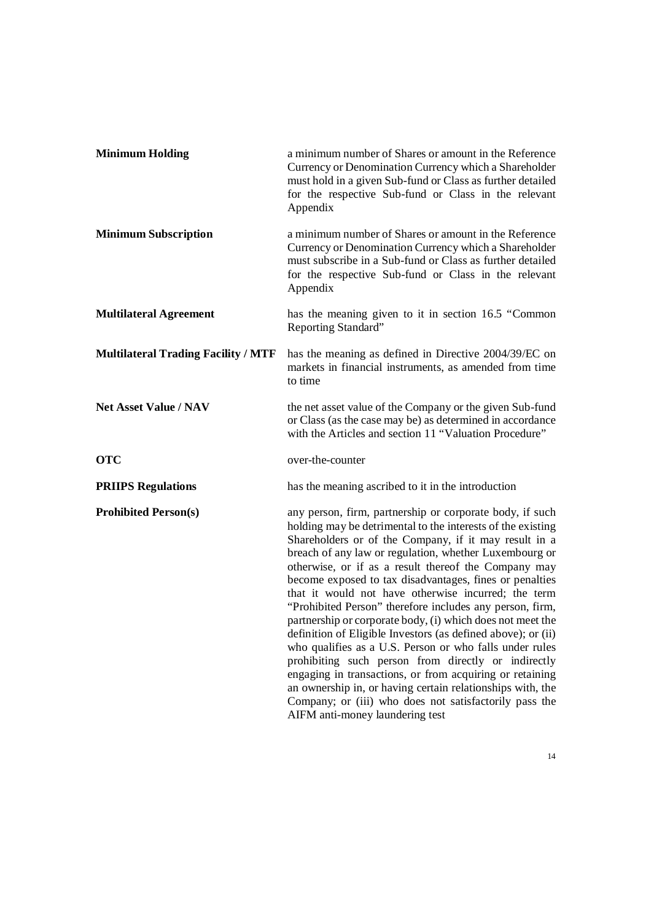| | |
|---|---|
| **Minimum Holding** | a minimum number of Shares or amount in the Reference Currency or Denomination Currency which a Shareholder must hold in a given Sub-fund or Class as further detailed for the respective Sub-fund or Class in the relevant Appendix |
| **Minimum Subscription** | a minimum number of Shares or amount in the Reference Currency or Denomination Currency which a Shareholder must subscribe in a Sub-fund or Class as further detailed for the respective Sub-fund or Class in the relevant Appendix |
| **Multilateral Agreement** | has the meaning given to it in section 16.5 "Common Reporting Standard" |
| **Multilateral Trading Facility / MTF** | has the meaning as defined in Directive 2004/39/EC on markets in financial instruments, as amended from time to time |
| **Net Asset Value / NAV** | the net asset value of the Company or the given Sub-fund or Class (as the case may be) as determined in accordance with the Articles and section 11 "Valuation Procedure" |
| **OTC** | over-the-counter |
| **PRIIPS Regulations** | has the meaning ascribed to it in the introduction |
| **Prohibited Person(s)** | any person, firm, partnership or corporate body, if such holding may be detrimental to the interests of the existing Shareholders or of the Company, if it may result in a breach of any law or regulation, whether Luxembourg or otherwise, or if as a result thereof the Company may become exposed to tax disadvantages, fines or penalties that it would not have otherwise incurred; the term "Prohibited Person" therefore includes any person, firm, partnership or corporate body, (i) which does not meet the definition of Eligible Investors (as defined above); or (ii) who qualifies as a U.S. Person or who falls under rules prohibiting such person from directly or indirectly engaging in transactions, or from acquiring or retaining an ownership in, or having certain relationships with, the Company; or (iii) who does not satisfactorily pass the AIFM anti-money laundering test |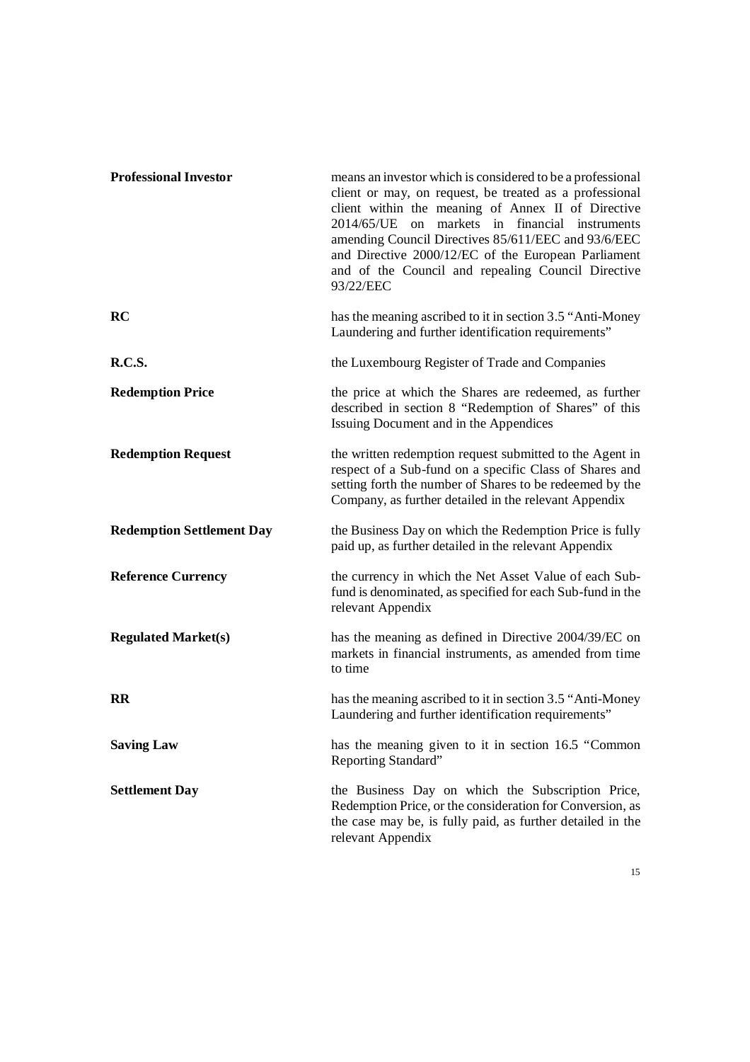**Professional Investor** means an investor which is considered to be a professional client or may, on request, be treated as a professional client within the meaning of Annex II of Directive 2014/65/UE on markets in financial instruments amending Council Directives 85/611/EEC and 93/6/EEC and Directive 2000/12/EC of the European Parliament and of the Council and repealing Council Directive 93/22/EEC

**RC** has the meaning ascribed to it in section 3.5 "Anti-Money Laundering and further identification requirements"

**R.C.S.** the Luxembourg Register of Trade and Companies

**Redemption Price** the price at which the Shares are redeemed, as further described in section 8 "Redemption of Shares" of this Issuing Document and in the Appendices

**Redemption Request** the written redemption request submitted to the Agent in respect of a Sub-fund on a specific Class of Shares and setting forth the number of Shares to be redeemed by the Company, as further detailed in the relevant Appendix

**Redemption Settlement Day** the Business Day on which the Redemption Price is fully paid up, as further detailed in the relevant Appendix

**Reference Currency** the currency in which the Net Asset Value of each Sub-fund is denominated, as specified for each Sub-fund in the relevant Appendix

**Regulated Market(s)** has the meaning as defined in Directive 2004/39/EC on markets in financial instruments, as amended from time to time

**RR** has the meaning ascribed to it in section 3.5 "Anti-Money Laundering and further identification requirements"

**Saving Law** has the meaning given to it in section 16.5 "Common Reporting Standard"

**Settlement Day** the Business Day on which the Subscription Price, Redemption Price, or the consideration for Conversion, as the case may be, is fully paid, as further detailed in the relevant Appendix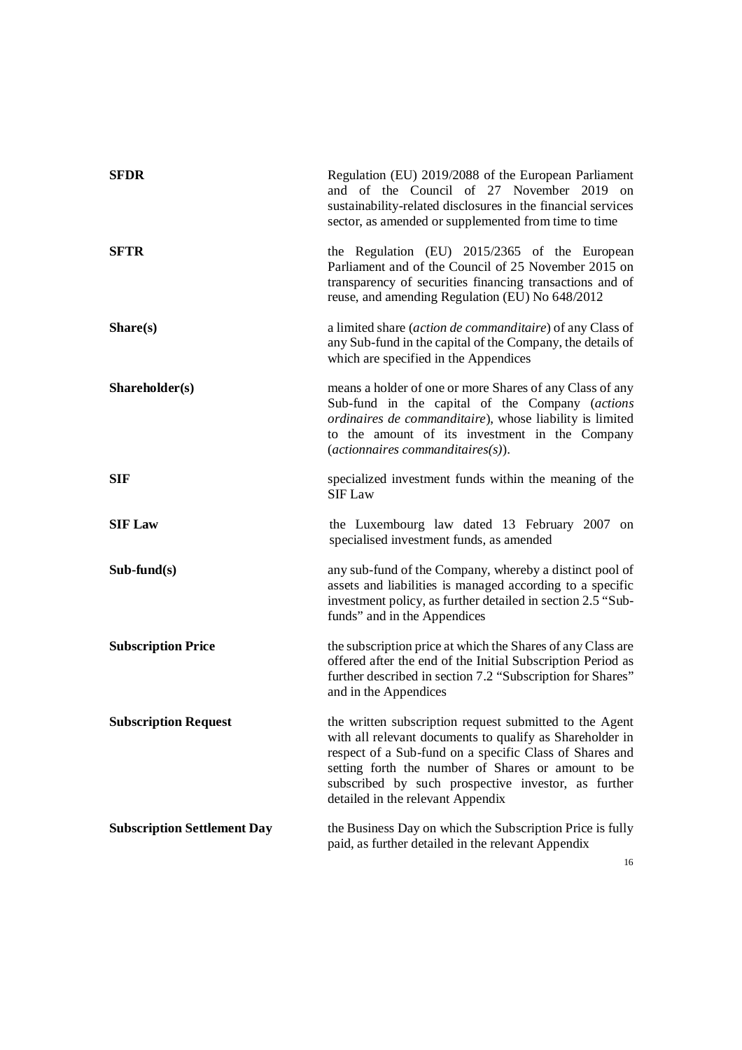**SFDR** Regulation (EU) 2019/2088 of the European Parliament and of the Council of 27 November 2019 on sustainability-related disclosures in the financial services sector, as amended or supplemented from time to time

**SFTR** the Regulation (EU) 2015/2365 of the European Parliament and of the Council of 25 November 2015 on transparency of securities financing transactions and of reuse, and amending Regulation (EU) No 648/2012

**Share(s)** a limited share (*action de commanditaire*) of any Class of any Sub-fund in the capital of the Company, the details of which are specified in the Appendices

**Shareholder(s)** means a holder of one or more Shares of any Class of any Sub-fund in the capital of the Company (*actions ordinaires de commanditaire*), whose liability is limited to the amount of its investment in the Company (*actionnaires commanditaires(s)*).

**SIF** specialized investment funds within the meaning of the SIF Law

**SIF Law** the Luxembourg law dated 13 February 2007 on specialised investment funds, as amended

**Sub-fund(s)** any sub-fund of the Company, whereby a distinct pool of assets and liabilities is managed according to a specific investment policy, as further detailed in section 2.5 "Sub-funds" and in the Appendices

**Subscription Price** the subscription price at which the Shares of any Class are offered after the end of the Initial Subscription Period as further described in section 7.2 "Subscription for Shares" and in the Appendices

**Subscription Request** the written subscription request submitted to the Agent with all relevant documents to qualify as Shareholder in respect of a Sub-fund on a specific Class of Shares and setting forth the number of Shares or amount to be subscribed by such prospective investor, as further detailed in the relevant Appendix

**Subscription Settlement Day** the Business Day on which the Subscription Price is fully paid, as further detailed in the relevant Appendix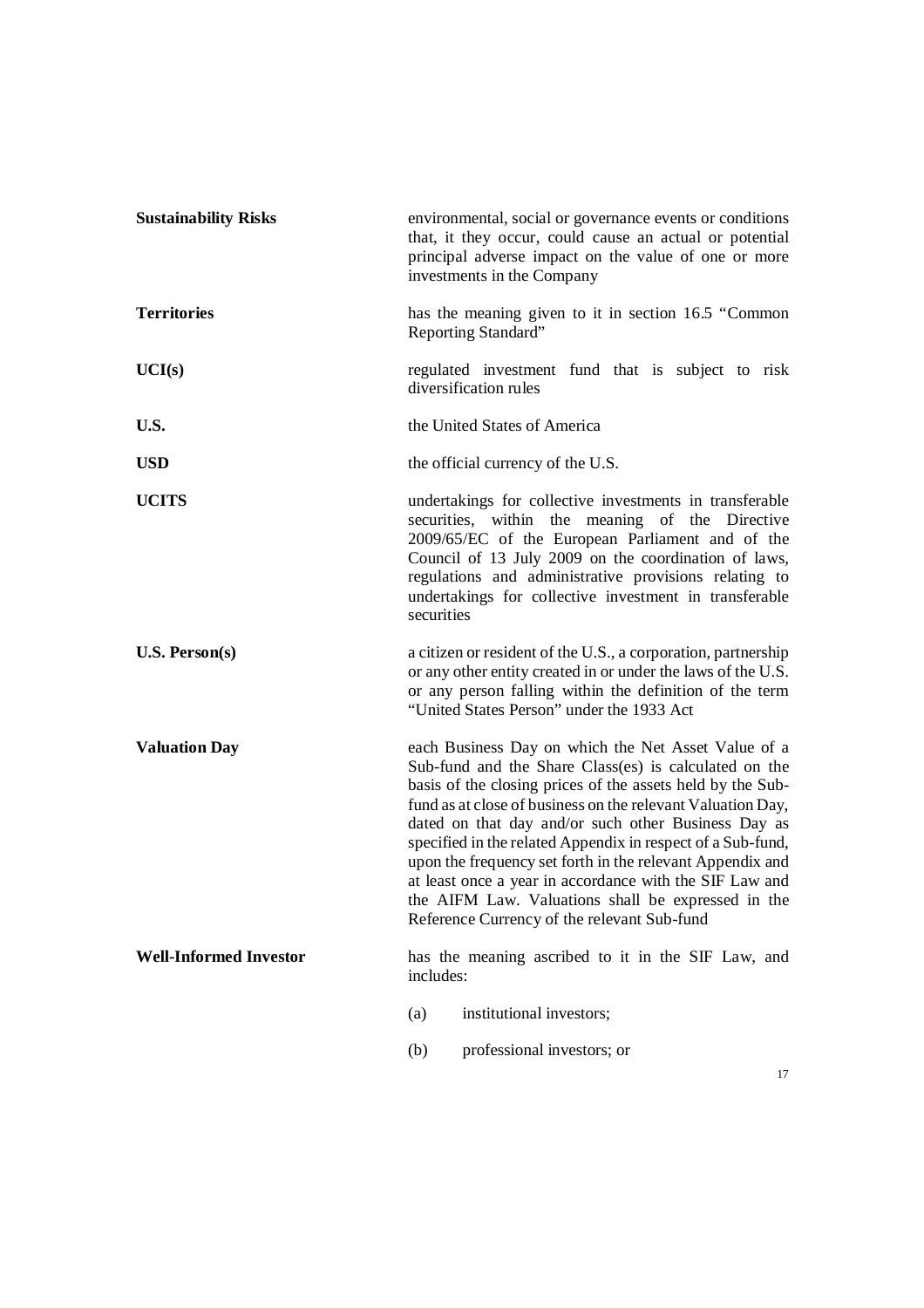| | |
|---|---|
| **Sustainability Risks** | environmental, social or governance events or conditions that, it they occur, could cause an actual or potential principal adverse impact on the value of one or more investments in the Company |
| **Territories** | has the meaning given to it in section 16.5 "Common Reporting Standard" |
| **UCI(s)** | regulated investment fund that is subject to risk diversification rules |
| **U.S.** | the United States of America |
| **USD** | the official currency of the U.S. |
| **UCITS** | undertakings for collective investments in transferable securities, within the meaning of the Directive 2009/65/EC of the European Parliament and of the Council of 13 July 2009 on the coordination of laws, regulations and administrative provisions relating to undertakings for collective investment in transferable securities |
| **U.S. Person(s)** | a citizen or resident of the U.S., a corporation, partnership or any other entity created in or under the laws of the U.S. or any person falling within the definition of the term "United States Person" under the 1933 Act |
| **Valuation Day** | each Business Day on which the Net Asset Value of a Sub-fund and the Share Class(es) is calculated on the basis of the closing prices of the assets held by the Sub-fund as at close of business on the relevant Valuation Day, dated on that day and/or such other Business Day as specified in the related Appendix in respect of a Sub-fund, upon the frequency set forth in the relevant Appendix and at least once a year in accordance with the SIF Law and the AIFM Law. Valuations shall be expressed in the Reference Currency of the relevant Sub-fund |
| **Well-Informed Investor** | has the meaning ascribed to it in the SIF Law, and includes:<br><br>(a) institutional investors;<br><br>(b) professional investors; or |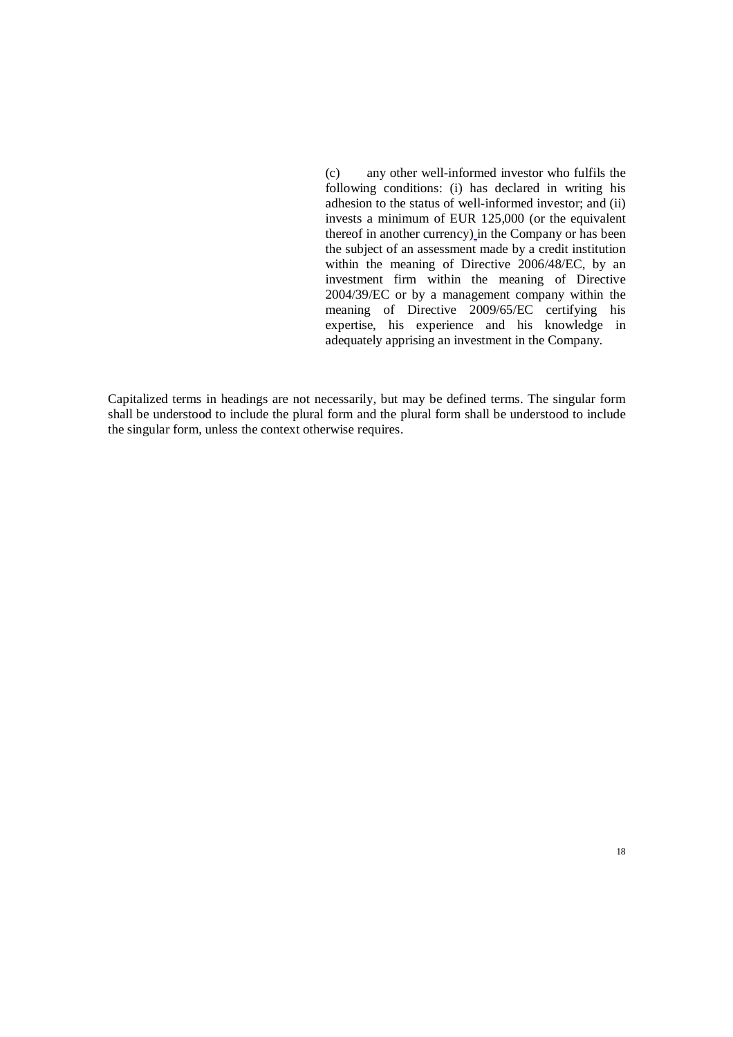(c) any other well-informed investor who fulfils the following conditions: (i) has declared in writing his adhesion to the status of well-informed investor; and (ii) invests a minimum of EUR 125,000 (or the equivalent thereof in another currency) in the Company or has been the subject of an assessment made by a credit institution within the meaning of Directive 2006/48/EC, by an investment firm within the meaning of Directive 2004/39/EC or by a management company within the meaning of Directive 2009/65/EC certifying his expertise, his experience and his knowledge in adequately apprising an investment in the Company.

Capitalized terms in headings are not necessarily, but may be defined terms. The singular form shall be understood to include the plural form and the plural form shall be understood to include the singular form, unless the context otherwise requires.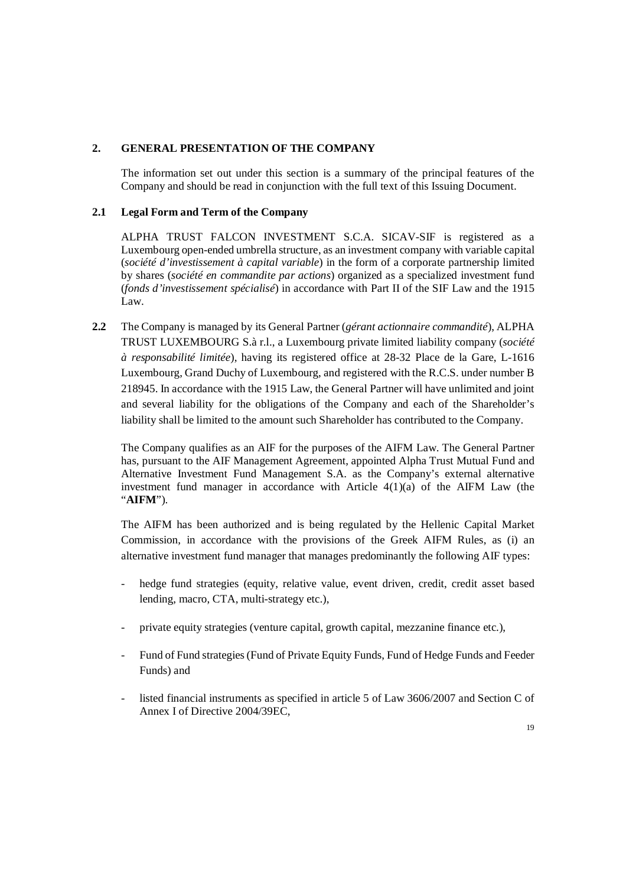## 2. GENERAL PRESENTATION OF THE COMPANY

The information set out under this section is a summary of the principal features of the Company and should be read in conjunction with the full text of this Issuing Document.

### 2.1 Legal Form and Term of the Company

ALPHA TRUST FALCON INVESTMENT S.C.A. SICAV-SIF is registered as a Luxembourg open-ended umbrella structure, as an investment company with variable capital (*société d'investissement à capital variable*) in the form of a corporate partnership limited by shares (*société en commandite par actions*) organized as a specialized investment fund (*fonds d'investissement spécialisé*) in accordance with Part II of the SIF Law and the 1915 Law.

**2.2** The Company is managed by its General Partner (*gérant actionnaire commandité*), ALPHA TRUST LUXEMBOURG S.à r.l., a Luxembourg private limited liability company (*société à responsabilité limitée*), having its registered office at 28-32 Place de la Gare, L-1616 Luxembourg, Grand Duchy of Luxembourg, and registered with the R.C.S. under number B 218945. In accordance with the 1915 Law, the General Partner will have unlimited and joint and several liability for the obligations of the Company and each of the Shareholder's liability shall be limited to the amount such Shareholder has contributed to the Company.

The Company qualifies as an AIF for the purposes of the AIFM Law. The General Partner has, pursuant to the AIF Management Agreement, appointed Alpha Trust Mutual Fund and Alternative Investment Fund Management S.A. as the Company's external alternative investment fund manager in accordance with Article 4(1)(a) of the AIFM Law (the "**AIFM**").

The AIFM has been authorized and is being regulated by the Hellenic Capital Market Commission, in accordance with the provisions of the Greek AIFM Rules, as (i) an alternative investment fund manager that manages predominantly the following AIF types:

- hedge fund strategies (equity, relative value, event driven, credit, credit asset based lending, macro, CTA, multi-strategy etc.),
- private equity strategies (venture capital, growth capital, mezzanine finance etc.),
- Fund of Fund strategies (Fund of Private Equity Funds, Fund of Hedge Funds and Feeder Funds) and
- listed financial instruments as specified in article 5 of Law 3606/2007 and Section C of Annex I of Directive 2004/39EC,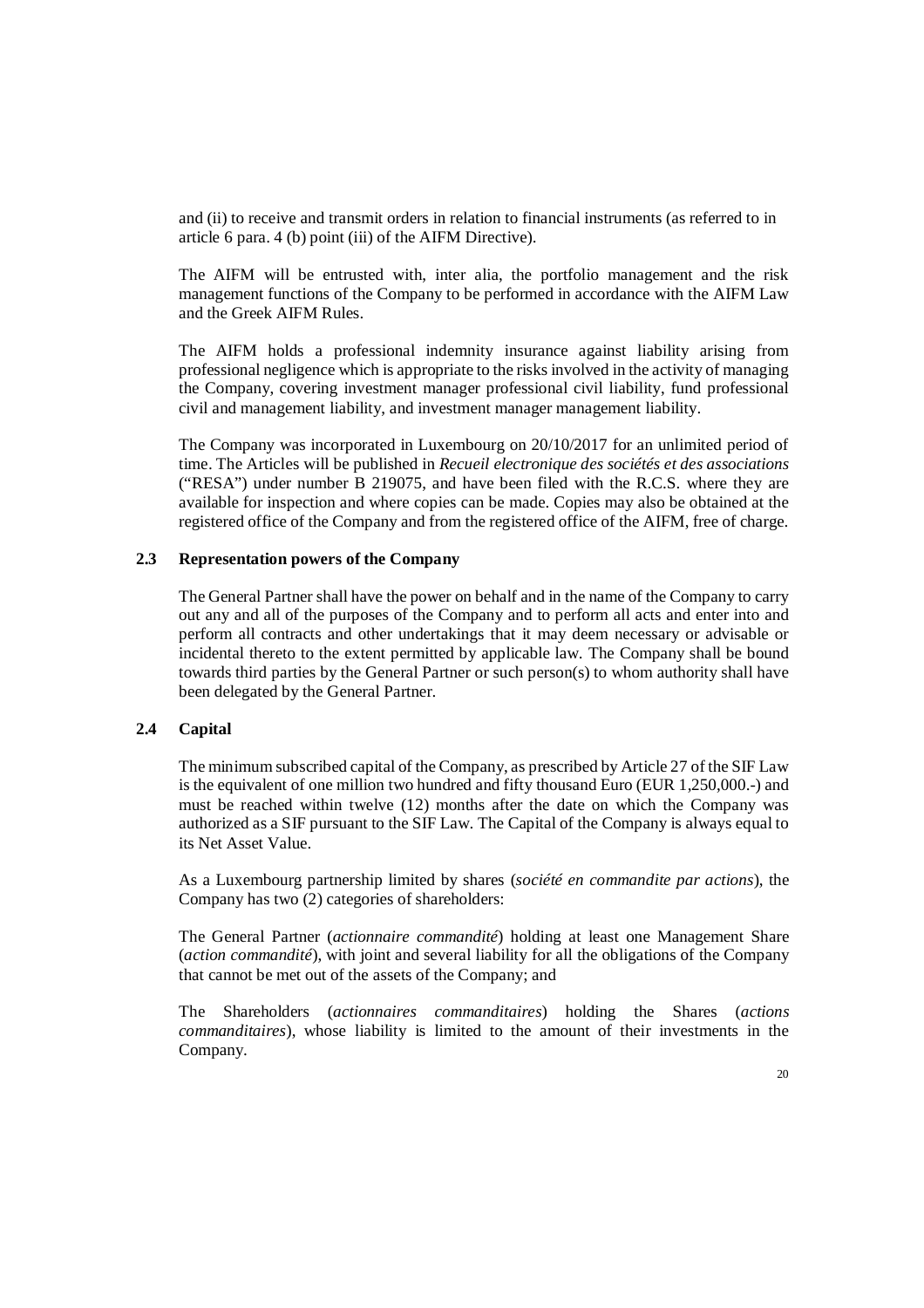and (ii) to receive and transmit orders in relation to financial instruments (as referred to in article 6 para. 4 (b) point (iii) of the AIFM Directive).

The AIFM will be entrusted with, inter alia, the portfolio management and the risk management functions of the Company to be performed in accordance with the AIFM Law and the Greek AIFM Rules.

The AIFM holds a professional indemnity insurance against liability arising from professional negligence which is appropriate to the risks involved in the activity of managing the Company, covering investment manager professional civil liability, fund professional civil and management liability, and investment manager management liability.

The Company was incorporated in Luxembourg on 20/10/2017 for an unlimited period of time. The Articles will be published in *Recueil electronique des sociétés et des associations* ("RESA") under number B 219075, and have been filed with the R.C.S. where they are available for inspection and where copies can be made. Copies may also be obtained at the registered office of the Company and from the registered office of the AIFM, free of charge.

### 2.3 Representation powers of the Company

The General Partner shall have the power on behalf and in the name of the Company to carry out any and all of the purposes of the Company and to perform all acts and enter into and perform all contracts and other undertakings that it may deem necessary or advisable or incidental thereto to the extent permitted by applicable law. The Company shall be bound towards third parties by the General Partner or such person(s) to whom authority shall have been delegated by the General Partner.

### 2.4 Capital

The minimum subscribed capital of the Company, as prescribed by Article 27 of the SIF Law is the equivalent of one million two hundred and fifty thousand Euro (EUR 1,250,000.-) and must be reached within twelve (12) months after the date on which the Company was authorized as a SIF pursuant to the SIF Law. The Capital of the Company is always equal to its Net Asset Value.

As a Luxembourg partnership limited by shares (*société en commandite par actions*), the Company has two (2) categories of shareholders:

The General Partner (*actionnaire commandité*) holding at least one Management Share (*action commandité*), with joint and several liability for all the obligations of the Company that cannot be met out of the assets of the Company; and

The Shareholders (*actionnaires commanditaires*) holding the Shares (*actions commanditaires*), whose liability is limited to the amount of their investments in the Company.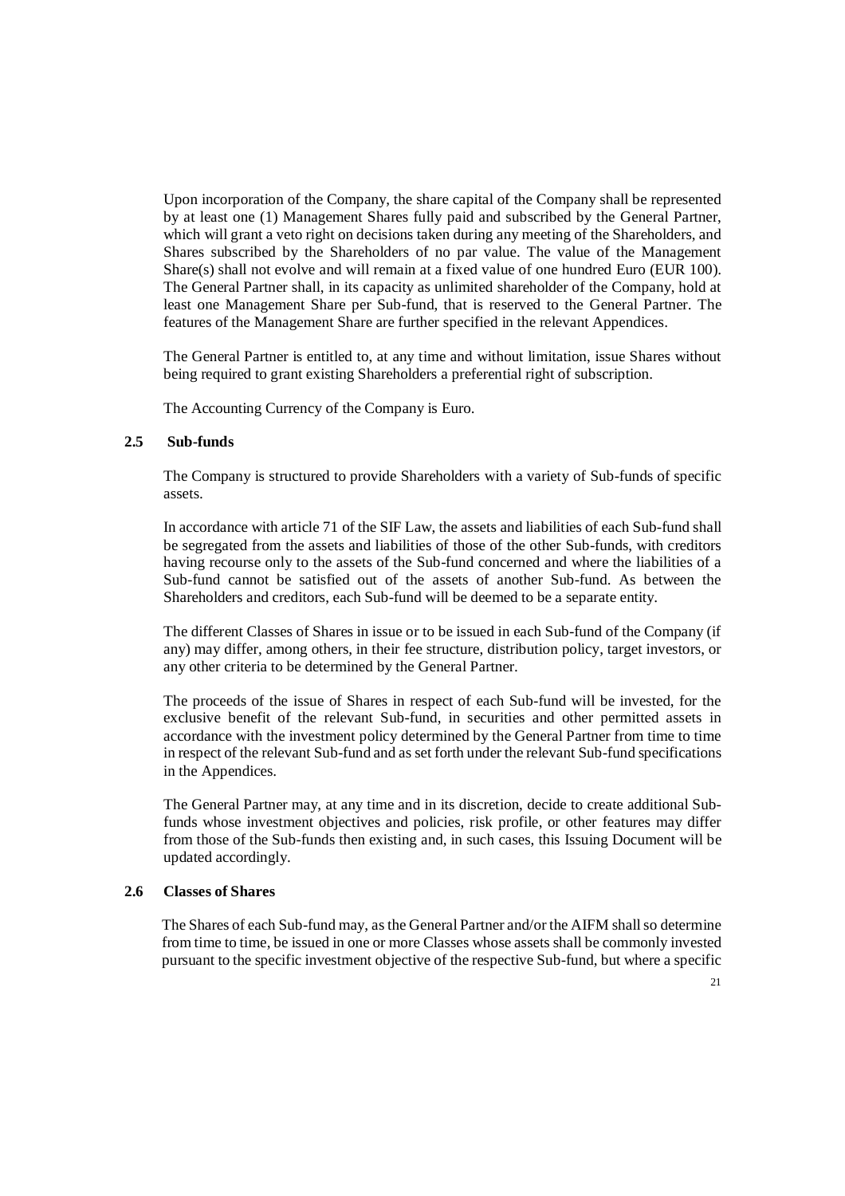Upon incorporation of the Company, the share capital of the Company shall be represented by at least one (1) Management Shares fully paid and subscribed by the General Partner, which will grant a veto right on decisions taken during any meeting of the Shareholders, and Shares subscribed by the Shareholders of no par value. The value of the Management Share(s) shall not evolve and will remain at a fixed value of one hundred Euro (EUR 100). The General Partner shall, in its capacity as unlimited shareholder of the Company, hold at least one Management Share per Sub-fund, that is reserved to the General Partner. The features of the Management Share are further specified in the relevant Appendices.

The General Partner is entitled to, at any time and without limitation, issue Shares without being required to grant existing Shareholders a preferential right of subscription.

The Accounting Currency of the Company is Euro.

### 2.5 Sub-funds

The Company is structured to provide Shareholders with a variety of Sub-funds of specific assets.

In accordance with article 71 of the SIF Law, the assets and liabilities of each Sub-fund shall be segregated from the assets and liabilities of those of the other Sub-funds, with creditors having recourse only to the assets of the Sub-fund concerned and where the liabilities of a Sub-fund cannot be satisfied out of the assets of another Sub-fund. As between the Shareholders and creditors, each Sub-fund will be deemed to be a separate entity.

The different Classes of Shares in issue or to be issued in each Sub-fund of the Company (if any) may differ, among others, in their fee structure, distribution policy, target investors, or any other criteria to be determined by the General Partner.

The proceeds of the issue of Shares in respect of each Sub-fund will be invested, for the exclusive benefit of the relevant Sub-fund, in securities and other permitted assets in accordance with the investment policy determined by the General Partner from time to time in respect of the relevant Sub-fund and as set forth under the relevant Sub-fund specifications in the Appendices.

The General Partner may, at any time and in its discretion, decide to create additional Sub-funds whose investment objectives and policies, risk profile, or other features may differ from those of the Sub-funds then existing and, in such cases, this Issuing Document will be updated accordingly.

### 2.6 Classes of Shares

The Shares of each Sub-fund may, as the General Partner and/or the AIFM shall so determine from time to time, be issued in one or more Classes whose assets shall be commonly invested pursuant to the specific investment objective of the respective Sub-fund, but where a specific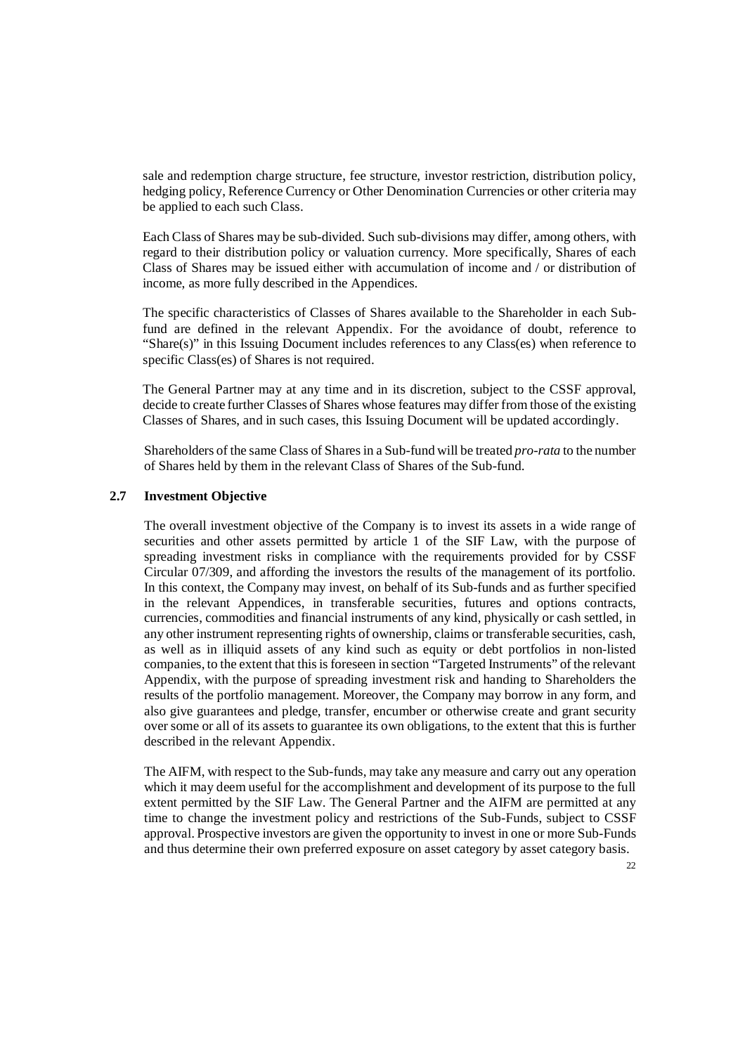sale and redemption charge structure, fee structure, investor restriction, distribution policy, hedging policy, Reference Currency or Other Denomination Currencies or other criteria may be applied to each such Class.

Each Class of Shares may be sub-divided. Such sub-divisions may differ, among others, with regard to their distribution policy or valuation currency. More specifically, Shares of each Class of Shares may be issued either with accumulation of income and / or distribution of income, as more fully described in the Appendices.

The specific characteristics of Classes of Shares available to the Shareholder in each Sub-fund are defined in the relevant Appendix. For the avoidance of doubt, reference to "Share(s)" in this Issuing Document includes references to any Class(es) when reference to specific Class(es) of Shares is not required.

The General Partner may at any time and in its discretion, subject to the CSSF approval, decide to create further Classes of Shares whose features may differ from those of the existing Classes of Shares, and in such cases, this Issuing Document will be updated accordingly.

Shareholders of the same Class of Shares in a Sub-fund will be treated *pro-rata* to the number of Shares held by them in the relevant Class of Shares of the Sub-fund.

## 2.7 Investment Objective

The overall investment objective of the Company is to invest its assets in a wide range of securities and other assets permitted by article 1 of the SIF Law, with the purpose of spreading investment risks in compliance with the requirements provided for by CSSF Circular 07/309, and affording the investors the results of the management of its portfolio. In this context, the Company may invest, on behalf of its Sub-funds and as further specified in the relevant Appendices, in transferable securities, futures and options contracts, currencies, commodities and financial instruments of any kind, physically or cash settled, in any other instrument representing rights of ownership, claims or transferable securities, cash, as well as in illiquid assets of any kind such as equity or debt portfolios in non-listed companies, to the extent that this is foreseen in section "Targeted Instruments" of the relevant Appendix, with the purpose of spreading investment risk and handing to Shareholders the results of the portfolio management. Moreover, the Company may borrow in any form, and also give guarantees and pledge, transfer, encumber or otherwise create and grant security over some or all of its assets to guarantee its own obligations, to the extent that this is further described in the relevant Appendix.

The AIFM, with respect to the Sub-funds, may take any measure and carry out any operation which it may deem useful for the accomplishment and development of its purpose to the full extent permitted by the SIF Law. The General Partner and the AIFM are permitted at any time to change the investment policy and restrictions of the Sub-Funds, subject to CSSF approval. Prospective investors are given the opportunity to invest in one or more Sub-Funds and thus determine their own preferred exposure on asset category by asset category basis.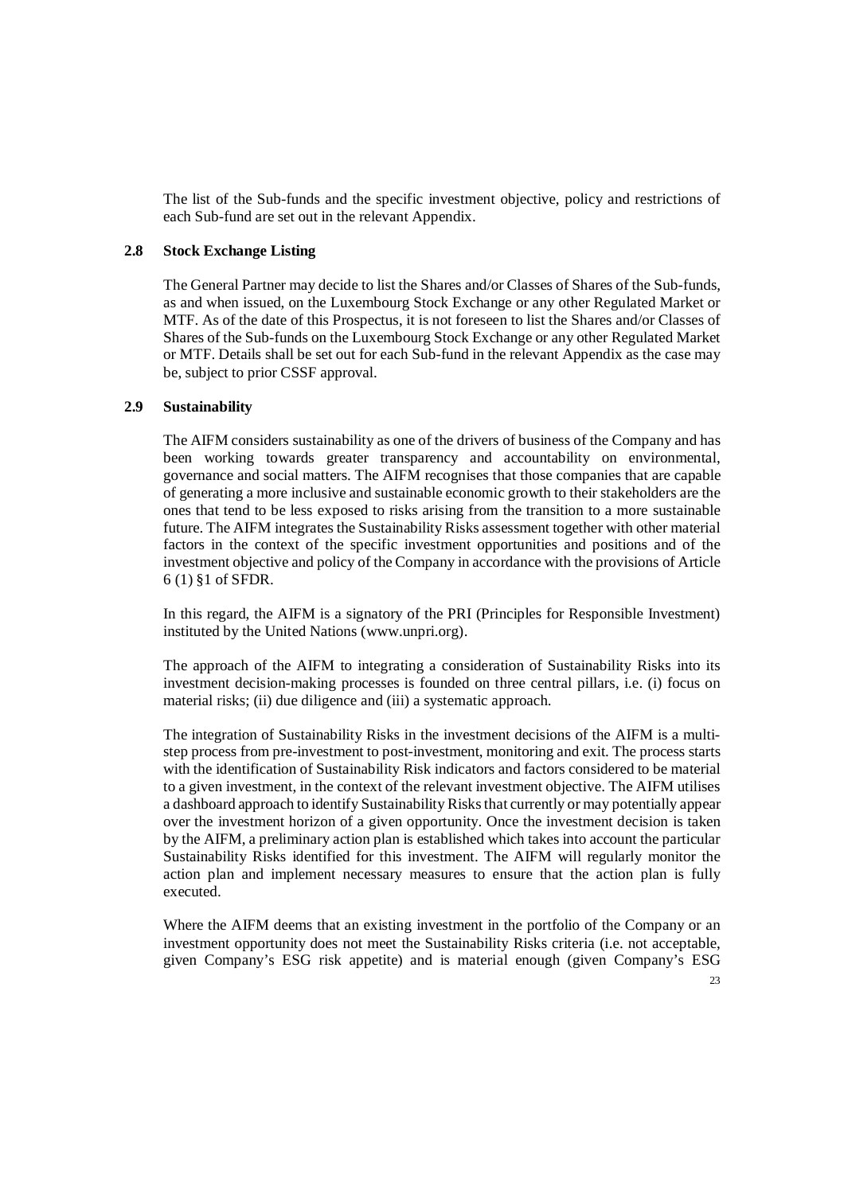The list of the Sub-funds and the specific investment objective, policy and restrictions of each Sub-fund are set out in the relevant Appendix.

### 2.8 Stock Exchange Listing

The General Partner may decide to list the Shares and/or Classes of Shares of the Sub-funds, as and when issued, on the Luxembourg Stock Exchange or any other Regulated Market or MTF. As of the date of this Prospectus, it is not foreseen to list the Shares and/or Classes of Shares of the Sub-funds on the Luxembourg Stock Exchange or any other Regulated Market or MTF. Details shall be set out for each Sub-fund in the relevant Appendix as the case may be, subject to prior CSSF approval.

### 2.9 Sustainability

The AIFM considers sustainability as one of the drivers of business of the Company and has been working towards greater transparency and accountability on environmental, governance and social matters. The AIFM recognises that those companies that are capable of generating a more inclusive and sustainable economic growth to their stakeholders are the ones that tend to be less exposed to risks arising from the transition to a more sustainable future. The AIFM integrates the Sustainability Risks assessment together with other material factors in the context of the specific investment opportunities and positions and of the investment objective and policy of the Company in accordance with the provisions of Article 6 (1) §1 of SFDR.

In this regard, the AIFM is a signatory of the PRI (Principles for Responsible Investment) instituted by the United Nations (www.unpri.org).

The approach of the AIFM to integrating a consideration of Sustainability Risks into its investment decision-making processes is founded on three central pillars, i.e. (i) focus on material risks; (ii) due diligence and (iii) a systematic approach.

The integration of Sustainability Risks in the investment decisions of the AIFM is a multi-step process from pre-investment to post-investment, monitoring and exit. The process starts with the identification of Sustainability Risk indicators and factors considered to be material to a given investment, in the context of the relevant investment objective. The AIFM utilises a dashboard approach to identify Sustainability Risks that currently or may potentially appear over the investment horizon of a given opportunity. Once the investment decision is taken by the AIFM, a preliminary action plan is established which takes into account the particular Sustainability Risks identified for this investment. The AIFM will regularly monitor the action plan and implement necessary measures to ensure that the action plan is fully executed.

Where the AIFM deems that an existing investment in the portfolio of the Company or an investment opportunity does not meet the Sustainability Risks criteria (i.e. not acceptable, given Company's ESG risk appetite) and is material enough (given Company's ESG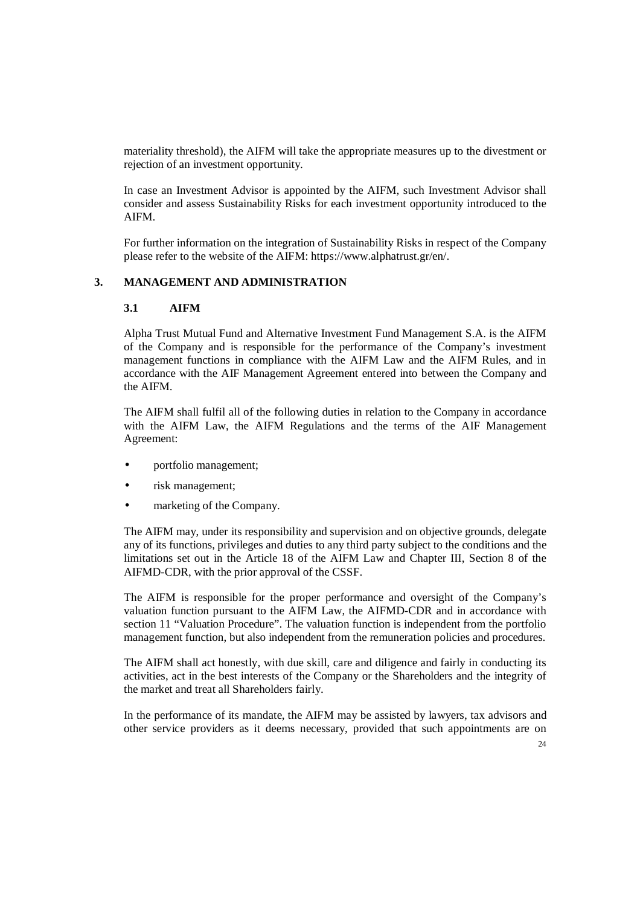materiality threshold), the AIFM will take the appropriate measures up to the divestment or rejection of an investment opportunity.

In case an Investment Advisor is appointed by the AIFM, such Investment Advisor shall consider and assess Sustainability Risks for each investment opportunity introduced to the AIFM.

For further information on the integration of Sustainability Risks in respect of the Company please refer to the website of the AIFM: https://www.alphatrust.gr/en/.

## 3. MANAGEMENT AND ADMINISTRATION

### 3.1 AIFM

Alpha Trust Mutual Fund and Alternative Investment Fund Management S.A. is the AIFM of the Company and is responsible for the performance of the Company's investment management functions in compliance with the AIFM Law and the AIFM Rules, and in accordance with the AIF Management Agreement entered into between the Company and the AIFM.

The AIFM shall fulfil all of the following duties in relation to the Company in accordance with the AIFM Law, the AIFM Regulations and the terms of the AIF Management Agreement:

- portfolio management;
- risk management;
- marketing of the Company.

The AIFM may, under its responsibility and supervision and on objective grounds, delegate any of its functions, privileges and duties to any third party subject to the conditions and the limitations set out in the Article 18 of the AIFM Law and Chapter III, Section 8 of the AIFMD-CDR, with the prior approval of the CSSF.

The AIFM is responsible for the proper performance and oversight of the Company's valuation function pursuant to the AIFM Law, the AIFMD-CDR and in accordance with section 11 "Valuation Procedure". The valuation function is independent from the portfolio management function, but also independent from the remuneration policies and procedures.

The AIFM shall act honestly, with due skill, care and diligence and fairly in conducting its activities, act in the best interests of the Company or the Shareholders and the integrity of the market and treat all Shareholders fairly.

In the performance of its mandate, the AIFM may be assisted by lawyers, tax advisors and other service providers as it deems necessary, provided that such appointments are on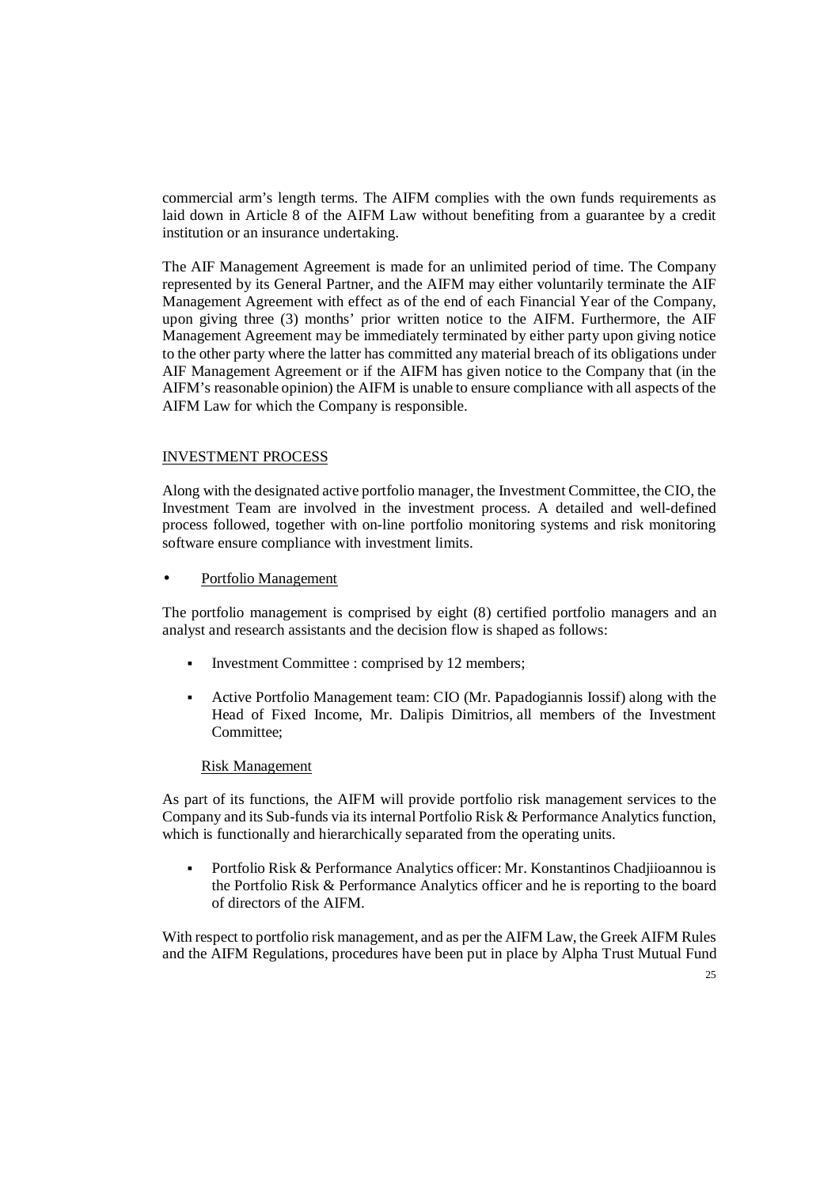commercial arm's length terms. The AIFM complies with the own funds requirements as laid down in Article 8 of the AIFM Law without benefiting from a guarantee by a credit institution or an insurance undertaking.

The AIF Management Agreement is made for an unlimited period of time. The Company represented by its General Partner, and the AIFM may either voluntarily terminate the AIF Management Agreement with effect as of the end of each Financial Year of the Company, upon giving three (3) months' prior written notice to the AIFM. Furthermore, the AIF Management Agreement may be immediately terminated by either party upon giving notice to the other party where the latter has committed any material breach of its obligations under AIF Management Agreement or if the AIFM has given notice to the Company that (in the AIFM's reasonable opinion) the AIFM is unable to ensure compliance with all aspects of the AIFM Law for which the Company is responsible.

## INVESTMENT PROCESS

Along with the designated active portfolio manager, the Investment Committee, the CIO, the Investment Team are involved in the investment process. A detailed and well-defined process followed, together with on-line portfolio monitoring systems and risk monitoring software ensure compliance with investment limits.

- Portfolio Management

The portfolio management is comprised by eight (8) certified portfolio managers and an analyst and research assistants and the decision flow is shaped as follows:

- Investment Committee : comprised by 12 members;
- Active Portfolio Management team: CIO (Mr. Papadogiannis Iossif) along with the Head of Fixed Income, Mr. Dalipis Dimitrios, all members of the Investment Committee;

Risk Management

As part of its functions, the AIFM will provide portfolio risk management services to the Company and its Sub-funds via its internal Portfolio Risk & Performance Analytics function, which is functionally and hierarchically separated from the operating units.

- Portfolio Risk & Performance Analytics officer: Mr. Konstantinos Chadjiioannou is the Portfolio Risk & Performance Analytics officer and he is reporting to the board of directors of the AIFM.

With respect to portfolio risk management, and as per the AIFM Law, the Greek AIFM Rules and the AIFM Regulations, procedures have been put in place by Alpha Trust Mutual Fund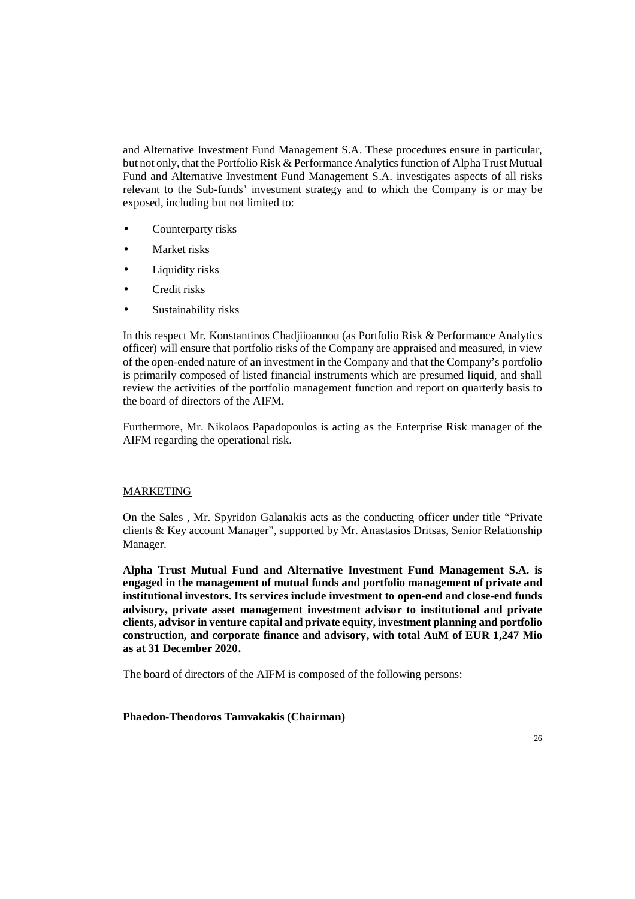and Alternative Investment Fund Management S.A. These procedures ensure in particular, but not only, that the Portfolio Risk & Performance Analytics function of Alpha Trust Mutual Fund and Alternative Investment Fund Management S.A. investigates aspects of all risks relevant to the Sub-funds' investment strategy and to which the Company is or may be exposed, including but not limited to:

- Counterparty risks
- Market risks
- Liquidity risks
- Credit risks
- Sustainability risks

In this respect Mr. Konstantinos Chadjiioannou (as Portfolio Risk & Performance Analytics officer) will ensure that portfolio risks of the Company are appraised and measured, in view of the open-ended nature of an investment in the Company and that the Company's portfolio is primarily composed of listed financial instruments which are presumed liquid, and shall review the activities of the portfolio management function and report on quarterly basis to the board of directors of the AIFM.

Furthermore, Mr. Nikolaos Papadopoulos is acting as the Enterprise Risk manager of the AIFM regarding the operational risk.

## MARKETING

On the Sales , Mr. Spyridon Galanakis acts as the conducting officer under title "Private clients & Key account Manager", supported by Mr. Anastasios Dritsas, Senior Relationship Manager.

**Alpha Trust Mutual Fund and Alternative Investment Fund Management S.A. is engaged in the management of mutual funds and portfolio management of private and institutional investors. Its services include investment to open-end and close-end funds advisory, private asset management investment advisor to institutional and private clients, advisor in venture capital and private equity, investment planning and portfolio construction, and corporate finance and advisory, with total AuM of EUR 1,247 Mio as at 31 December 2020.**

The board of directors of the AIFM is composed of the following persons:

**Phaedon-Theodoros Tamvakakis (Chairman)**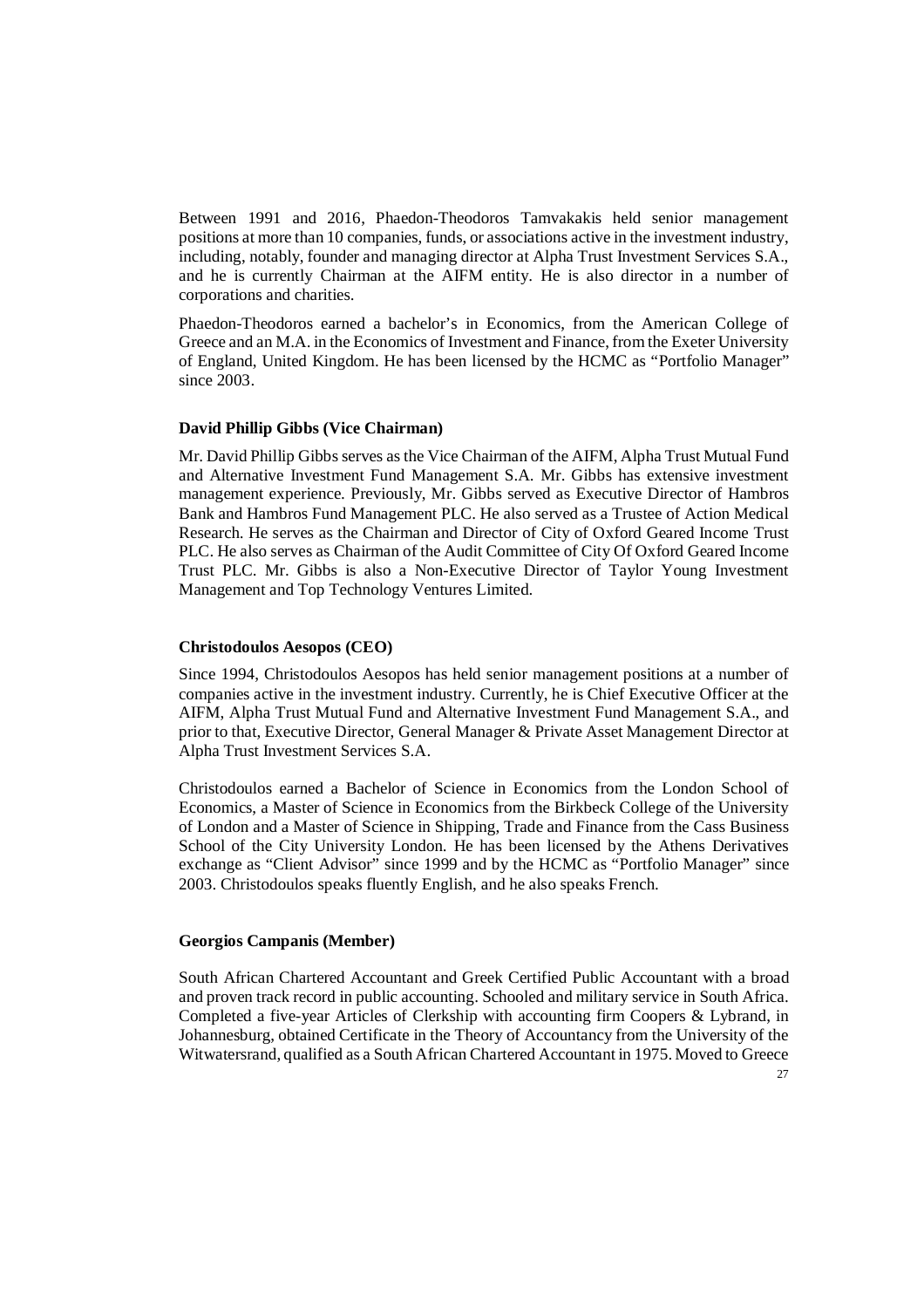Between 1991 and 2016, Phaedon-Theodoros Tamvakakis held senior management positions at more than 10 companies, funds, or associations active in the investment industry, including, notably, founder and managing director at Alpha Trust Investment Services S.A., and he is currently Chairman at the AIFM entity. He is also director in a number of corporations and charities.

Phaedon-Theodoros earned a bachelor's in Economics, from the American College of Greece and an M.A. in the Economics of Investment and Finance, from the Exeter University of England, United Kingdom. He has been licensed by the HCMC as "Portfolio Manager" since 2003.

**David Phillip Gibbs (Vice Chairman)**

Mr. David Phillip Gibbs serves as the Vice Chairman of the AIFM, Alpha Trust Mutual Fund and Alternative Investment Fund Management S.A. Mr. Gibbs has extensive investment management experience. Previously, Mr. Gibbs served as Executive Director of Hambros Bank and Hambros Fund Management PLC. He also served as a Trustee of Action Medical Research. He serves as the Chairman and Director of City of Oxford Geared Income Trust PLC. He also serves as Chairman of the Audit Committee of City Of Oxford Geared Income Trust PLC. Mr. Gibbs is also a Non-Executive Director of Taylor Young Investment Management and Top Technology Ventures Limited.

**Christodoulos Aesopos (CEO)**

Since 1994, Christodoulos Aesopos has held senior management positions at a number of companies active in the investment industry. Currently, he is Chief Executive Officer at the AIFM, Alpha Trust Mutual Fund and Alternative Investment Fund Management S.A., and prior to that, Executive Director, General Manager & Private Asset Management Director at Alpha Trust Investment Services S.A.

Christodoulos earned a Bachelor of Science in Economics from the London School of Economics, a Master of Science in Economics from the Birkbeck College of the University of London and a Master of Science in Shipping, Trade and Finance from the Cass Business School of the City University London. He has been licensed by the Athens Derivatives exchange as "Client Advisor" since 1999 and by the HCMC as "Portfolio Manager" since 2003. Christodoulos speaks fluently English, and he also speaks French.

**Georgios Campanis (Member)**

South African Chartered Accountant and Greek Certified Public Accountant with a broad and proven track record in public accounting. Schooled and military service in South Africa. Completed a five-year Articles of Clerkship with accounting firm Coopers & Lybrand, in Johannesburg, obtained Certificate in the Theory of Accountancy from the University of the Witwatersrand, qualified as a South African Chartered Accountant in 1975. Moved to Greece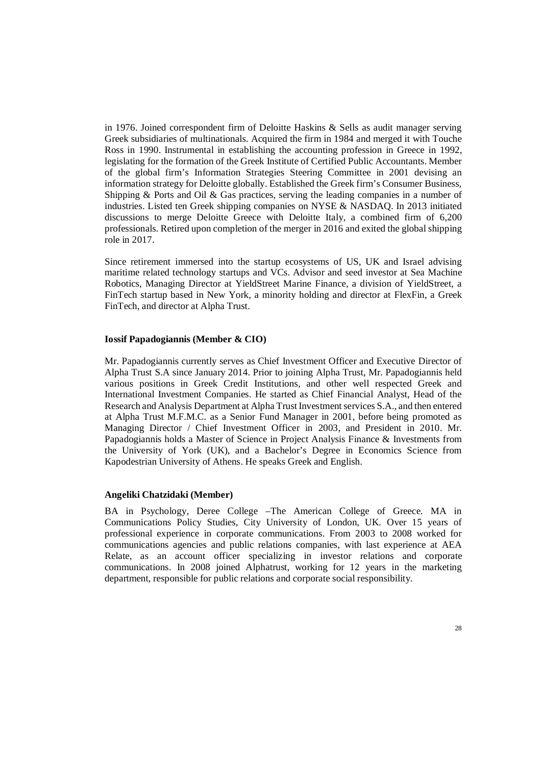in 1976. Joined correspondent firm of Deloitte Haskins & Sells as audit manager serving Greek subsidiaries of multinationals. Acquired the firm in 1984 and merged it with Touche Ross in 1990. Instrumental in establishing the accounting profession in Greece in 1992, legislating for the formation of the Greek Institute of Certified Public Accountants. Member of the global firm's Information Strategies Steering Committee in 2001 devising an information strategy for Deloitte globally. Established the Greek firm's Consumer Business, Shipping & Ports and Oil & Gas practices, serving the leading companies in a number of industries. Listed ten Greek shipping companies on NYSE & NASDAQ. In 2013 initiated discussions to merge Deloitte Greece with Deloitte Italy, a combined firm of 6,200 professionals. Retired upon completion of the merger in 2016 and exited the global shipping role in 2017.

Since retirement immersed into the startup ecosystems of US, UK and Israel advising maritime related technology startups and VCs. Advisor and seed investor at Sea Machine Robotics, Managing Director at YieldStreet Marine Finance, a division of YieldStreet, a FinTech startup based in New York, a minority holding and director at FlexFin, a Greek FinTech, and director at Alpha Trust.

**Iossif Papadogiannis (Member & CIO)**

Mr. Papadogiannis currently serves as Chief Investment Officer and Executive Director of Alpha Trust S.A since January 2014. Prior to joining Alpha Trust, Mr. Papadogiannis held various positions in Greek Credit Institutions, and other well respected Greek and International Investment Companies. He started as Chief Financial Analyst, Head of the Research and Analysis Department at Alpha Trust Investment services S.A., and then entered at Alpha Trust M.F.M.C. as a Senior Fund Manager in 2001, before being promoted as Managing Director / Chief Investment Officer in 2003, and President in 2010. Mr. Papadogiannis holds a Master of Science in Project Analysis Finance & Investments from the University of York (UK), and a Bachelor's Degree in Economics Science from Kapodestrian University of Athens. He speaks Greek and English.

**Angeliki Chatzidaki (Member)**

BA in Psychology, Deree College –The American College of Greece. MA in Communications Policy Studies, City University of London, UK. Over 15 years of professional experience in corporate communications. From 2003 to 2008 worked for communications agencies and public relations companies, with last experience at AEA Relate, as an account officer specializing in investor relations and corporate communications. In 2008 joined Alphatrust, working for 12 years in the marketing department, responsible for public relations and corporate social responsibility.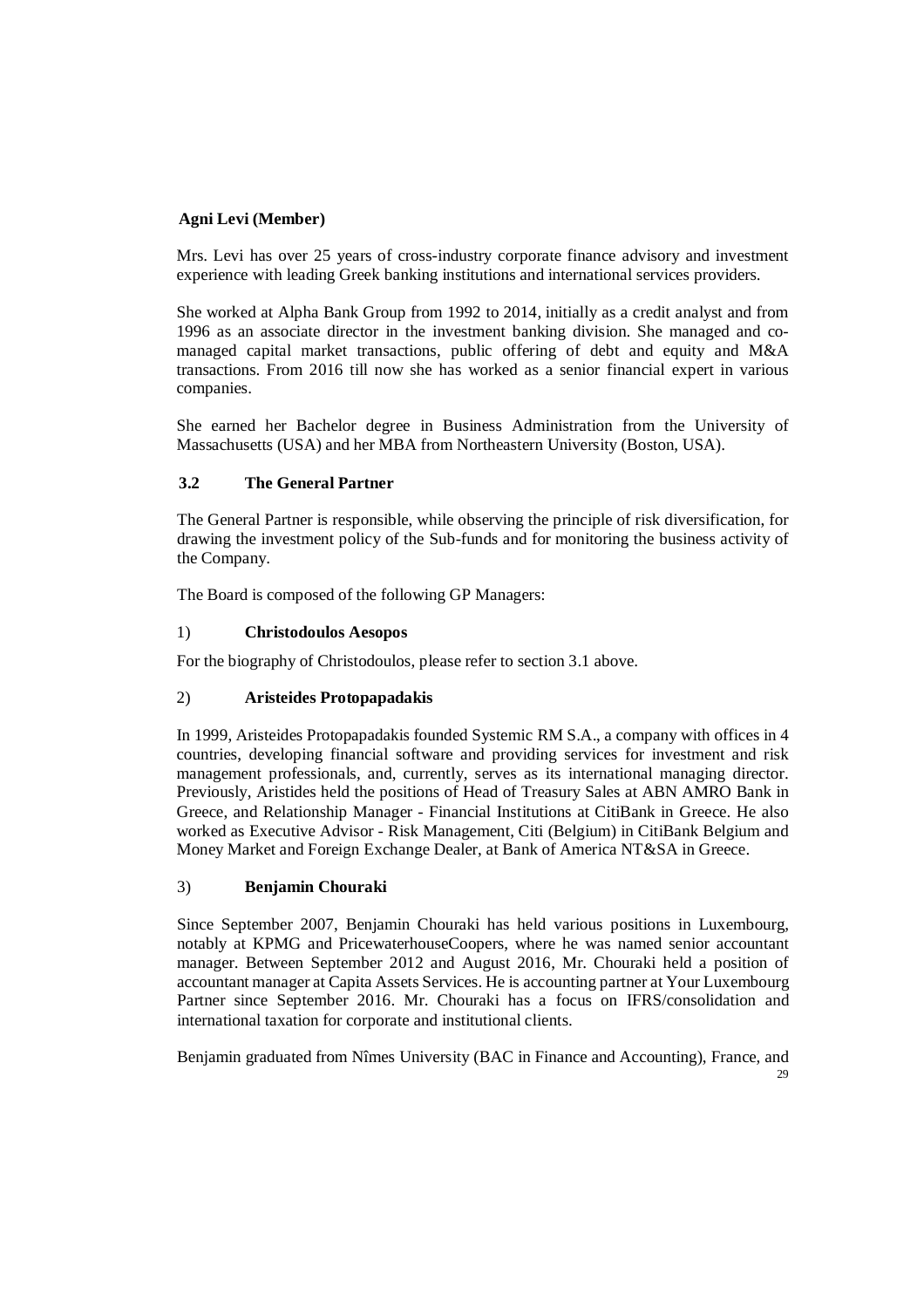**Agni Levi (Member)**

Mrs. Levi has over 25 years of cross-industry corporate finance advisory and investment experience with leading Greek banking institutions and international services providers.

She worked at Alpha Bank Group from 1992 to 2014, initially as a credit analyst and from 1996 as an associate director in the investment banking division. She managed and co-managed capital market transactions, public offering of debt and equity and M&A transactions. From 2016 till now she has worked as a senior financial expert in various companies.

She earned her Bachelor degree in Business Administration from the University of Massachusetts (USA) and her MBA from Northeastern University (Boston, USA).

## 3.2 The General Partner

The General Partner is responsible, while observing the principle of risk diversification, for drawing the investment policy of the Sub-funds and for monitoring the business activity of the Company.

The Board is composed of the following GP Managers:

1) **Christodoulos Aesopos**

For the biography of Christodoulos, please refer to section 3.1 above.

2) **Aristeides Protopapadakis**

In 1999, Aristeides Protopapadakis founded Systemic RM S.A., a company with offices in 4 countries, developing financial software and providing services for investment and risk management professionals, and, currently, serves as its international managing director. Previously, Aristides held the positions of Head of Treasury Sales at ABN AMRO Bank in Greece, and Relationship Manager - Financial Institutions at CitiBank in Greece. He also worked as Executive Advisor - Risk Management, Citi (Belgium) in CitiBank Belgium and Money Market and Foreign Exchange Dealer, at Bank of America NT&SA in Greece.

3) **Benjamin Chouraki**

Since September 2007, Benjamin Chouraki has held various positions in Luxembourg, notably at KPMG and PricewaterhouseCoopers, where he was named senior accountant manager. Between September 2012 and August 2016, Mr. Chouraki held a position of accountant manager at Capita Assets Services. He is accounting partner at Your Luxembourg Partner since September 2016. Mr. Chouraki has a focus on IFRS/consolidation and international taxation for corporate and institutional clients.

Benjamin graduated from Nîmes University (BAC in Finance and Accounting), France, and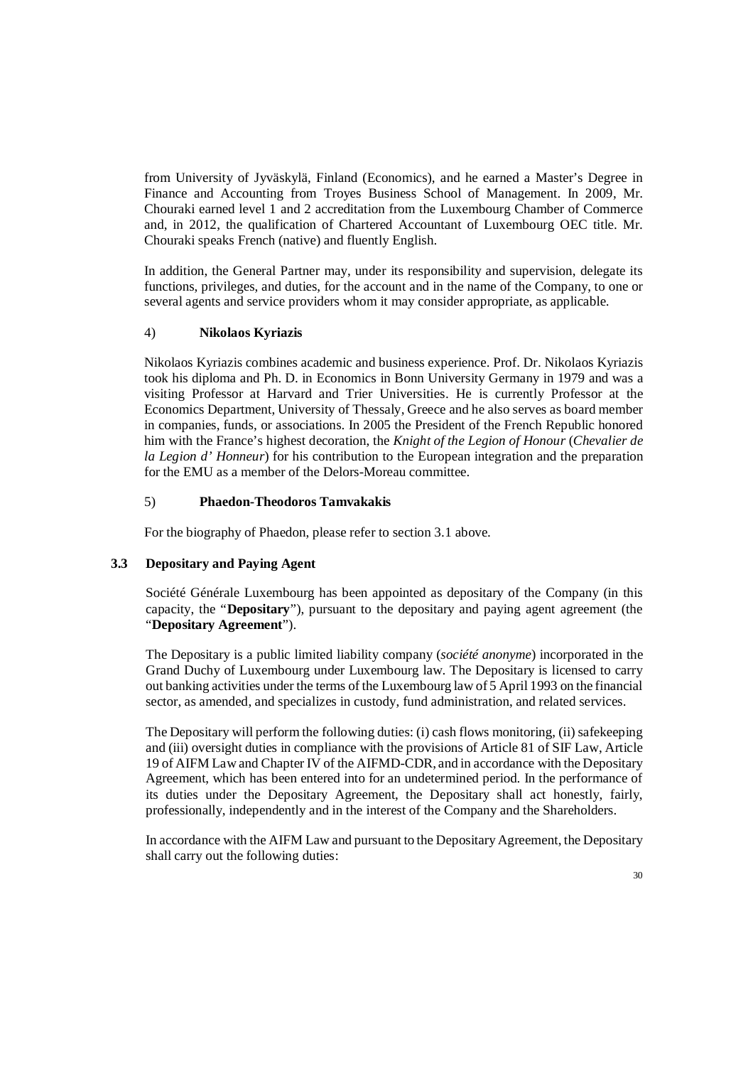from University of Jyväskylä, Finland (Economics), and he earned a Master's Degree in Finance and Accounting from Troyes Business School of Management. In 2009, Mr. Chouraki earned level 1 and 2 accreditation from the Luxembourg Chamber of Commerce and, in 2012, the qualification of Chartered Accountant of Luxembourg OEC title. Mr. Chouraki speaks French (native) and fluently English.

In addition, the General Partner may, under its responsibility and supervision, delegate its functions, privileges, and duties, for the account and in the name of the Company, to one or several agents and service providers whom it may consider appropriate, as applicable.

4) **Nikolaos Kyriazis**

Nikolaos Kyriazis combines academic and business experience. Prof. Dr. Nikolaos Kyriazis took his diploma and Ph. D. in Economics in Bonn University Germany in 1979 and was a visiting Professor at Harvard and Trier Universities. He is currently Professor at the Economics Department, University of Thessaly, Greece and he also serves as board member in companies, funds, or associations. In 2005 the President of the French Republic honored him with the France's highest decoration, the *Knight of the Legion of Honour* (*Chevalier de la Legion d' Honneur*) for his contribution to the European integration and the preparation for the EMU as a member of the Delors-Moreau committee.

5) **Phaedon-Theodoros Tamvakakis**

For the biography of Phaedon, please refer to section 3.1 above.

### 3.3 Depositary and Paying Agent

Société Générale Luxembourg has been appointed as depositary of the Company (in this capacity, the "**Depositary**"), pursuant to the depositary and paying agent agreement (the "**Depositary Agreement**").

The Depositary is a public limited liability company (*société anonyme*) incorporated in the Grand Duchy of Luxembourg under Luxembourg law. The Depositary is licensed to carry out banking activities under the terms of the Luxembourg law of 5 April 1993 on the financial sector, as amended, and specializes in custody, fund administration, and related services.

The Depositary will perform the following duties: (i) cash flows monitoring, (ii) safekeeping and (iii) oversight duties in compliance with the provisions of Article 81 of SIF Law, Article 19 of AIFM Law and Chapter IV of the AIFMD-CDR, and in accordance with the Depositary Agreement, which has been entered into for an undetermined period. In the performance of its duties under the Depositary Agreement, the Depositary shall act honestly, fairly, professionally, independently and in the interest of the Company and the Shareholders.

In accordance with the AIFM Law and pursuant to the Depositary Agreement, the Depositary shall carry out the following duties: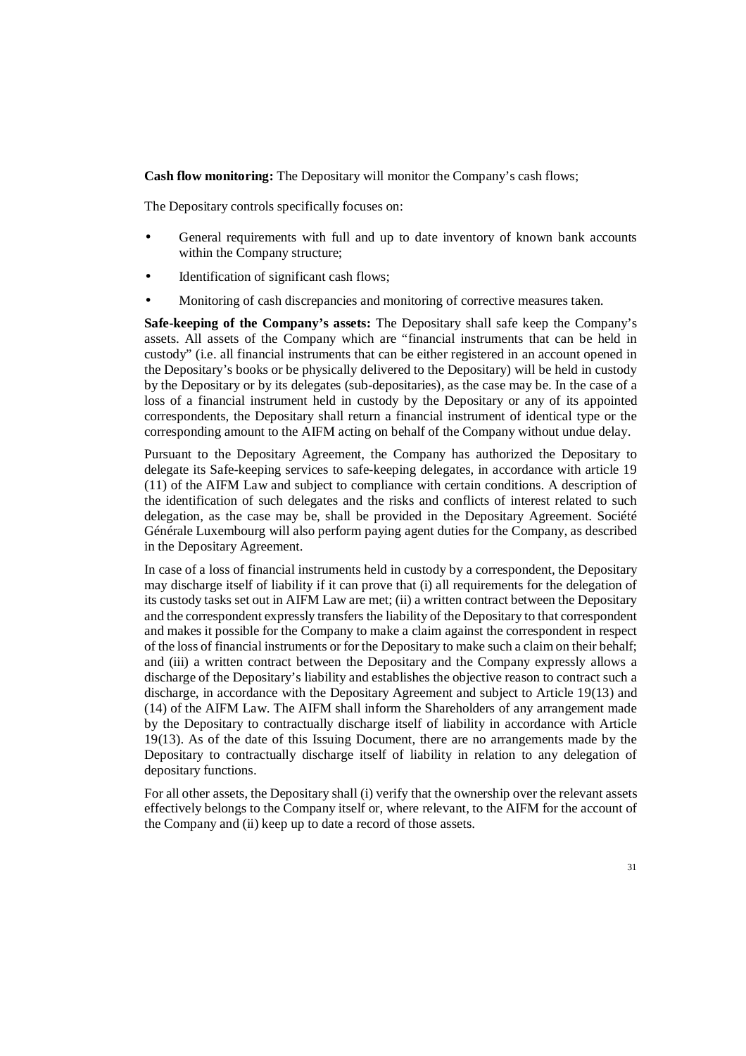**Cash flow monitoring:** The Depositary will monitor the Company's cash flows;

The Depositary controls specifically focuses on:

- General requirements with full and up to date inventory of known bank accounts within the Company structure;
- Identification of significant cash flows;
- Monitoring of cash discrepancies and monitoring of corrective measures taken.

**Safe-keeping of the Company's assets:** The Depositary shall safe keep the Company's assets. All assets of the Company which are "financial instruments that can be held in custody" (i.e. all financial instruments that can be either registered in an account opened in the Depositary's books or be physically delivered to the Depositary) will be held in custody by the Depositary or by its delegates (sub-depositaries), as the case may be. In the case of a loss of a financial instrument held in custody by the Depositary or any of its appointed correspondents, the Depositary shall return a financial instrument of identical type or the corresponding amount to the AIFM acting on behalf of the Company without undue delay.

Pursuant to the Depositary Agreement, the Company has authorized the Depositary to delegate its Safe-keeping services to safe-keeping delegates, in accordance with article 19 (11) of the AIFM Law and subject to compliance with certain conditions. A description of the identification of such delegates and the risks and conflicts of interest related to such delegation, as the case may be, shall be provided in the Depositary Agreement. Société Générale Luxembourg will also perform paying agent duties for the Company, as described in the Depositary Agreement.

In case of a loss of financial instruments held in custody by a correspondent, the Depositary may discharge itself of liability if it can prove that (i) all requirements for the delegation of its custody tasks set out in AIFM Law are met; (ii) a written contract between the Depositary and the correspondent expressly transfers the liability of the Depositary to that correspondent and makes it possible for the Company to make a claim against the correspondent in respect of the loss of financial instruments or for the Depositary to make such a claim on their behalf; and (iii) a written contract between the Depositary and the Company expressly allows a discharge of the Depositary's liability and establishes the objective reason to contract such a discharge, in accordance with the Depositary Agreement and subject to Article 19(13) and (14) of the AIFM Law. The AIFM shall inform the Shareholders of any arrangement made by the Depositary to contractually discharge itself of liability in accordance with Article 19(13). As of the date of this Issuing Document, there are no arrangements made by the Depositary to contractually discharge itself of liability in relation to any delegation of depositary functions.

For all other assets, the Depositary shall (i) verify that the ownership over the relevant assets effectively belongs to the Company itself or, where relevant, to the AIFM for the account of the Company and (ii) keep up to date a record of those assets.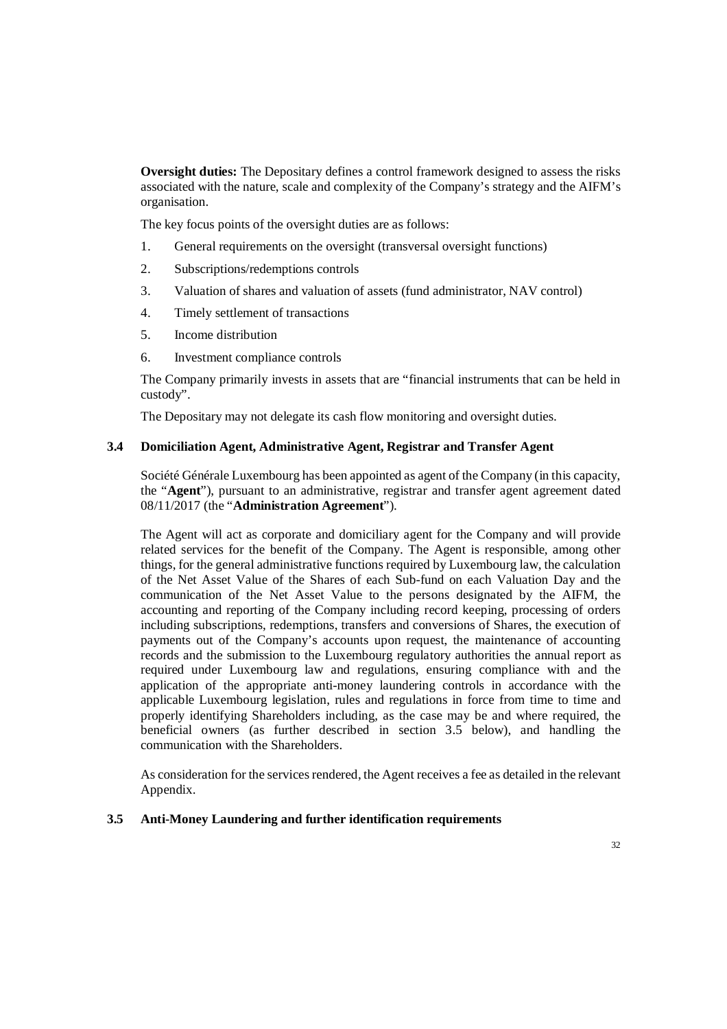**Oversight duties:** The Depositary defines a control framework designed to assess the risks associated with the nature, scale and complexity of the Company's strategy and the AIFM's organisation.

The key focus points of the oversight duties are as follows:

1. General requirements on the oversight (transversal oversight functions)
2. Subscriptions/redemptions controls
3. Valuation of shares and valuation of assets (fund administrator, NAV control)
4. Timely settlement of transactions
5. Income distribution
6. Investment compliance controls

The Company primarily invests in assets that are "financial instruments that can be held in custody".

The Depositary may not delegate its cash flow monitoring and oversight duties.

### 3.4 Domiciliation Agent, Administrative Agent, Registrar and Transfer Agent

Société Générale Luxembourg has been appointed as agent of the Company (in this capacity, the "**Agent**"), pursuant to an administrative, registrar and transfer agent agreement dated 08/11/2017 (the "**Administration Agreement**").

The Agent will act as corporate and domiciliary agent for the Company and will provide related services for the benefit of the Company. The Agent is responsible, among other things, for the general administrative functions required by Luxembourg law, the calculation of the Net Asset Value of the Shares of each Sub-fund on each Valuation Day and the communication of the Net Asset Value to the persons designated by the AIFM, the accounting and reporting of the Company including record keeping, processing of orders including subscriptions, redemptions, transfers and conversions of Shares, the execution of payments out of the Company's accounts upon request, the maintenance of accounting records and the submission to the Luxembourg regulatory authorities the annual report as required under Luxembourg law and regulations, ensuring compliance with and the application of the appropriate anti-money laundering controls in accordance with the applicable Luxembourg legislation, rules and regulations in force from time to time and properly identifying Shareholders including, as the case may be and where required, the beneficial owners (as further described in section 3.5 below), and handling the communication with the Shareholders.

As consideration for the services rendered, the Agent receives a fee as detailed in the relevant Appendix.

### 3.5 Anti-Money Laundering and further identification requirements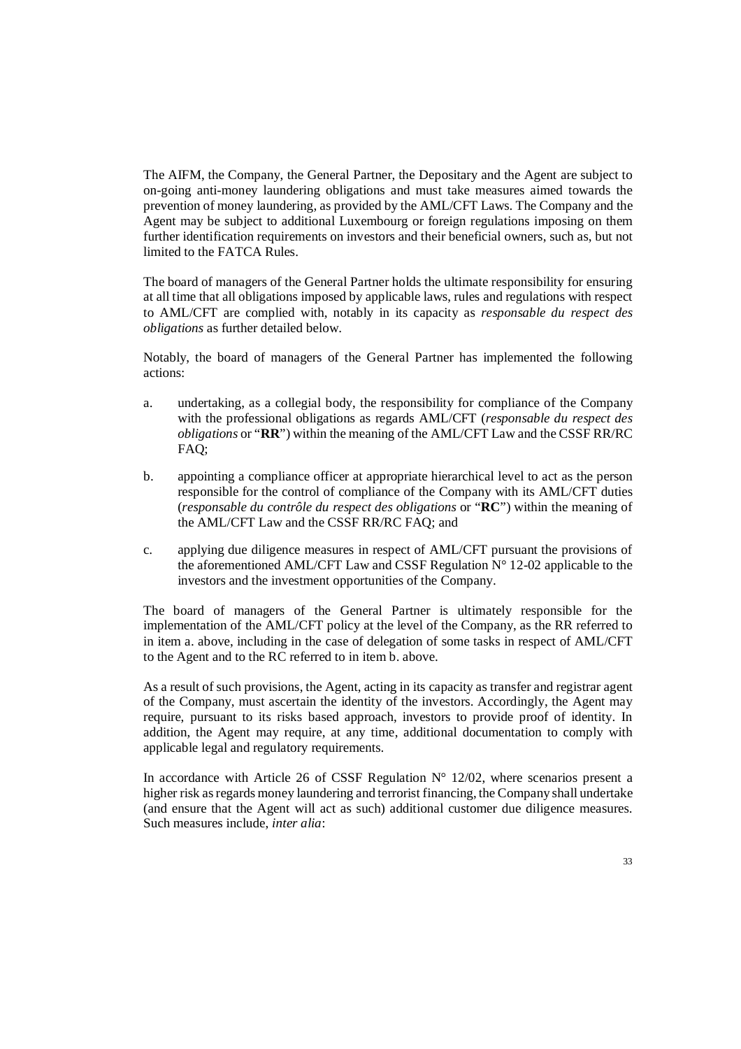The AIFM, the Company, the General Partner, the Depositary and the Agent are subject to on-going anti-money laundering obligations and must take measures aimed towards the prevention of money laundering, as provided by the AML/CFT Laws. The Company and the Agent may be subject to additional Luxembourg or foreign regulations imposing on them further identification requirements on investors and their beneficial owners, such as, but not limited to the FATCA Rules.

The board of managers of the General Partner holds the ultimate responsibility for ensuring at all time that all obligations imposed by applicable laws, rules and regulations with respect to AML/CFT are complied with, notably in its capacity as *responsable du respect des obligations* as further detailed below.

Notably, the board of managers of the General Partner has implemented the following actions:

a. undertaking, as a collegial body, the responsibility for compliance of the Company with the professional obligations as regards AML/CFT (*responsable du respect des obligations* or "**RR**") within the meaning of the AML/CFT Law and the CSSF RR/RC FAQ;

b. appointing a compliance officer at appropriate hierarchical level to act as the person responsible for the control of compliance of the Company with its AML/CFT duties (*responsable du contrôle du respect des obligations* or "**RC**") within the meaning of the AML/CFT Law and the CSSF RR/RC FAQ; and

c. applying due diligence measures in respect of AML/CFT pursuant the provisions of the aforementioned AML/CFT Law and CSSF Regulation N° 12-02 applicable to the investors and the investment opportunities of the Company.

The board of managers of the General Partner is ultimately responsible for the implementation of the AML/CFT policy at the level of the Company, as the RR referred to in item a. above, including in the case of delegation of some tasks in respect of AML/CFT to the Agent and to the RC referred to in item b. above.

As a result of such provisions, the Agent, acting in its capacity as transfer and registrar agent of the Company, must ascertain the identity of the investors. Accordingly, the Agent may require, pursuant to its risks based approach, investors to provide proof of identity. In addition, the Agent may require, at any time, additional documentation to comply with applicable legal and regulatory requirements.

In accordance with Article 26 of CSSF Regulation N° 12/02, where scenarios present a higher risk as regards money laundering and terrorist financing, the Company shall undertake (and ensure that the Agent will act as such) additional customer due diligence measures. Such measures include, *inter alia*: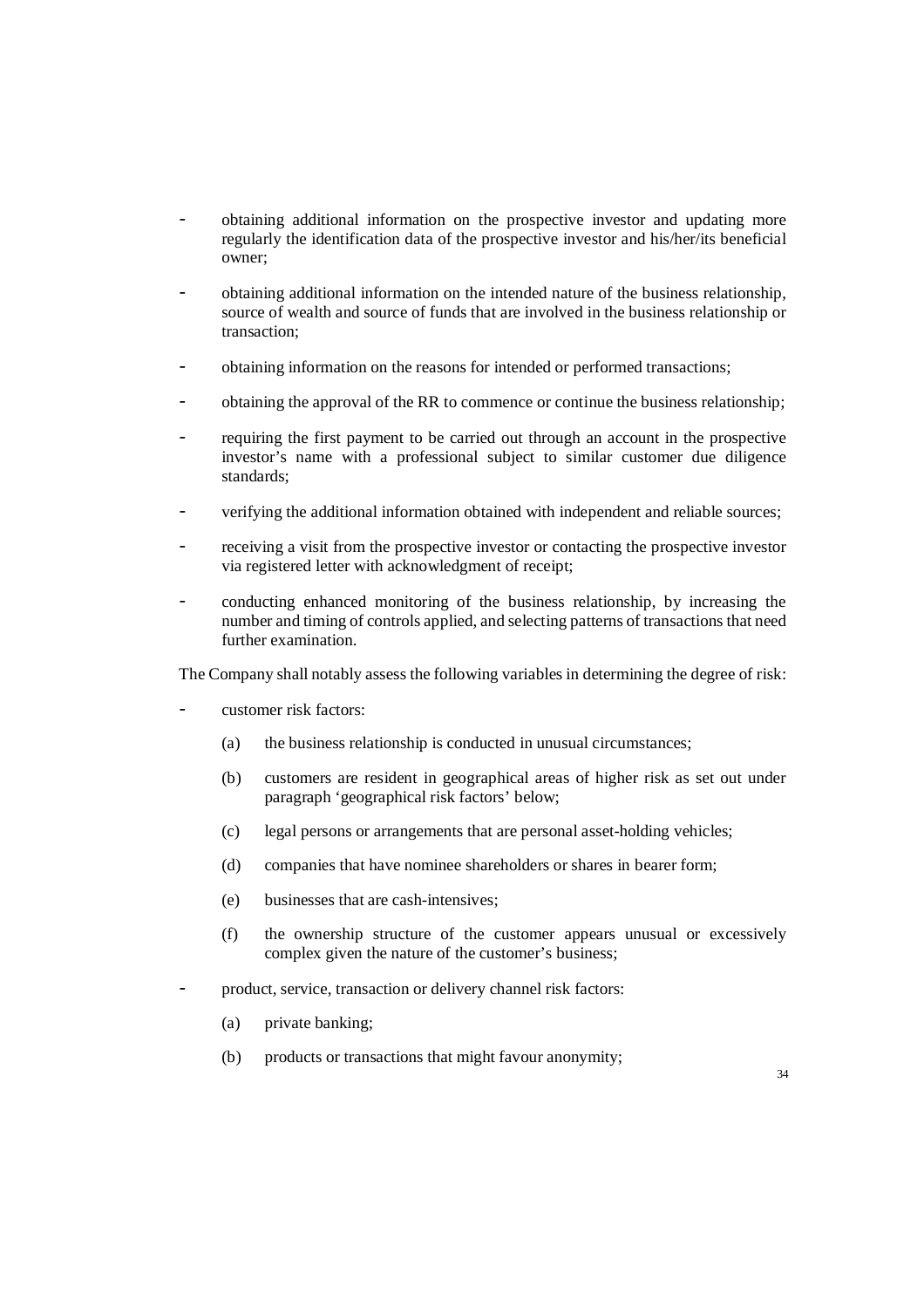- obtaining additional information on the prospective investor and updating more regularly the identification data of the prospective investor and his/her/its beneficial owner;
- obtaining additional information on the intended nature of the business relationship, source of wealth and source of funds that are involved in the business relationship or transaction;
- obtaining information on the reasons for intended or performed transactions;
- obtaining the approval of the RR to commence or continue the business relationship;
- requiring the first payment to be carried out through an account in the prospective investor's name with a professional subject to similar customer due diligence standards;
- verifying the additional information obtained with independent and reliable sources;
- receiving a visit from the prospective investor or contacting the prospective investor via registered letter with acknowledgment of receipt;
- conducting enhanced monitoring of the business relationship, by increasing the number and timing of controls applied, and selecting patterns of transactions that need further examination.

The Company shall notably assess the following variables in determining the degree of risk:

- customer risk factors:
  - (a) the business relationship is conducted in unusual circumstances;
  - (b) customers are resident in geographical areas of higher risk as set out under paragraph 'geographical risk factors' below;
  - (c) legal persons or arrangements that are personal asset-holding vehicles;
  - (d) companies that have nominee shareholders or shares in bearer form;
  - (e) businesses that are cash-intensives;
  - (f) the ownership structure of the customer appears unusual or excessively complex given the nature of the customer's business;
- product, service, transaction or delivery channel risk factors:
  - (a) private banking;
  - (b) products or transactions that might favour anonymity;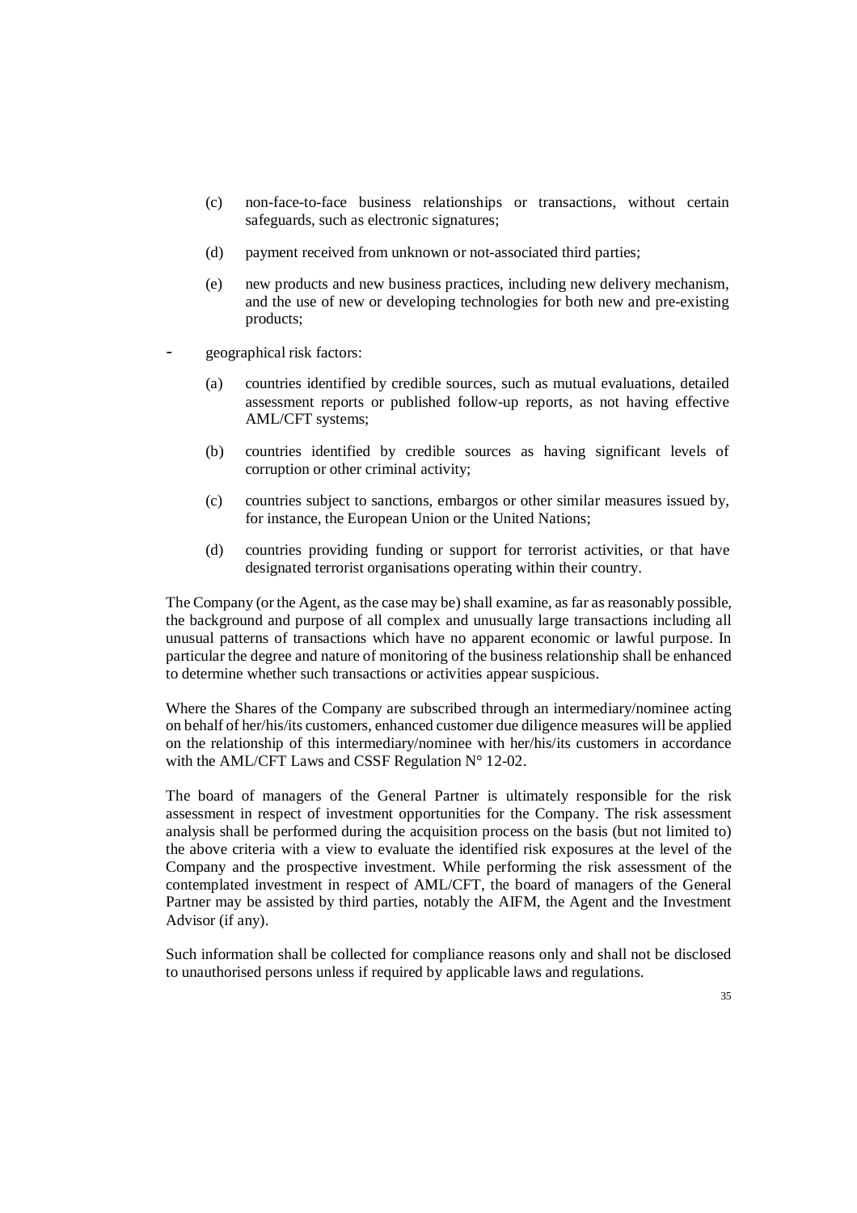(c) non-face-to-face business relationships or transactions, without certain safeguards, such as electronic signatures;

(d) payment received from unknown or not-associated third parties;

(e) new products and new business practices, including new delivery mechanism, and the use of new or developing technologies for both new and pre-existing products;

- geographical risk factors:

  (a) countries identified by credible sources, such as mutual evaluations, detailed assessment reports or published follow-up reports, as not having effective AML/CFT systems;

  (b) countries identified by credible sources as having significant levels of corruption or other criminal activity;

  (c) countries subject to sanctions, embargos or other similar measures issued by, for instance, the European Union or the United Nations;

  (d) countries providing funding or support for terrorist activities, or that have designated terrorist organisations operating within their country.

The Company (or the Agent, as the case may be) shall examine, as far as reasonably possible, the background and purpose of all complex and unusually large transactions including all unusual patterns of transactions which have no apparent economic or lawful purpose. In particular the degree and nature of monitoring of the business relationship shall be enhanced to determine whether such transactions or activities appear suspicious.

Where the Shares of the Company are subscribed through an intermediary/nominee acting on behalf of her/his/its customers, enhanced customer due diligence measures will be applied on the relationship of this intermediary/nominee with her/his/its customers in accordance with the AML/CFT Laws and CSSF Regulation N° 12-02.

The board of managers of the General Partner is ultimately responsible for the risk assessment in respect of investment opportunities for the Company. The risk assessment analysis shall be performed during the acquisition process on the basis (but not limited to) the above criteria with a view to evaluate the identified risk exposures at the level of the Company and the prospective investment. While performing the risk assessment of the contemplated investment in respect of AML/CFT, the board of managers of the General Partner may be assisted by third parties, notably the AIFM, the Agent and the Investment Advisor (if any).

Such information shall be collected for compliance reasons only and shall not be disclosed to unauthorised persons unless if required by applicable laws and regulations.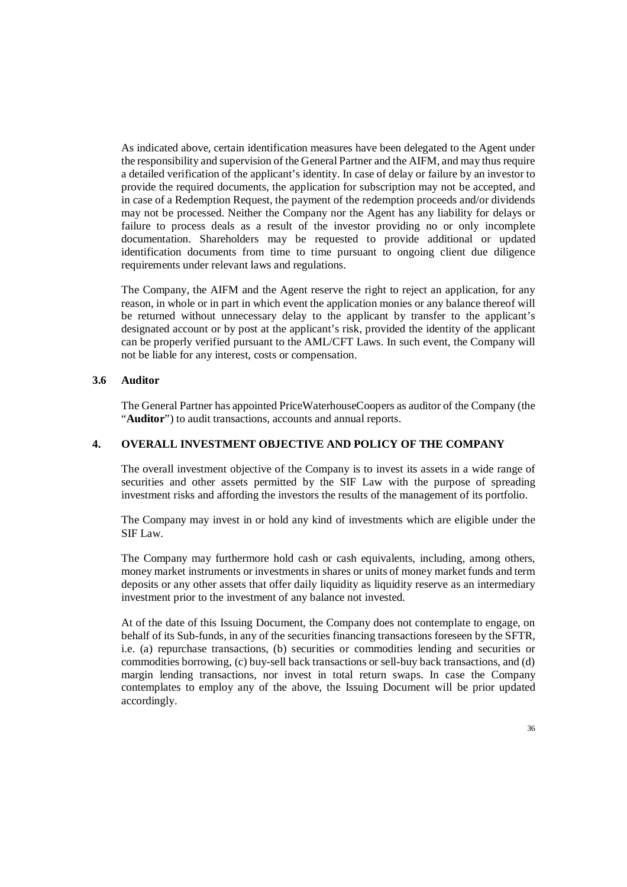As indicated above, certain identification measures have been delegated to the Agent under the responsibility and supervision of the General Partner and the AIFM, and may thus require a detailed verification of the applicant's identity. In case of delay or failure by an investor to provide the required documents, the application for subscription may not be accepted, and in case of a Redemption Request, the payment of the redemption proceeds and/or dividends may not be processed. Neither the Company nor the Agent has any liability for delays or failure to process deals as a result of the investor providing no or only incomplete documentation. Shareholders may be requested to provide additional or updated identification documents from time to time pursuant to ongoing client due diligence requirements under relevant laws and regulations.

The Company, the AIFM and the Agent reserve the right to reject an application, for any reason, in whole or in part in which event the application monies or any balance thereof will be returned without unnecessary delay to the applicant by transfer to the applicant's designated account or by post at the applicant's risk, provided the identity of the applicant can be properly verified pursuant to the AML/CFT Laws. In such event, the Company will not be liable for any interest, costs or compensation.

### 3.6 Auditor

The General Partner has appointed PriceWaterhouseCoopers as auditor of the Company (the "**Auditor**") to audit transactions, accounts and annual reports.

## 4. OVERALL INVESTMENT OBJECTIVE AND POLICY OF THE COMPANY

The overall investment objective of the Company is to invest its assets in a wide range of securities and other assets permitted by the SIF Law with the purpose of spreading investment risks and affording the investors the results of the management of its portfolio.

The Company may invest in or hold any kind of investments which are eligible under the SIF Law.

The Company may furthermore hold cash or cash equivalents, including, among others, money market instruments or investments in shares or units of money market funds and term deposits or any other assets that offer daily liquidity as liquidity reserve as an intermediary investment prior to the investment of any balance not invested.

At of the date of this Issuing Document, the Company does not contemplate to engage, on behalf of its Sub-funds, in any of the securities financing transactions foreseen by the SFTR, i.e. (a) repurchase transactions, (b) securities or commodities lending and securities or commodities borrowing, (c) buy-sell back transactions or sell-buy back transactions, and (d) margin lending transactions, nor invest in total return swaps. In case the Company contemplates to employ any of the above, the Issuing Document will be prior updated accordingly.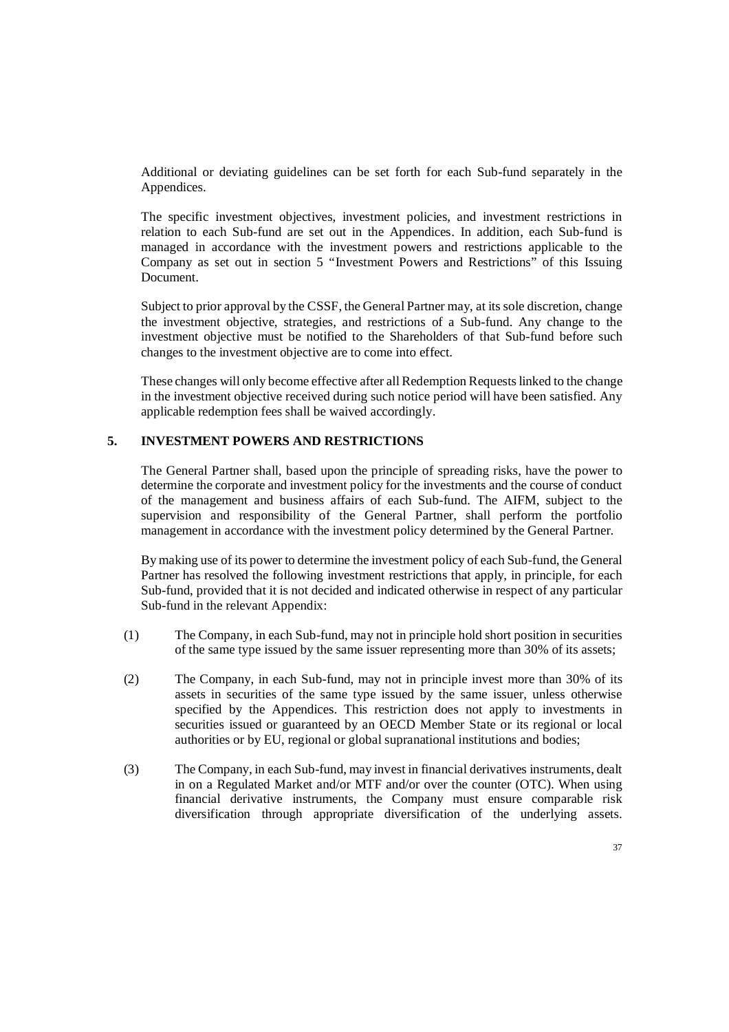Additional or deviating guidelines can be set forth for each Sub-fund separately in the Appendices.

The specific investment objectives, investment policies, and investment restrictions in relation to each Sub-fund are set out in the Appendices. In addition, each Sub-fund is managed in accordance with the investment powers and restrictions applicable to the Company as set out in section 5 "Investment Powers and Restrictions" of this Issuing Document.

Subject to prior approval by the CSSF, the General Partner may, at its sole discretion, change the investment objective, strategies, and restrictions of a Sub-fund. Any change to the investment objective must be notified to the Shareholders of that Sub-fund before such changes to the investment objective are to come into effect.

These changes will only become effective after all Redemption Requests linked to the change in the investment objective received during such notice period will have been satisfied. Any applicable redemption fees shall be waived accordingly.

## 5. INVESTMENT POWERS AND RESTRICTIONS

The General Partner shall, based upon the principle of spreading risks, have the power to determine the corporate and investment policy for the investments and the course of conduct of the management and business affairs of each Sub-fund. The AIFM, subject to the supervision and responsibility of the General Partner, shall perform the portfolio management in accordance with the investment policy determined by the General Partner.

By making use of its power to determine the investment policy of each Sub-fund, the General Partner has resolved the following investment restrictions that apply, in principle, for each Sub-fund, provided that it is not decided and indicated otherwise in respect of any particular Sub-fund in the relevant Appendix:

(1) The Company, in each Sub-fund, may not in principle hold short position in securities of the same type issued by the same issuer representing more than 30% of its assets;

(2) The Company, in each Sub-fund, may not in principle invest more than 30% of its assets in securities of the same type issued by the same issuer, unless otherwise specified by the Appendices. This restriction does not apply to investments in securities issued or guaranteed by an OECD Member State or its regional or local authorities or by EU, regional or global supranational institutions and bodies;

(3) The Company, in each Sub-fund, may invest in financial derivatives instruments, dealt in on a Regulated Market and/or MTF and/or over the counter (OTC). When using financial derivative instruments, the Company must ensure comparable risk diversification through appropriate diversification of the underlying assets.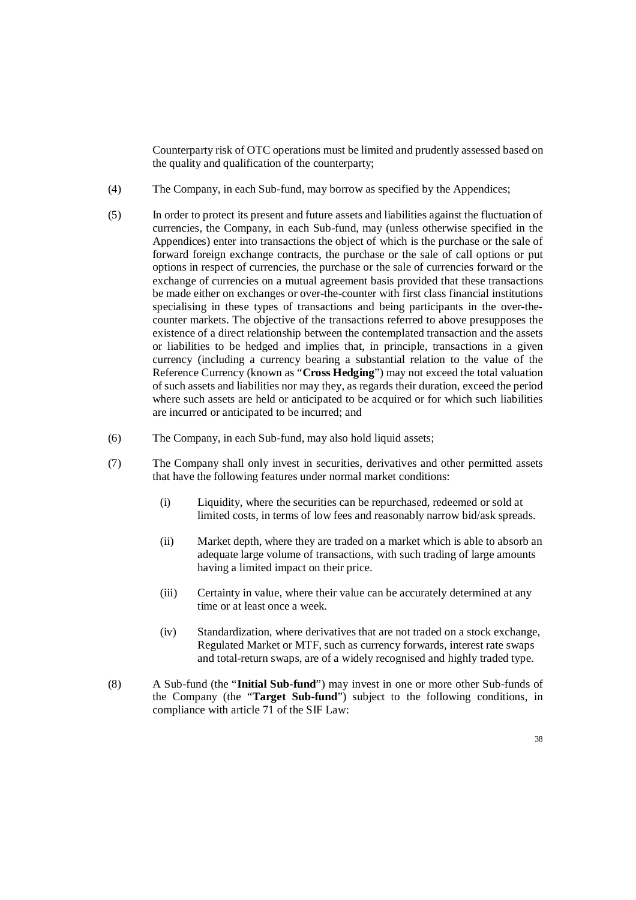Counterparty risk of OTC operations must be limited and prudently assessed based on the quality and qualification of the counterparty;

(4) The Company, in each Sub-fund, may borrow as specified by the Appendices;

(5) In order to protect its present and future assets and liabilities against the fluctuation of currencies, the Company, in each Sub-fund, may (unless otherwise specified in the Appendices) enter into transactions the object of which is the purchase or the sale of forward foreign exchange contracts, the purchase or the sale of call options or put options in respect of currencies, the purchase or the sale of currencies forward or the exchange of currencies on a mutual agreement basis provided that these transactions be made either on exchanges or over-the-counter with first class financial institutions specialising in these types of transactions and being participants in the over-the-counter markets. The objective of the transactions referred to above presupposes the existence of a direct relationship between the contemplated transaction and the assets or liabilities to be hedged and implies that, in principle, transactions in a given currency (including a currency bearing a substantial relation to the value of the Reference Currency (known as "**Cross Hedging**") may not exceed the total valuation of such assets and liabilities nor may they, as regards their duration, exceed the period where such assets are held or anticipated to be acquired or for which such liabilities are incurred or anticipated to be incurred; and

(6) The Company, in each Sub-fund, may also hold liquid assets;

(7) The Company shall only invest in securities, derivatives and other permitted assets that have the following features under normal market conditions:

   (i) Liquidity, where the securities can be repurchased, redeemed or sold at limited costs, in terms of low fees and reasonably narrow bid/ask spreads.

   (ii) Market depth, where they are traded on a market which is able to absorb an adequate large volume of transactions, with such trading of large amounts having a limited impact on their price.

   (iii) Certainty in value, where their value can be accurately determined at any time or at least once a week.

   (iv) Standardization, where derivatives that are not traded on a stock exchange, Regulated Market or MTF, such as currency forwards, interest rate swaps and total-return swaps, are of a widely recognised and highly traded type.

(8) A Sub-fund (the "**Initial Sub-fund**") may invest in one or more other Sub-funds of the Company (the "**Target Sub-fund**") subject to the following conditions, in compliance with article 71 of the SIF Law: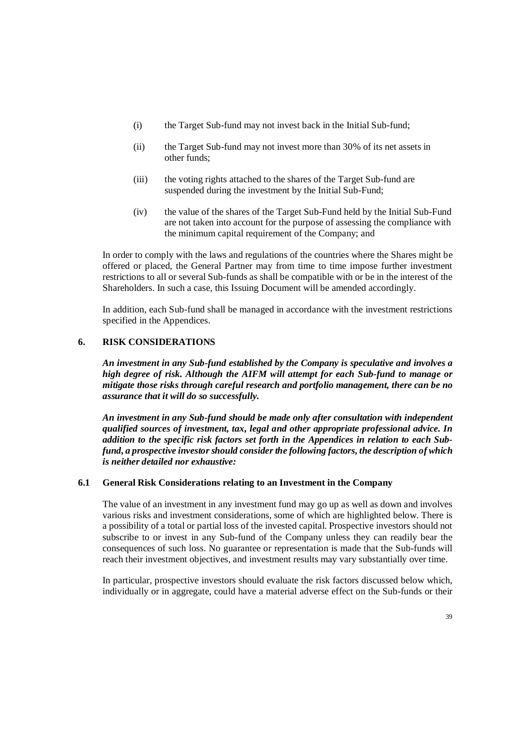(i) the Target Sub-fund may not invest back in the Initial Sub-fund;

(ii) the Target Sub-fund may not invest more than 30% of its net assets in other funds;

(iii) the voting rights attached to the shares of the Target Sub-fund are suspended during the investment by the Initial Sub-Fund;

(iv) the value of the shares of the Target Sub-Fund held by the Initial Sub-Fund are not taken into account for the purpose of assessing the compliance with the minimum capital requirement of the Company; and

In order to comply with the laws and regulations of the countries where the Shares might be offered or placed, the General Partner may from time to time impose further investment restrictions to all or several Sub-funds as shall be compatible with or be in the interest of the Shareholders. In such a case, this Issuing Document will be amended accordingly.

In addition, each Sub-fund shall be managed in accordance with the investment restrictions specified in the Appendices.

## 6. RISK CONSIDERATIONS

***An investment in any Sub-fund established by the Company is speculative and involves a high degree of risk. Although the AIFM will attempt for each Sub-fund to manage or mitigate those risks through careful research and portfolio management, there can be no assurance that it will do so successfully.***

***An investment in any Sub-fund should be made only after consultation with independent qualified sources of investment, tax, legal and other appropriate professional advice. In addition to the specific risk factors set forth in the Appendices in relation to each Sub-fund, a prospective investor should consider the following factors, the description of which is neither detailed nor exhaustive:***

### 6.1 General Risk Considerations relating to an Investment in the Company

The value of an investment in any investment fund may go up as well as down and involves various risks and investment considerations, some of which are highlighted below. There is a possibility of a total or partial loss of the invested capital. Prospective investors should not subscribe to or invest in any Sub-fund of the Company unless they can readily bear the consequences of such loss. No guarantee or representation is made that the Sub-funds will reach their investment objectives, and investment results may vary substantially over time.

In particular, prospective investors should evaluate the risk factors discussed below which, individually or in aggregate, could have a material adverse effect on the Sub-funds or their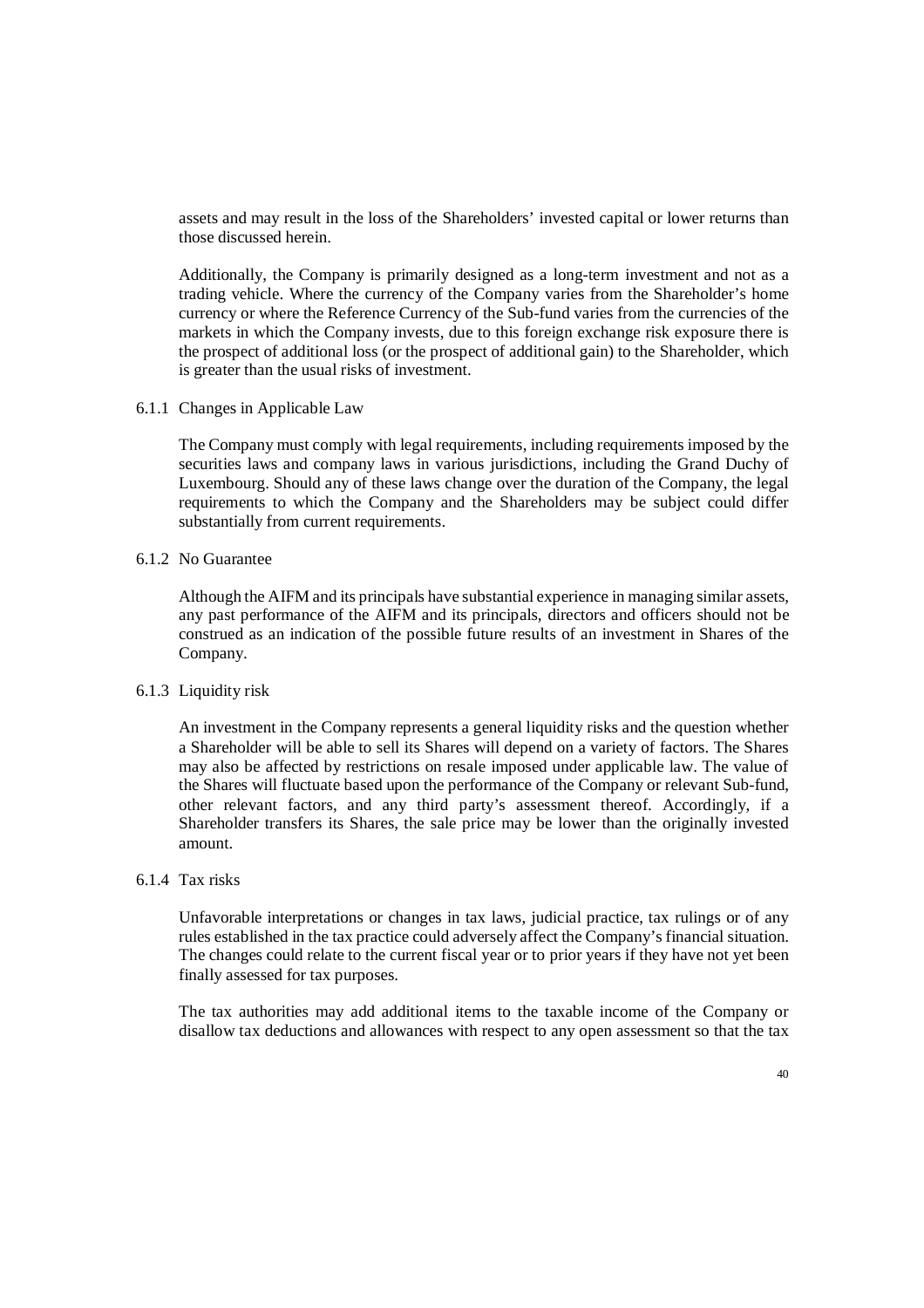assets and may result in the loss of the Shareholders' invested capital or lower returns than those discussed herein.

Additionally, the Company is primarily designed as a long-term investment and not as a trading vehicle. Where the currency of the Company varies from the Shareholder's home currency or where the Reference Currency of the Sub-fund varies from the currencies of the markets in which the Company invests, due to this foreign exchange risk exposure there is the prospect of additional loss (or the prospect of additional gain) to the Shareholder, which is greater than the usual risks of investment.

### 6.1.1 Changes in Applicable Law

The Company must comply with legal requirements, including requirements imposed by the securities laws and company laws in various jurisdictions, including the Grand Duchy of Luxembourg. Should any of these laws change over the duration of the Company, the legal requirements to which the Company and the Shareholders may be subject could differ substantially from current requirements.

### 6.1.2 No Guarantee

Although the AIFM and its principals have substantial experience in managing similar assets, any past performance of the AIFM and its principals, directors and officers should not be construed as an indication of the possible future results of an investment in Shares of the Company.

### 6.1.3 Liquidity risk

An investment in the Company represents a general liquidity risks and the question whether a Shareholder will be able to sell its Shares will depend on a variety of factors. The Shares may also be affected by restrictions on resale imposed under applicable law. The value of the Shares will fluctuate based upon the performance of the Company or relevant Sub-fund, other relevant factors, and any third party's assessment thereof. Accordingly, if a Shareholder transfers its Shares, the sale price may be lower than the originally invested amount.

### 6.1.4 Tax risks

Unfavorable interpretations or changes in tax laws, judicial practice, tax rulings or of any rules established in the tax practice could adversely affect the Company's financial situation. The changes could relate to the current fiscal year or to prior years if they have not yet been finally assessed for tax purposes.

The tax authorities may add additional items to the taxable income of the Company or disallow tax deductions and allowances with respect to any open assessment so that the tax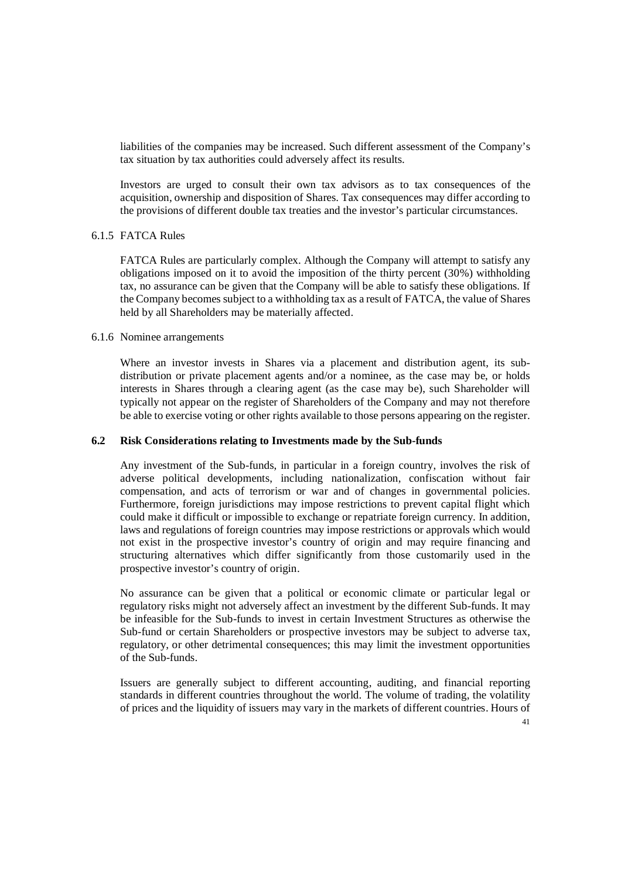liabilities of the companies may be increased. Such different assessment of the Company's tax situation by tax authorities could adversely affect its results.

Investors are urged to consult their own tax advisors as to tax consequences of the acquisition, ownership and disposition of Shares. Tax consequences may differ according to the provisions of different double tax treaties and the investor's particular circumstances.

#### 6.1.5 FATCA Rules

FATCA Rules are particularly complex. Although the Company will attempt to satisfy any obligations imposed on it to avoid the imposition of the thirty percent (30%) withholding tax, no assurance can be given that the Company will be able to satisfy these obligations. If the Company becomes subject to a withholding tax as a result of FATCA, the value of Shares held by all Shareholders may be materially affected.

#### 6.1.6 Nominee arrangements

Where an investor invests in Shares via a placement and distribution agent, its sub-distribution or private placement agents and/or a nominee, as the case may be, or holds interests in Shares through a clearing agent (as the case may be), such Shareholder will typically not appear on the register of Shareholders of the Company and may not therefore be able to exercise voting or other rights available to those persons appearing on the register.

### 6.2 Risk Considerations relating to Investments made by the Sub-funds

Any investment of the Sub-funds, in particular in a foreign country, involves the risk of adverse political developments, including nationalization, confiscation without fair compensation, and acts of terrorism or war and of changes in governmental policies. Furthermore, foreign jurisdictions may impose restrictions to prevent capital flight which could make it difficult or impossible to exchange or repatriate foreign currency. In addition, laws and regulations of foreign countries may impose restrictions or approvals which would not exist in the prospective investor's country of origin and may require financing and structuring alternatives which differ significantly from those customarily used in the prospective investor's country of origin.

No assurance can be given that a political or economic climate or particular legal or regulatory risks might not adversely affect an investment by the different Sub-funds. It may be infeasible for the Sub-funds to invest in certain Investment Structures as otherwise the Sub-fund or certain Shareholders or prospective investors may be subject to adverse tax, regulatory, or other detrimental consequences; this may limit the investment opportunities of the Sub-funds.

Issuers are generally subject to different accounting, auditing, and financial reporting standards in different countries throughout the world. The volume of trading, the volatility of prices and the liquidity of issuers may vary in the markets of different countries. Hours of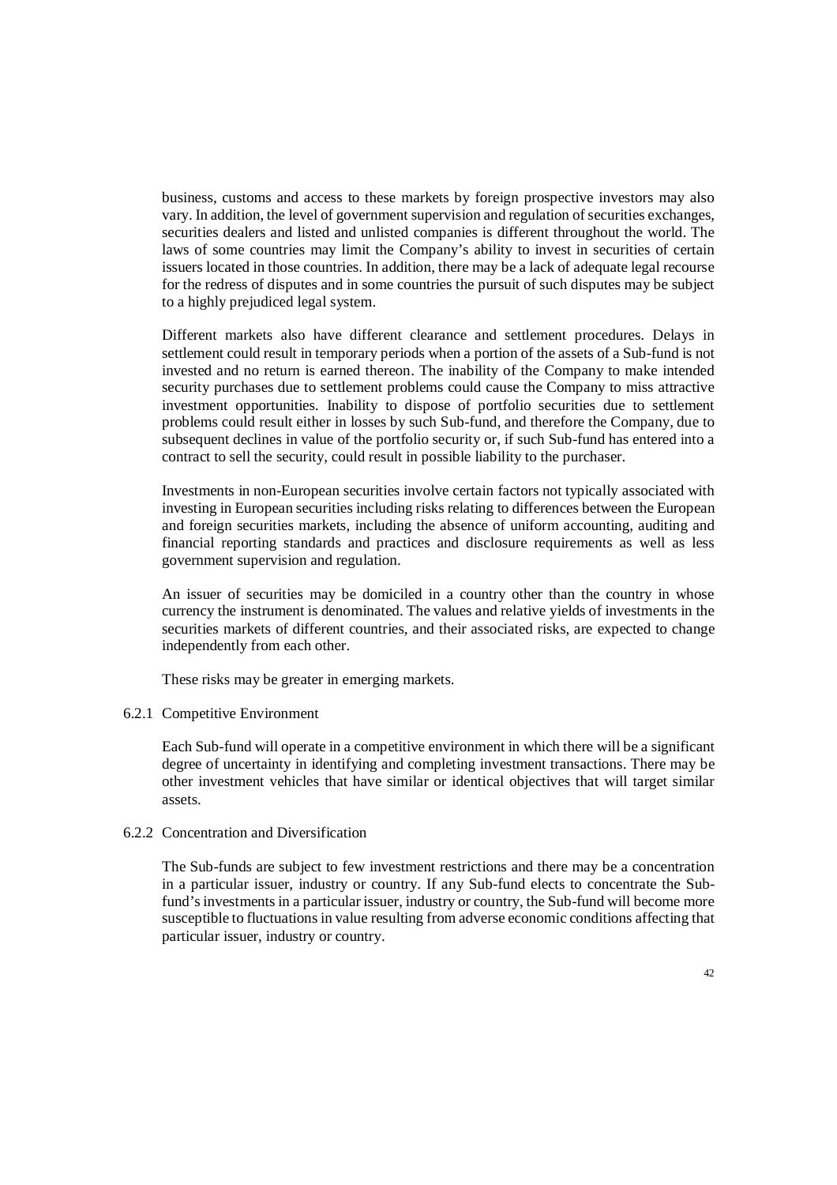business, customs and access to these markets by foreign prospective investors may also vary. In addition, the level of government supervision and regulation of securities exchanges, securities dealers and listed and unlisted companies is different throughout the world. The laws of some countries may limit the Company's ability to invest in securities of certain issuers located in those countries. In addition, there may be a lack of adequate legal recourse for the redress of disputes and in some countries the pursuit of such disputes may be subject to a highly prejudiced legal system.

Different markets also have different clearance and settlement procedures. Delays in settlement could result in temporary periods when a portion of the assets of a Sub-fund is not invested and no return is earned thereon. The inability of the Company to make intended security purchases due to settlement problems could cause the Company to miss attractive investment opportunities. Inability to dispose of portfolio securities due to settlement problems could result either in losses by such Sub-fund, and therefore the Company, due to subsequent declines in value of the portfolio security or, if such Sub-fund has entered into a contract to sell the security, could result in possible liability to the purchaser.

Investments in non-European securities involve certain factors not typically associated with investing in European securities including risks relating to differences between the European and foreign securities markets, including the absence of uniform accounting, auditing and financial reporting standards and practices and disclosure requirements as well as less government supervision and regulation.

An issuer of securities may be domiciled in a country other than the country in whose currency the instrument is denominated. The values and relative yields of investments in the securities markets of different countries, and their associated risks, are expected to change independently from each other.

These risks may be greater in emerging markets.

### 6.2.1 Competitive Environment

Each Sub-fund will operate in a competitive environment in which there will be a significant degree of uncertainty in identifying and completing investment transactions. There may be other investment vehicles that have similar or identical objectives that will target similar assets.

### 6.2.2 Concentration and Diversification

The Sub-funds are subject to few investment restrictions and there may be a concentration in a particular issuer, industry or country. If any Sub-fund elects to concentrate the Sub-fund's investments in a particular issuer, industry or country, the Sub-fund will become more susceptible to fluctuations in value resulting from adverse economic conditions affecting that particular issuer, industry or country.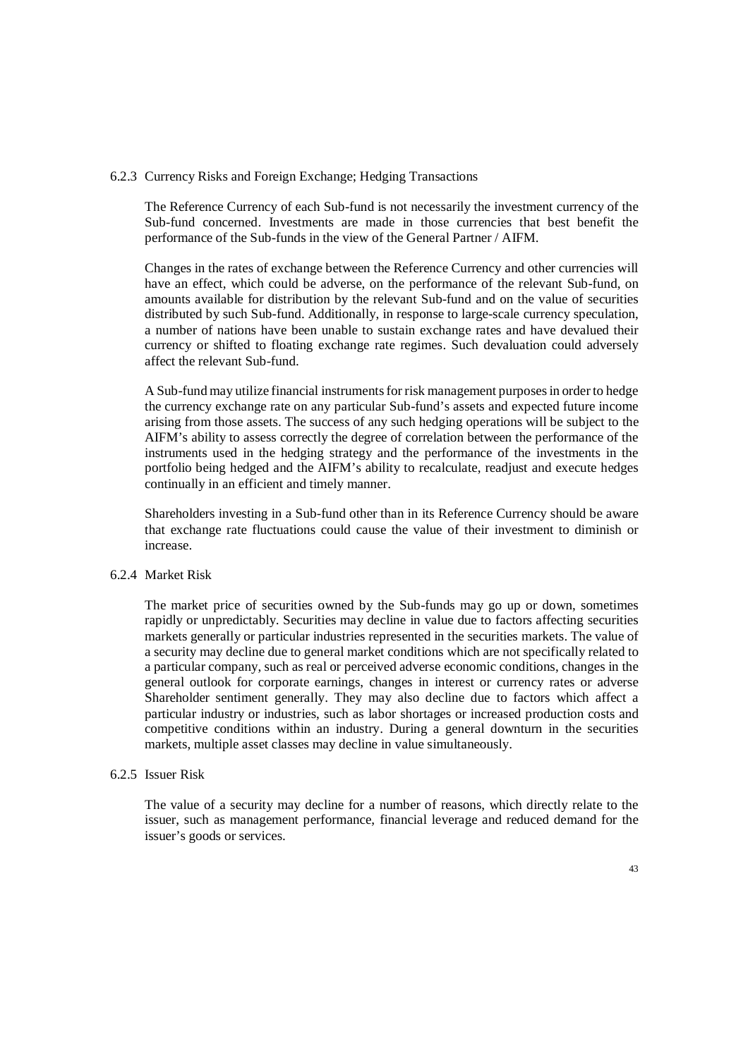### 6.2.3 Currency Risks and Foreign Exchange; Hedging Transactions

The Reference Currency of each Sub-fund is not necessarily the investment currency of the Sub-fund concerned. Investments are made in those currencies that best benefit the performance of the Sub-funds in the view of the General Partner / AIFM.

Changes in the rates of exchange between the Reference Currency and other currencies will have an effect, which could be adverse, on the performance of the relevant Sub-fund, on amounts available for distribution by the relevant Sub-fund and on the value of securities distributed by such Sub-fund. Additionally, in response to large-scale currency speculation, a number of nations have been unable to sustain exchange rates and have devalued their currency or shifted to floating exchange rate regimes. Such devaluation could adversely affect the relevant Sub-fund.

A Sub-fund may utilize financial instruments for risk management purposes in order to hedge the currency exchange rate on any particular Sub-fund's assets and expected future income arising from those assets. The success of any such hedging operations will be subject to the AIFM's ability to assess correctly the degree of correlation between the performance of the instruments used in the hedging strategy and the performance of the investments in the portfolio being hedged and the AIFM's ability to recalculate, readjust and execute hedges continually in an efficient and timely manner.

Shareholders investing in a Sub-fund other than in its Reference Currency should be aware that exchange rate fluctuations could cause the value of their investment to diminish or increase.

### 6.2.4 Market Risk

The market price of securities owned by the Sub-funds may go up or down, sometimes rapidly or unpredictably. Securities may decline in value due to factors affecting securities markets generally or particular industries represented in the securities markets. The value of a security may decline due to general market conditions which are not specifically related to a particular company, such as real or perceived adverse economic conditions, changes in the general outlook for corporate earnings, changes in interest or currency rates or adverse Shareholder sentiment generally. They may also decline due to factors which affect a particular industry or industries, such as labor shortages or increased production costs and competitive conditions within an industry. During a general downturn in the securities markets, multiple asset classes may decline in value simultaneously.

### 6.2.5 Issuer Risk

The value of a security may decline for a number of reasons, which directly relate to the issuer, such as management performance, financial leverage and reduced demand for the issuer's goods or services.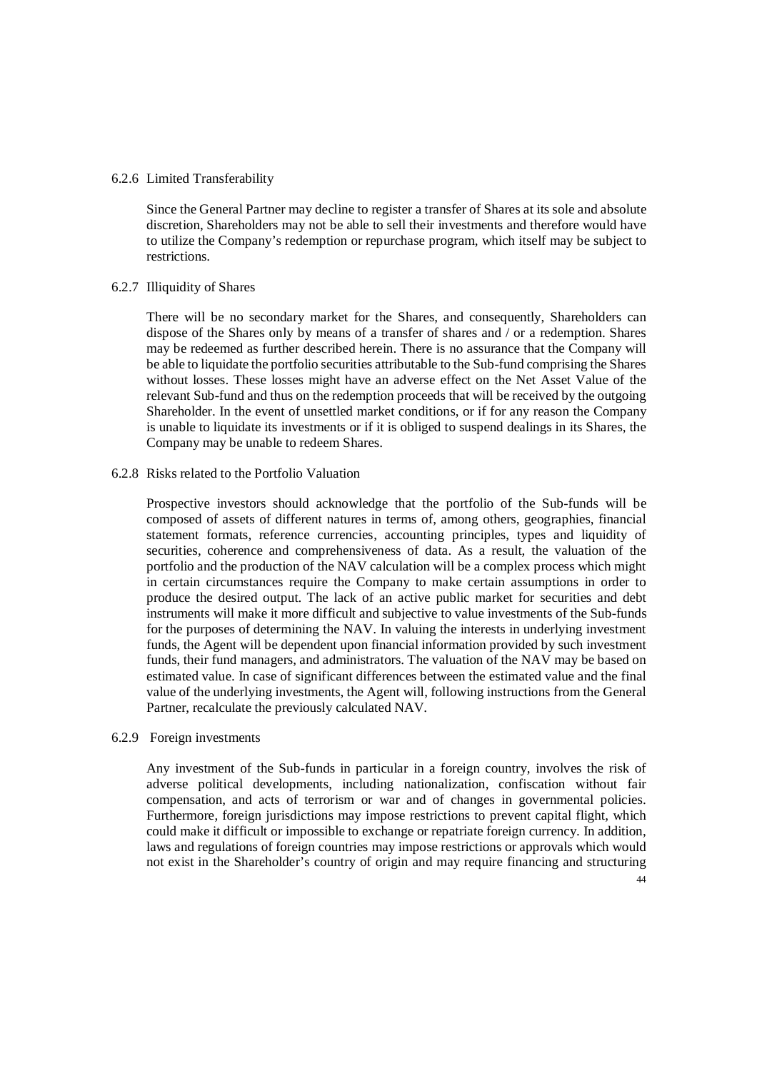#### 6.2.6 Limited Transferability

Since the General Partner may decline to register a transfer of Shares at its sole and absolute discretion, Shareholders may not be able to sell their investments and therefore would have to utilize the Company's redemption or repurchase program, which itself may be subject to restrictions.

#### 6.2.7 Illiquidity of Shares

There will be no secondary market for the Shares, and consequently, Shareholders can dispose of the Shares only by means of a transfer of shares and / or a redemption. Shares may be redeemed as further described herein. There is no assurance that the Company will be able to liquidate the portfolio securities attributable to the Sub-fund comprising the Shares without losses. These losses might have an adverse effect on the Net Asset Value of the relevant Sub-fund and thus on the redemption proceeds that will be received by the outgoing Shareholder. In the event of unsettled market conditions, or if for any reason the Company is unable to liquidate its investments or if it is obliged to suspend dealings in its Shares, the Company may be unable to redeem Shares.

#### 6.2.8 Risks related to the Portfolio Valuation

Prospective investors should acknowledge that the portfolio of the Sub-funds will be composed of assets of different natures in terms of, among others, geographies, financial statement formats, reference currencies, accounting principles, types and liquidity of securities, coherence and comprehensiveness of data. As a result, the valuation of the portfolio and the production of the NAV calculation will be a complex process which might in certain circumstances require the Company to make certain assumptions in order to produce the desired output. The lack of an active public market for securities and debt instruments will make it more difficult and subjective to value investments of the Sub-funds for the purposes of determining the NAV. In valuing the interests in underlying investment funds, the Agent will be dependent upon financial information provided by such investment funds, their fund managers, and administrators. The valuation of the NAV may be based on estimated value. In case of significant differences between the estimated value and the final value of the underlying investments, the Agent will, following instructions from the General Partner, recalculate the previously calculated NAV.

#### 6.2.9 Foreign investments

Any investment of the Sub-funds in particular in a foreign country, involves the risk of adverse political developments, including nationalization, confiscation without fair compensation, and acts of terrorism or war and of changes in governmental policies. Furthermore, foreign jurisdictions may impose restrictions to prevent capital flight, which could make it difficult or impossible to exchange or repatriate foreign currency. In addition, laws and regulations of foreign countries may impose restrictions or approvals which would not exist in the Shareholder's country of origin and may require financing and structuring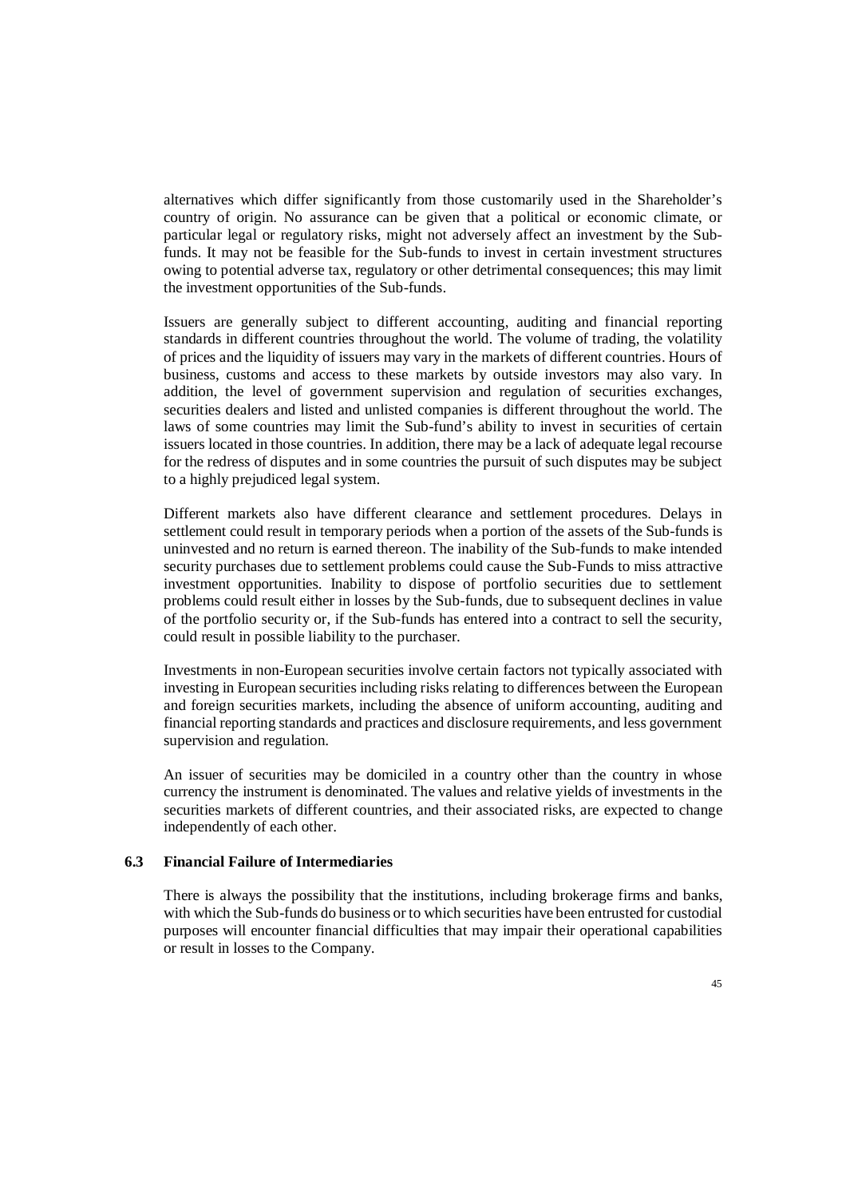alternatives which differ significantly from those customarily used in the Shareholder's country of origin. No assurance can be given that a political or economic climate, or particular legal or regulatory risks, might not adversely affect an investment by the Sub-funds. It may not be feasible for the Sub-funds to invest in certain investment structures owing to potential adverse tax, regulatory or other detrimental consequences; this may limit the investment opportunities of the Sub-funds.

Issuers are generally subject to different accounting, auditing and financial reporting standards in different countries throughout the world. The volume of trading, the volatility of prices and the liquidity of issuers may vary in the markets of different countries. Hours of business, customs and access to these markets by outside investors may also vary. In addition, the level of government supervision and regulation of securities exchanges, securities dealers and listed and unlisted companies is different throughout the world. The laws of some countries may limit the Sub-fund's ability to invest in securities of certain issuers located in those countries. In addition, there may be a lack of adequate legal recourse for the redress of disputes and in some countries the pursuit of such disputes may be subject to a highly prejudiced legal system.

Different markets also have different clearance and settlement procedures. Delays in settlement could result in temporary periods when a portion of the assets of the Sub-funds is uninvested and no return is earned thereon. The inability of the Sub-funds to make intended security purchases due to settlement problems could cause the Sub-Funds to miss attractive investment opportunities. Inability to dispose of portfolio securities due to settlement problems could result either in losses by the Sub-funds, due to subsequent declines in value of the portfolio security or, if the Sub-funds has entered into a contract to sell the security, could result in possible liability to the purchaser.

Investments in non-European securities involve certain factors not typically associated with investing in European securities including risks relating to differences between the European and foreign securities markets, including the absence of uniform accounting, auditing and financial reporting standards and practices and disclosure requirements, and less government supervision and regulation.

An issuer of securities may be domiciled in a country other than the country in whose currency the instrument is denominated. The values and relative yields of investments in the securities markets of different countries, and their associated risks, are expected to change independently of each other.

### 6.3 Financial Failure of Intermediaries

There is always the possibility that the institutions, including brokerage firms and banks, with which the Sub-funds do business or to which securities have been entrusted for custodial purposes will encounter financial difficulties that may impair their operational capabilities or result in losses to the Company.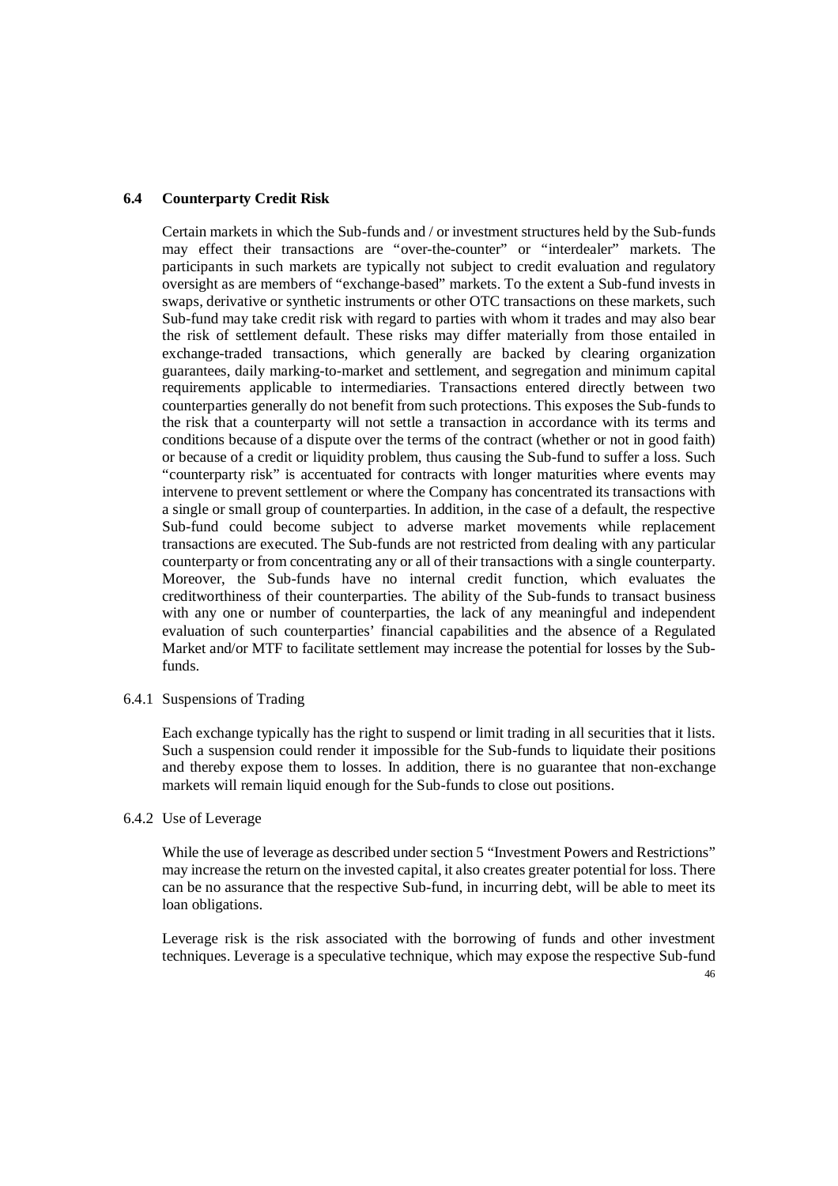## 6.4 Counterparty Credit Risk

Certain markets in which the Sub-funds and / or investment structures held by the Sub-funds may effect their transactions are "over-the-counter" or "interdealer" markets. The participants in such markets are typically not subject to credit evaluation and regulatory oversight as are members of "exchange-based" markets. To the extent a Sub-fund invests in swaps, derivative or synthetic instruments or other OTC transactions on these markets, such Sub-fund may take credit risk with regard to parties with whom it trades and may also bear the risk of settlement default. These risks may differ materially from those entailed in exchange-traded transactions, which generally are backed by clearing organization guarantees, daily marking-to-market and settlement, and segregation and minimum capital requirements applicable to intermediaries. Transactions entered directly between two counterparties generally do not benefit from such protections. This exposes the Sub-funds to the risk that a counterparty will not settle a transaction in accordance with its terms and conditions because of a dispute over the terms of the contract (whether or not in good faith) or because of a credit or liquidity problem, thus causing the Sub-fund to suffer a loss. Such "counterparty risk" is accentuated for contracts with longer maturities where events may intervene to prevent settlement or where the Company has concentrated its transactions with a single or small group of counterparties. In addition, in the case of a default, the respective Sub-fund could become subject to adverse market movements while replacement transactions are executed. The Sub-funds are not restricted from dealing with any particular counterparty or from concentrating any or all of their transactions with a single counterparty. Moreover, the Sub-funds have no internal credit function, which evaluates the creditworthiness of their counterparties. The ability of the Sub-funds to transact business with any one or number of counterparties, the lack of any meaningful and independent evaluation of such counterparties' financial capabilities and the absence of a Regulated Market and/or MTF to facilitate settlement may increase the potential for losses by the Sub-funds.

### 6.4.1 Suspensions of Trading

Each exchange typically has the right to suspend or limit trading in all securities that it lists. Such a suspension could render it impossible for the Sub-funds to liquidate their positions and thereby expose them to losses. In addition, there is no guarantee that non-exchange markets will remain liquid enough for the Sub-funds to close out positions.

### 6.4.2 Use of Leverage

While the use of leverage as described under section 5 "Investment Powers and Restrictions" may increase the return on the invested capital, it also creates greater potential for loss. There can be no assurance that the respective Sub-fund, in incurring debt, will be able to meet its loan obligations.

Leverage risk is the risk associated with the borrowing of funds and other investment techniques. Leverage is a speculative technique, which may expose the respective Sub-fund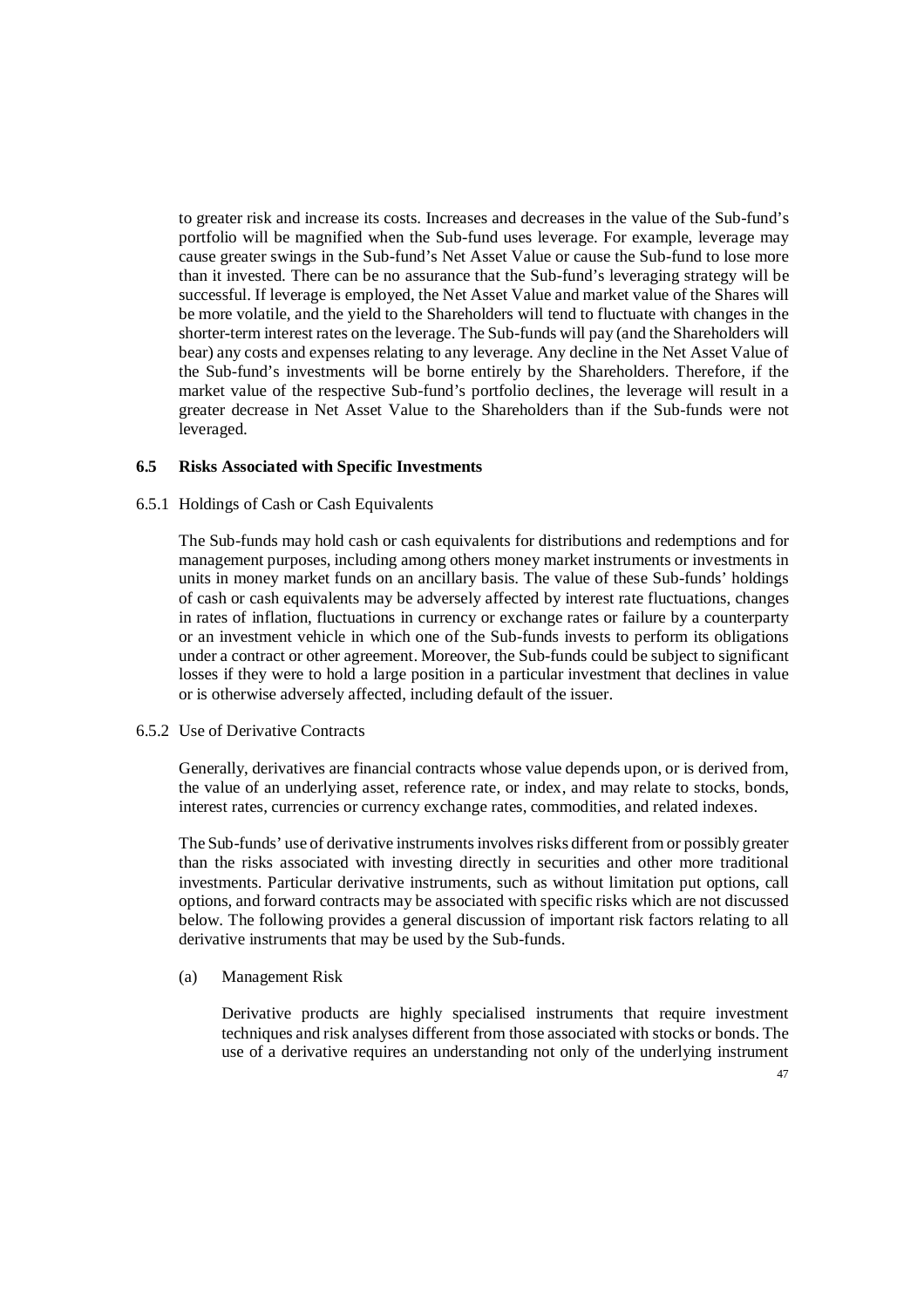to greater risk and increase its costs. Increases and decreases in the value of the Sub-fund's portfolio will be magnified when the Sub-fund uses leverage. For example, leverage may cause greater swings in the Sub-fund's Net Asset Value or cause the Sub-fund to lose more than it invested. There can be no assurance that the Sub-fund's leveraging strategy will be successful. If leverage is employed, the Net Asset Value and market value of the Shares will be more volatile, and the yield to the Shareholders will tend to fluctuate with changes in the shorter-term interest rates on the leverage. The Sub-funds will pay (and the Shareholders will bear) any costs and expenses relating to any leverage. Any decline in the Net Asset Value of the Sub-fund's investments will be borne entirely by the Shareholders. Therefore, if the market value of the respective Sub-fund's portfolio declines, the leverage will result in a greater decrease in Net Asset Value to the Shareholders than if the Sub-funds were not leveraged.

### 6.5 Risks Associated with Specific Investments

#### 6.5.1 Holdings of Cash or Cash Equivalents

The Sub-funds may hold cash or cash equivalents for distributions and redemptions and for management purposes, including among others money market instruments or investments in units in money market funds on an ancillary basis. The value of these Sub-funds' holdings of cash or cash equivalents may be adversely affected by interest rate fluctuations, changes in rates of inflation, fluctuations in currency or exchange rates or failure by a counterparty or an investment vehicle in which one of the Sub-funds invests to perform its obligations under a contract or other agreement. Moreover, the Sub-funds could be subject to significant losses if they were to hold a large position in a particular investment that declines in value or is otherwise adversely affected, including default of the issuer.

#### 6.5.2 Use of Derivative Contracts

Generally, derivatives are financial contracts whose value depends upon, or is derived from, the value of an underlying asset, reference rate, or index, and may relate to stocks, bonds, interest rates, currencies or currency exchange rates, commodities, and related indexes.

The Sub-funds' use of derivative instruments involves risks different from or possibly greater than the risks associated with investing directly in securities and other more traditional investments. Particular derivative instruments, such as without limitation put options, call options, and forward contracts may be associated with specific risks which are not discussed below. The following provides a general discussion of important risk factors relating to all derivative instruments that may be used by the Sub-funds.

(a) Management Risk

Derivative products are highly specialised instruments that require investment techniques and risk analyses different from those associated with stocks or bonds. The use of a derivative requires an understanding not only of the underlying instrument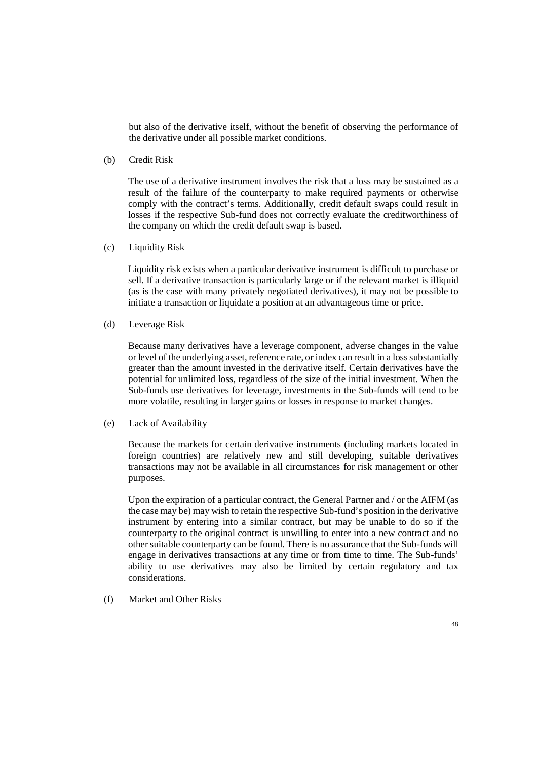but also of the derivative itself, without the benefit of observing the performance of the derivative under all possible market conditions.

(b) Credit Risk

The use of a derivative instrument involves the risk that a loss may be sustained as a result of the failure of the counterparty to make required payments or otherwise comply with the contract's terms. Additionally, credit default swaps could result in losses if the respective Sub-fund does not correctly evaluate the creditworthiness of the company on which the credit default swap is based.

(c) Liquidity Risk

Liquidity risk exists when a particular derivative instrument is difficult to purchase or sell. If a derivative transaction is particularly large or if the relevant market is illiquid (as is the case with many privately negotiated derivatives), it may not be possible to initiate a transaction or liquidate a position at an advantageous time or price.

(d) Leverage Risk

Because many derivatives have a leverage component, adverse changes in the value or level of the underlying asset, reference rate, or index can result in a loss substantially greater than the amount invested in the derivative itself. Certain derivatives have the potential for unlimited loss, regardless of the size of the initial investment. When the Sub-funds use derivatives for leverage, investments in the Sub-funds will tend to be more volatile, resulting in larger gains or losses in response to market changes.

(e) Lack of Availability

Because the markets for certain derivative instruments (including markets located in foreign countries) are relatively new and still developing, suitable derivatives transactions may not be available in all circumstances for risk management or other purposes.

Upon the expiration of a particular contract, the General Partner and / or the AIFM (as the case may be) may wish to retain the respective Sub-fund's position in the derivative instrument by entering into a similar contract, but may be unable to do so if the counterparty to the original contract is unwilling to enter into a new contract and no other suitable counterparty can be found. There is no assurance that the Sub-funds will engage in derivatives transactions at any time or from time to time. The Sub-funds' ability to use derivatives may also be limited by certain regulatory and tax considerations.

(f) Market and Other Risks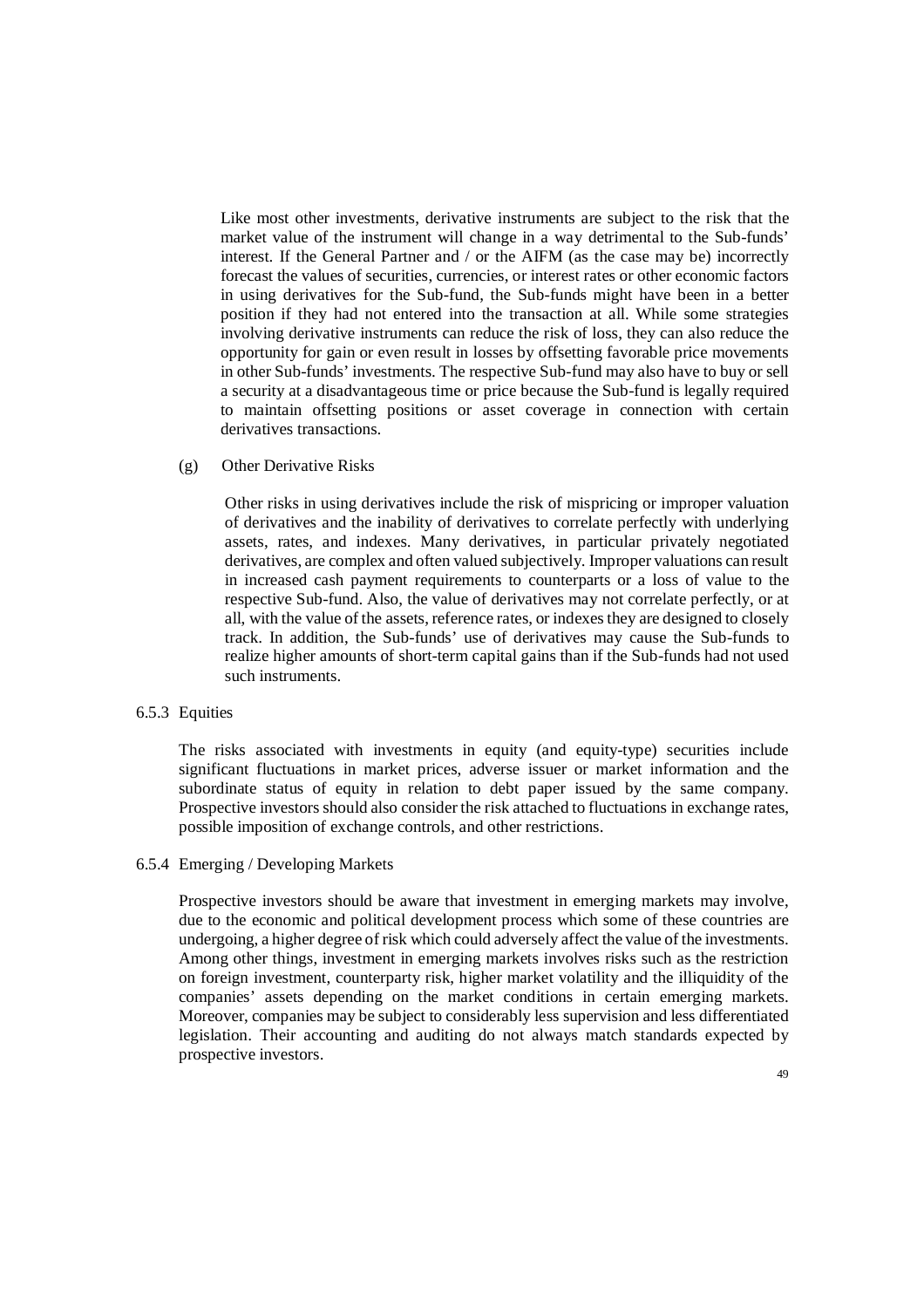Like most other investments, derivative instruments are subject to the risk that the market value of the instrument will change in a way detrimental to the Sub-funds' interest. If the General Partner and / or the AIFM (as the case may be) incorrectly forecast the values of securities, currencies, or interest rates or other economic factors in using derivatives for the Sub-fund, the Sub-funds might have been in a better position if they had not entered into the transaction at all. While some strategies involving derivative instruments can reduce the risk of loss, they can also reduce the opportunity for gain or even result in losses by offsetting favorable price movements in other Sub-funds' investments. The respective Sub-fund may also have to buy or sell a security at a disadvantageous time or price because the Sub-fund is legally required to maintain offsetting positions or asset coverage in connection with certain derivatives transactions.

(g) Other Derivative Risks

Other risks in using derivatives include the risk of mispricing or improper valuation of derivatives and the inability of derivatives to correlate perfectly with underlying assets, rates, and indexes. Many derivatives, in particular privately negotiated derivatives, are complex and often valued subjectively. Improper valuations can result in increased cash payment requirements to counterparts or a loss of value to the respective Sub-fund. Also, the value of derivatives may not correlate perfectly, or at all, with the value of the assets, reference rates, or indexes they are designed to closely track. In addition, the Sub-funds' use of derivatives may cause the Sub-funds to realize higher amounts of short-term capital gains than if the Sub-funds had not used such instruments.

### 6.5.3 Equities

The risks associated with investments in equity (and equity-type) securities include significant fluctuations in market prices, adverse issuer or market information and the subordinate status of equity in relation to debt paper issued by the same company. Prospective investors should also consider the risk attached to fluctuations in exchange rates, possible imposition of exchange controls, and other restrictions.

### 6.5.4 Emerging / Developing Markets

Prospective investors should be aware that investment in emerging markets may involve, due to the economic and political development process which some of these countries are undergoing, a higher degree of risk which could adversely affect the value of the investments. Among other things, investment in emerging markets involves risks such as the restriction on foreign investment, counterparty risk, higher market volatility and the illiquidity of the companies' assets depending on the market conditions in certain emerging markets. Moreover, companies may be subject to considerably less supervision and less differentiated legislation. Their accounting and auditing do not always match standards expected by prospective investors.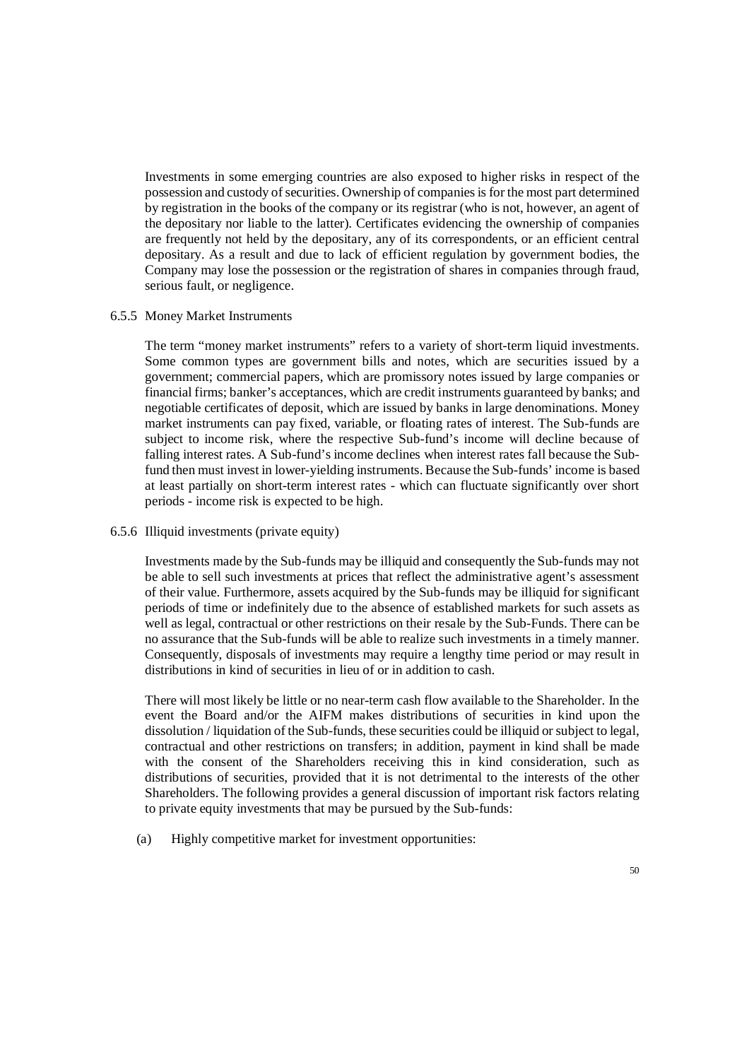Investments in some emerging countries are also exposed to higher risks in respect of the possession and custody of securities. Ownership of companies is for the most part determined by registration in the books of the company or its registrar (who is not, however, an agent of the depositary nor liable to the latter). Certificates evidencing the ownership of companies are frequently not held by the depositary, any of its correspondents, or an efficient central depositary. As a result and due to lack of efficient regulation by government bodies, the Company may lose the possession or the registration of shares in companies through fraud, serious fault, or negligence.

### 6.5.5 Money Market Instruments

The term "money market instruments" refers to a variety of short-term liquid investments. Some common types are government bills and notes, which are securities issued by a government; commercial papers, which are promissory notes issued by large companies or financial firms; banker's acceptances, which are credit instruments guaranteed by banks; and negotiable certificates of deposit, which are issued by banks in large denominations. Money market instruments can pay fixed, variable, or floating rates of interest. The Sub-funds are subject to income risk, where the respective Sub-fund's income will decline because of falling interest rates. A Sub-fund's income declines when interest rates fall because the Sub-fund then must invest in lower-yielding instruments. Because the Sub-funds' income is based at least partially on short-term interest rates - which can fluctuate significantly over short periods - income risk is expected to be high.

### 6.5.6 Illiquid investments (private equity)

Investments made by the Sub-funds may be illiquid and consequently the Sub-funds may not be able to sell such investments at prices that reflect the administrative agent's assessment of their value. Furthermore, assets acquired by the Sub-funds may be illiquid for significant periods of time or indefinitely due to the absence of established markets for such assets as well as legal, contractual or other restrictions on their resale by the Sub-Funds. There can be no assurance that the Sub-funds will be able to realize such investments in a timely manner. Consequently, disposals of investments may require a lengthy time period or may result in distributions in kind of securities in lieu of or in addition to cash.

There will most likely be little or no near-term cash flow available to the Shareholder. In the event the Board and/or the AIFM makes distributions of securities in kind upon the dissolution / liquidation of the Sub-funds, these securities could be illiquid or subject to legal, contractual and other restrictions on transfers; in addition, payment in kind shall be made with the consent of the Shareholders receiving this in kind consideration, such as distributions of securities, provided that it is not detrimental to the interests of the other Shareholders. The following provides a general discussion of important risk factors relating to private equity investments that may be pursued by the Sub-funds:

(a) Highly competitive market for investment opportunities: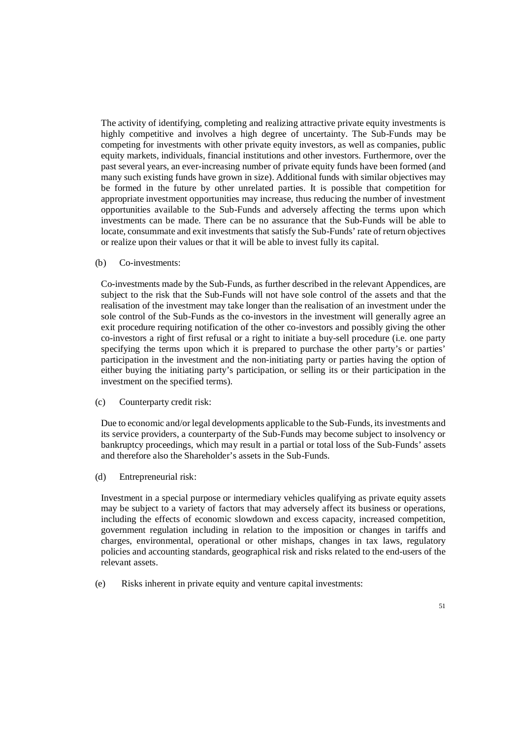The activity of identifying, completing and realizing attractive private equity investments is highly competitive and involves a high degree of uncertainty. The Sub-Funds may be competing for investments with other private equity investors, as well as companies, public equity markets, individuals, financial institutions and other investors. Furthermore, over the past several years, an ever-increasing number of private equity funds have been formed (and many such existing funds have grown in size). Additional funds with similar objectives may be formed in the future by other unrelated parties. It is possible that competition for appropriate investment opportunities may increase, thus reducing the number of investment opportunities available to the Sub-Funds and adversely affecting the terms upon which investments can be made. There can be no assurance that the Sub-Funds will be able to locate, consummate and exit investments that satisfy the Sub-Funds' rate of return objectives or realize upon their values or that it will be able to invest fully its capital.

(b) Co-investments:

Co-investments made by the Sub-Funds, as further described in the relevant Appendices, are subject to the risk that the Sub-Funds will not have sole control of the assets and that the realisation of the investment may take longer than the realisation of an investment under the sole control of the Sub-Funds as the co-investors in the investment will generally agree an exit procedure requiring notification of the other co-investors and possibly giving the other co-investors a right of first refusal or a right to initiate a buy-sell procedure (i.e. one party specifying the terms upon which it is prepared to purchase the other party's or parties' participation in the investment and the non-initiating party or parties having the option of either buying the initiating party's participation, or selling its or their participation in the investment on the specified terms).

(c) Counterparty credit risk:

Due to economic and/or legal developments applicable to the Sub-Funds, its investments and its service providers, a counterparty of the Sub-Funds may become subject to insolvency or bankruptcy proceedings, which may result in a partial or total loss of the Sub-Funds' assets and therefore also the Shareholder's assets in the Sub-Funds.

(d) Entrepreneurial risk:

Investment in a special purpose or intermediary vehicles qualifying as private equity assets may be subject to a variety of factors that may adversely affect its business or operations, including the effects of economic slowdown and excess capacity, increased competition, government regulation including in relation to the imposition or changes in tariffs and charges, environmental, operational or other mishaps, changes in tax laws, regulatory policies and accounting standards, geographical risk and risks related to the end-users of the relevant assets.

(e) Risks inherent in private equity and venture capital investments: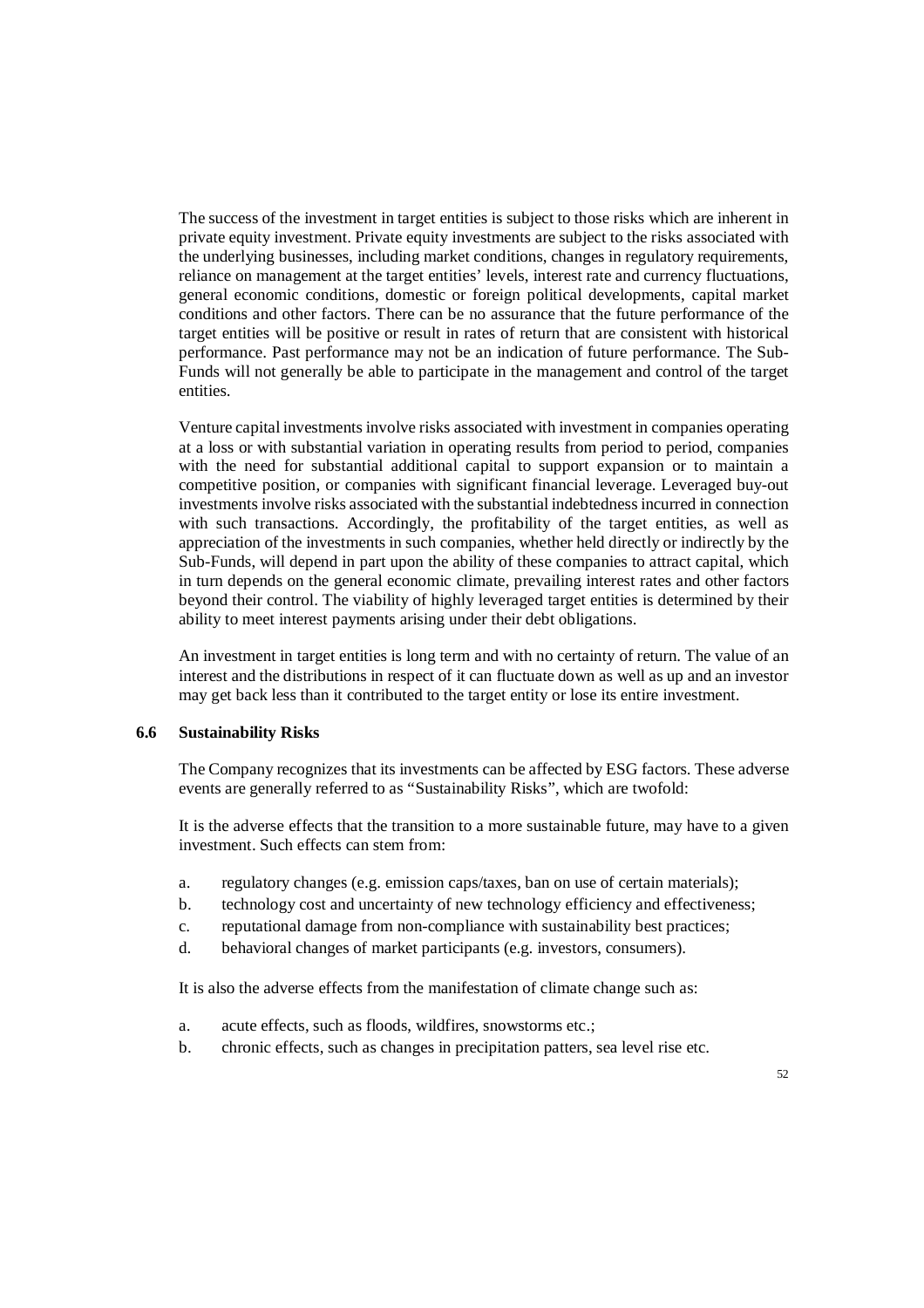The success of the investment in target entities is subject to those risks which are inherent in private equity investment. Private equity investments are subject to the risks associated with the underlying businesses, including market conditions, changes in regulatory requirements, reliance on management at the target entities' levels, interest rate and currency fluctuations, general economic conditions, domestic or foreign political developments, capital market conditions and other factors. There can be no assurance that the future performance of the target entities will be positive or result in rates of return that are consistent with historical performance. Past performance may not be an indication of future performance. The Sub-Funds will not generally be able to participate in the management and control of the target entities.

Venture capital investments involve risks associated with investment in companies operating at a loss or with substantial variation in operating results from period to period, companies with the need for substantial additional capital to support expansion or to maintain a competitive position, or companies with significant financial leverage. Leveraged buy-out investments involve risks associated with the substantial indebtedness incurred in connection with such transactions. Accordingly, the profitability of the target entities, as well as appreciation of the investments in such companies, whether held directly or indirectly by the Sub-Funds, will depend in part upon the ability of these companies to attract capital, which in turn depends on the general economic climate, prevailing interest rates and other factors beyond their control. The viability of highly leveraged target entities is determined by their ability to meet interest payments arising under their debt obligations.

An investment in target entities is long term and with no certainty of return. The value of an interest and the distributions in respect of it can fluctuate down as well as up and an investor may get back less than it contributed to the target entity or lose its entire investment.

### 6.6 Sustainability Risks

The Company recognizes that its investments can be affected by ESG factors. These adverse events are generally referred to as "Sustainability Risks", which are twofold:

It is the adverse effects that the transition to a more sustainable future, may have to a given investment. Such effects can stem from:

a. regulatory changes (e.g. emission caps/taxes, ban on use of certain materials);
b. technology cost and uncertainty of new technology efficiency and effectiveness;
c. reputational damage from non-compliance with sustainability best practices;
d. behavioral changes of market participants (e.g. investors, consumers).

It is also the adverse effects from the manifestation of climate change such as:

a. acute effects, such as floods, wildfires, snowstorms etc.;
b. chronic effects, such as changes in precipitation patters, sea level rise etc.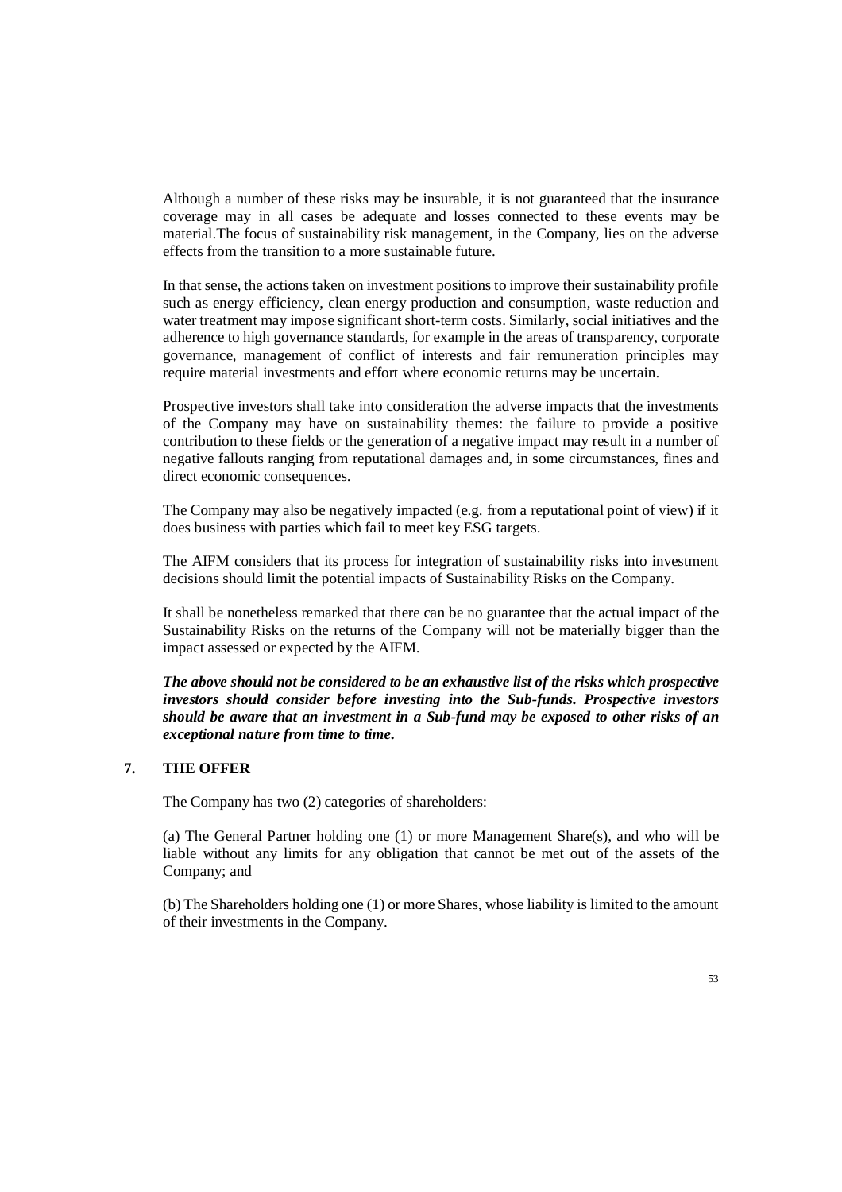Although a number of these risks may be insurable, it is not guaranteed that the insurance coverage may in all cases be adequate and losses connected to these events may be material.The focus of sustainability risk management, in the Company, lies on the adverse effects from the transition to a more sustainable future.

In that sense, the actions taken on investment positions to improve their sustainability profile such as energy efficiency, clean energy production and consumption, waste reduction and water treatment may impose significant short-term costs. Similarly, social initiatives and the adherence to high governance standards, for example in the areas of transparency, corporate governance, management of conflict of interests and fair remuneration principles may require material investments and effort where economic returns may be uncertain.

Prospective investors shall take into consideration the adverse impacts that the investments of the Company may have on sustainability themes: the failure to provide a positive contribution to these fields or the generation of a negative impact may result in a number of negative fallouts ranging from reputational damages and, in some circumstances, fines and direct economic consequences.

The Company may also be negatively impacted (e.g. from a reputational point of view) if it does business with parties which fail to meet key ESG targets.

The AIFM considers that its process for integration of sustainability risks into investment decisions should limit the potential impacts of Sustainability Risks on the Company.

It shall be nonetheless remarked that there can be no guarantee that the actual impact of the Sustainability Risks on the returns of the Company will not be materially bigger than the impact assessed or expected by the AIFM.

***The above should not be considered to be an exhaustive list of the risks which prospective investors should consider before investing into the Sub-funds. Prospective investors should be aware that an investment in a Sub-fund may be exposed to other risks of an exceptional nature from time to time.***

## 7. THE OFFER

The Company has two (2) categories of shareholders:

(a) The General Partner holding one (1) or more Management Share(s), and who will be liable without any limits for any obligation that cannot be met out of the assets of the Company; and

(b) The Shareholders holding one (1) or more Shares, whose liability is limited to the amount of their investments in the Company.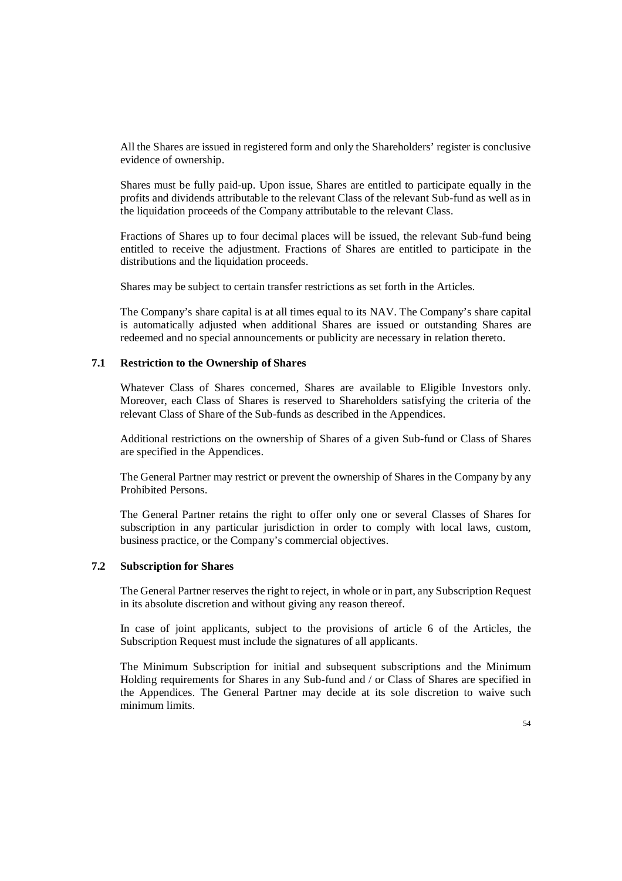All the Shares are issued in registered form and only the Shareholders' register is conclusive evidence of ownership.

Shares must be fully paid-up. Upon issue, Shares are entitled to participate equally in the profits and dividends attributable to the relevant Class of the relevant Sub-fund as well as in the liquidation proceeds of the Company attributable to the relevant Class.

Fractions of Shares up to four decimal places will be issued, the relevant Sub-fund being entitled to receive the adjustment. Fractions of Shares are entitled to participate in the distributions and the liquidation proceeds.

Shares may be subject to certain transfer restrictions as set forth in the Articles.

The Company's share capital is at all times equal to its NAV. The Company's share capital is automatically adjusted when additional Shares are issued or outstanding Shares are redeemed and no special announcements or publicity are necessary in relation thereto.

### 7.1 Restriction to the Ownership of Shares

Whatever Class of Shares concerned, Shares are available to Eligible Investors only. Moreover, each Class of Shares is reserved to Shareholders satisfying the criteria of the relevant Class of Share of the Sub-funds as described in the Appendices.

Additional restrictions on the ownership of Shares of a given Sub-fund or Class of Shares are specified in the Appendices.

The General Partner may restrict or prevent the ownership of Shares in the Company by any Prohibited Persons.

The General Partner retains the right to offer only one or several Classes of Shares for subscription in any particular jurisdiction in order to comply with local laws, custom, business practice, or the Company's commercial objectives.

### 7.2 Subscription for Shares

The General Partner reserves the right to reject, in whole or in part, any Subscription Request in its absolute discretion and without giving any reason thereof.

In case of joint applicants, subject to the provisions of article 6 of the Articles, the Subscription Request must include the signatures of all applicants.

The Minimum Subscription for initial and subsequent subscriptions and the Minimum Holding requirements for Shares in any Sub-fund and / or Class of Shares are specified in the Appendices. The General Partner may decide at its sole discretion to waive such minimum limits.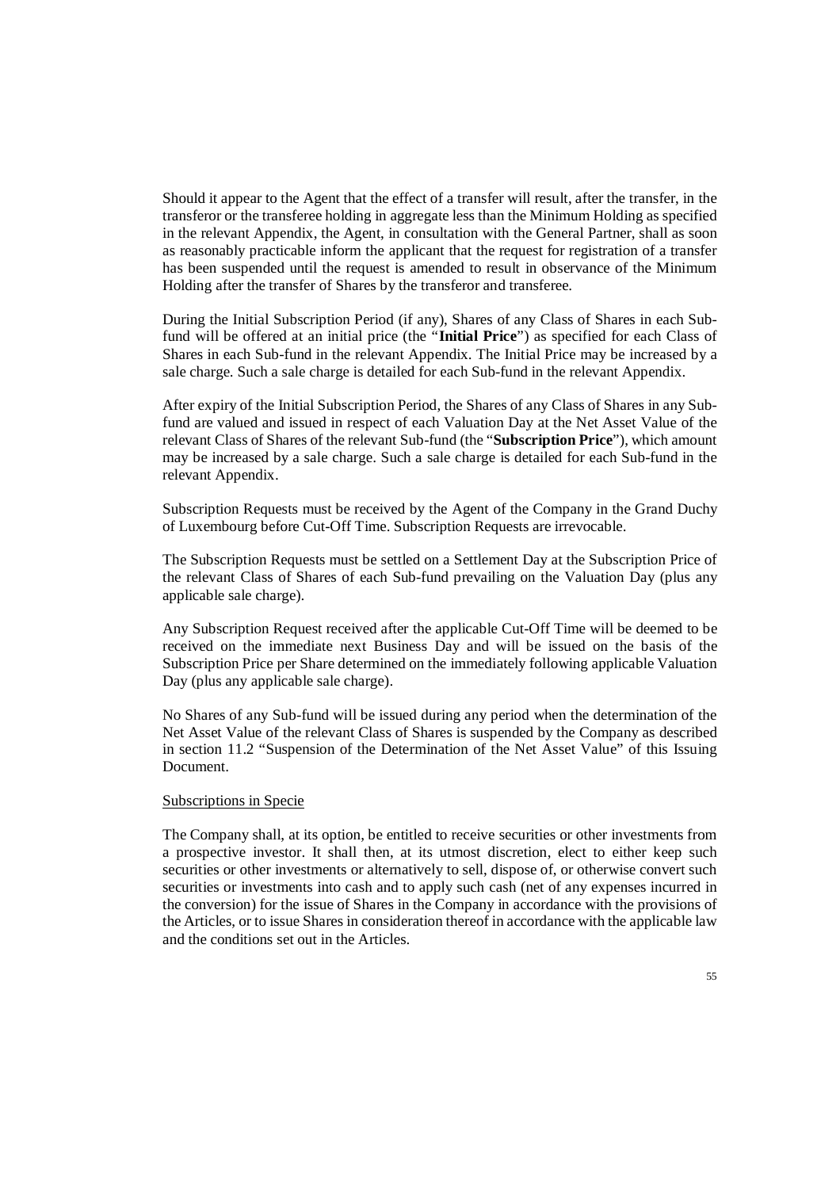Should it appear to the Agent that the effect of a transfer will result, after the transfer, in the transferor or the transferee holding in aggregate less than the Minimum Holding as specified in the relevant Appendix, the Agent, in consultation with the General Partner, shall as soon as reasonably practicable inform the applicant that the request for registration of a transfer has been suspended until the request is amended to result in observance of the Minimum Holding after the transfer of Shares by the transferor and transferee.

During the Initial Subscription Period (if any), Shares of any Class of Shares in each Sub-fund will be offered at an initial price (the "**Initial Price**") as specified for each Class of Shares in each Sub-fund in the relevant Appendix. The Initial Price may be increased by a sale charge. Such a sale charge is detailed for each Sub-fund in the relevant Appendix.

After expiry of the Initial Subscription Period, the Shares of any Class of Shares in any Sub-fund are valued and issued in respect of each Valuation Day at the Net Asset Value of the relevant Class of Shares of the relevant Sub-fund (the "**Subscription Price**"), which amount may be increased by a sale charge. Such a sale charge is detailed for each Sub-fund in the relevant Appendix.

Subscription Requests must be received by the Agent of the Company in the Grand Duchy of Luxembourg before Cut-Off Time. Subscription Requests are irrevocable.

The Subscription Requests must be settled on a Settlement Day at the Subscription Price of the relevant Class of Shares of each Sub-fund prevailing on the Valuation Day (plus any applicable sale charge).

Any Subscription Request received after the applicable Cut-Off Time will be deemed to be received on the immediate next Business Day and will be issued on the basis of the Subscription Price per Share determined on the immediately following applicable Valuation Day (plus any applicable sale charge).

No Shares of any Sub-fund will be issued during any period when the determination of the Net Asset Value of the relevant Class of Shares is suspended by the Company as described in section 11.2 "Suspension of the Determination of the Net Asset Value" of this Issuing Document.

Subscriptions in Specie

The Company shall, at its option, be entitled to receive securities or other investments from a prospective investor. It shall then, at its utmost discretion, elect to either keep such securities or other investments or alternatively to sell, dispose of, or otherwise convert such securities or investments into cash and to apply such cash (net of any expenses incurred in the conversion) for the issue of Shares in the Company in accordance with the provisions of the Articles, or to issue Shares in consideration thereof in accordance with the applicable law and the conditions set out in the Articles.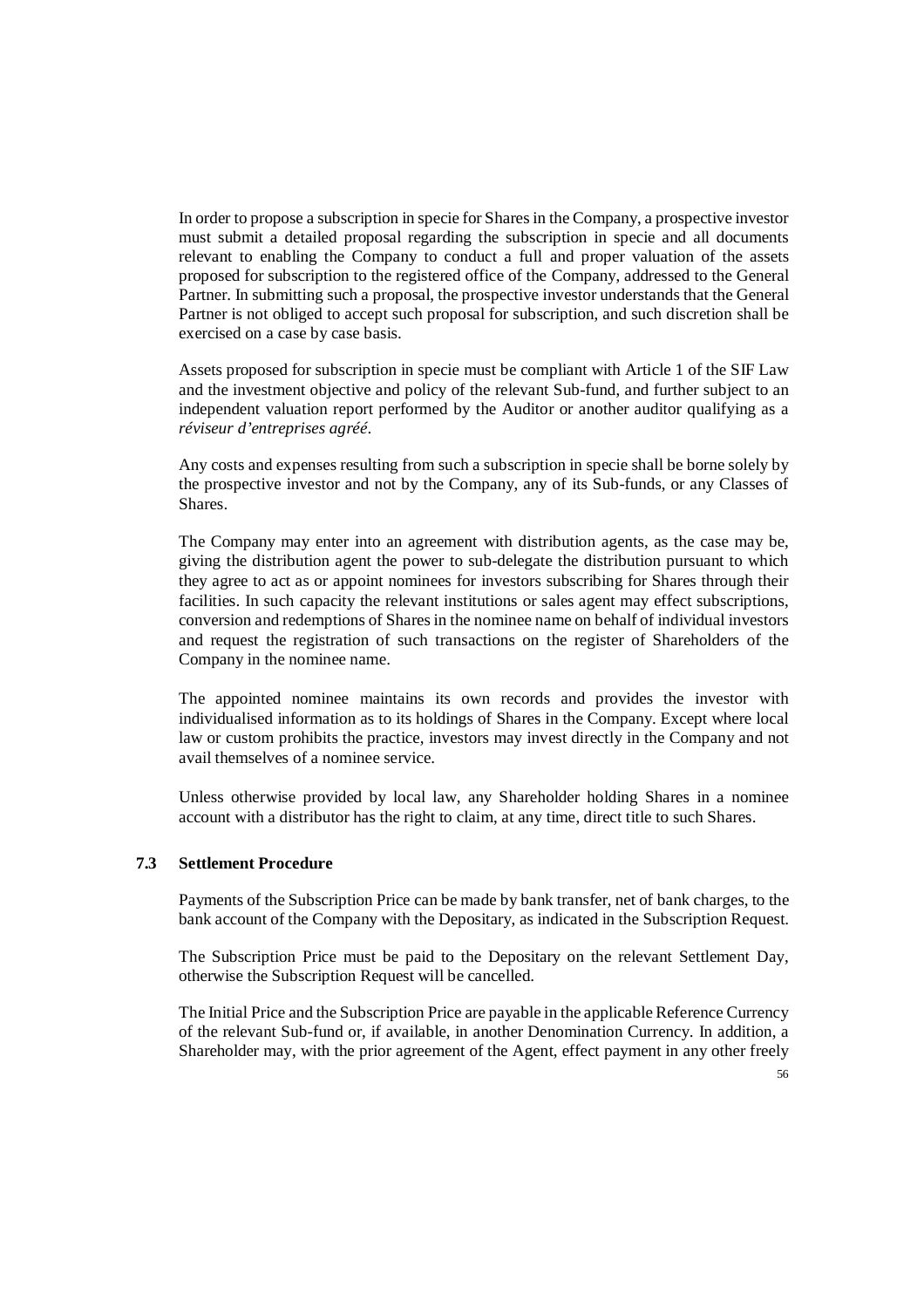In order to propose a subscription in specie for Shares in the Company, a prospective investor must submit a detailed proposal regarding the subscription in specie and all documents relevant to enabling the Company to conduct a full and proper valuation of the assets proposed for subscription to the registered office of the Company, addressed to the General Partner. In submitting such a proposal, the prospective investor understands that the General Partner is not obliged to accept such proposal for subscription, and such discretion shall be exercised on a case by case basis.

Assets proposed for subscription in specie must be compliant with Article 1 of the SIF Law and the investment objective and policy of the relevant Sub-fund, and further subject to an independent valuation report performed by the Auditor or another auditor qualifying as a *réviseur d'entreprises agréé*.

Any costs and expenses resulting from such a subscription in specie shall be borne solely by the prospective investor and not by the Company, any of its Sub-funds, or any Classes of Shares.

The Company may enter into an agreement with distribution agents, as the case may be, giving the distribution agent the power to sub-delegate the distribution pursuant to which they agree to act as or appoint nominees for investors subscribing for Shares through their facilities. In such capacity the relevant institutions or sales agent may effect subscriptions, conversion and redemptions of Shares in the nominee name on behalf of individual investors and request the registration of such transactions on the register of Shareholders of the Company in the nominee name.

The appointed nominee maintains its own records and provides the investor with individualised information as to its holdings of Shares in the Company. Except where local law or custom prohibits the practice, investors may invest directly in the Company and not avail themselves of a nominee service.

Unless otherwise provided by local law, any Shareholder holding Shares in a nominee account with a distributor has the right to claim, at any time, direct title to such Shares.

### 7.3 Settlement Procedure

Payments of the Subscription Price can be made by bank transfer, net of bank charges, to the bank account of the Company with the Depositary, as indicated in the Subscription Request.

The Subscription Price must be paid to the Depositary on the relevant Settlement Day, otherwise the Subscription Request will be cancelled.

The Initial Price and the Subscription Price are payable in the applicable Reference Currency of the relevant Sub-fund or, if available, in another Denomination Currency. In addition, a Shareholder may, with the prior agreement of the Agent, effect payment in any other freely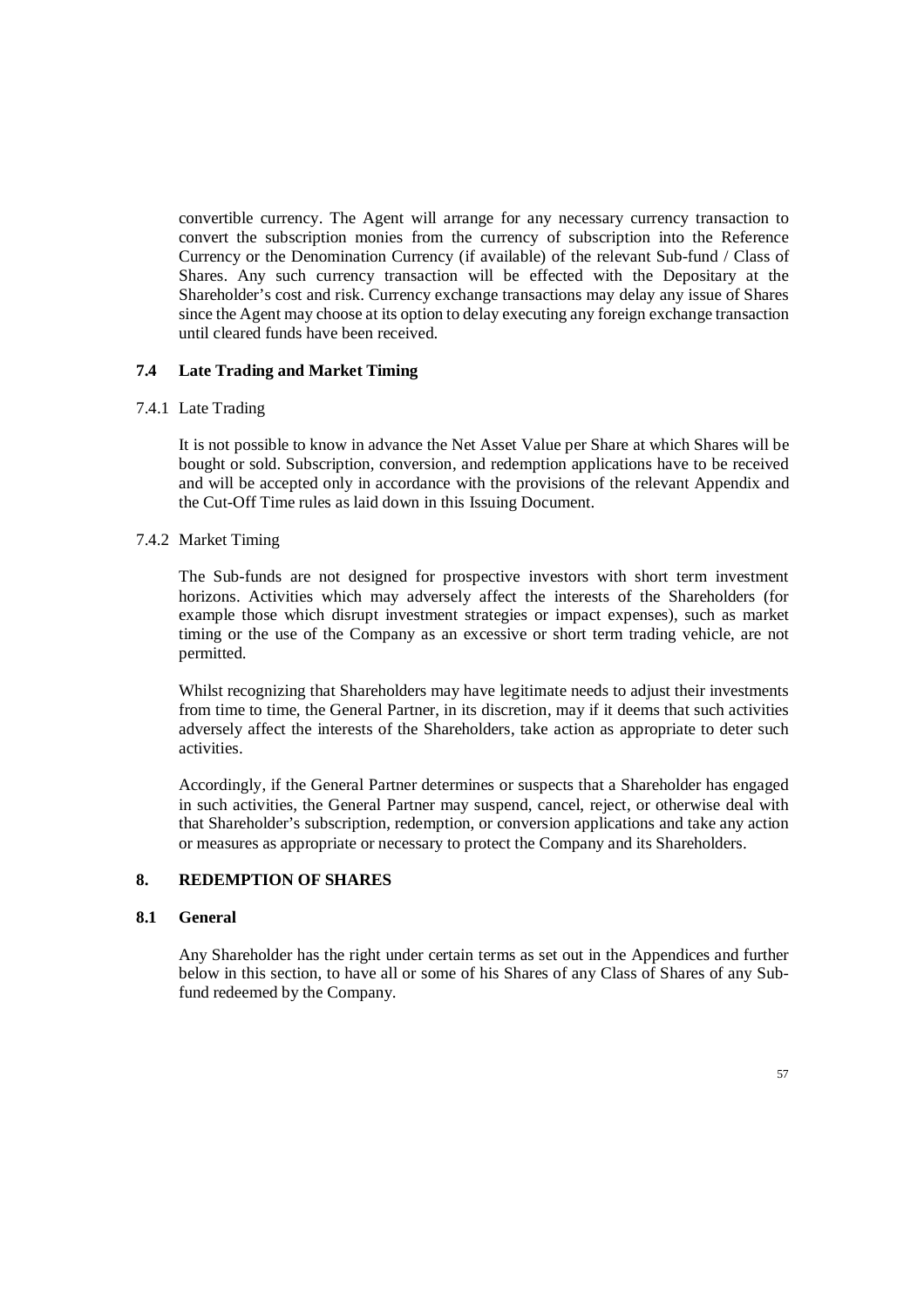convertible currency. The Agent will arrange for any necessary currency transaction to convert the subscription monies from the currency of subscription into the Reference Currency or the Denomination Currency (if available) of the relevant Sub-fund / Class of Shares. Any such currency transaction will be effected with the Depositary at the Shareholder's cost and risk. Currency exchange transactions may delay any issue of Shares since the Agent may choose at its option to delay executing any foreign exchange transaction until cleared funds have been received.

### 7.4 Late Trading and Market Timing

#### 7.4.1 Late Trading

It is not possible to know in advance the Net Asset Value per Share at which Shares will be bought or sold. Subscription, conversion, and redemption applications have to be received and will be accepted only in accordance with the provisions of the relevant Appendix and the Cut-Off Time rules as laid down in this Issuing Document.

#### 7.4.2 Market Timing

The Sub-funds are not designed for prospective investors with short term investment horizons. Activities which may adversely affect the interests of the Shareholders (for example those which disrupt investment strategies or impact expenses), such as market timing or the use of the Company as an excessive or short term trading vehicle, are not permitted.

Whilst recognizing that Shareholders may have legitimate needs to adjust their investments from time to time, the General Partner, in its discretion, may if it deems that such activities adversely affect the interests of the Shareholders, take action as appropriate to deter such activities.

Accordingly, if the General Partner determines or suspects that a Shareholder has engaged in such activities, the General Partner may suspend, cancel, reject, or otherwise deal with that Shareholder's subscription, redemption, or conversion applications and take any action or measures as appropriate or necessary to protect the Company and its Shareholders.

## 8. REDEMPTION OF SHARES

### 8.1 General

Any Shareholder has the right under certain terms as set out in the Appendices and further below in this section, to have all or some of his Shares of any Class of Shares of any Sub-fund redeemed by the Company.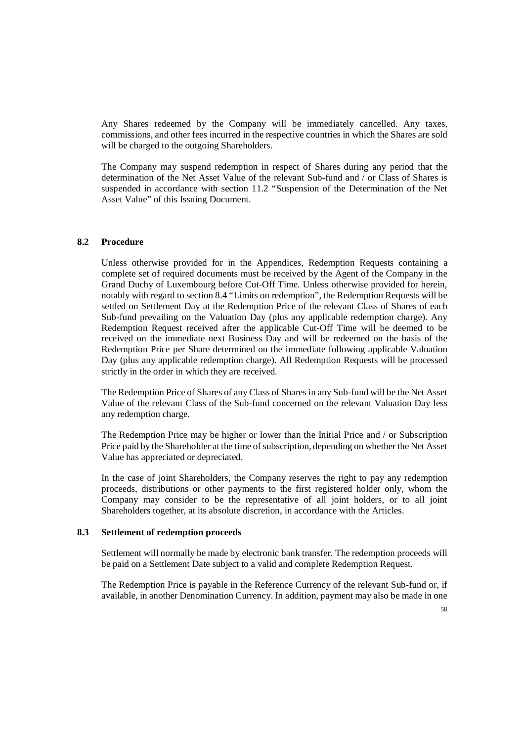Any Shares redeemed by the Company will be immediately cancelled. Any taxes, commissions, and other fees incurred in the respective countries in which the Shares are sold will be charged to the outgoing Shareholders.

The Company may suspend redemption in respect of Shares during any period that the determination of the Net Asset Value of the relevant Sub-fund and / or Class of Shares is suspended in accordance with section 11.2 "Suspension of the Determination of the Net Asset Value" of this Issuing Document.

### 8.2 Procedure

Unless otherwise provided for in the Appendices, Redemption Requests containing a complete set of required documents must be received by the Agent of the Company in the Grand Duchy of Luxembourg before Cut-Off Time. Unless otherwise provided for herein, notably with regard to section 8.4 "Limits on redemption", the Redemption Requests will be settled on Settlement Day at the Redemption Price of the relevant Class of Shares of each Sub-fund prevailing on the Valuation Day (plus any applicable redemption charge). Any Redemption Request received after the applicable Cut-Off Time will be deemed to be received on the immediate next Business Day and will be redeemed on the basis of the Redemption Price per Share determined on the immediate following applicable Valuation Day (plus any applicable redemption charge). All Redemption Requests will be processed strictly in the order in which they are received.

The Redemption Price of Shares of any Class of Shares in any Sub-fund will be the Net Asset Value of the relevant Class of the Sub-fund concerned on the relevant Valuation Day less any redemption charge.

The Redemption Price may be higher or lower than the Initial Price and / or Subscription Price paid by the Shareholder at the time of subscription, depending on whether the Net Asset Value has appreciated or depreciated.

In the case of joint Shareholders, the Company reserves the right to pay any redemption proceeds, distributions or other payments to the first registered holder only, whom the Company may consider to be the representative of all joint holders, or to all joint Shareholders together, at its absolute discretion, in accordance with the Articles.

### 8.3 Settlement of redemption proceeds

Settlement will normally be made by electronic bank transfer. The redemption proceeds will be paid on a Settlement Date subject to a valid and complete Redemption Request.

The Redemption Price is payable in the Reference Currency of the relevant Sub-fund or, if available, in another Denomination Currency. In addition, payment may also be made in one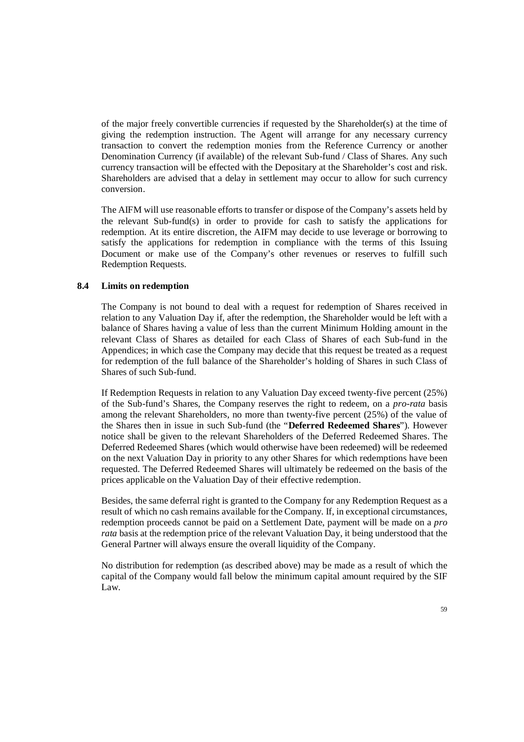of the major freely convertible currencies if requested by the Shareholder(s) at the time of giving the redemption instruction. The Agent will arrange for any necessary currency transaction to convert the redemption monies from the Reference Currency or another Denomination Currency (if available) of the relevant Sub-fund / Class of Shares. Any such currency transaction will be effected with the Depositary at the Shareholder's cost and risk. Shareholders are advised that a delay in settlement may occur to allow for such currency conversion.

The AIFM will use reasonable efforts to transfer or dispose of the Company's assets held by the relevant Sub-fund(s) in order to provide for cash to satisfy the applications for redemption. At its entire discretion, the AIFM may decide to use leverage or borrowing to satisfy the applications for redemption in compliance with the terms of this Issuing Document or make use of the Company's other revenues or reserves to fulfill such Redemption Requests.

### 8.4 Limits on redemption

The Company is not bound to deal with a request for redemption of Shares received in relation to any Valuation Day if, after the redemption, the Shareholder would be left with a balance of Shares having a value of less than the current Minimum Holding amount in the relevant Class of Shares as detailed for each Class of Shares of each Sub-fund in the Appendices; in which case the Company may decide that this request be treated as a request for redemption of the full balance of the Shareholder's holding of Shares in such Class of Shares of such Sub-fund.

If Redemption Requests in relation to any Valuation Day exceed twenty-five percent (25%) of the Sub-fund's Shares, the Company reserves the right to redeem, on a *pro-rata* basis among the relevant Shareholders, no more than twenty-five percent (25%) of the value of the Shares then in issue in such Sub-fund (the "**Deferred Redeemed Shares**"). However notice shall be given to the relevant Shareholders of the Deferred Redeemed Shares. The Deferred Redeemed Shares (which would otherwise have been redeemed) will be redeemed on the next Valuation Day in priority to any other Shares for which redemptions have been requested. The Deferred Redeemed Shares will ultimately be redeemed on the basis of the prices applicable on the Valuation Day of their effective redemption.

Besides, the same deferral right is granted to the Company for any Redemption Request as a result of which no cash remains available for the Company. If, in exceptional circumstances, redemption proceeds cannot be paid on a Settlement Date, payment will be made on a *pro rata* basis at the redemption price of the relevant Valuation Day, it being understood that the General Partner will always ensure the overall liquidity of the Company.

No distribution for redemption (as described above) may be made as a result of which the capital of the Company would fall below the minimum capital amount required by the SIF Law.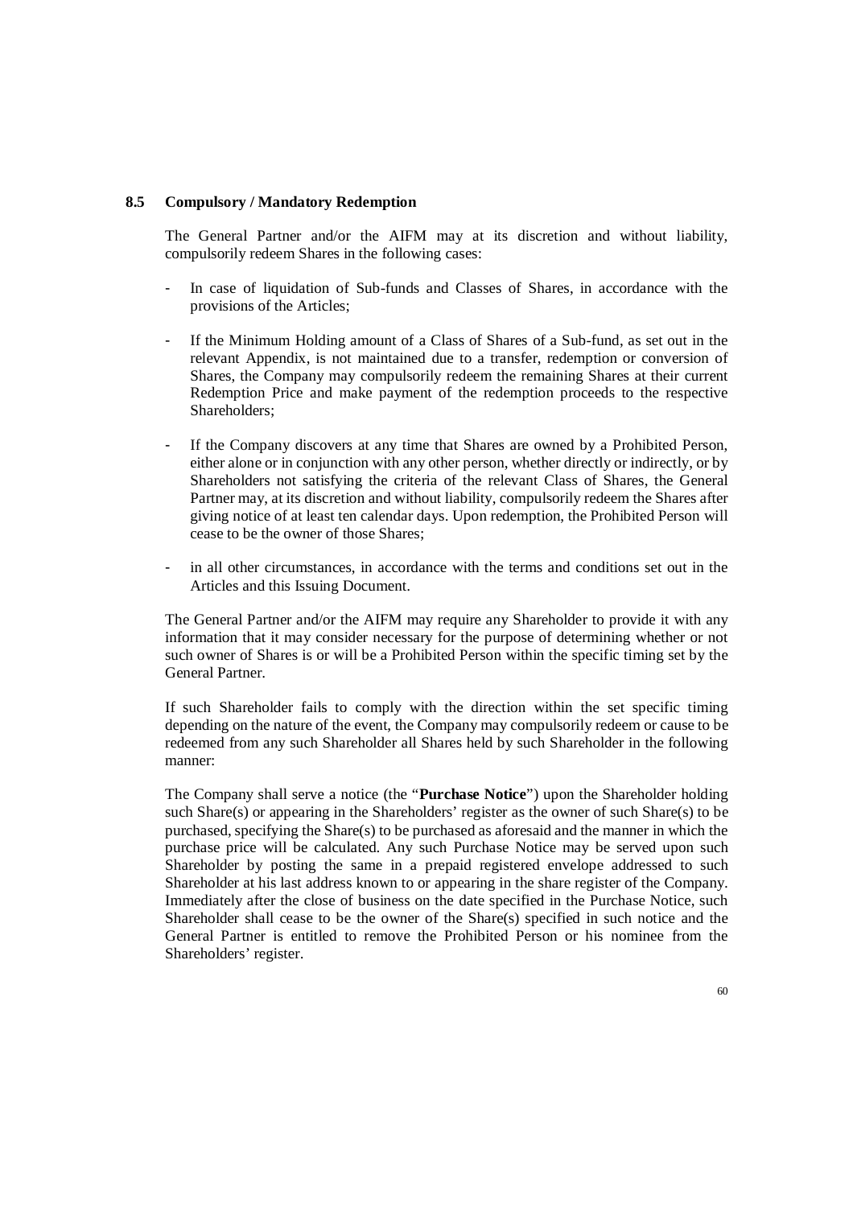### 8.5 Compulsory / Mandatory Redemption

The General Partner and/or the AIFM may at its discretion and without liability, compulsorily redeem Shares in the following cases:

- In case of liquidation of Sub-funds and Classes of Shares, in accordance with the provisions of the Articles;
- If the Minimum Holding amount of a Class of Shares of a Sub-fund, as set out in the relevant Appendix, is not maintained due to a transfer, redemption or conversion of Shares, the Company may compulsorily redeem the remaining Shares at their current Redemption Price and make payment of the redemption proceeds to the respective Shareholders;
- If the Company discovers at any time that Shares are owned by a Prohibited Person, either alone or in conjunction with any other person, whether directly or indirectly, or by Shareholders not satisfying the criteria of the relevant Class of Shares, the General Partner may, at its discretion and without liability, compulsorily redeem the Shares after giving notice of at least ten calendar days. Upon redemption, the Prohibited Person will cease to be the owner of those Shares;
- in all other circumstances, in accordance with the terms and conditions set out in the Articles and this Issuing Document.

The General Partner and/or the AIFM may require any Shareholder to provide it with any information that it may consider necessary for the purpose of determining whether or not such owner of Shares is or will be a Prohibited Person within the specific timing set by the General Partner.

If such Shareholder fails to comply with the direction within the set specific timing depending on the nature of the event, the Company may compulsorily redeem or cause to be redeemed from any such Shareholder all Shares held by such Shareholder in the following manner:

The Company shall serve a notice (the "**Purchase Notice**") upon the Shareholder holding such Share(s) or appearing in the Shareholders' register as the owner of such Share(s) to be purchased, specifying the Share(s) to be purchased as aforesaid and the manner in which the purchase price will be calculated. Any such Purchase Notice may be served upon such Shareholder by posting the same in a prepaid registered envelope addressed to such Shareholder at his last address known to or appearing in the share register of the Company. Immediately after the close of business on the date specified in the Purchase Notice, such Shareholder shall cease to be the owner of the Share(s) specified in such notice and the General Partner is entitled to remove the Prohibited Person or his nominee from the Shareholders' register.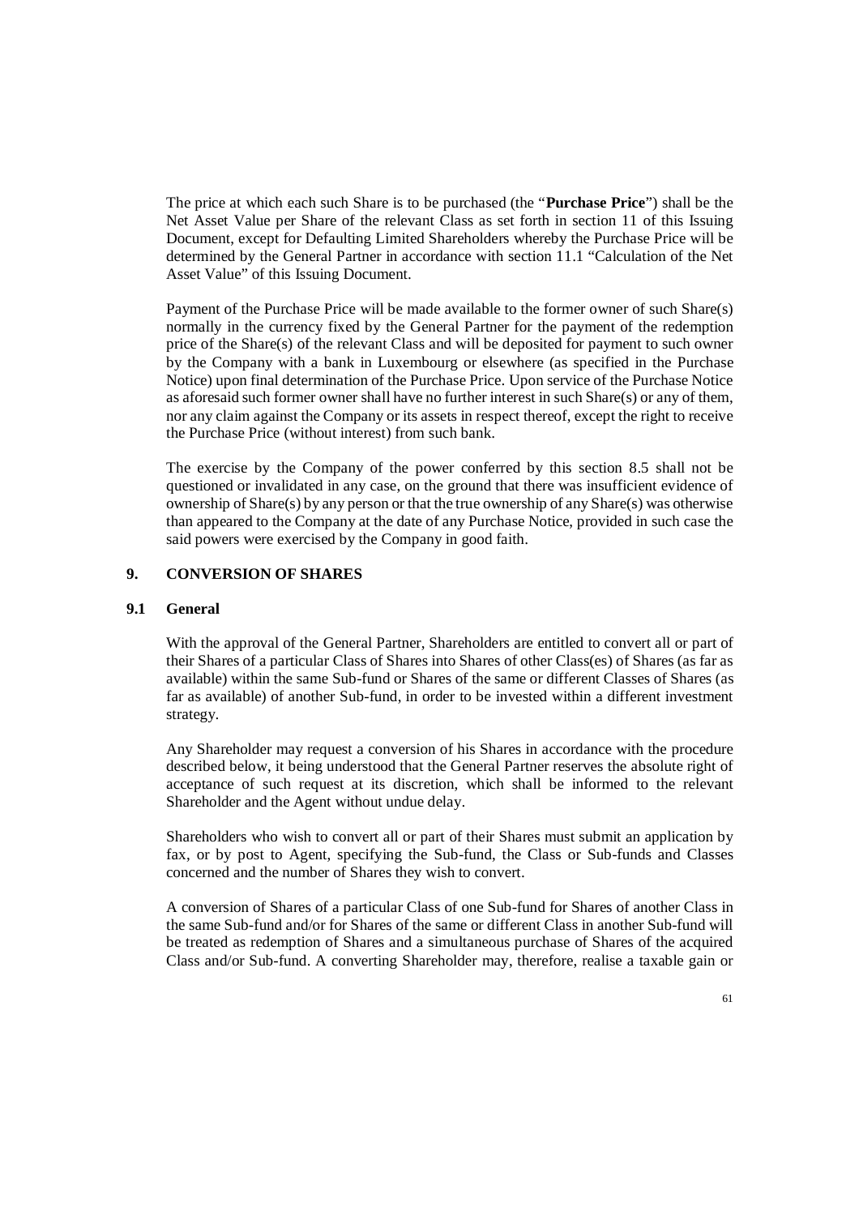The price at which each such Share is to be purchased (the "**Purchase Price**") shall be the Net Asset Value per Share of the relevant Class as set forth in section 11 of this Issuing Document, except for Defaulting Limited Shareholders whereby the Purchase Price will be determined by the General Partner in accordance with section 11.1 "Calculation of the Net Asset Value" of this Issuing Document.

Payment of the Purchase Price will be made available to the former owner of such Share(s) normally in the currency fixed by the General Partner for the payment of the redemption price of the Share(s) of the relevant Class and will be deposited for payment to such owner by the Company with a bank in Luxembourg or elsewhere (as specified in the Purchase Notice) upon final determination of the Purchase Price. Upon service of the Purchase Notice as aforesaid such former owner shall have no further interest in such Share(s) or any of them, nor any claim against the Company or its assets in respect thereof, except the right to receive the Purchase Price (without interest) from such bank.

The exercise by the Company of the power conferred by this section 8.5 shall not be questioned or invalidated in any case, on the ground that there was insufficient evidence of ownership of Share(s) by any person or that the true ownership of any Share(s) was otherwise than appeared to the Company at the date of any Purchase Notice, provided in such case the said powers were exercised by the Company in good faith.

## 9. CONVERSION OF SHARES

### 9.1 General

With the approval of the General Partner, Shareholders are entitled to convert all or part of their Shares of a particular Class of Shares into Shares of other Class(es) of Shares (as far as available) within the same Sub-fund or Shares of the same or different Classes of Shares (as far as available) of another Sub-fund, in order to be invested within a different investment strategy.

Any Shareholder may request a conversion of his Shares in accordance with the procedure described below, it being understood that the General Partner reserves the absolute right of acceptance of such request at its discretion, which shall be informed to the relevant Shareholder and the Agent without undue delay.

Shareholders who wish to convert all or part of their Shares must submit an application by fax, or by post to Agent, specifying the Sub-fund, the Class or Sub-funds and Classes concerned and the number of Shares they wish to convert.

A conversion of Shares of a particular Class of one Sub-fund for Shares of another Class in the same Sub-fund and/or for Shares of the same or different Class in another Sub-fund will be treated as redemption of Shares and a simultaneous purchase of Shares of the acquired Class and/or Sub-fund. A converting Shareholder may, therefore, realise a taxable gain or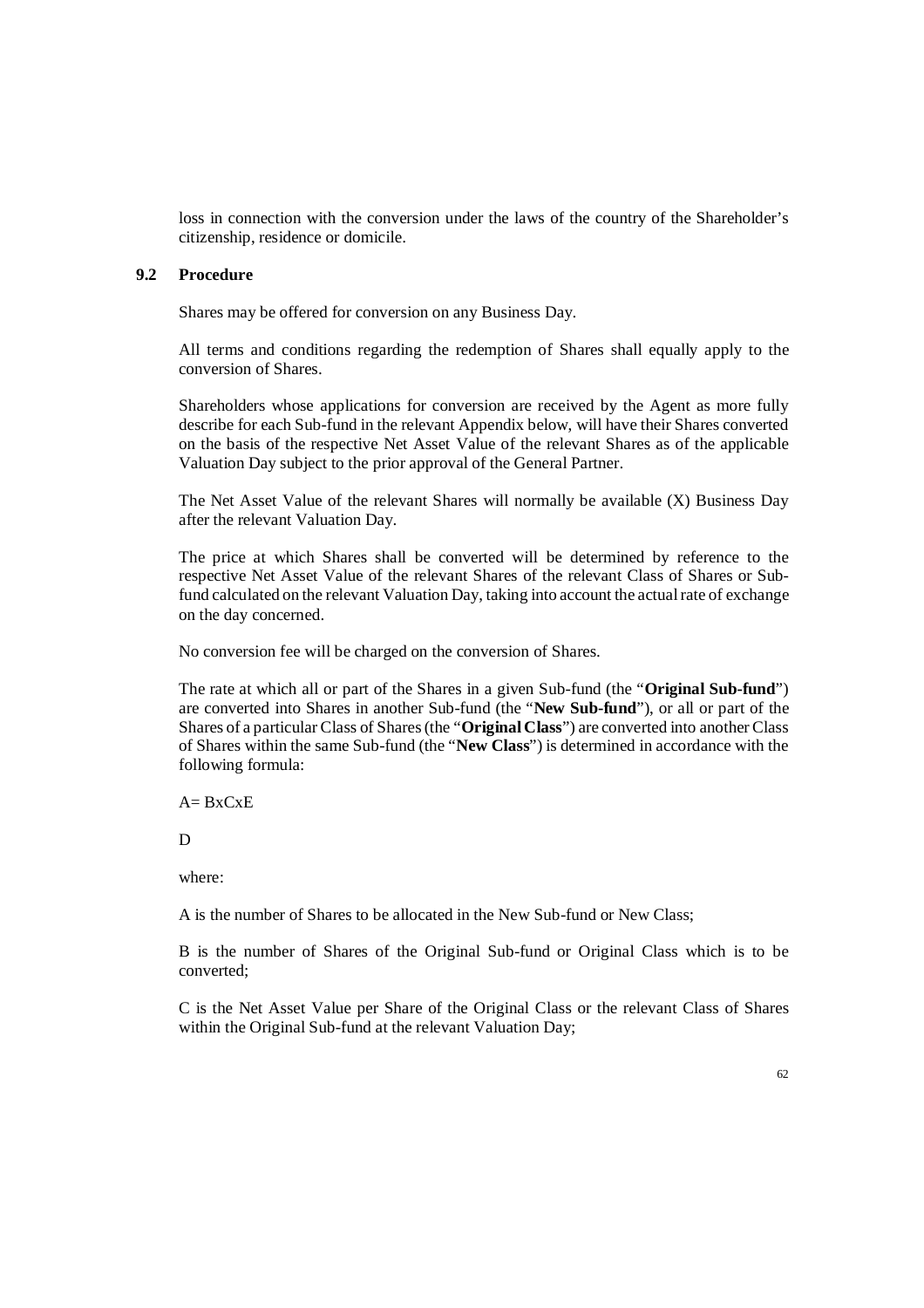loss in connection with the conversion under the laws of the country of the Shareholder's citizenship, residence or domicile.

### 9.2 Procedure

Shares may be offered for conversion on any Business Day.

All terms and conditions regarding the redemption of Shares shall equally apply to the conversion of Shares.

Shareholders whose applications for conversion are received by the Agent as more fully describe for each Sub-fund in the relevant Appendix below, will have their Shares converted on the basis of the respective Net Asset Value of the relevant Shares as of the applicable Valuation Day subject to the prior approval of the General Partner.

The Net Asset Value of the relevant Shares will normally be available (X) Business Day after the relevant Valuation Day.

The price at which Shares shall be converted will be determined by reference to the respective Net Asset Value of the relevant Shares of the relevant Class of Shares or Sub-fund calculated on the relevant Valuation Day, taking into account the actual rate of exchange on the day concerned.

No conversion fee will be charged on the conversion of Shares.

The rate at which all or part of the Shares in a given Sub-fund (the "**Original Sub-fund**") are converted into Shares in another Sub-fund (the "**New Sub-fund**"), or all or part of the Shares of a particular Class of Shares (the "**Original Class**") are converted into another Class of Shares within the same Sub-fund (the "**New Class**") is determined in accordance with the following formula:

$$A = \frac{B \times C \times E}{D}$$

where:

A is the number of Shares to be allocated in the New Sub-fund or New Class;

B is the number of Shares of the Original Sub-fund or Original Class which is to be converted;

C is the Net Asset Value per Share of the Original Class or the relevant Class of Shares within the Original Sub-fund at the relevant Valuation Day;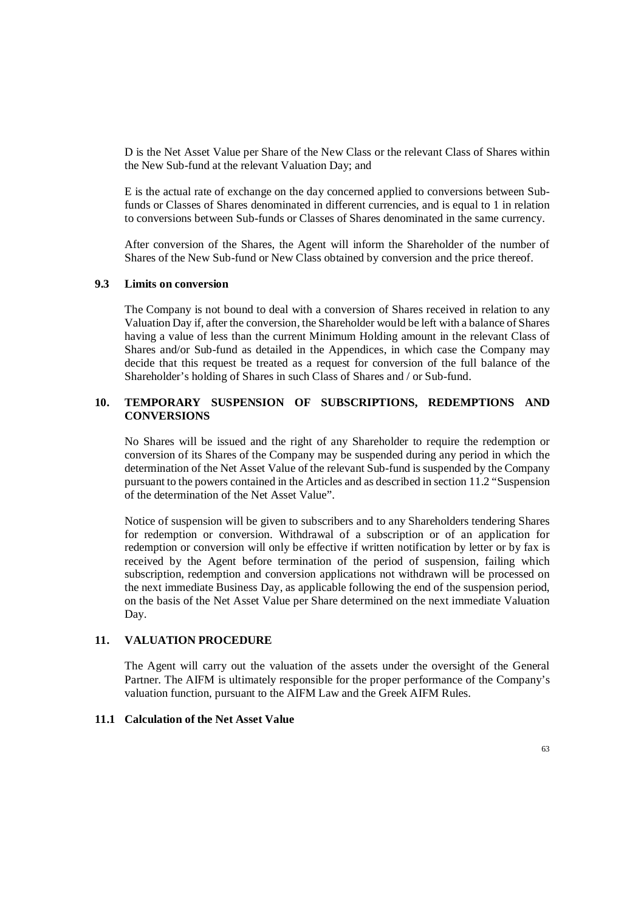D is the Net Asset Value per Share of the New Class or the relevant Class of Shares within the New Sub-fund at the relevant Valuation Day; and

E is the actual rate of exchange on the day concerned applied to conversions between Sub-funds or Classes of Shares denominated in different currencies, and is equal to 1 in relation to conversions between Sub-funds or Classes of Shares denominated in the same currency.

After conversion of the Shares, the Agent will inform the Shareholder of the number of Shares of the New Sub-fund or New Class obtained by conversion and the price thereof.

### 9.3 Limits on conversion

The Company is not bound to deal with a conversion of Shares received in relation to any Valuation Day if, after the conversion, the Shareholder would be left with a balance of Shares having a value of less than the current Minimum Holding amount in the relevant Class of Shares and/or Sub-fund as detailed in the Appendices, in which case the Company may decide that this request be treated as a request for conversion of the full balance of the Shareholder's holding of Shares in such Class of Shares and / or Sub-fund.

## 10. TEMPORARY SUSPENSION OF SUBSCRIPTIONS, REDEMPTIONS AND CONVERSIONS

No Shares will be issued and the right of any Shareholder to require the redemption or conversion of its Shares of the Company may be suspended during any period in which the determination of the Net Asset Value of the relevant Sub-fund is suspended by the Company pursuant to the powers contained in the Articles and as described in section 11.2 "Suspension of the determination of the Net Asset Value".

Notice of suspension will be given to subscribers and to any Shareholders tendering Shares for redemption or conversion. Withdrawal of a subscription or of an application for redemption or conversion will only be effective if written notification by letter or by fax is received by the Agent before termination of the period of suspension, failing which subscription, redemption and conversion applications not withdrawn will be processed on the next immediate Business Day, as applicable following the end of the suspension period, on the basis of the Net Asset Value per Share determined on the next immediate Valuation Day.

## 11. VALUATION PROCEDURE

The Agent will carry out the valuation of the assets under the oversight of the General Partner. The AIFM is ultimately responsible for the proper performance of the Company's valuation function, pursuant to the AIFM Law and the Greek AIFM Rules.

### 11.1 Calculation of the Net Asset Value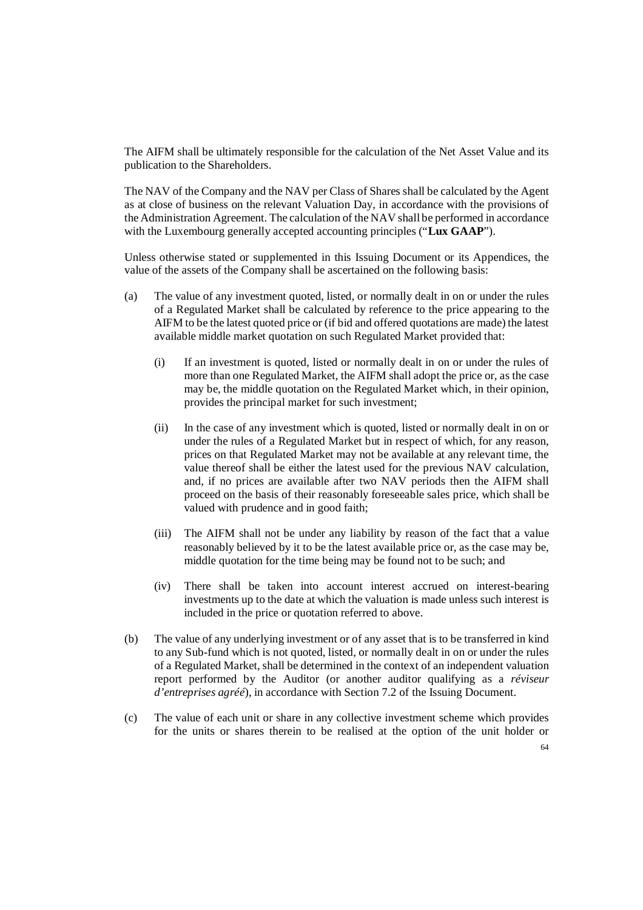The AIFM shall be ultimately responsible for the calculation of the Net Asset Value and its publication to the Shareholders.

The NAV of the Company and the NAV per Class of Shares shall be calculated by the Agent as at close of business on the relevant Valuation Day, in accordance with the provisions of the Administration Agreement. The calculation of the NAV shall be performed in accordance with the Luxembourg generally accepted accounting principles ("**Lux GAAP**").

Unless otherwise stated or supplemented in this Issuing Document or its Appendices, the value of the assets of the Company shall be ascertained on the following basis:

(a) The value of any investment quoted, listed, or normally dealt in on or under the rules of a Regulated Market shall be calculated by reference to the price appearing to the AIFM to be the latest quoted price or (if bid and offered quotations are made) the latest available middle market quotation on such Regulated Market provided that:

 (i) If an investment is quoted, listed or normally dealt in on or under the rules of more than one Regulated Market, the AIFM shall adopt the price or, as the case may be, the middle quotation on the Regulated Market which, in their opinion, provides the principal market for such investment;

 (ii) In the case of any investment which is quoted, listed or normally dealt in on or under the rules of a Regulated Market but in respect of which, for any reason, prices on that Regulated Market may not be available at any relevant time, the value thereof shall be either the latest used for the previous NAV calculation, and, if no prices are available after two NAV periods then the AIFM shall proceed on the basis of their reasonably foreseeable sales price, which shall be valued with prudence and in good faith;

 (iii) The AIFM shall not be under any liability by reason of the fact that a value reasonably believed by it to be the latest available price or, as the case may be, middle quotation for the time being may be found not to be such; and

 (iv) There shall be taken into account interest accrued on interest-bearing investments up to the date at which the valuation is made unless such interest is included in the price or quotation referred to above.

(b) The value of any underlying investment or of any asset that is to be transferred in kind to any Sub-fund which is not quoted, listed, or normally dealt in on or under the rules of a Regulated Market, shall be determined in the context of an independent valuation report performed by the Auditor (or another auditor qualifying as a *réviseur d'entreprises agréé*), in accordance with Section 7.2 of the Issuing Document.

(c) The value of each unit or share in any collective investment scheme which provides for the units or shares therein to be realised at the option of the unit holder or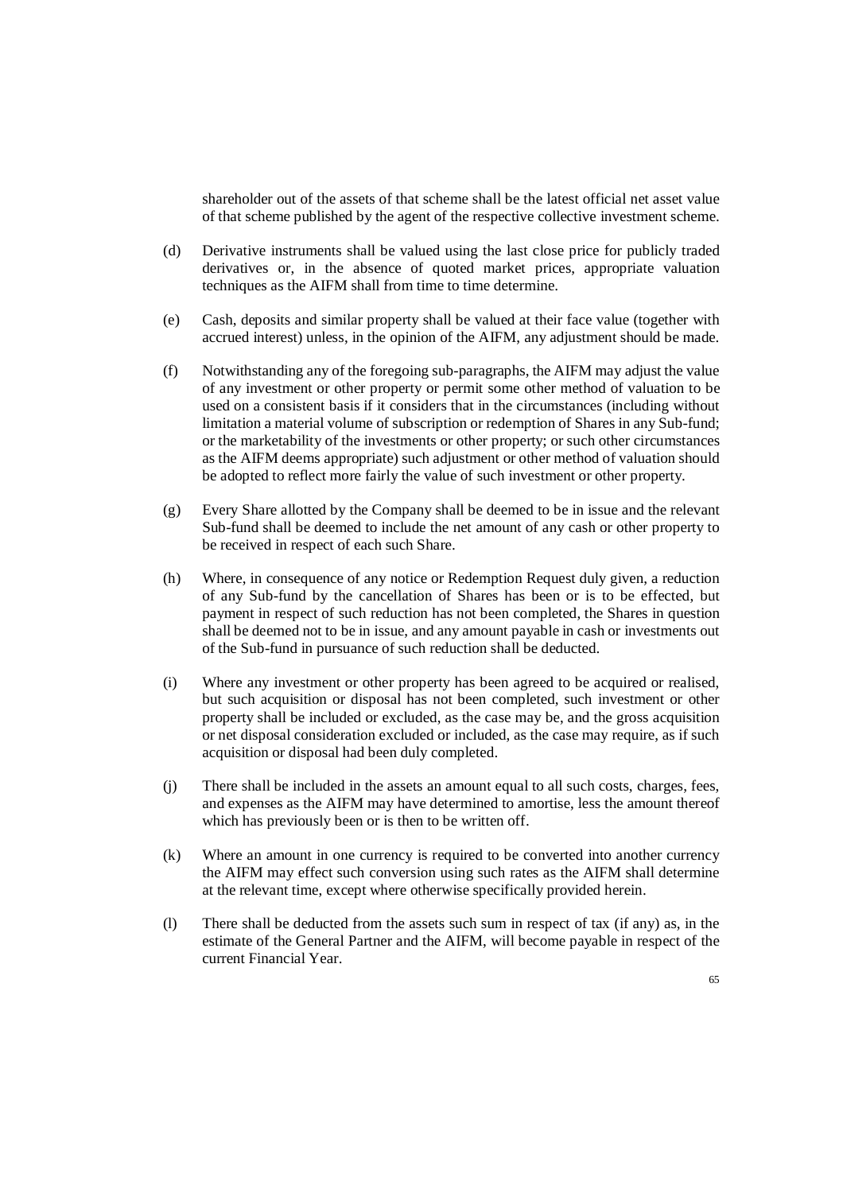shareholder out of the assets of that scheme shall be the latest official net asset value of that scheme published by the agent of the respective collective investment scheme.

(d) Derivative instruments shall be valued using the last close price for publicly traded derivatives or, in the absence of quoted market prices, appropriate valuation techniques as the AIFM shall from time to time determine.

(e) Cash, deposits and similar property shall be valued at their face value (together with accrued interest) unless, in the opinion of the AIFM, any adjustment should be made.

(f) Notwithstanding any of the foregoing sub-paragraphs, the AIFM may adjust the value of any investment or other property or permit some other method of valuation to be used on a consistent basis if it considers that in the circumstances (including without limitation a material volume of subscription or redemption of Shares in any Sub-fund; or the marketability of the investments or other property; or such other circumstances as the AIFM deems appropriate) such adjustment or other method of valuation should be adopted to reflect more fairly the value of such investment or other property.

(g) Every Share allotted by the Company shall be deemed to be in issue and the relevant Sub-fund shall be deemed to include the net amount of any cash or other property to be received in respect of each such Share.

(h) Where, in consequence of any notice or Redemption Request duly given, a reduction of any Sub-fund by the cancellation of Shares has been or is to be effected, but payment in respect of such reduction has not been completed, the Shares in question shall be deemed not to be in issue, and any amount payable in cash or investments out of the Sub-fund in pursuance of such reduction shall be deducted.

(i) Where any investment or other property has been agreed to be acquired or realised, but such acquisition or disposal has not been completed, such investment or other property shall be included or excluded, as the case may be, and the gross acquisition or net disposal consideration excluded or included, as the case may require, as if such acquisition or disposal had been duly completed.

(j) There shall be included in the assets an amount equal to all such costs, charges, fees, and expenses as the AIFM may have determined to amortise, less the amount thereof which has previously been or is then to be written off.

(k) Where an amount in one currency is required to be converted into another currency the AIFM may effect such conversion using such rates as the AIFM shall determine at the relevant time, except where otherwise specifically provided herein.

(l) There shall be deducted from the assets such sum in respect of tax (if any) as, in the estimate of the General Partner and the AIFM, will become payable in respect of the current Financial Year.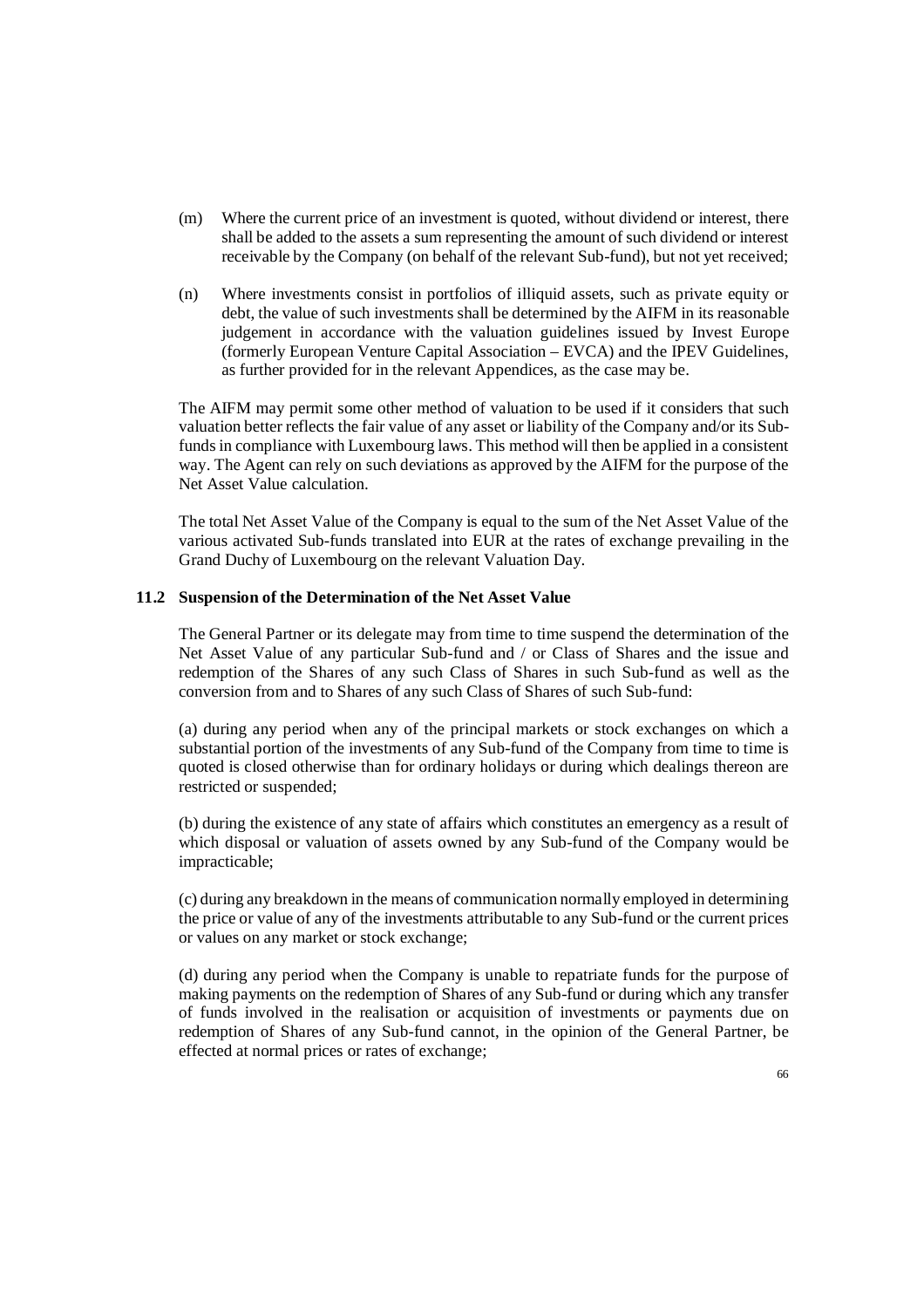(m) Where the current price of an investment is quoted, without dividend or interest, there shall be added to the assets a sum representing the amount of such dividend or interest receivable by the Company (on behalf of the relevant Sub-fund), but not yet received;

(n) Where investments consist in portfolios of illiquid assets, such as private equity or debt, the value of such investments shall be determined by the AIFM in its reasonable judgement in accordance with the valuation guidelines issued by Invest Europe (formerly European Venture Capital Association – EVCA) and the IPEV Guidelines, as further provided for in the relevant Appendices, as the case may be.

The AIFM may permit some other method of valuation to be used if it considers that such valuation better reflects the fair value of any asset or liability of the Company and/or its Sub-funds in compliance with Luxembourg laws. This method will then be applied in a consistent way. The Agent can rely on such deviations as approved by the AIFM for the purpose of the Net Asset Value calculation.

The total Net Asset Value of the Company is equal to the sum of the Net Asset Value of the various activated Sub-funds translated into EUR at the rates of exchange prevailing in the Grand Duchy of Luxembourg on the relevant Valuation Day.

### 11.2 Suspension of the Determination of the Net Asset Value

The General Partner or its delegate may from time to time suspend the determination of the Net Asset Value of any particular Sub-fund and / or Class of Shares and the issue and redemption of the Shares of any such Class of Shares in such Sub-fund as well as the conversion from and to Shares of any such Class of Shares of such Sub-fund:

(a) during any period when any of the principal markets or stock exchanges on which a substantial portion of the investments of any Sub-fund of the Company from time to time is quoted is closed otherwise than for ordinary holidays or during which dealings thereon are restricted or suspended;

(b) during the existence of any state of affairs which constitutes an emergency as a result of which disposal or valuation of assets owned by any Sub-fund of the Company would be impracticable;

(c) during any breakdown in the means of communication normally employed in determining the price or value of any of the investments attributable to any Sub-fund or the current prices or values on any market or stock exchange;

(d) during any period when the Company is unable to repatriate funds for the purpose of making payments on the redemption of Shares of any Sub-fund or during which any transfer of funds involved in the realisation or acquisition of investments or payments due on redemption of Shares of any Sub-fund cannot, in the opinion of the General Partner, be effected at normal prices or rates of exchange;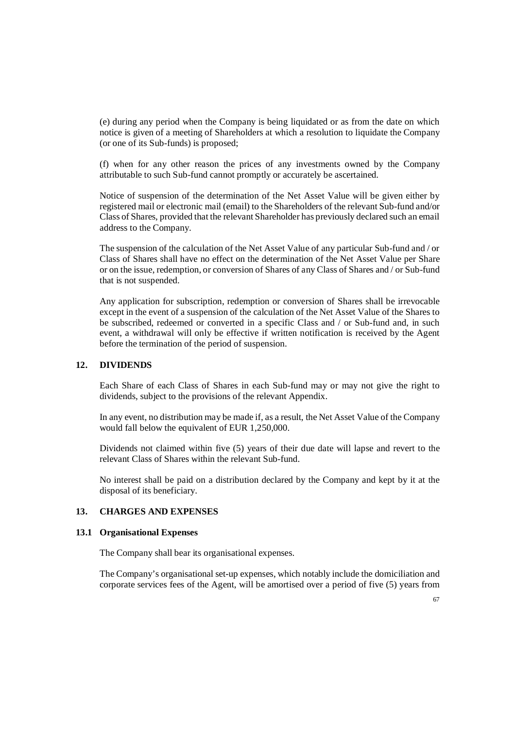(e) during any period when the Company is being liquidated or as from the date on which notice is given of a meeting of Shareholders at which a resolution to liquidate the Company (or one of its Sub-funds) is proposed;

(f) when for any other reason the prices of any investments owned by the Company attributable to such Sub-fund cannot promptly or accurately be ascertained.

Notice of suspension of the determination of the Net Asset Value will be given either by registered mail or electronic mail (email) to the Shareholders of the relevant Sub-fund and/or Class of Shares, provided that the relevant Shareholder has previously declared such an email address to the Company.

The suspension of the calculation of the Net Asset Value of any particular Sub-fund and / or Class of Shares shall have no effect on the determination of the Net Asset Value per Share or on the issue, redemption, or conversion of Shares of any Class of Shares and / or Sub-fund that is not suspended.

Any application for subscription, redemption or conversion of Shares shall be irrevocable except in the event of a suspension of the calculation of the Net Asset Value of the Shares to be subscribed, redeemed or converted in a specific Class and / or Sub-fund and, in such event, a withdrawal will only be effective if written notification is received by the Agent before the termination of the period of suspension.

## 12. DIVIDENDS

Each Share of each Class of Shares in each Sub-fund may or may not give the right to dividends, subject to the provisions of the relevant Appendix.

In any event, no distribution may be made if, as a result, the Net Asset Value of the Company would fall below the equivalent of EUR 1,250,000.

Dividends not claimed within five (5) years of their due date will lapse and revert to the relevant Class of Shares within the relevant Sub-fund.

No interest shall be paid on a distribution declared by the Company and kept by it at the disposal of its beneficiary.

## 13. CHARGES AND EXPENSES

### 13.1 Organisational Expenses

The Company shall bear its organisational expenses.

The Company's organisational set-up expenses, which notably include the domiciliation and corporate services fees of the Agent, will be amortised over a period of five (5) years from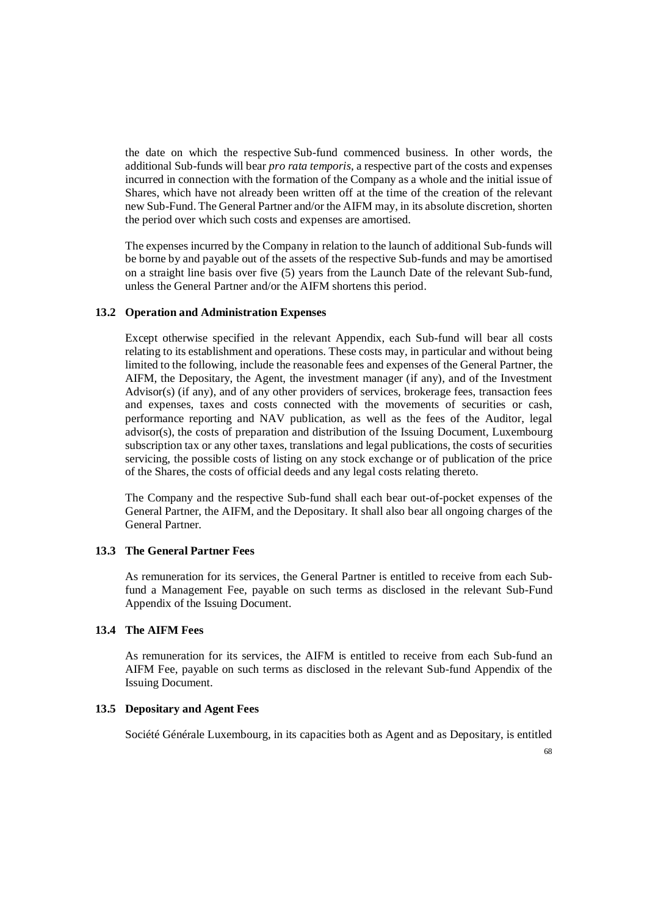the date on which the respective Sub-fund commenced business. In other words, the additional Sub-funds will bear *pro rata temporis*, a respective part of the costs and expenses incurred in connection with the formation of the Company as a whole and the initial issue of Shares, which have not already been written off at the time of the creation of the relevant new Sub-Fund. The General Partner and/or the AIFM may, in its absolute discretion, shorten the period over which such costs and expenses are amortised.

The expenses incurred by the Company in relation to the launch of additional Sub-funds will be borne by and payable out of the assets of the respective Sub-funds and may be amortised on a straight line basis over five (5) years from the Launch Date of the relevant Sub-fund, unless the General Partner and/or the AIFM shortens this period.

### 13.2 Operation and Administration Expenses

Except otherwise specified in the relevant Appendix, each Sub-fund will bear all costs relating to its establishment and operations. These costs may, in particular and without being limited to the following, include the reasonable fees and expenses of the General Partner, the AIFM, the Depositary, the Agent, the investment manager (if any), and of the Investment Advisor(s) (if any), and of any other providers of services, brokerage fees, transaction fees and expenses, taxes and costs connected with the movements of securities or cash, performance reporting and NAV publication, as well as the fees of the Auditor, legal advisor(s), the costs of preparation and distribution of the Issuing Document, Luxembourg subscription tax or any other taxes, translations and legal publications, the costs of securities servicing, the possible costs of listing on any stock exchange or of publication of the price of the Shares, the costs of official deeds and any legal costs relating thereto.

The Company and the respective Sub-fund shall each bear out-of-pocket expenses of the General Partner, the AIFM, and the Depositary. It shall also bear all ongoing charges of the General Partner.

### 13.3 The General Partner Fees

As remuneration for its services, the General Partner is entitled to receive from each Sub-fund a Management Fee, payable on such terms as disclosed in the relevant Sub-Fund Appendix of the Issuing Document.

### 13.4 The AIFM Fees

As remuneration for its services, the AIFM is entitled to receive from each Sub-fund an AIFM Fee, payable on such terms as disclosed in the relevant Sub-fund Appendix of the Issuing Document.

### 13.5 Depositary and Agent Fees

Société Générale Luxembourg, in its capacities both as Agent and as Depositary, is entitled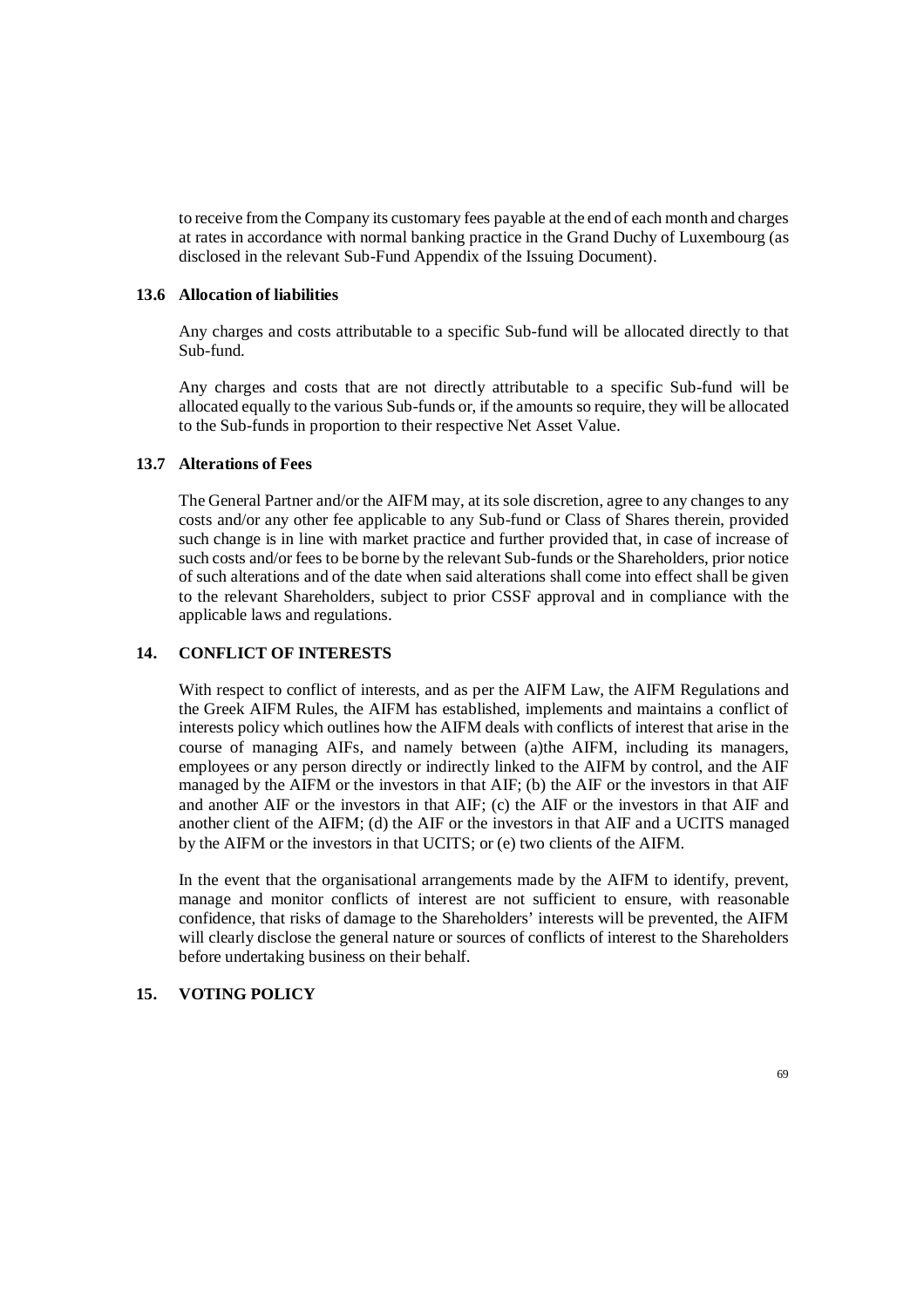to receive from the Company its customary fees payable at the end of each month and charges at rates in accordance with normal banking practice in the Grand Duchy of Luxembourg (as disclosed in the relevant Sub-Fund Appendix of the Issuing Document).

### 13.6 Allocation of liabilities

Any charges and costs attributable to a specific Sub-fund will be allocated directly to that Sub-fund.

Any charges and costs that are not directly attributable to a specific Sub-fund will be allocated equally to the various Sub-funds or, if the amounts so require, they will be allocated to the Sub-funds in proportion to their respective Net Asset Value.

### 13.7 Alterations of Fees

The General Partner and/or the AIFM may, at its sole discretion, agree to any changes to any costs and/or any other fee applicable to any Sub-fund or Class of Shares therein, provided such change is in line with market practice and further provided that, in case of increase of such costs and/or fees to be borne by the relevant Sub-funds or the Shareholders, prior notice of such alterations and of the date when said alterations shall come into effect shall be given to the relevant Shareholders, subject to prior CSSF approval and in compliance with the applicable laws and regulations.

## 14. CONFLICT OF INTERESTS

With respect to conflict of interests, and as per the AIFM Law, the AIFM Regulations and the Greek AIFM Rules, the AIFM has established, implements and maintains a conflict of interests policy which outlines how the AIFM deals with conflicts of interest that arise in the course of managing AIFs, and namely between (a)the AIFM, including its managers, employees or any person directly or indirectly linked to the AIFM by control, and the AIF managed by the AIFM or the investors in that AIF; (b) the AIF or the investors in that AIF and another AIF or the investors in that AIF; (c) the AIF or the investors in that AIF and another client of the AIFM; (d) the AIF or the investors in that AIF and a UCITS managed by the AIFM or the investors in that UCITS; or (e) two clients of the AIFM.

In the event that the organisational arrangements made by the AIFM to identify, prevent, manage and monitor conflicts of interest are not sufficient to ensure, with reasonable confidence, that risks of damage to the Shareholders' interests will be prevented, the AIFM will clearly disclose the general nature or sources of conflicts of interest to the Shareholders before undertaking business on their behalf.

## 15. VOTING POLICY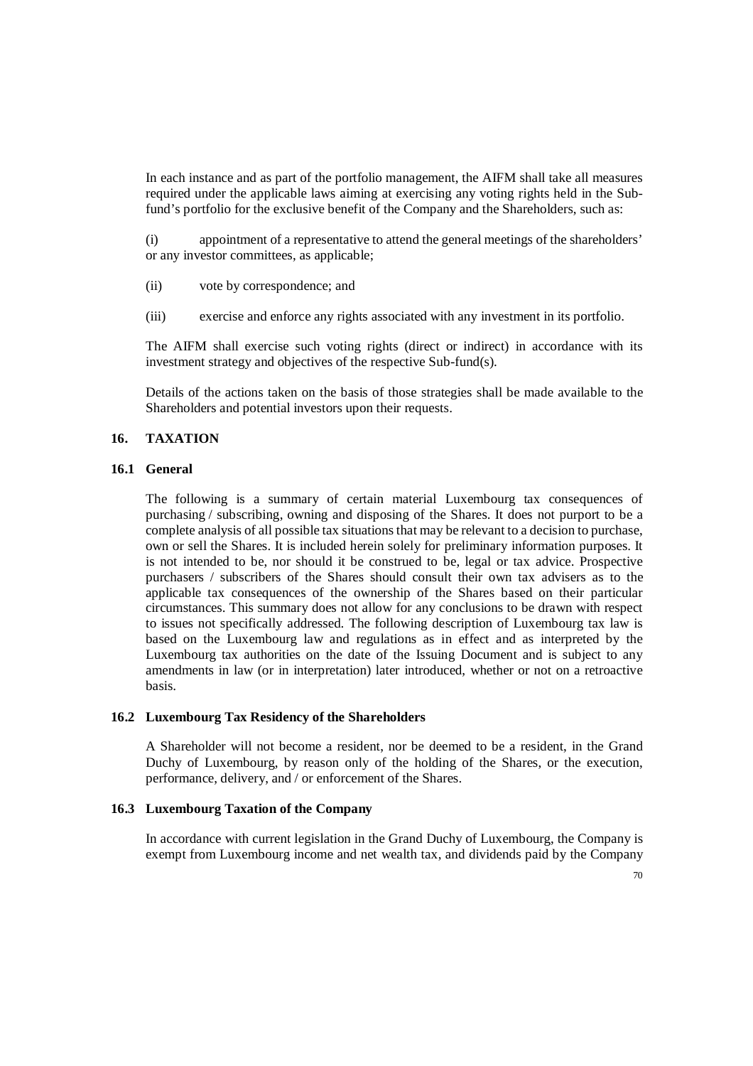In each instance and as part of the portfolio management, the AIFM shall take all measures required under the applicable laws aiming at exercising any voting rights held in the Sub-fund's portfolio for the exclusive benefit of the Company and the Shareholders, such as:

(i) appointment of a representative to attend the general meetings of the shareholders' or any investor committees, as applicable;

(ii) vote by correspondence; and

(iii) exercise and enforce any rights associated with any investment in its portfolio.

The AIFM shall exercise such voting rights (direct or indirect) in accordance with its investment strategy and objectives of the respective Sub-fund(s).

Details of the actions taken on the basis of those strategies shall be made available to the Shareholders and potential investors upon their requests.

## 16. TAXATION

### 16.1 General

The following is a summary of certain material Luxembourg tax consequences of purchasing / subscribing, owning and disposing of the Shares. It does not purport to be a complete analysis of all possible tax situations that may be relevant to a decision to purchase, own or sell the Shares. It is included herein solely for preliminary information purposes. It is not intended to be, nor should it be construed to be, legal or tax advice. Prospective purchasers / subscribers of the Shares should consult their own tax advisers as to the applicable tax consequences of the ownership of the Shares based on their particular circumstances. This summary does not allow for any conclusions to be drawn with respect to issues not specifically addressed. The following description of Luxembourg tax law is based on the Luxembourg law and regulations as in effect and as interpreted by the Luxembourg tax authorities on the date of the Issuing Document and is subject to any amendments in law (or in interpretation) later introduced, whether or not on a retroactive basis.

### 16.2 Luxembourg Tax Residency of the Shareholders

A Shareholder will not become a resident, nor be deemed to be a resident, in the Grand Duchy of Luxembourg, by reason only of the holding of the Shares, or the execution, performance, delivery, and / or enforcement of the Shares.

### 16.3 Luxembourg Taxation of the Company

In accordance with current legislation in the Grand Duchy of Luxembourg, the Company is exempt from Luxembourg income and net wealth tax, and dividends paid by the Company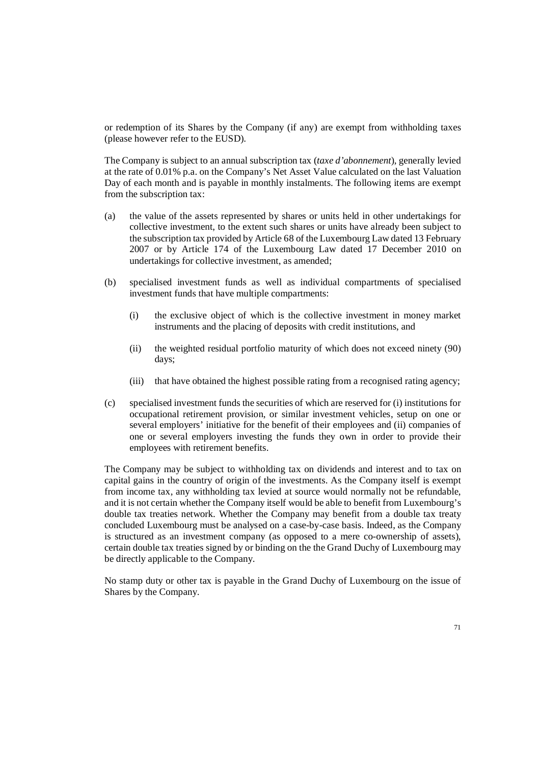or redemption of its Shares by the Company (if any) are exempt from withholding taxes (please however refer to the EUSD).

The Company is subject to an annual subscription tax (*taxe d'abonnement*), generally levied at the rate of 0.01% p.a. on the Company's Net Asset Value calculated on the last Valuation Day of each month and is payable in monthly instalments. The following items are exempt from the subscription tax:

(a) the value of the assets represented by shares or units held in other undertakings for collective investment, to the extent such shares or units have already been subject to the subscription tax provided by Article 68 of the Luxembourg Law dated 13 February 2007 or by Article 174 of the Luxembourg Law dated 17 December 2010 on undertakings for collective investment, as amended;

(b) specialised investment funds as well as individual compartments of specialised investment funds that have multiple compartments:

  (i) the exclusive object of which is the collective investment in money market instruments and the placing of deposits with credit institutions, and

  (ii) the weighted residual portfolio maturity of which does not exceed ninety (90) days;

  (iii) that have obtained the highest possible rating from a recognised rating agency;

(c) specialised investment funds the securities of which are reserved for (i) institutions for occupational retirement provision, or similar investment vehicles, setup on one or several employers' initiative for the benefit of their employees and (ii) companies of one or several employers investing the funds they own in order to provide their employees with retirement benefits.

The Company may be subject to withholding tax on dividends and interest and to tax on capital gains in the country of origin of the investments. As the Company itself is exempt from income tax, any withholding tax levied at source would normally not be refundable, and it is not certain whether the Company itself would be able to benefit from Luxembourg's double tax treaties network. Whether the Company may benefit from a double tax treaty concluded Luxembourg must be analysed on a case-by-case basis. Indeed, as the Company is structured as an investment company (as opposed to a mere co-ownership of assets), certain double tax treaties signed by or binding on the the Grand Duchy of Luxembourg may be directly applicable to the Company.

No stamp duty or other tax is payable in the Grand Duchy of Luxembourg on the issue of Shares by the Company.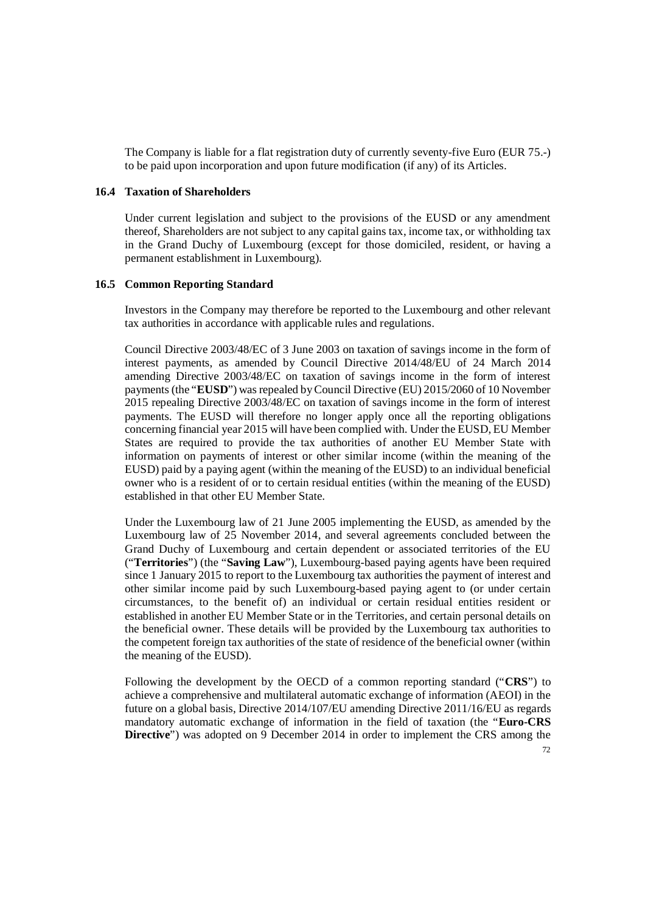The Company is liable for a flat registration duty of currently seventy-five Euro (EUR 75.-) to be paid upon incorporation and upon future modification (if any) of its Articles.

### 16.4 Taxation of Shareholders

Under current legislation and subject to the provisions of the EUSD or any amendment thereof, Shareholders are not subject to any capital gains tax, income tax, or withholding tax in the Grand Duchy of Luxembourg (except for those domiciled, resident, or having a permanent establishment in Luxembourg).

### 16.5 Common Reporting Standard

Investors in the Company may therefore be reported to the Luxembourg and other relevant tax authorities in accordance with applicable rules and regulations.

Council Directive 2003/48/EC of 3 June 2003 on taxation of savings income in the form of interest payments, as amended by Council Directive 2014/48/EU of 24 March 2014 amending Directive 2003/48/EC on taxation of savings income in the form of interest payments (the "**EUSD**") was repealed by Council Directive (EU) 2015/2060 of 10 November 2015 repealing Directive 2003/48/EC on taxation of savings income in the form of interest payments. The EUSD will therefore no longer apply once all the reporting obligations concerning financial year 2015 will have been complied with. Under the EUSD, EU Member States are required to provide the tax authorities of another EU Member State with information on payments of interest or other similar income (within the meaning of the EUSD) paid by a paying agent (within the meaning of the EUSD) to an individual beneficial owner who is a resident of or to certain residual entities (within the meaning of the EUSD) established in that other EU Member State.

Under the Luxembourg law of 21 June 2005 implementing the EUSD, as amended by the Luxembourg law of 25 November 2014, and several agreements concluded between the Grand Duchy of Luxembourg and certain dependent or associated territories of the EU ("**Territories**") (the "**Saving Law**"), Luxembourg-based paying agents have been required since 1 January 2015 to report to the Luxembourg tax authorities the payment of interest and other similar income paid by such Luxembourg-based paying agent to (or under certain circumstances, to the benefit of) an individual or certain residual entities resident or established in another EU Member State or in the Territories, and certain personal details on the beneficial owner. These details will be provided by the Luxembourg tax authorities to the competent foreign tax authorities of the state of residence of the beneficial owner (within the meaning of the EUSD).

Following the development by the OECD of a common reporting standard ("**CRS**") to achieve a comprehensive and multilateral automatic exchange of information (AEOI) in the future on a global basis, Directive 2014/107/EU amending Directive 2011/16/EU as regards mandatory automatic exchange of information in the field of taxation (the "**Euro-CRS Directive**") was adopted on 9 December 2014 in order to implement the CRS among the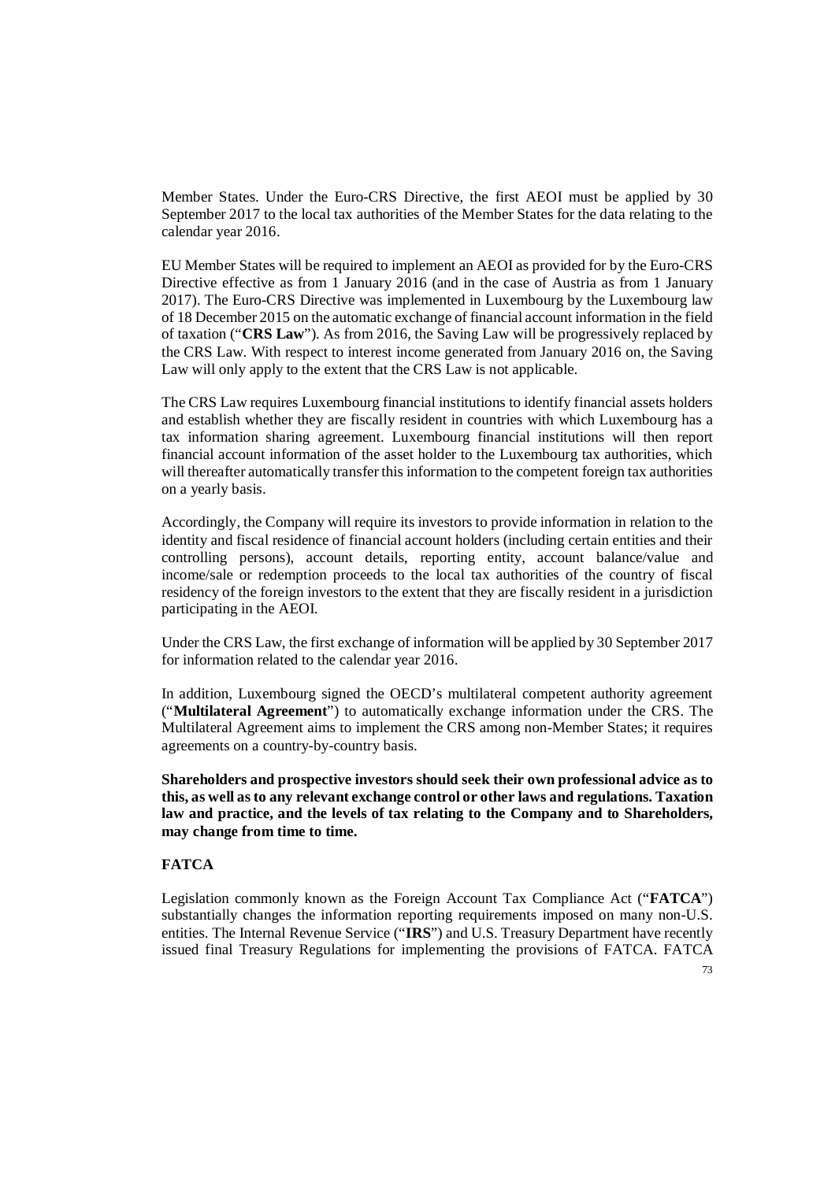Member States. Under the Euro-CRS Directive, the first AEOI must be applied by 30 September 2017 to the local tax authorities of the Member States for the data relating to the calendar year 2016.

EU Member States will be required to implement an AEOI as provided for by the Euro-CRS Directive effective as from 1 January 2016 (and in the case of Austria as from 1 January 2017). The Euro-CRS Directive was implemented in Luxembourg by the Luxembourg law of 18 December 2015 on the automatic exchange of financial account information in the field of taxation ("**CRS Law**"). As from 2016, the Saving Law will be progressively replaced by the CRS Law. With respect to interest income generated from January 2016 on, the Saving Law will only apply to the extent that the CRS Law is not applicable.

The CRS Law requires Luxembourg financial institutions to identify financial assets holders and establish whether they are fiscally resident in countries with which Luxembourg has a tax information sharing agreement. Luxembourg financial institutions will then report financial account information of the asset holder to the Luxembourg tax authorities, which will thereafter automatically transfer this information to the competent foreign tax authorities on a yearly basis.

Accordingly, the Company will require its investors to provide information in relation to the identity and fiscal residence of financial account holders (including certain entities and their controlling persons), account details, reporting entity, account balance/value and income/sale or redemption proceeds to the local tax authorities of the country of fiscal residency of the foreign investors to the extent that they are fiscally resident in a jurisdiction participating in the AEOI.

Under the CRS Law, the first exchange of information will be applied by 30 September 2017 for information related to the calendar year 2016.

In addition, Luxembourg signed the OECD's multilateral competent authority agreement ("**Multilateral Agreement**") to automatically exchange information under the CRS. The Multilateral Agreement aims to implement the CRS among non-Member States; it requires agreements on a country-by-country basis.

**Shareholders and prospective investors should seek their own professional advice as to this, as well as to any relevant exchange control or other laws and regulations. Taxation law and practice, and the levels of tax relating to the Company and to Shareholders, may change from time to time.**

**FATCA**

Legislation commonly known as the Foreign Account Tax Compliance Act ("**FATCA**") substantially changes the information reporting requirements imposed on many non-U.S. entities. The Internal Revenue Service ("**IRS**") and U.S. Treasury Department have recently issued final Treasury Regulations for implementing the provisions of FATCA. FATCA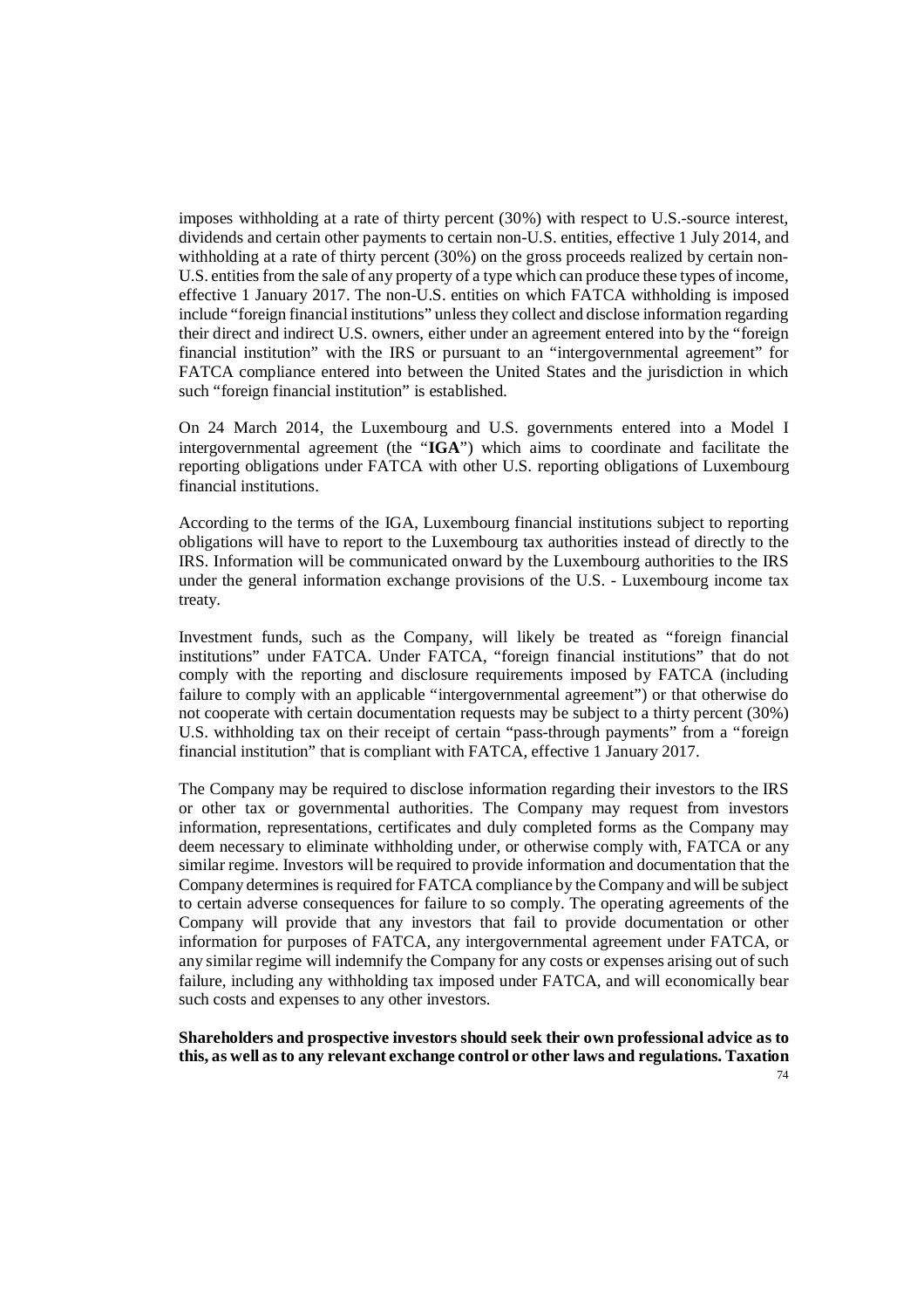imposes withholding at a rate of thirty percent (30%) with respect to U.S.-source interest, dividends and certain other payments to certain non-U.S. entities, effective 1 July 2014, and withholding at a rate of thirty percent (30%) on the gross proceeds realized by certain non-U.S. entities from the sale of any property of a type which can produce these types of income, effective 1 January 2017. The non-U.S. entities on which FATCA withholding is imposed include "foreign financial institutions" unless they collect and disclose information regarding their direct and indirect U.S. owners, either under an agreement entered into by the "foreign financial institution" with the IRS or pursuant to an "intergovernmental agreement" for FATCA compliance entered into between the United States and the jurisdiction in which such "foreign financial institution" is established.

On 24 March 2014, the Luxembourg and U.S. governments entered into a Model I intergovernmental agreement (the "**IGA**") which aims to coordinate and facilitate the reporting obligations under FATCA with other U.S. reporting obligations of Luxembourg financial institutions.

According to the terms of the IGA, Luxembourg financial institutions subject to reporting obligations will have to report to the Luxembourg tax authorities instead of directly to the IRS. Information will be communicated onward by the Luxembourg authorities to the IRS under the general information exchange provisions of the U.S. - Luxembourg income tax treaty.

Investment funds, such as the Company, will likely be treated as "foreign financial institutions" under FATCA. Under FATCA, "foreign financial institutions" that do not comply with the reporting and disclosure requirements imposed by FATCA (including failure to comply with an applicable "intergovernmental agreement") or that otherwise do not cooperate with certain documentation requests may be subject to a thirty percent (30%) U.S. withholding tax on their receipt of certain "pass-through payments" from a "foreign financial institution" that is compliant with FATCA, effective 1 January 2017.

The Company may be required to disclose information regarding their investors to the IRS or other tax or governmental authorities. The Company may request from investors information, representations, certificates and duly completed forms as the Company may deem necessary to eliminate withholding under, or otherwise comply with, FATCA or any similar regime. Investors will be required to provide information and documentation that the Company determines is required for FATCA compliance by the Company and will be subject to certain adverse consequences for failure to so comply. The operating agreements of the Company will provide that any investors that fail to provide documentation or other information for purposes of FATCA, any intergovernmental agreement under FATCA, or any similar regime will indemnify the Company for any costs or expenses arising out of such failure, including any withholding tax imposed under FATCA, and will economically bear such costs and expenses to any other investors.

**Shareholders and prospective investors should seek their own professional advice as to this, as well as to any relevant exchange control or other laws and regulations. Taxation**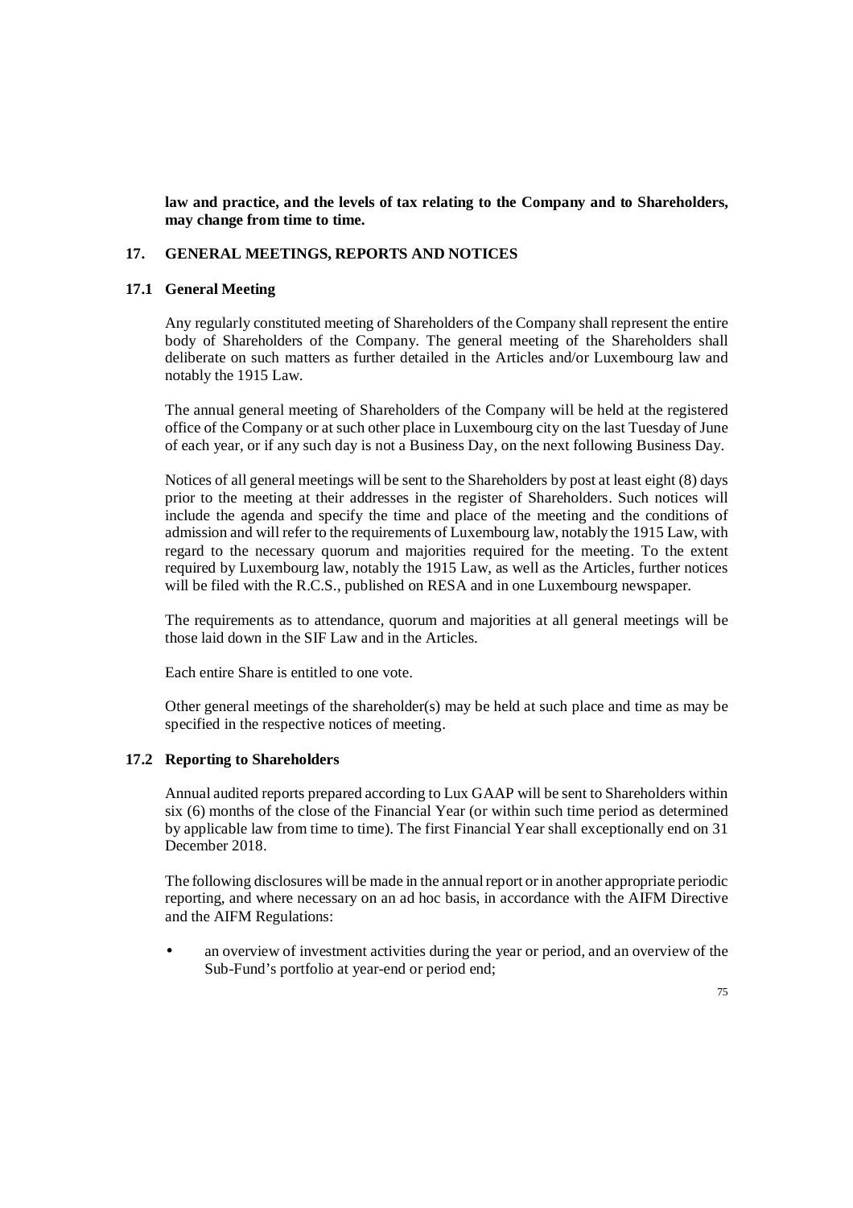**law and practice, and the levels of tax relating to the Company and to Shareholders, may change from time to time.**

## 17. GENERAL MEETINGS, REPORTS AND NOTICES

### 17.1 General Meeting

Any regularly constituted meeting of Shareholders of the Company shall represent the entire body of Shareholders of the Company. The general meeting of the Shareholders shall deliberate on such matters as further detailed in the Articles and/or Luxembourg law and notably the 1915 Law.

The annual general meeting of Shareholders of the Company will be held at the registered office of the Company or at such other place in Luxembourg city on the last Tuesday of June of each year, or if any such day is not a Business Day, on the next following Business Day.

Notices of all general meetings will be sent to the Shareholders by post at least eight (8) days prior to the meeting at their addresses in the register of Shareholders. Such notices will include the agenda and specify the time and place of the meeting and the conditions of admission and will refer to the requirements of Luxembourg law, notably the 1915 Law, with regard to the necessary quorum and majorities required for the meeting. To the extent required by Luxembourg law, notably the 1915 Law, as well as the Articles, further notices will be filed with the R.C.S., published on RESA and in one Luxembourg newspaper.

The requirements as to attendance, quorum and majorities at all general meetings will be those laid down in the SIF Law and in the Articles.

Each entire Share is entitled to one vote.

Other general meetings of the shareholder(s) may be held at such place and time as may be specified in the respective notices of meeting.

### 17.2 Reporting to Shareholders

Annual audited reports prepared according to Lux GAAP will be sent to Shareholders within six (6) months of the close of the Financial Year (or within such time period as determined by applicable law from time to time). The first Financial Year shall exceptionally end on 31 December 2018.

The following disclosures will be made in the annual report or in another appropriate periodic reporting, and where necessary on an ad hoc basis, in accordance with the AIFM Directive and the AIFM Regulations:

- an overview of investment activities during the year or period, and an overview of the Sub-Fund's portfolio at year-end or period end;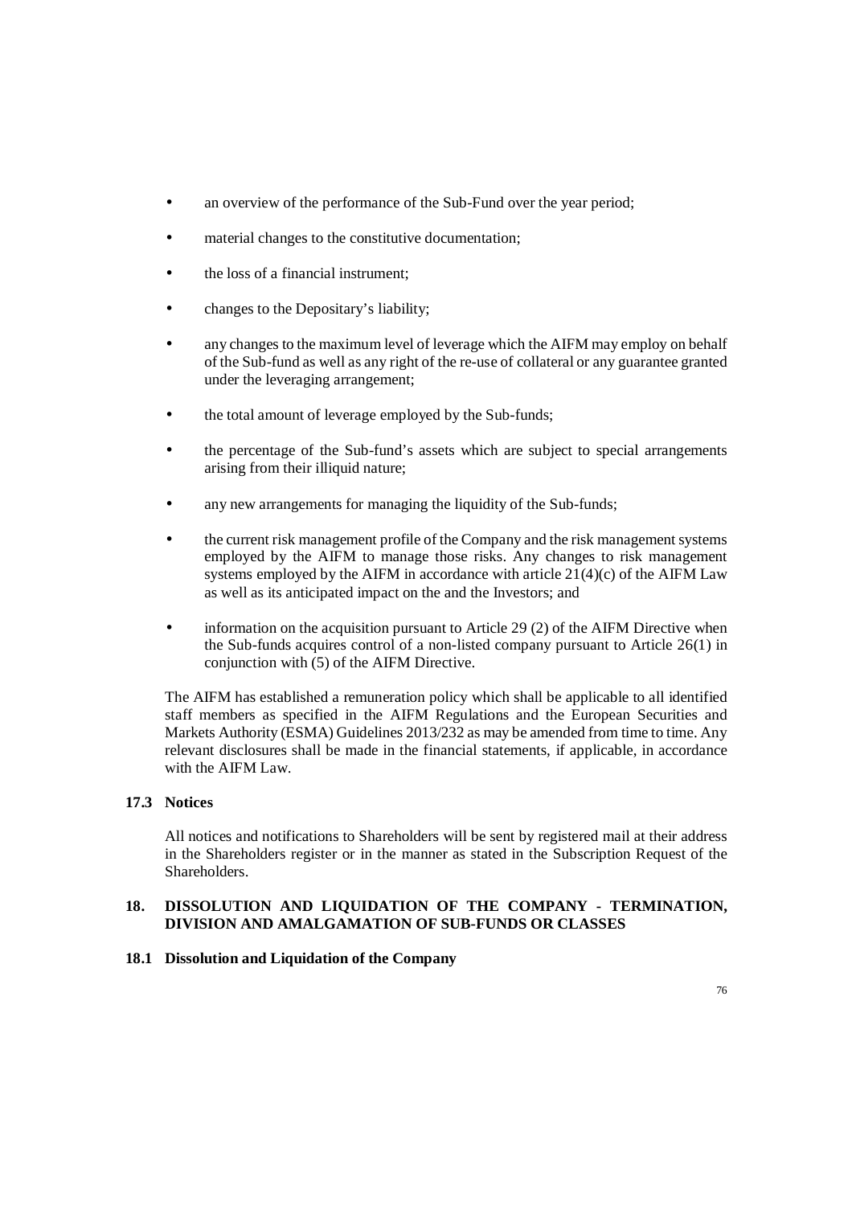- an overview of the performance of the Sub-Fund over the year period;
- material changes to the constitutive documentation;
- the loss of a financial instrument;
- changes to the Depositary's liability;
- any changes to the maximum level of leverage which the AIFM may employ on behalf of the Sub-fund as well as any right of the re-use of collateral or any guarantee granted under the leveraging arrangement;
- the total amount of leverage employed by the Sub-funds;
- the percentage of the Sub-fund's assets which are subject to special arrangements arising from their illiquid nature;
- any new arrangements for managing the liquidity of the Sub-funds;
- the current risk management profile of the Company and the risk management systems employed by the AIFM to manage those risks. Any changes to risk management systems employed by the AIFM in accordance with article 21(4)(c) of the AIFM Law as well as its anticipated impact on the and the Investors; and
- information on the acquisition pursuant to Article 29 (2) of the AIFM Directive when the Sub-funds acquires control of a non-listed company pursuant to Article 26(1) in conjunction with (5) of the AIFM Directive.

The AIFM has established a remuneration policy which shall be applicable to all identified staff members as specified in the AIFM Regulations and the European Securities and Markets Authority (ESMA) Guidelines 2013/232 as may be amended from time to time. Any relevant disclosures shall be made in the financial statements, if applicable, in accordance with the AIFM Law.

### 17.3 Notices

All notices and notifications to Shareholders will be sent by registered mail at their address in the Shareholders register or in the manner as stated in the Subscription Request of the Shareholders.

## 18. DISSOLUTION AND LIQUIDATION OF THE COMPANY - TERMINATION, DIVISION AND AMALGAMATION OF SUB-FUNDS OR CLASSES

### 18.1 Dissolution and Liquidation of the Company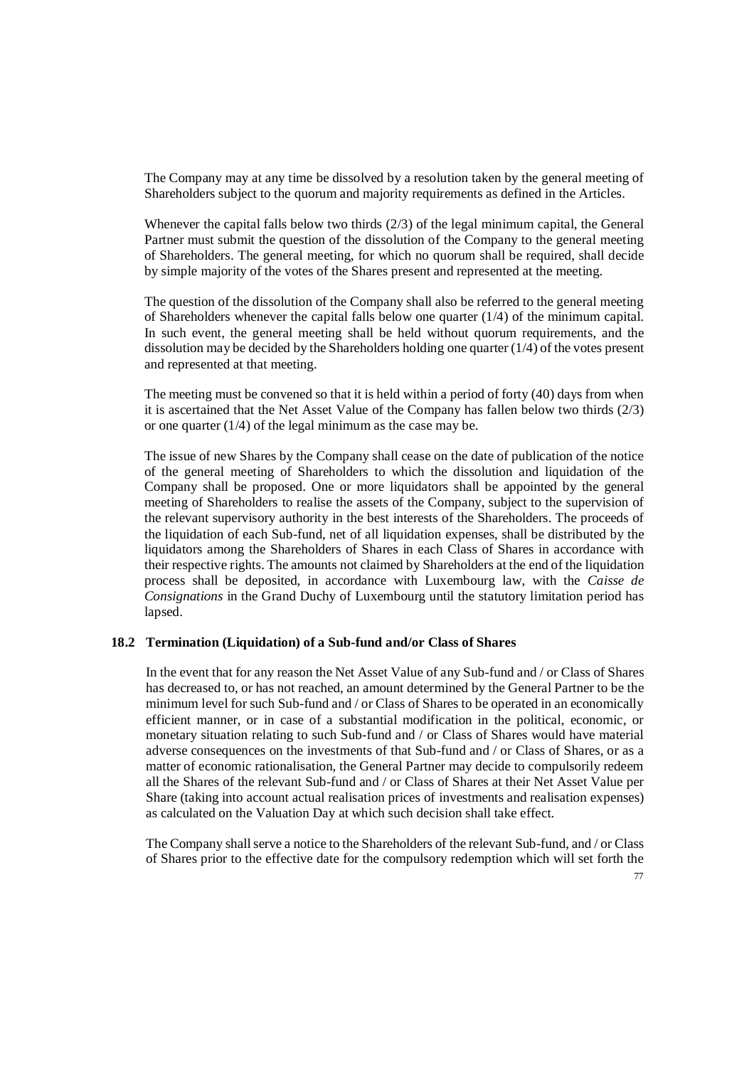The Company may at any time be dissolved by a resolution taken by the general meeting of Shareholders subject to the quorum and majority requirements as defined in the Articles.

Whenever the capital falls below two thirds (2/3) of the legal minimum capital, the General Partner must submit the question of the dissolution of the Company to the general meeting of Shareholders. The general meeting, for which no quorum shall be required, shall decide by simple majority of the votes of the Shares present and represented at the meeting.

The question of the dissolution of the Company shall also be referred to the general meeting of Shareholders whenever the capital falls below one quarter (1/4) of the minimum capital. In such event, the general meeting shall be held without quorum requirements, and the dissolution may be decided by the Shareholders holding one quarter (1/4) of the votes present and represented at that meeting.

The meeting must be convened so that it is held within a period of forty (40) days from when it is ascertained that the Net Asset Value of the Company has fallen below two thirds (2/3) or one quarter (1/4) of the legal minimum as the case may be.

The issue of new Shares by the Company shall cease on the date of publication of the notice of the general meeting of Shareholders to which the dissolution and liquidation of the Company shall be proposed. One or more liquidators shall be appointed by the general meeting of Shareholders to realise the assets of the Company, subject to the supervision of the relevant supervisory authority in the best interests of the Shareholders. The proceeds of the liquidation of each Sub-fund, net of all liquidation expenses, shall be distributed by the liquidators among the Shareholders of Shares in each Class of Shares in accordance with their respective rights. The amounts not claimed by Shareholders at the end of the liquidation process shall be deposited, in accordance with Luxembourg law, with the *Caisse de Consignations* in the Grand Duchy of Luxembourg until the statutory limitation period has lapsed.

### 18.2 Termination (Liquidation) of a Sub-fund and/or Class of Shares

In the event that for any reason the Net Asset Value of any Sub-fund and / or Class of Shares has decreased to, or has not reached, an amount determined by the General Partner to be the minimum level for such Sub-fund and / or Class of Shares to be operated in an economically efficient manner, or in case of a substantial modification in the political, economic, or monetary situation relating to such Sub-fund and / or Class of Shares would have material adverse consequences on the investments of that Sub-fund and / or Class of Shares, or as a matter of economic rationalisation, the General Partner may decide to compulsorily redeem all the Shares of the relevant Sub-fund and / or Class of Shares at their Net Asset Value per Share (taking into account actual realisation prices of investments and realisation expenses) as calculated on the Valuation Day at which such decision shall take effect.

The Company shall serve a notice to the Shareholders of the relevant Sub-fund, and / or Class of Shares prior to the effective date for the compulsory redemption which will set forth the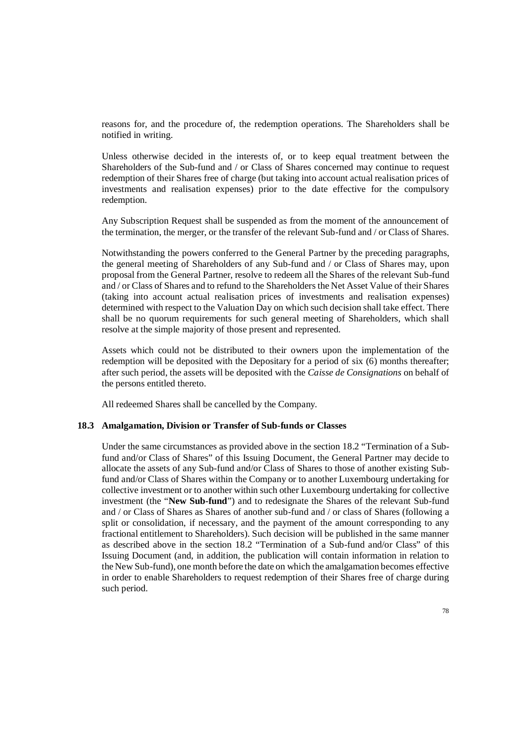reasons for, and the procedure of, the redemption operations. The Shareholders shall be notified in writing.

Unless otherwise decided in the interests of, or to keep equal treatment between the Shareholders of the Sub-fund and / or Class of Shares concerned may continue to request redemption of their Shares free of charge (but taking into account actual realisation prices of investments and realisation expenses) prior to the date effective for the compulsory redemption.

Any Subscription Request shall be suspended as from the moment of the announcement of the termination, the merger, or the transfer of the relevant Sub-fund and / or Class of Shares.

Notwithstanding the powers conferred to the General Partner by the preceding paragraphs, the general meeting of Shareholders of any Sub-fund and / or Class of Shares may, upon proposal from the General Partner, resolve to redeem all the Shares of the relevant Sub-fund and / or Class of Shares and to refund to the Shareholders the Net Asset Value of their Shares (taking into account actual realisation prices of investments and realisation expenses) determined with respect to the Valuation Day on which such decision shall take effect. There shall be no quorum requirements for such general meeting of Shareholders, which shall resolve at the simple majority of those present and represented.

Assets which could not be distributed to their owners upon the implementation of the redemption will be deposited with the Depositary for a period of six (6) months thereafter; after such period, the assets will be deposited with the *Caisse de Consignations* on behalf of the persons entitled thereto.

All redeemed Shares shall be cancelled by the Company.

### 18.3 Amalgamation, Division or Transfer of Sub-funds or Classes

Under the same circumstances as provided above in the section 18.2 "Termination of a Sub-fund and/or Class of Shares" of this Issuing Document, the General Partner may decide to allocate the assets of any Sub-fund and/or Class of Shares to those of another existing Sub-fund and/or Class of Shares within the Company or to another Luxembourg undertaking for collective investment or to another within such other Luxembourg undertaking for collective investment (the "**New Sub-fund**") and to redesignate the Shares of the relevant Sub-fund and / or Class of Shares as Shares of another sub-fund and / or class of Shares (following a split or consolidation, if necessary, and the payment of the amount corresponding to any fractional entitlement to Shareholders). Such decision will be published in the same manner as described above in the section 18.2 "Termination of a Sub-fund and/or Class" of this Issuing Document (and, in addition, the publication will contain information in relation to the New Sub-fund), one month before the date on which the amalgamation becomes effective in order to enable Shareholders to request redemption of their Shares free of charge during such period.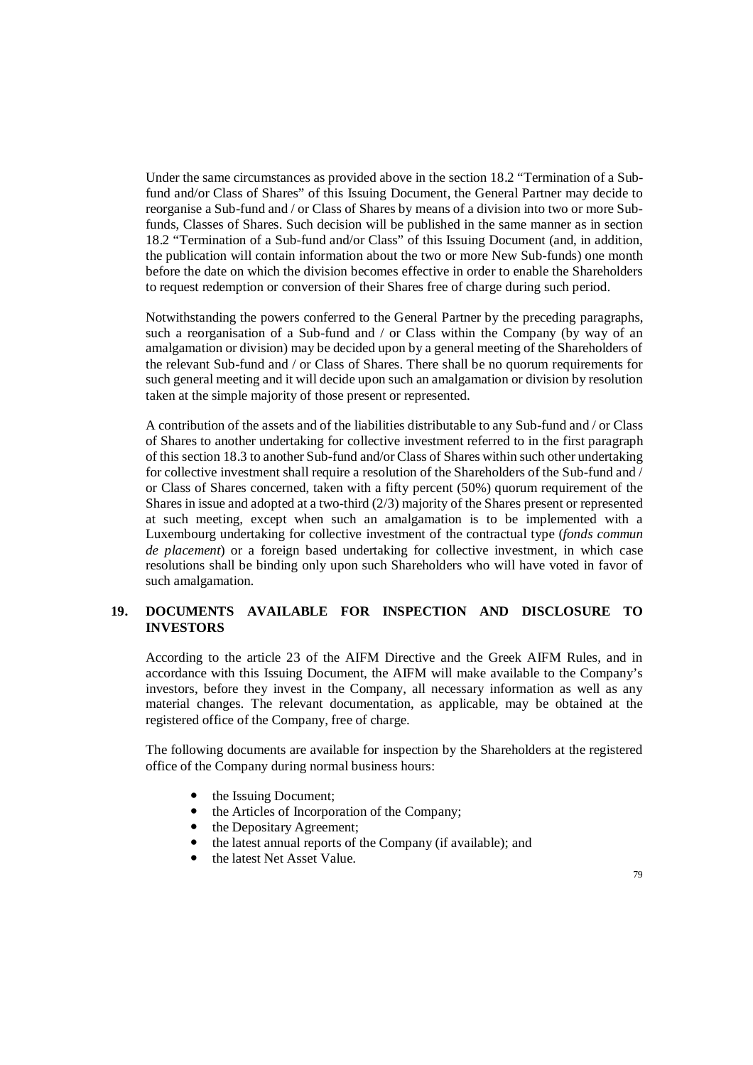Under the same circumstances as provided above in the section 18.2 "Termination of a Sub-fund and/or Class of Shares" of this Issuing Document, the General Partner may decide to reorganise a Sub-fund and / or Class of Shares by means of a division into two or more Sub-funds, Classes of Shares. Such decision will be published in the same manner as in section 18.2 "Termination of a Sub-fund and/or Class" of this Issuing Document (and, in addition, the publication will contain information about the two or more New Sub-funds) one month before the date on which the division becomes effective in order to enable the Shareholders to request redemption or conversion of their Shares free of charge during such period.

Notwithstanding the powers conferred to the General Partner by the preceding paragraphs, such a reorganisation of a Sub-fund and / or Class within the Company (by way of an amalgamation or division) may be decided upon by a general meeting of the Shareholders of the relevant Sub-fund and / or Class of Shares. There shall be no quorum requirements for such general meeting and it will decide upon such an amalgamation or division by resolution taken at the simple majority of those present or represented.

A contribution of the assets and of the liabilities distributable to any Sub-fund and / or Class of Shares to another undertaking for collective investment referred to in the first paragraph of this section 18.3 to another Sub-fund and/or Class of Shares within such other undertaking for collective investment shall require a resolution of the Shareholders of the Sub-fund and / or Class of Shares concerned, taken with a fifty percent (50%) quorum requirement of the Shares in issue and adopted at a two-third (2/3) majority of the Shares present or represented at such meeting, except when such an amalgamation is to be implemented with a Luxembourg undertaking for collective investment of the contractual type (*fonds commun de placement*) or a foreign based undertaking for collective investment, in which case resolutions shall be binding only upon such Shareholders who will have voted in favor of such amalgamation.

## 19. DOCUMENTS AVAILABLE FOR INSPECTION AND DISCLOSURE TO INVESTORS

According to the article 23 of the AIFM Directive and the Greek AIFM Rules, and in accordance with this Issuing Document, the AIFM will make available to the Company's investors, before they invest in the Company, all necessary information as well as any material changes. The relevant documentation, as applicable, may be obtained at the registered office of the Company, free of charge.

The following documents are available for inspection by the Shareholders at the registered office of the Company during normal business hours:

- the Issuing Document;
- the Articles of Incorporation of the Company;
- the Depositary Agreement;
- the latest annual reports of the Company (if available); and
- the latest Net Asset Value.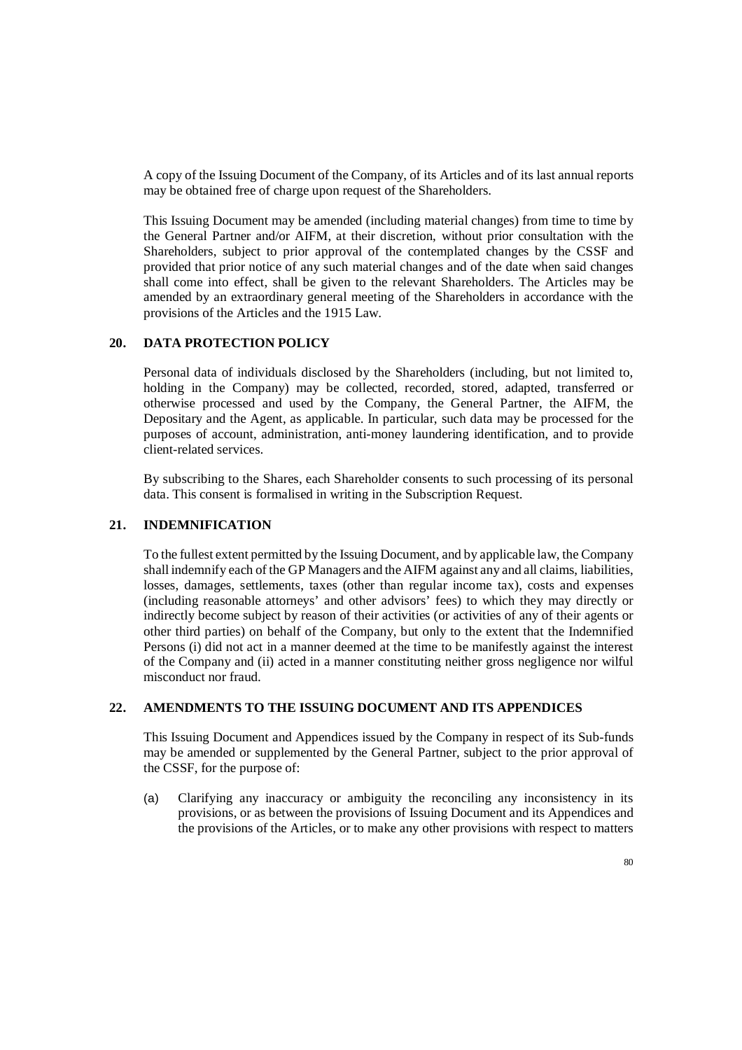A copy of the Issuing Document of the Company, of its Articles and of its last annual reports may be obtained free of charge upon request of the Shareholders.

This Issuing Document may be amended (including material changes) from time to time by the General Partner and/or AIFM, at their discretion, without prior consultation with the Shareholders, subject to prior approval of the contemplated changes by the CSSF and provided that prior notice of any such material changes and of the date when said changes shall come into effect, shall be given to the relevant Shareholders. The Articles may be amended by an extraordinary general meeting of the Shareholders in accordance with the provisions of the Articles and the 1915 Law.

## 20. DATA PROTECTION POLICY

Personal data of individuals disclosed by the Shareholders (including, but not limited to, holding in the Company) may be collected, recorded, stored, adapted, transferred or otherwise processed and used by the Company, the General Partner, the AIFM, the Depositary and the Agent, as applicable. In particular, such data may be processed for the purposes of account, administration, anti-money laundering identification, and to provide client-related services.

By subscribing to the Shares, each Shareholder consents to such processing of its personal data. This consent is formalised in writing in the Subscription Request.

## 21. INDEMNIFICATION

To the fullest extent permitted by the Issuing Document, and by applicable law, the Company shall indemnify each of the GP Managers and the AIFM against any and all claims, liabilities, losses, damages, settlements, taxes (other than regular income tax), costs and expenses (including reasonable attorneys' and other advisors' fees) to which they may directly or indirectly become subject by reason of their activities (or activities of any of their agents or other third parties) on behalf of the Company, but only to the extent that the Indemnified Persons (i) did not act in a manner deemed at the time to be manifestly against the interest of the Company and (ii) acted in a manner constituting neither gross negligence nor wilful misconduct nor fraud.

## 22. AMENDMENTS TO THE ISSUING DOCUMENT AND ITS APPENDICES

This Issuing Document and Appendices issued by the Company in respect of its Sub-funds may be amended or supplemented by the General Partner, subject to the prior approval of the CSSF, for the purpose of:

(a) Clarifying any inaccuracy or ambiguity the reconciling any inconsistency in its provisions, or as between the provisions of Issuing Document and its Appendices and the provisions of the Articles, or to make any other provisions with respect to matters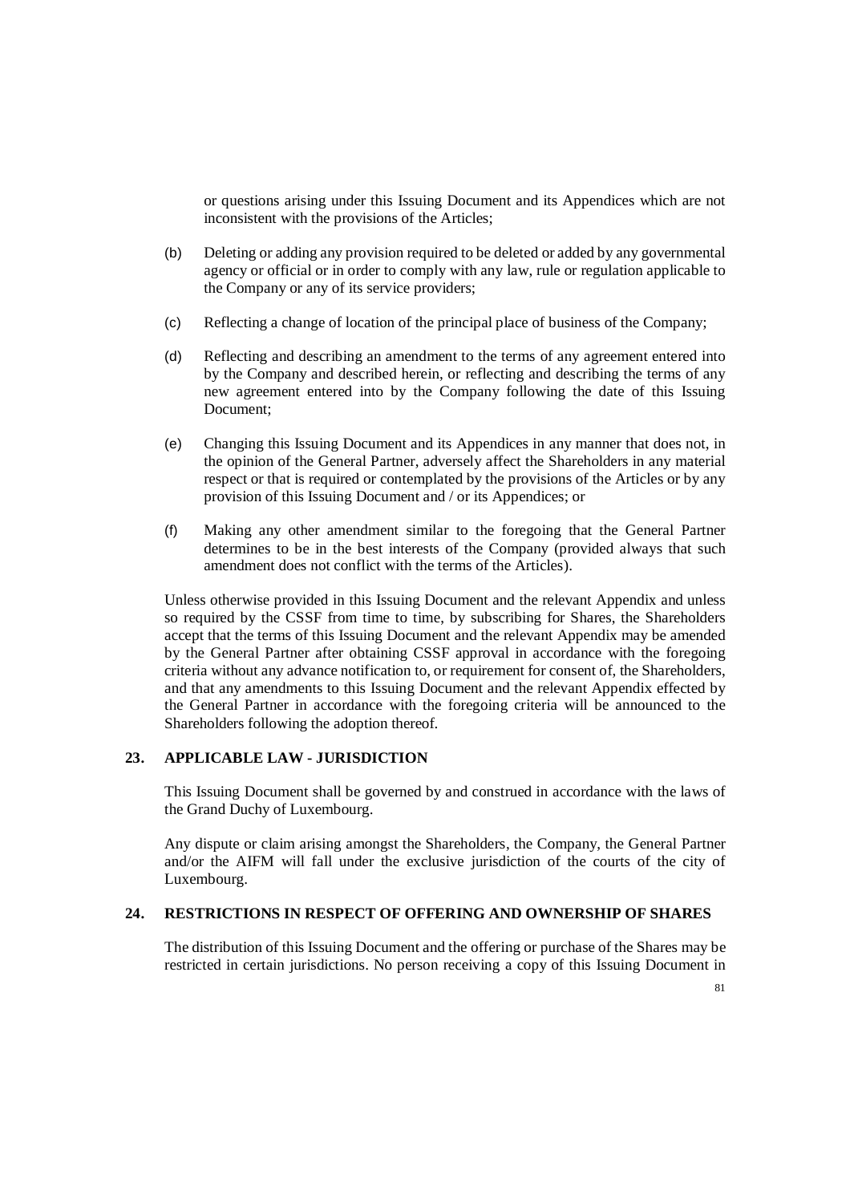or questions arising under this Issuing Document and its Appendices which are not inconsistent with the provisions of the Articles;

(b) Deleting or adding any provision required to be deleted or added by any governmental agency or official or in order to comply with any law, rule or regulation applicable to the Company or any of its service providers;

(c) Reflecting a change of location of the principal place of business of the Company;

(d) Reflecting and describing an amendment to the terms of any agreement entered into by the Company and described herein, or reflecting and describing the terms of any new agreement entered into by the Company following the date of this Issuing Document;

(e) Changing this Issuing Document and its Appendices in any manner that does not, in the opinion of the General Partner, adversely affect the Shareholders in any material respect or that is required or contemplated by the provisions of the Articles or by any provision of this Issuing Document and / or its Appendices; or

(f) Making any other amendment similar to the foregoing that the General Partner determines to be in the best interests of the Company (provided always that such amendment does not conflict with the terms of the Articles).

Unless otherwise provided in this Issuing Document and the relevant Appendix and unless so required by the CSSF from time to time, by subscribing for Shares, the Shareholders accept that the terms of this Issuing Document and the relevant Appendix may be amended by the General Partner after obtaining CSSF approval in accordance with the foregoing criteria without any advance notification to, or requirement for consent of, the Shareholders, and that any amendments to this Issuing Document and the relevant Appendix effected by the General Partner in accordance with the foregoing criteria will be announced to the Shareholders following the adoption thereof.

## 23. APPLICABLE LAW - JURISDICTION

This Issuing Document shall be governed by and construed in accordance with the laws of the Grand Duchy of Luxembourg.

Any dispute or claim arising amongst the Shareholders, the Company, the General Partner and/or the AIFM will fall under the exclusive jurisdiction of the courts of the city of Luxembourg.

## 24. RESTRICTIONS IN RESPECT OF OFFERING AND OWNERSHIP OF SHARES

The distribution of this Issuing Document and the offering or purchase of the Shares may be restricted in certain jurisdictions. No person receiving a copy of this Issuing Document in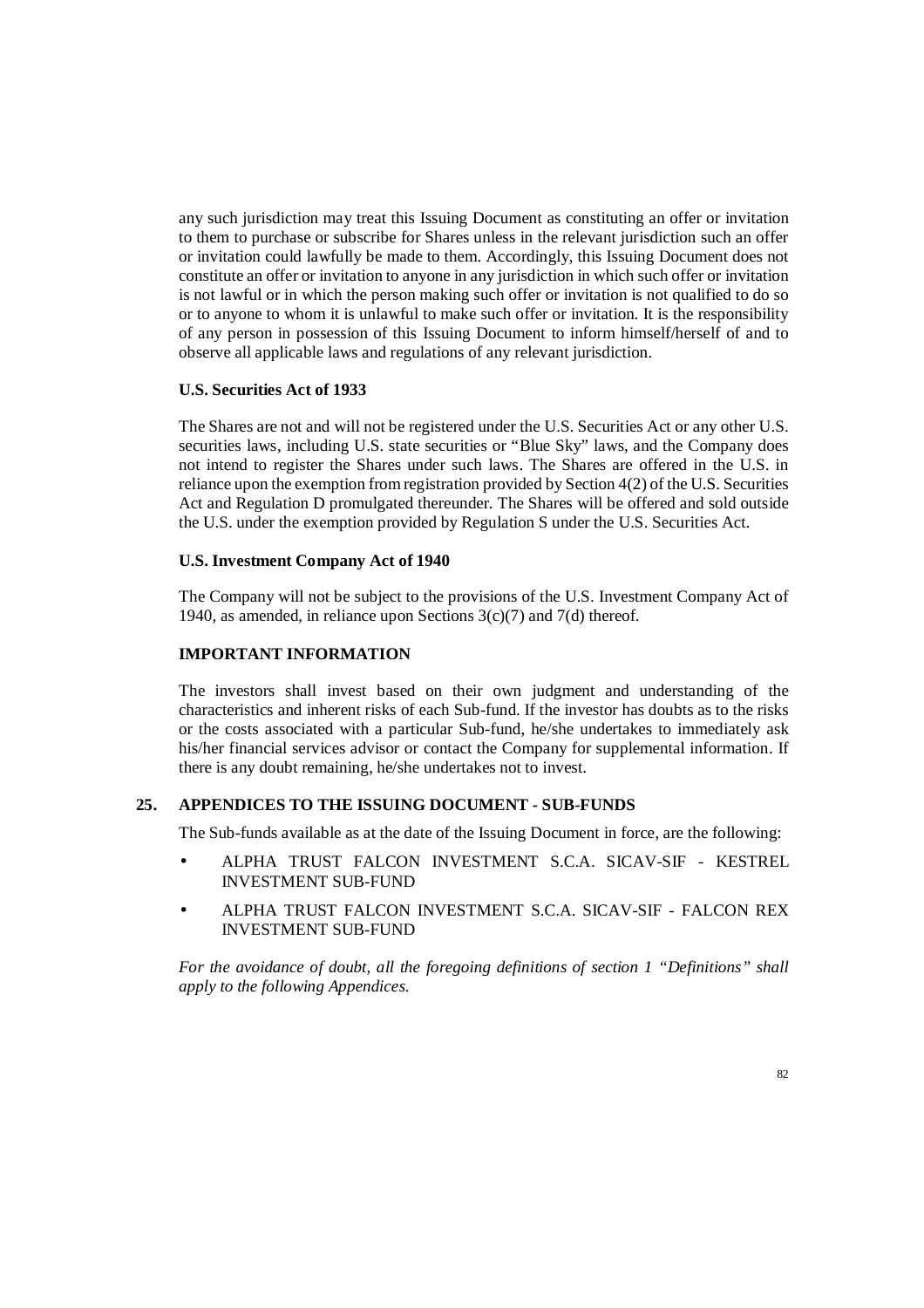any such jurisdiction may treat this Issuing Document as constituting an offer or invitation to them to purchase or subscribe for Shares unless in the relevant jurisdiction such an offer or invitation could lawfully be made to them. Accordingly, this Issuing Document does not constitute an offer or invitation to anyone in any jurisdiction in which such offer or invitation is not lawful or in which the person making such offer or invitation is not qualified to do so or to anyone to whom it is unlawful to make such offer or invitation. It is the responsibility of any person in possession of this Issuing Document to inform himself/herself of and to observe all applicable laws and regulations of any relevant jurisdiction.

**U.S. Securities Act of 1933**

The Shares are not and will not be registered under the U.S. Securities Act or any other U.S. securities laws, including U.S. state securities or "Blue Sky" laws, and the Company does not intend to register the Shares under such laws. The Shares are offered in the U.S. in reliance upon the exemption from registration provided by Section 4(2) of the U.S. Securities Act and Regulation D promulgated thereunder. The Shares will be offered and sold outside the U.S. under the exemption provided by Regulation S under the U.S. Securities Act.

**U.S. Investment Company Act of 1940**

The Company will not be subject to the provisions of the U.S. Investment Company Act of 1940, as amended, in reliance upon Sections 3(c)(7) and 7(d) thereof.

**IMPORTANT INFORMATION**

The investors shall invest based on their own judgment and understanding of the characteristics and inherent risks of each Sub-fund. If the investor has doubts as to the risks or the costs associated with a particular Sub-fund, he/she undertakes to immediately ask his/her financial services advisor or contact the Company for supplemental information. If there is any doubt remaining, he/she undertakes not to invest.

## 25. APPENDICES TO THE ISSUING DOCUMENT - SUB-FUNDS

The Sub-funds available as at the date of the Issuing Document in force, are the following:

- ALPHA TRUST FALCON INVESTMENT S.C.A. SICAV-SIF - KESTREL INVESTMENT SUB-FUND
- ALPHA TRUST FALCON INVESTMENT S.C.A. SICAV-SIF - FALCON REX INVESTMENT SUB-FUND

*For the avoidance of doubt, all the foregoing definitions of section 1 "Definitions" shall apply to the following Appendices.*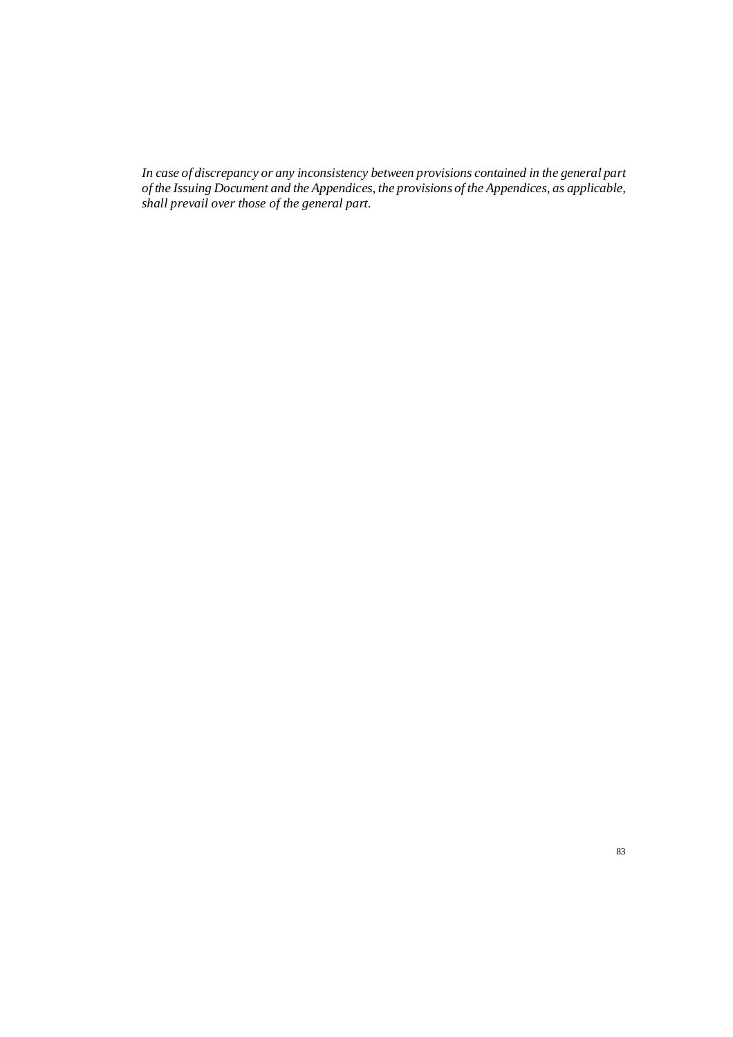*In case of discrepancy or any inconsistency between provisions contained in the general part of the Issuing Document and the Appendices, the provisions of the Appendices, as applicable, shall prevail over those of the general part.*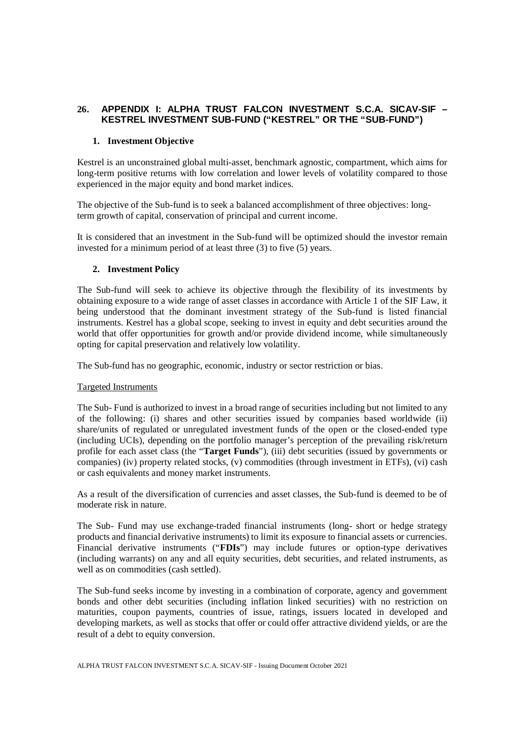## 26. APPENDIX I: ALPHA TRUST FALCON INVESTMENT S.C.A. SICAV-SIF – KESTREL INVESTMENT SUB-FUND ("KESTREL" OR THE "SUB-FUND")

### 1. Investment Objective

Kestrel is an unconstrained global multi-asset, benchmark agnostic, compartment, which aims for long-term positive returns with low correlation and lower levels of volatility compared to those experienced in the major equity and bond market indices.

The objective of the Sub-fund is to seek a balanced accomplishment of three objectives: long-term growth of capital, conservation of principal and current income.

It is considered that an investment in the Sub-fund will be optimized should the investor remain invested for a minimum period of at least three (3) to five (5) years.

### 2. Investment Policy

The Sub-fund will seek to achieve its objective through the flexibility of its investments by obtaining exposure to a wide range of asset classes in accordance with Article 1 of the SIF Law, it being understood that the dominant investment strategy of the Sub-fund is listed financial instruments. Kestrel has a global scope, seeking to invest in equity and debt securities around the world that offer opportunities for growth and/or provide dividend income, while simultaneously opting for capital preservation and relatively low volatility.

The Sub-fund has no geographic, economic, industry or sector restriction or bias.

Targeted Instruments

The Sub- Fund is authorized to invest in a broad range of securities including but not limited to any of the following: (i) shares and other securities issued by companies based worldwide (ii) share/units of regulated or unregulated investment funds of the open or the closed-ended type (including UCIs), depending on the portfolio manager's perception of the prevailing risk/return profile for each asset class (the "**Target Funds**"), (iii) debt securities (issued by governments or companies) (iv) property related stocks, (v) commodities (through investment in ETFs), (vi) cash or cash equivalents and money market instruments.

As a result of the diversification of currencies and asset classes, the Sub-fund is deemed to be of moderate risk in nature.

The Sub- Fund may use exchange-traded financial instruments (long- short or hedge strategy products and financial derivative instruments) to limit its exposure to financial assets or currencies. Financial derivative instruments ("**FDIs**") may include futures or option-type derivatives (including warrants) on any and all equity securities, debt securities, and related instruments, as well as on commodities (cash settled).

The Sub-fund seeks income by investing in a combination of corporate, agency and government bonds and other debt securities (including inflation linked securities) with no restriction on maturities, coupon payments, countries of issue, ratings, issuers located in developed and developing markets, as well as stocks that offer or could offer attractive dividend yields, or are the result of a debt to equity conversion.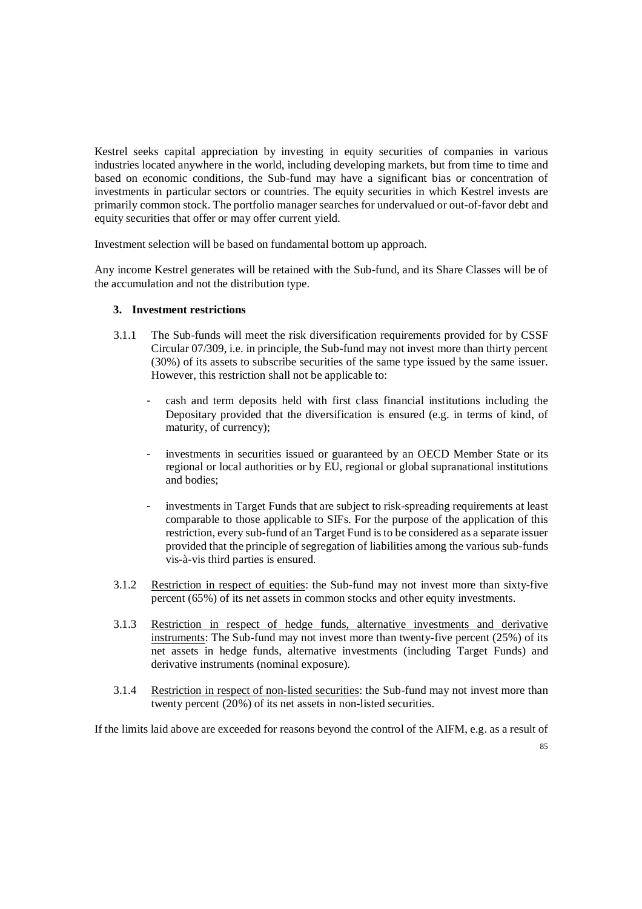Kestrel seeks capital appreciation by investing in equity securities of companies in various industries located anywhere in the world, including developing markets, but from time to time and based on economic conditions, the Sub-fund may have a significant bias or concentration of investments in particular sectors or countries. The equity securities in which Kestrel invests are primarily common stock. The portfolio manager searches for undervalued or out-of-favor debt and equity securities that offer or may offer current yield.

Investment selection will be based on fundamental bottom up approach.

Any income Kestrel generates will be retained with the Sub-fund, and its Share Classes will be of the accumulation and not the distribution type.

### 3. Investment restrictions

3.1.1 The Sub-funds will meet the risk diversification requirements provided for by CSSF Circular 07/309, i.e. in principle, the Sub-fund may not invest more than thirty percent (30%) of its assets to subscribe securities of the same type issued by the same issuer. However, this restriction shall not be applicable to:

- cash and term deposits held with first class financial institutions including the Depositary provided that the diversification is ensured (e.g. in terms of kind, of maturity, of currency);
- investments in securities issued or guaranteed by an OECD Member State or its regional or local authorities or by EU, regional or global supranational institutions and bodies;
- investments in Target Funds that are subject to risk-spreading requirements at least comparable to those applicable to SIFs. For the purpose of the application of this restriction, every sub-fund of an Target Fund is to be considered as a separate issuer provided that the principle of segregation of liabilities among the various sub-funds vis-à-vis third parties is ensured.

3.1.2 Restriction in respect of equities: the Sub-fund may not invest more than sixty-five percent (65%) of its net assets in common stocks and other equity investments.

3.1.3 Restriction in respect of hedge funds, alternative investments and derivative instruments: The Sub-fund may not invest more than twenty-five percent (25%) of its net assets in hedge funds, alternative investments (including Target Funds) and derivative instruments (nominal exposure).

3.1.4 Restriction in respect of non-listed securities: the Sub-fund may not invest more than twenty percent (20%) of its net assets in non-listed securities.

If the limits laid above are exceeded for reasons beyond the control of the AIFM, e.g. as a result of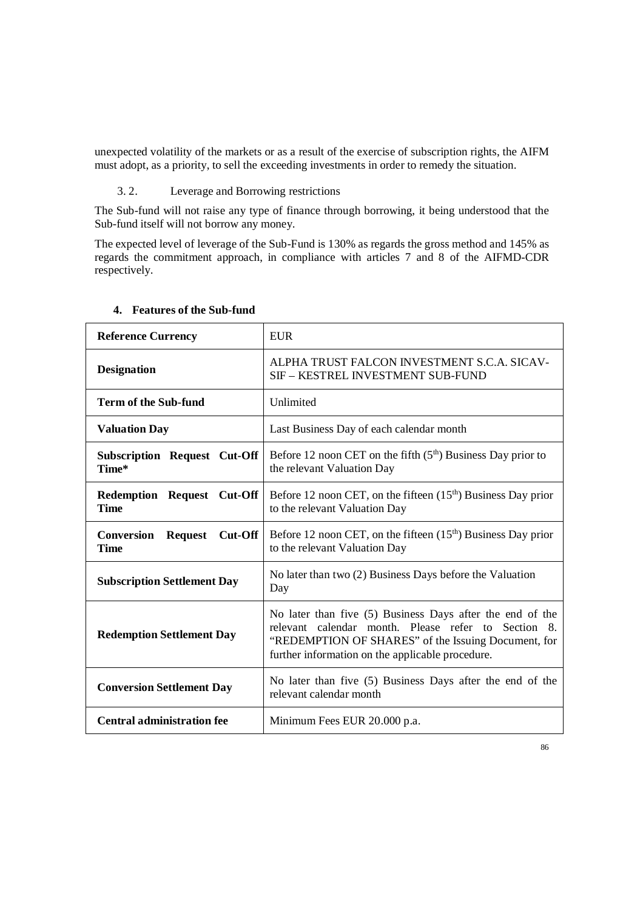unexpected volatility of the markets or as a result of the exercise of subscription rights, the AIFM must adopt, as a priority, to sell the exceeding investments in order to remedy the situation.

3.2. Leverage and Borrowing restrictions

The Sub-fund will not raise any type of finance through borrowing, it being understood that the Sub-fund itself will not borrow any money.

The expected level of leverage of the Sub-Fund is 130% as regards the gross method and 145% as regards the commitment approach, in compliance with articles 7 and 8 of the AIFMD-CDR respectively.

## 4. Features of the Sub-fund

| **Reference Currency** | EUR |
|---|---|
| **Designation** | ALPHA TRUST FALCON INVESTMENT S.C.A. SICAV-SIF – KESTREL INVESTMENT SUB-FUND |
| **Term of the Sub-fund** | Unlimited |
| **Valuation Day** | Last Business Day of each calendar month |
| **Subscription Request Cut-Off Time*** | Before 12 noon CET on the fifth (5th) Business Day prior to the relevant Valuation Day |
| **Redemption Request Cut-Off Time** | Before 12 noon CET, on the fifteen (15th) Business Day prior to the relevant Valuation Day |
| **Conversion Request Cut-Off Time** | Before 12 noon CET, on the fifteen (15th) Business Day prior to the relevant Valuation Day |
| **Subscription Settlement Day** | No later than two (2) Business Days before the Valuation Day |
| **Redemption Settlement Day** | No later than five (5) Business Days after the end of the relevant calendar month. Please refer to Section 8. "REDEMPTION OF SHARES" of the Issuing Document, for further information on the applicable procedure. |
| **Conversion Settlement Day** | No later than five (5) Business Days after the end of the relevant calendar month |
| **Central administration fee** | Minimum Fees EUR 20.000 p.a. |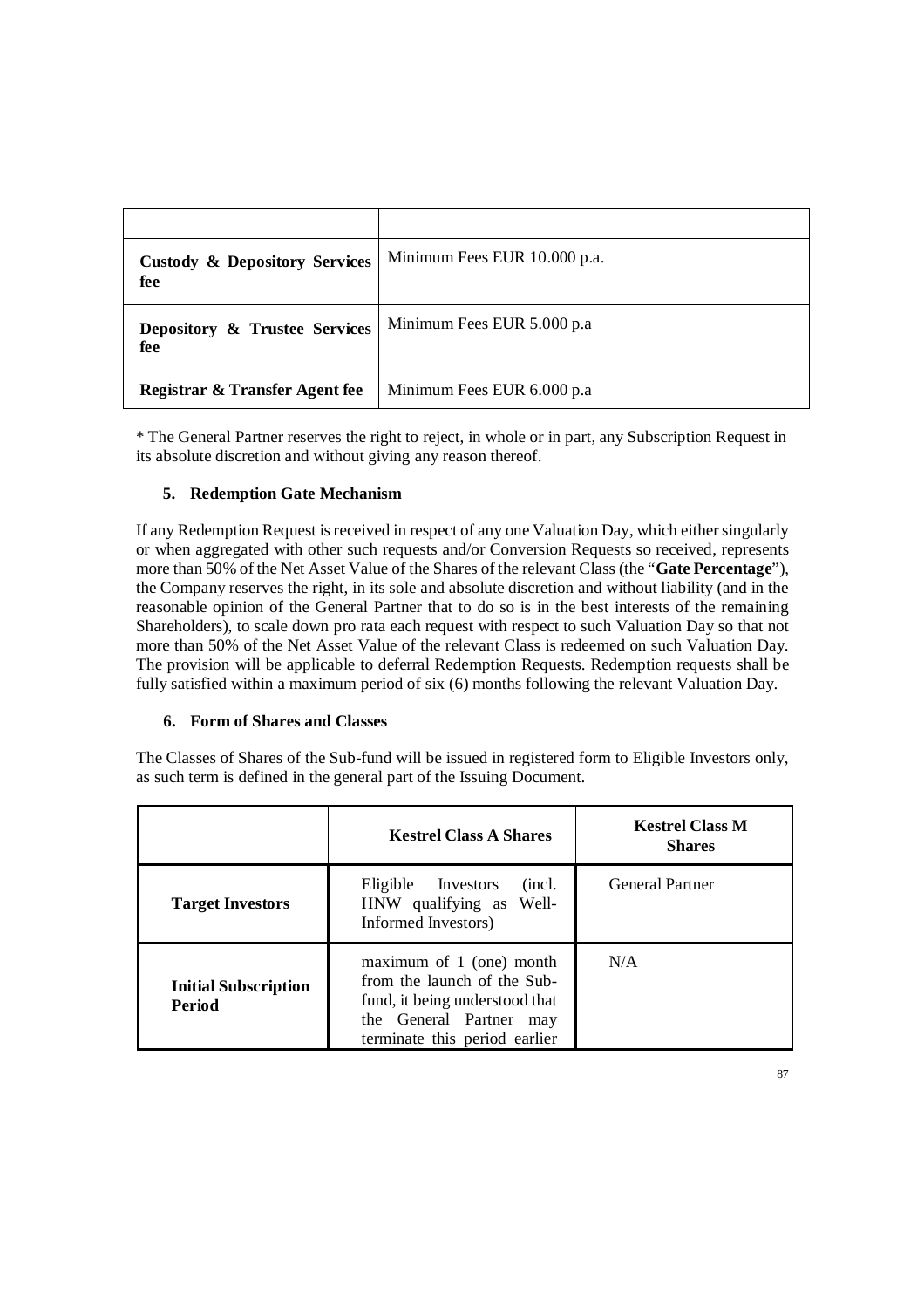| | |
|---|---|
| **Custody & Depository Services fee** | Minimum Fees EUR 10.000 p.a. |
| **Depository & Trustee Services fee** | Minimum Fees EUR 5.000 p.a |
| **Registrar & Transfer Agent fee** | Minimum Fees EUR 6.000 p.a |

* The General Partner reserves the right to reject, in whole or in part, any Subscription Request in its absolute discretion and without giving any reason thereof.

### 5. Redemption Gate Mechanism

If any Redemption Request is received in respect of any one Valuation Day, which either singularly or when aggregated with other such requests and/or Conversion Requests so received, represents more than 50% of the Net Asset Value of the Shares of the relevant Class (the "**Gate Percentage**"), the Company reserves the right, in its sole and absolute discretion and without liability (and in the reasonable opinion of the General Partner that to do so is in the best interests of the remaining Shareholders), to scale down pro rata each request with respect to such Valuation Day so that not more than 50% of the Net Asset Value of the relevant Class is redeemed on such Valuation Day. The provision will be applicable to deferral Redemption Requests. Redemption requests shall be fully satisfied within a maximum period of six (6) months following the relevant Valuation Day.

### 6. Form of Shares and Classes

The Classes of Shares of the Sub-fund will be issued in registered form to Eligible Investors only, as such term is defined in the general part of the Issuing Document.

| | **Kestrel Class A Shares** | **Kestrel Class M Shares** |
|---|---|---|
| **Target Investors** | Eligible Investors (incl. HNW qualifying as Well-Informed Investors) | General Partner |
| **Initial Subscription Period** | maximum of 1 (one) month from the launch of the Sub-fund, it being understood that the General Partner may terminate this period earlier | N/A |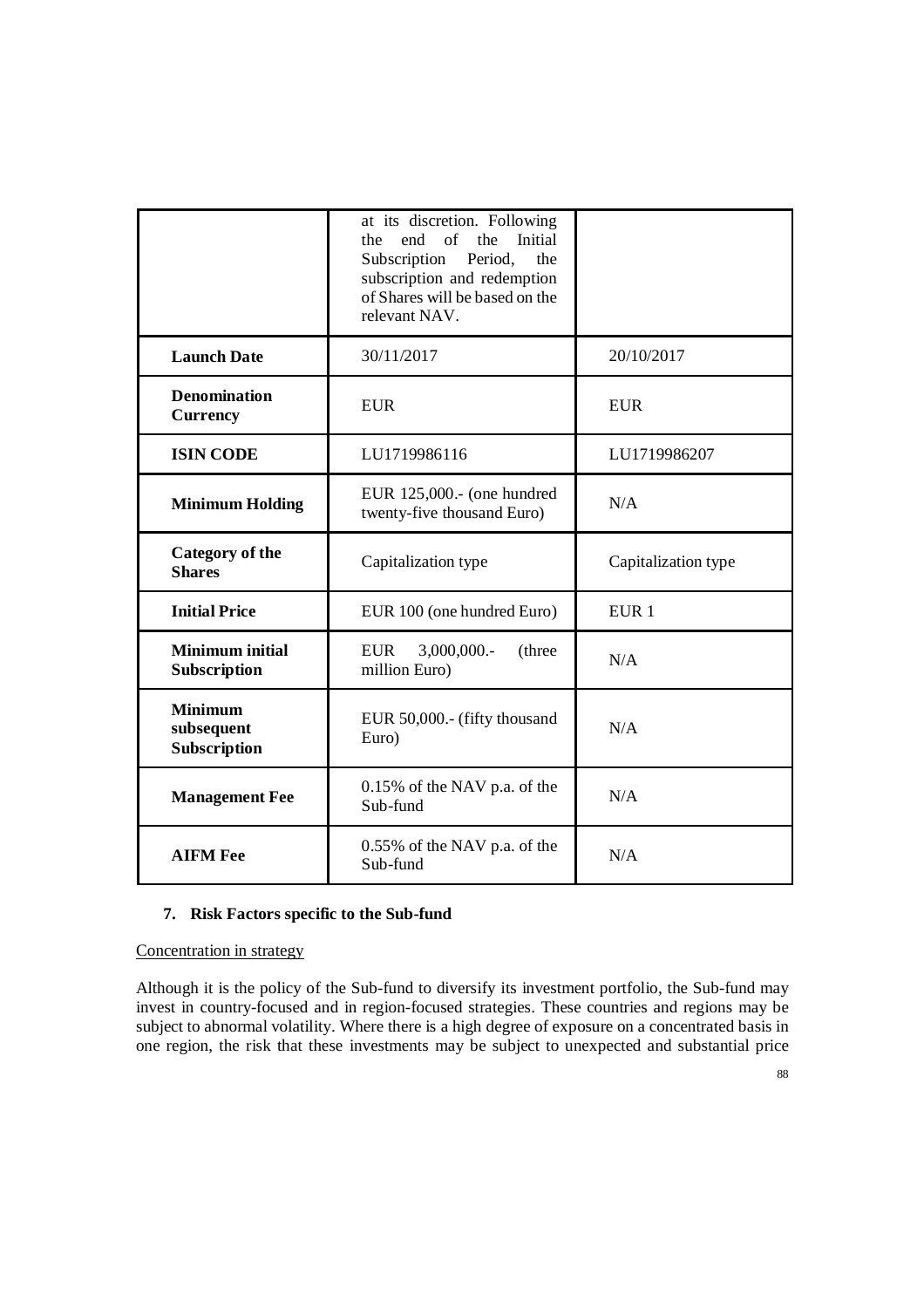| | at its discretion. Following the end of the Initial Subscription Period, the subscription and redemption of Shares will be based on the relevant NAV. | |
|---|---|---|
| **Launch Date** | 30/11/2017 | 20/10/2017 |
| **Denomination Currency** | EUR | EUR |
| **ISIN CODE** | LU1719986116 | LU1719986207 |
| **Minimum Holding** | EUR 125,000.- (one hundred twenty-five thousand Euro) | N/A |
| **Category of the Shares** | Capitalization type | Capitalization type |
| **Initial Price** | EUR 100 (one hundred Euro) | EUR 1 |
| **Minimum initial Subscription** | EUR 3,000,000.- (three million Euro) | N/A |
| **Minimum subsequent Subscription** | EUR 50,000.- (fifty thousand Euro) | N/A |
| **Management Fee** | 0.15% of the NAV p.a. of the Sub-fund | N/A |
| **AIFM Fee** | 0.55% of the NAV p.a. of the Sub-fund | N/A |

## 7. Risk Factors specific to the Sub-fund

Concentration in strategy

Although it is the policy of the Sub-fund to diversify its investment portfolio, the Sub-fund may invest in country-focused and in region-focused strategies. These countries and regions may be subject to abnormal volatility. Where there is a high degree of exposure on a concentrated basis in one region, the risk that these investments may be subject to unexpected and substantial price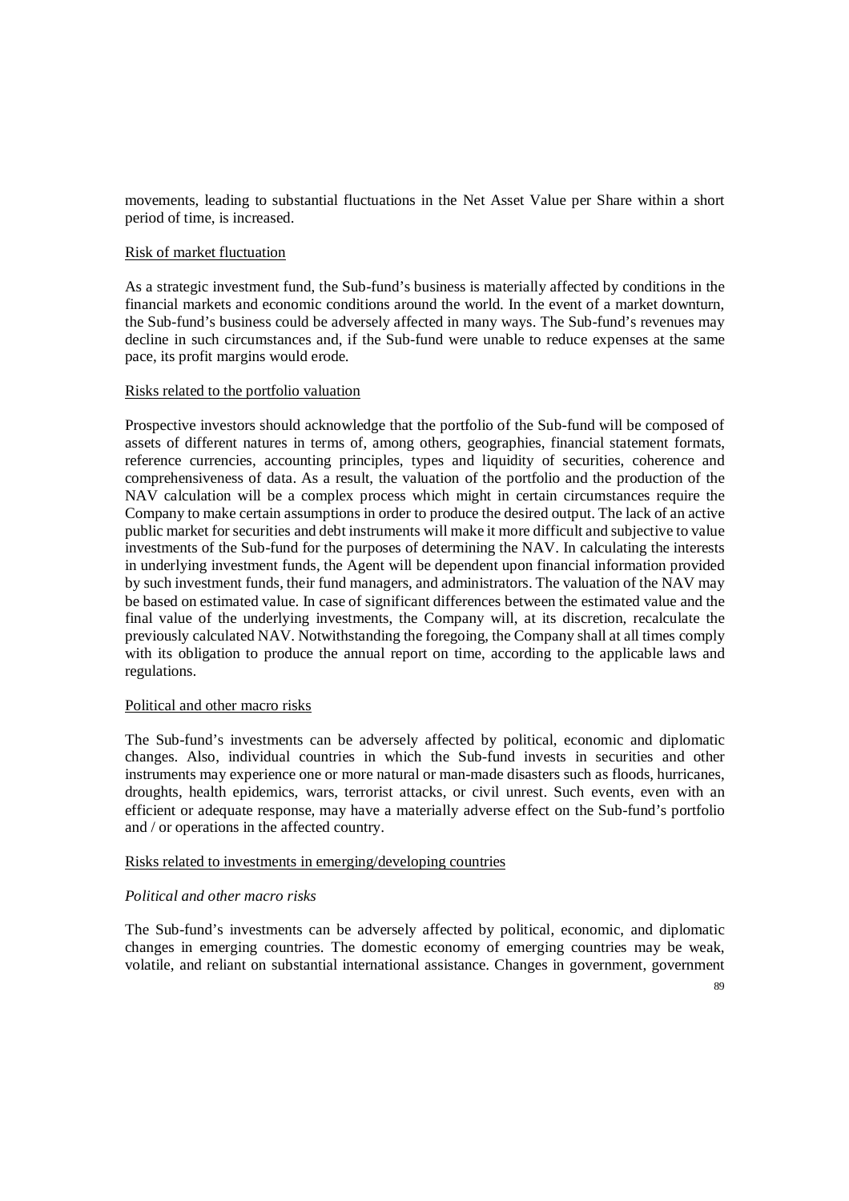movements, leading to substantial fluctuations in the Net Asset Value per Share within a short period of time, is increased.

<u>Risk of market fluctuation</u>

As a strategic investment fund, the Sub-fund's business is materially affected by conditions in the financial markets and economic conditions around the world. In the event of a market downturn, the Sub-fund's business could be adversely affected in many ways. The Sub-fund's revenues may decline in such circumstances and, if the Sub-fund were unable to reduce expenses at the same pace, its profit margins would erode.

<u>Risks related to the portfolio valuation</u>

Prospective investors should acknowledge that the portfolio of the Sub-fund will be composed of assets of different natures in terms of, among others, geographies, financial statement formats, reference currencies, accounting principles, types and liquidity of securities, coherence and comprehensiveness of data. As a result, the valuation of the portfolio and the production of the NAV calculation will be a complex process which might in certain circumstances require the Company to make certain assumptions in order to produce the desired output. The lack of an active public market for securities and debt instruments will make it more difficult and subjective to value investments of the Sub-fund for the purposes of determining the NAV. In calculating the interests in underlying investment funds, the Agent will be dependent upon financial information provided by such investment funds, their fund managers, and administrators. The valuation of the NAV may be based on estimated value. In case of significant differences between the estimated value and the final value of the underlying investments, the Company will, at its discretion, recalculate the previously calculated NAV. Notwithstanding the foregoing, the Company shall at all times comply with its obligation to produce the annual report on time, according to the applicable laws and regulations.

<u>Political and other macro risks</u>

The Sub-fund's investments can be adversely affected by political, economic and diplomatic changes. Also, individual countries in which the Sub-fund invests in securities and other instruments may experience one or more natural or man-made disasters such as floods, hurricanes, droughts, health epidemics, wars, terrorist attacks, or civil unrest. Such events, even with an efficient or adequate response, may have a materially adverse effect on the Sub-fund's portfolio and / or operations in the affected country.

<u>Risks related to investments in emerging/developing countries</u>

*Political and other macro risks*

The Sub-fund's investments can be adversely affected by political, economic, and diplomatic changes in emerging countries. The domestic economy of emerging countries may be weak, volatile, and reliant on substantial international assistance. Changes in government, government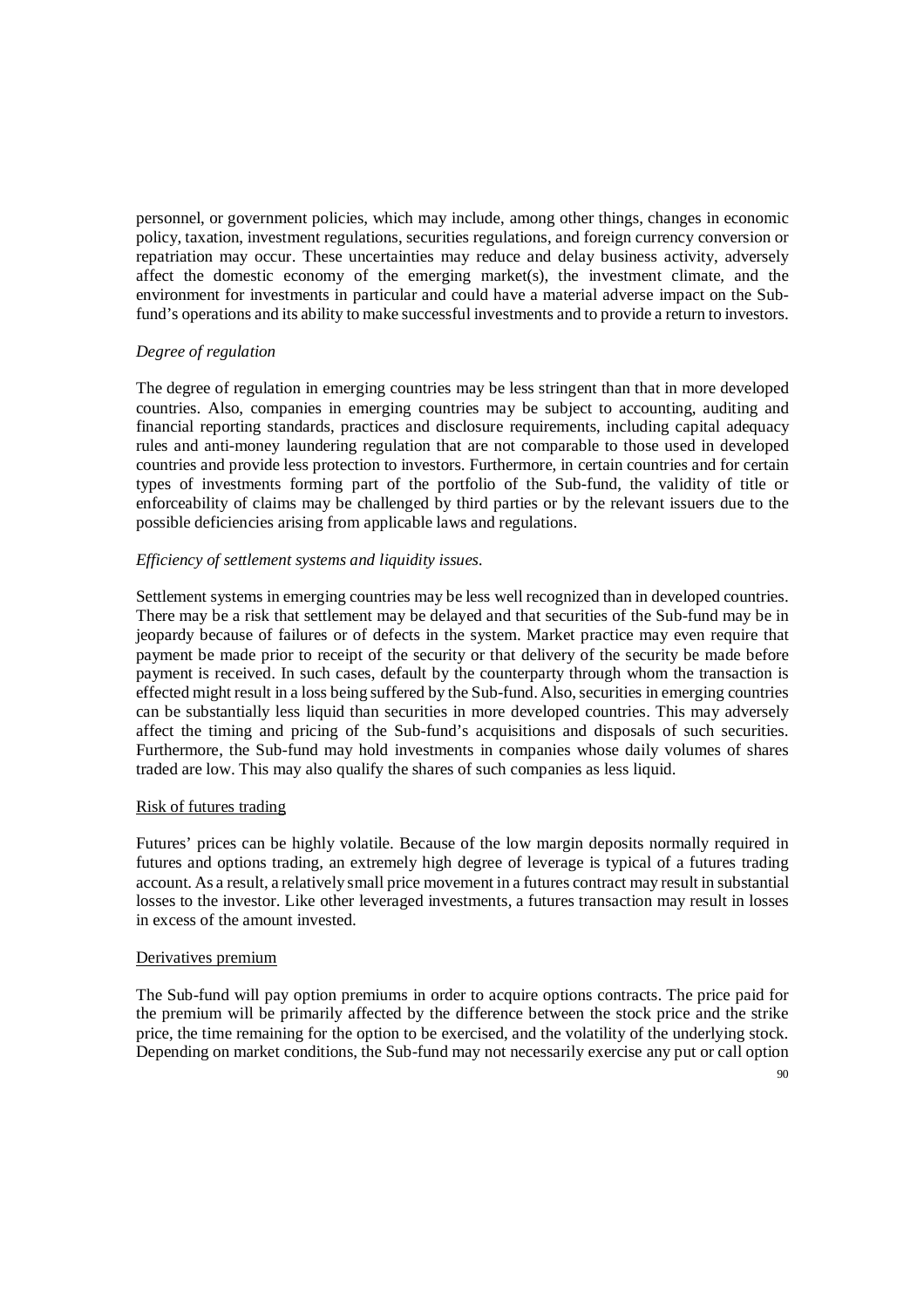personnel, or government policies, which may include, among other things, changes in economic policy, taxation, investment regulations, securities regulations, and foreign currency conversion or repatriation may occur. These uncertainties may reduce and delay business activity, adversely affect the domestic economy of the emerging market(s), the investment climate, and the environment for investments in particular and could have a material adverse impact on the Sub-fund's operations and its ability to make successful investments and to provide a return to investors.

*Degree of regulation*

The degree of regulation in emerging countries may be less stringent than that in more developed countries. Also, companies in emerging countries may be subject to accounting, auditing and financial reporting standards, practices and disclosure requirements, including capital adequacy rules and anti-money laundering regulation that are not comparable to those used in developed countries and provide less protection to investors. Furthermore, in certain countries and for certain types of investments forming part of the portfolio of the Sub-fund, the validity of title or enforceability of claims may be challenged by third parties or by the relevant issuers due to the possible deficiencies arising from applicable laws and regulations.

*Efficiency of settlement systems and liquidity issues.*

Settlement systems in emerging countries may be less well recognized than in developed countries. There may be a risk that settlement may be delayed and that securities of the Sub-fund may be in jeopardy because of failures or of defects in the system. Market practice may even require that payment be made prior to receipt of the security or that delivery of the security be made before payment is received. In such cases, default by the counterparty through whom the transaction is effected might result in a loss being suffered by the Sub-fund. Also, securities in emerging countries can be substantially less liquid than securities in more developed countries. This may adversely affect the timing and pricing of the Sub-fund's acquisitions and disposals of such securities. Furthermore, the Sub-fund may hold investments in companies whose daily volumes of shares traded are low. This may also qualify the shares of such companies as less liquid.

Risk of futures trading

Futures' prices can be highly volatile. Because of the low margin deposits normally required in futures and options trading, an extremely high degree of leverage is typical of a futures trading account. As a result, a relatively small price movement in a futures contract may result in substantial losses to the investor. Like other leveraged investments, a futures transaction may result in losses in excess of the amount invested.

Derivatives premium

The Sub-fund will pay option premiums in order to acquire options contracts. The price paid for the premium will be primarily affected by the difference between the stock price and the strike price, the time remaining for the option to be exercised, and the volatility of the underlying stock. Depending on market conditions, the Sub-fund may not necessarily exercise any put or call option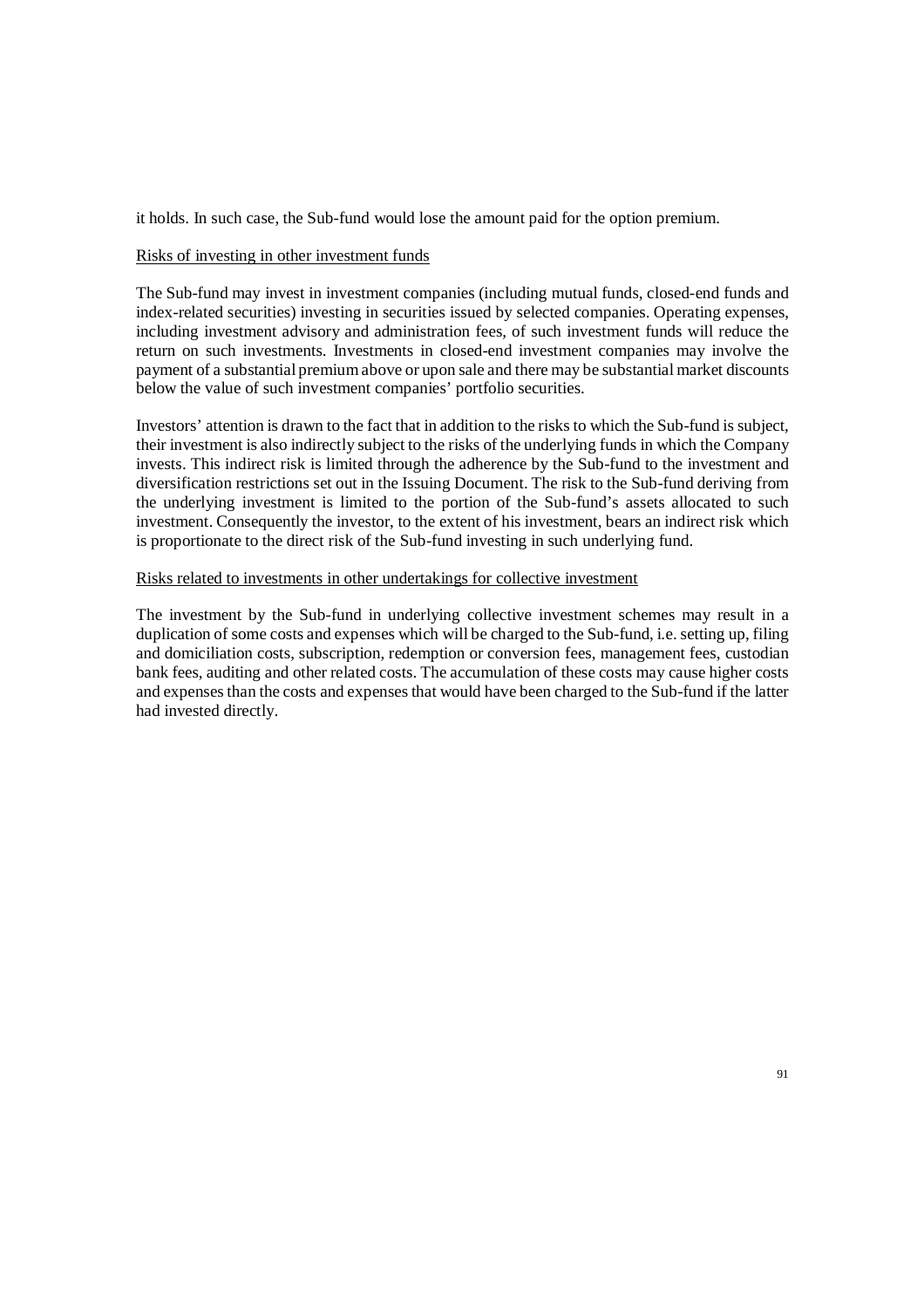it holds. In such case, the Sub-fund would lose the amount paid for the option premium.

Risks of investing in other investment funds

The Sub-fund may invest in investment companies (including mutual funds, closed-end funds and index-related securities) investing in securities issued by selected companies. Operating expenses, including investment advisory and administration fees, of such investment funds will reduce the return on such investments. Investments in closed-end investment companies may involve the payment of a substantial premium above or upon sale and there may be substantial market discounts below the value of such investment companies' portfolio securities.

Investors' attention is drawn to the fact that in addition to the risks to which the Sub-fund is subject, their investment is also indirectly subject to the risks of the underlying funds in which the Company invests. This indirect risk is limited through the adherence by the Sub-fund to the investment and diversification restrictions set out in the Issuing Document. The risk to the Sub-fund deriving from the underlying investment is limited to the portion of the Sub-fund's assets allocated to such investment. Consequently the investor, to the extent of his investment, bears an indirect risk which is proportionate to the direct risk of the Sub-fund investing in such underlying fund.

Risks related to investments in other undertakings for collective investment

The investment by the Sub-fund in underlying collective investment schemes may result in a duplication of some costs and expenses which will be charged to the Sub-fund, i.e. setting up, filing and domiciliation costs, subscription, redemption or conversion fees, management fees, custodian bank fees, auditing and other related costs. The accumulation of these costs may cause higher costs and expenses than the costs and expenses that would have been charged to the Sub-fund if the latter had invested directly.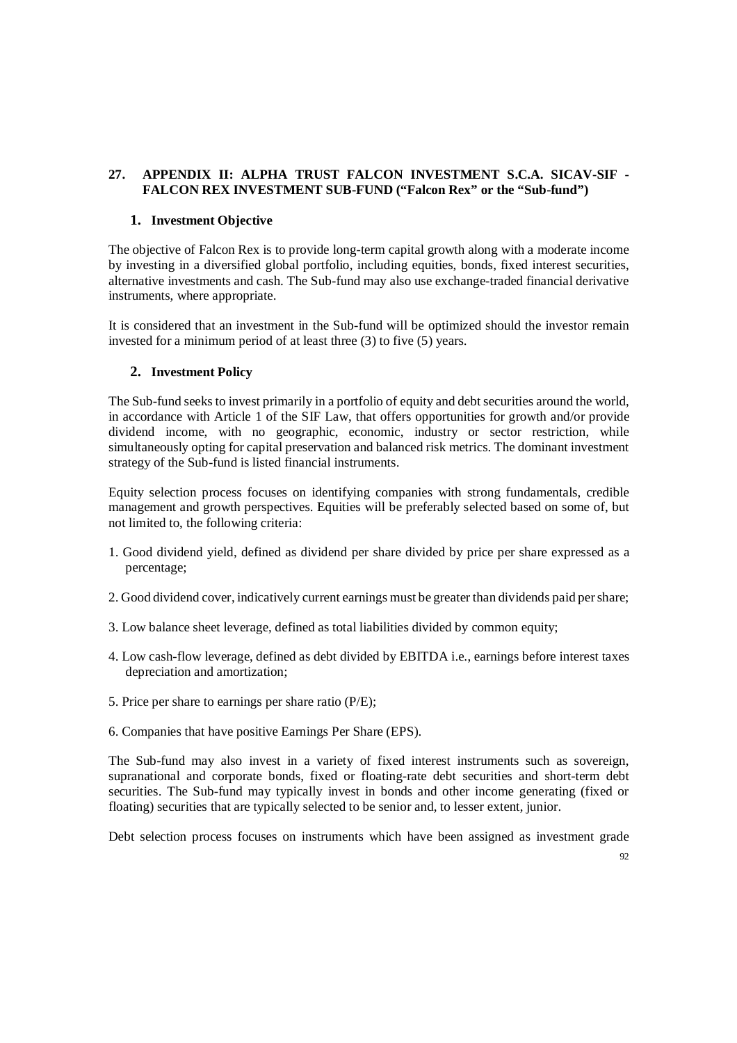## 27. APPENDIX II: ALPHA TRUST FALCON INVESTMENT S.C.A. SICAV-SIF - FALCON REX INVESTMENT SUB-FUND ("Falcon Rex" or the "Sub-fund")

### 1. Investment Objective

The objective of Falcon Rex is to provide long-term capital growth along with a moderate income by investing in a diversified global portfolio, including equities, bonds, fixed interest securities, alternative investments and cash. The Sub-fund may also use exchange-traded financial derivative instruments, where appropriate.

It is considered that an investment in the Sub-fund will be optimized should the investor remain invested for a minimum period of at least three (3) to five (5) years.

### 2. Investment Policy

The Sub-fund seeks to invest primarily in a portfolio of equity and debt securities around the world, in accordance with Article 1 of the SIF Law, that offers opportunities for growth and/or provide dividend income, with no geographic, economic, industry or sector restriction, while simultaneously opting for capital preservation and balanced risk metrics. The dominant investment strategy of the Sub-fund is listed financial instruments.

Equity selection process focuses on identifying companies with strong fundamentals, credible management and growth perspectives. Equities will be preferably selected based on some of, but not limited to, the following criteria:

1. Good dividend yield, defined as dividend per share divided by price per share expressed as a percentage;

2. Good dividend cover, indicatively current earnings must be greater than dividends paid per share;

3. Low balance sheet leverage, defined as total liabilities divided by common equity;

4. Low cash-flow leverage, defined as debt divided by EBITDA i.e., earnings before interest taxes depreciation and amortization;

5. Price per share to earnings per share ratio (P/E);

6. Companies that have positive Earnings Per Share (EPS).

The Sub-fund may also invest in a variety of fixed interest instruments such as sovereign, supranational and corporate bonds, fixed or floating-rate debt securities and short-term debt securities. The Sub-fund may typically invest in bonds and other income generating (fixed or floating) securities that are typically selected to be senior and, to lesser extent, junior.

Debt selection process focuses on instruments which have been assigned as investment grade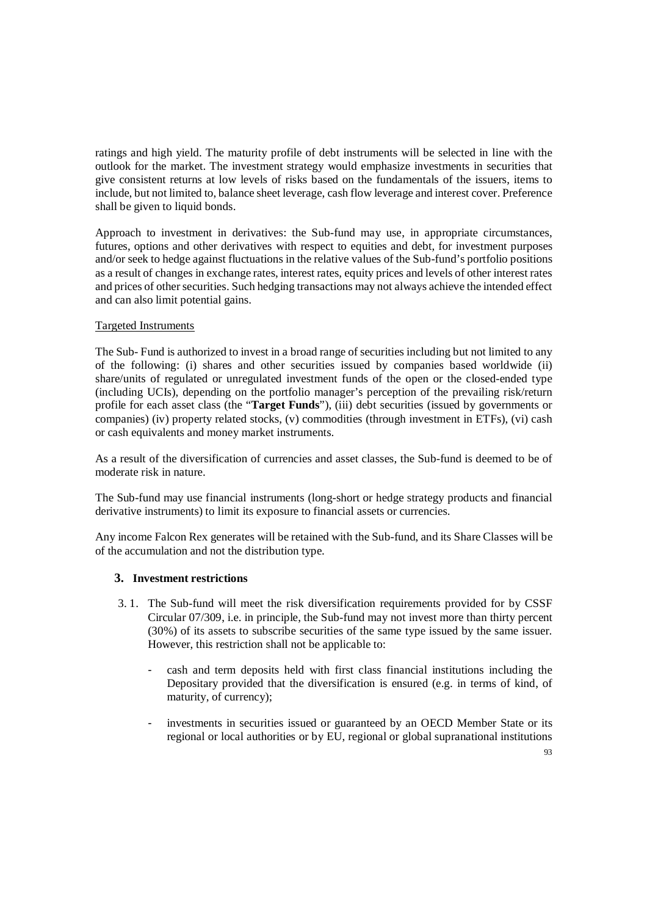ratings and high yield. The maturity profile of debt instruments will be selected in line with the outlook for the market. The investment strategy would emphasize investments in securities that give consistent returns at low levels of risks based on the fundamentals of the issuers, items to include, but not limited to, balance sheet leverage, cash flow leverage and interest cover. Preference shall be given to liquid bonds.

Approach to investment in derivatives: the Sub-fund may use, in appropriate circumstances, futures, options and other derivatives with respect to equities and debt, for investment purposes and/or seek to hedge against fluctuations in the relative values of the Sub-fund's portfolio positions as a result of changes in exchange rates, interest rates, equity prices and levels of other interest rates and prices of other securities. Such hedging transactions may not always achieve the intended effect and can also limit potential gains.

Targeted Instruments

The Sub- Fund is authorized to invest in a broad range of securities including but not limited to any of the following: (i) shares and other securities issued by companies based worldwide (ii) share/units of regulated or unregulated investment funds of the open or the closed-ended type (including UCIs), depending on the portfolio manager's perception of the prevailing risk/return profile for each asset class (the "**Target Funds**"), (iii) debt securities (issued by governments or companies) (iv) property related stocks, (v) commodities (through investment in ETFs), (vi) cash or cash equivalents and money market instruments.

As a result of the diversification of currencies and asset classes, the Sub-fund is deemed to be of moderate risk in nature.

The Sub-fund may use financial instruments (long-short or hedge strategy products and financial derivative instruments) to limit its exposure to financial assets or currencies.

Any income Falcon Rex generates will be retained with the Sub-fund, and its Share Classes will be of the accumulation and not the distribution type.

### 3. Investment restrictions

3. 1. The Sub-fund will meet the risk diversification requirements provided for by CSSF Circular 07/309, i.e. in principle, the Sub-fund may not invest more than thirty percent (30%) of its assets to subscribe securities of the same type issued by the same issuer. However, this restriction shall not be applicable to:

- cash and term deposits held with first class financial institutions including the Depositary provided that the diversification is ensured (e.g. in terms of kind, of maturity, of currency);

- investments in securities issued or guaranteed by an OECD Member State or its regional or local authorities or by EU, regional or global supranational institutions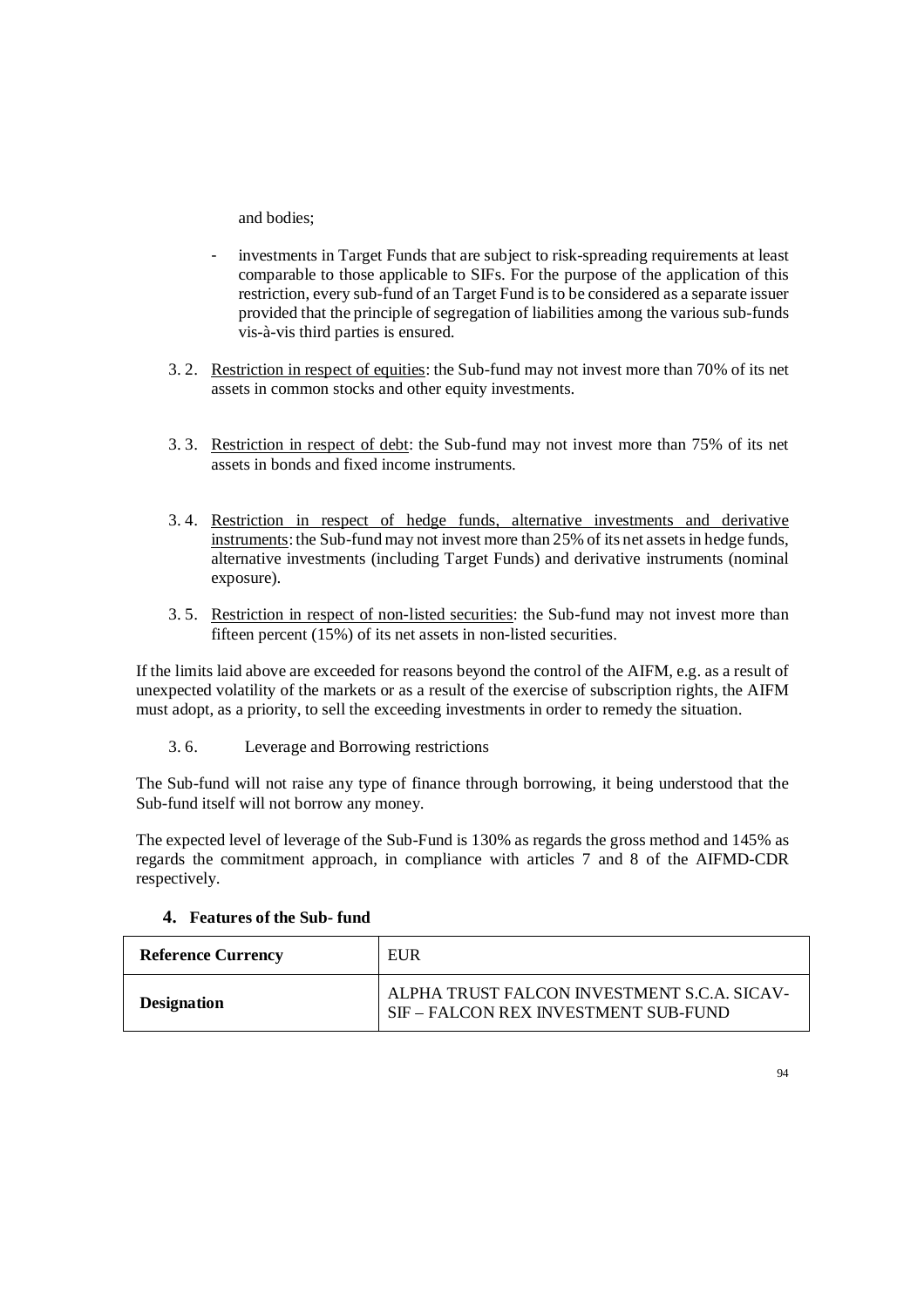and bodies;

- investments in Target Funds that are subject to risk-spreading requirements at least comparable to those applicable to SIFs. For the purpose of the application of this restriction, every sub-fund of an Target Fund is to be considered as a separate issuer provided that the principle of segregation of liabilities among the various sub-funds vis-à-vis third parties is ensured.

3. 2. Restriction in respect of equities: the Sub-fund may not invest more than 70% of its net assets in common stocks and other equity investments.

3. 3. Restriction in respect of debt: the Sub-fund may not invest more than 75% of its net assets in bonds and fixed income instruments.

3. 4. Restriction in respect of hedge funds, alternative investments and derivative instruments: the Sub-fund may not invest more than 25% of its net assets in hedge funds, alternative investments (including Target Funds) and derivative instruments (nominal exposure).

3. 5. Restriction in respect of non-listed securities: the Sub-fund may not invest more than fifteen percent (15%) of its net assets in non-listed securities.

If the limits laid above are exceeded for reasons beyond the control of the AIFM, e.g. as a result of unexpected volatility of the markets or as a result of the exercise of subscription rights, the AIFM must adopt, as a priority, to sell the exceeding investments in order to remedy the situation.

3. 6. Leverage and Borrowing restrictions

The Sub-fund will not raise any type of finance through borrowing, it being understood that the Sub-fund itself will not borrow any money.

The expected level of leverage of the Sub-Fund is 130% as regards the gross method and 145% as regards the commitment approach, in compliance with articles 7 and 8 of the AIFMD-CDR respectively.

## 4. Features of the Sub- fund

| **Reference Currency** | EUR |
|---|---|
| **Designation** | ALPHA TRUST FALCON INVESTMENT S.C.A. SICAV-SIF – FALCON REX INVESTMENT SUB-FUND |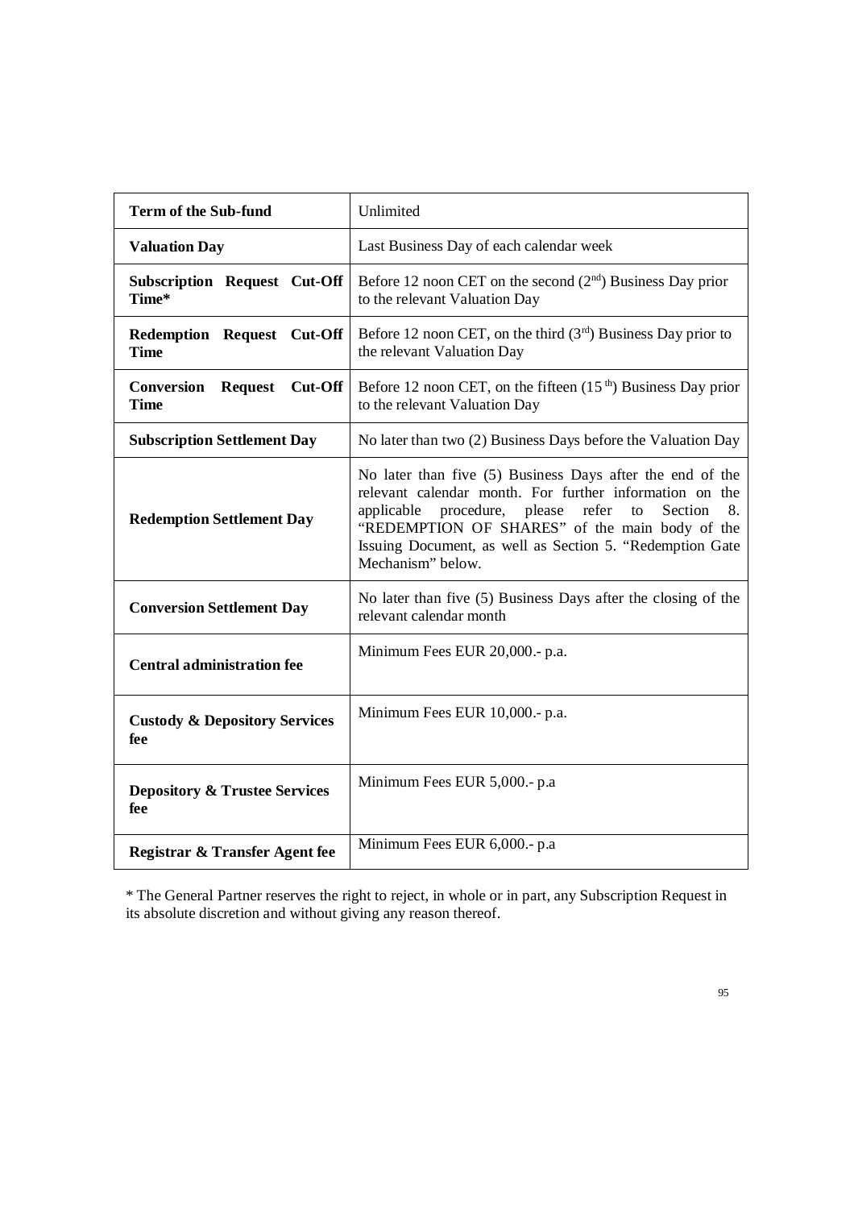| Term of the Sub-fund | Unlimited |
| --- | --- |
| **Valuation Day** | Last Business Day of each calendar week |
| **Subscription Request Cut-Off Time*** | Before 12 noon CET on the second (2nd) Business Day prior to the relevant Valuation Day |
| **Redemption Request Cut-Off Time** | Before 12 noon CET, on the third (3rd) Business Day prior to the relevant Valuation Day |
| **Conversion Request Cut-Off Time** | Before 12 noon CET, on the fifteen (15 th) Business Day prior to the relevant Valuation Day |
| **Subscription Settlement Day** | No later than two (2) Business Days before the Valuation Day |
| **Redemption Settlement Day** | No later than five (5) Business Days after the end of the relevant calendar month. For further information on the applicable procedure, please refer to Section 8. "REDEMPTION OF SHARES" of the main body of the Issuing Document, as well as Section 5. "Redemption Gate Mechanism" below. |
| **Conversion Settlement Day** | No later than five (5) Business Days after the closing of the relevant calendar month |
| **Central administration fee** | Minimum Fees EUR 20,000.- p.a. |
| **Custody & Depository Services fee** | Minimum Fees EUR 10,000.- p.a. |
| **Depository & Trustee Services fee** | Minimum Fees EUR 5,000.- p.a |
| **Registrar & Transfer Agent fee** | Minimum Fees EUR 6,000.- p.a |

* The General Partner reserves the right to reject, in whole or in part, any Subscription Request in its absolute discretion and without giving any reason thereof.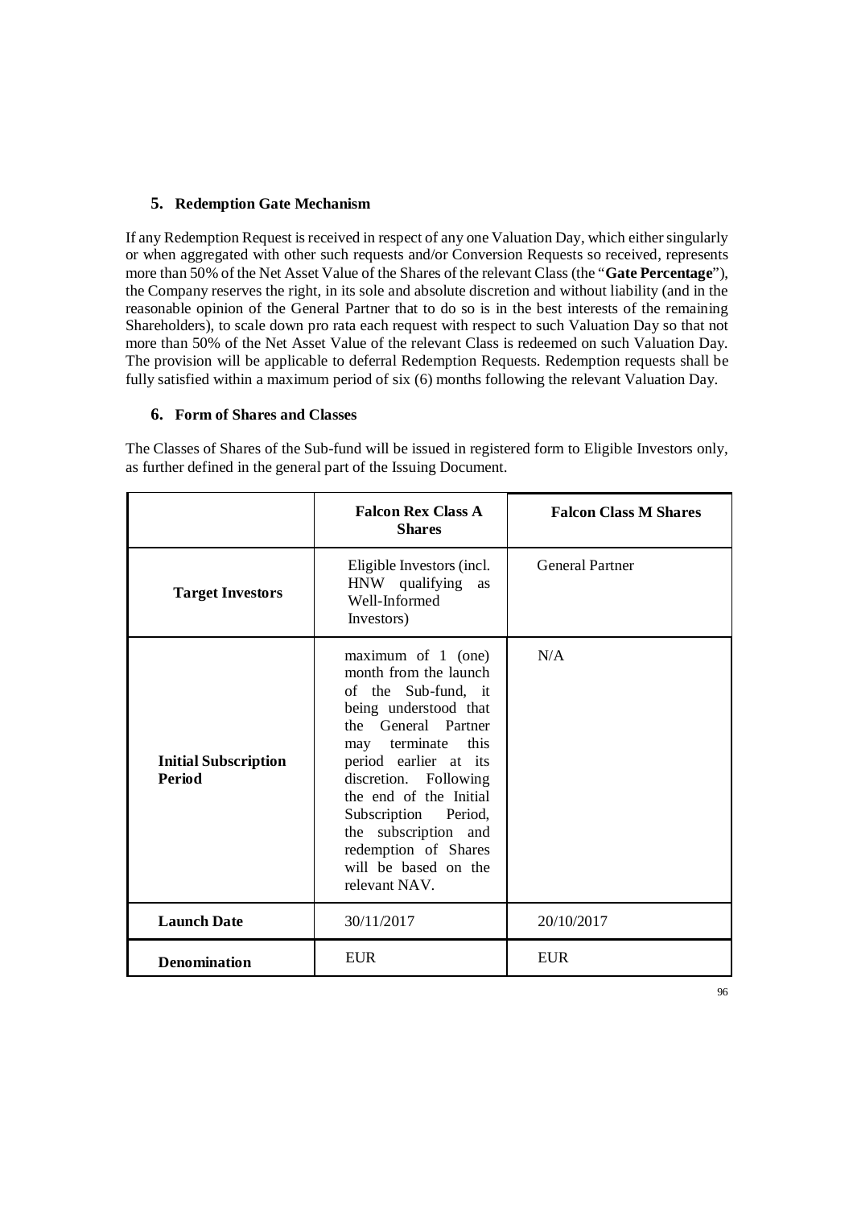## 5. Redemption Gate Mechanism

If any Redemption Request is received in respect of any one Valuation Day, which either singularly or when aggregated with other such requests and/or Conversion Requests so received, represents more than 50% of the Net Asset Value of the Shares of the relevant Class (the "**Gate Percentage**"), the Company reserves the right, in its sole and absolute discretion and without liability (and in the reasonable opinion of the General Partner that to do so is in the best interests of the remaining Shareholders), to scale down pro rata each request with respect to such Valuation Day so that not more than 50% of the Net Asset Value of the relevant Class is redeemed on such Valuation Day. The provision will be applicable to deferral Redemption Requests. Redemption requests shall be fully satisfied within a maximum period of six (6) months following the relevant Valuation Day.

## 6. Form of Shares and Classes

The Classes of Shares of the Sub-fund will be issued in registered form to Eligible Investors only, as further defined in the general part of the Issuing Document.

| | **Falcon Rex Class A Shares** | **Falcon Class M Shares** |
|---|---|---|
| **Target Investors** | Eligible Investors (incl. HNW qualifying as Well-Informed Investors) | General Partner |
| **Initial Subscription Period** | maximum of 1 (one) month from the launch of the Sub-fund, it being understood that the General Partner may terminate this period earlier at its discretion. Following the end of the Initial Subscription Period, the subscription and redemption of Shares will be based on the relevant NAV. | N/A |
| **Launch Date** | 30/11/2017 | 20/10/2017 |
| **Denomination** | EUR | EUR |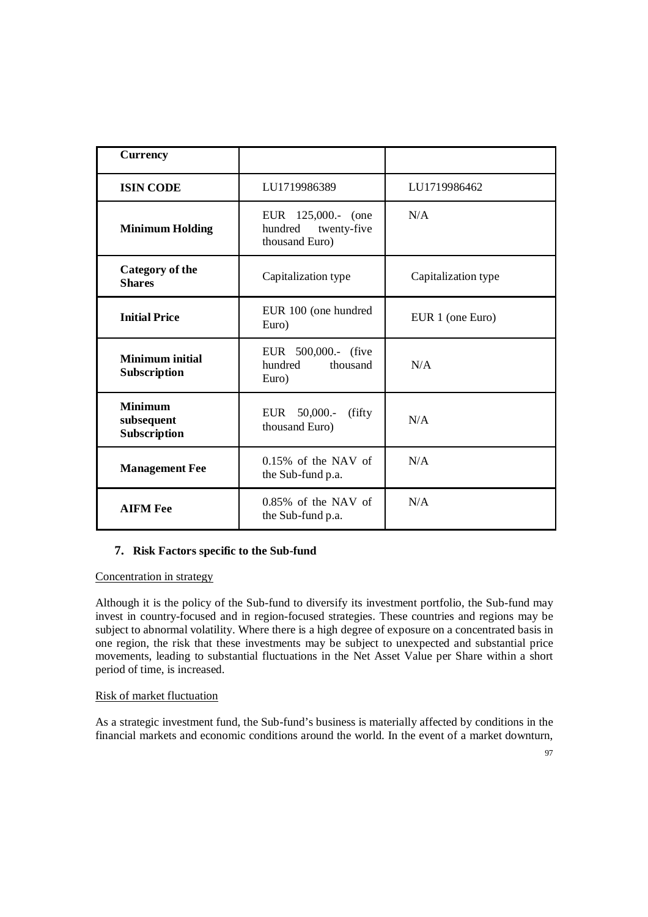| **Currency** | | |
|---|---|---|
| **ISIN CODE** | LU1719986389 | LU1719986462 |
| **Minimum Holding** | EUR 125,000.- (one hundred twenty-five thousand Euro) | N/A |
| **Category of the Shares** | Capitalization type | Capitalization type |
| **Initial Price** | EUR 100 (one hundred Euro) | EUR 1 (one Euro) |
| **Minimum initial Subscription** | EUR 500,000.- (five hundred thousand Euro) | N/A |
| **Minimum subsequent Subscription** | EUR 50,000.- (fifty thousand Euro) | N/A |
| **Management Fee** | 0.15% of the NAV of the Sub-fund p.a. | N/A |
| **AIFM Fee** | 0.85% of the NAV of the Sub-fund p.a. | N/A |

## 7. Risk Factors specific to the Sub-fund

Concentration in strategy

Although it is the policy of the Sub-fund to diversify its investment portfolio, the Sub-fund may invest in country-focused and in region-focused strategies. These countries and regions may be subject to abnormal volatility. Where there is a high degree of exposure on a concentrated basis in one region, the risk that these investments may be subject to unexpected and substantial price movements, leading to substantial fluctuations in the Net Asset Value per Share within a short period of time, is increased.

Risk of market fluctuation

As a strategic investment fund, the Sub-fund's business is materially affected by conditions in the financial markets and economic conditions around the world. In the event of a market downturn,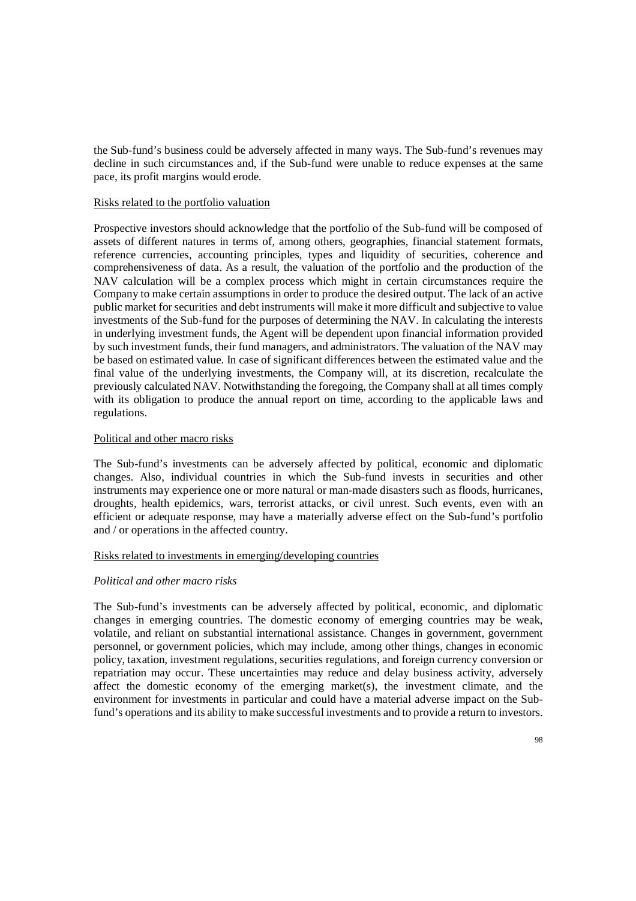the Sub-fund's business could be adversely affected in many ways. The Sub-fund's revenues may decline in such circumstances and, if the Sub-fund were unable to reduce expenses at the same pace, its profit margins would erode.

<u>Risks related to the portfolio valuation</u>

Prospective investors should acknowledge that the portfolio of the Sub-fund will be composed of assets of different natures in terms of, among others, geographies, financial statement formats, reference currencies, accounting principles, types and liquidity of securities, coherence and comprehensiveness of data. As a result, the valuation of the portfolio and the production of the NAV calculation will be a complex process which might in certain circumstances require the Company to make certain assumptions in order to produce the desired output. The lack of an active public market for securities and debt instruments will make it more difficult and subjective to value investments of the Sub-fund for the purposes of determining the NAV. In calculating the interests in underlying investment funds, the Agent will be dependent upon financial information provided by such investment funds, their fund managers, and administrators. The valuation of the NAV may be based on estimated value. In case of significant differences between the estimated value and the final value of the underlying investments, the Company will, at its discretion, recalculate the previously calculated NAV. Notwithstanding the foregoing, the Company shall at all times comply with its obligation to produce the annual report on time, according to the applicable laws and regulations.

<u>Political and other macro risks</u>

The Sub-fund's investments can be adversely affected by political, economic and diplomatic changes. Also, individual countries in which the Sub-fund invests in securities and other instruments may experience one or more natural or man-made disasters such as floods, hurricanes, droughts, health epidemics, wars, terrorist attacks, or civil unrest. Such events, even with an efficient or adequate response, may have a materially adverse effect on the Sub-fund's portfolio and / or operations in the affected country.

<u>Risks related to investments in emerging/developing countries</u>

*Political and other macro risks*

The Sub-fund's investments can be adversely affected by political, economic, and diplomatic changes in emerging countries. The domestic economy of emerging countries may be weak, volatile, and reliant on substantial international assistance. Changes in government, government personnel, or government policies, which may include, among other things, changes in economic policy, taxation, investment regulations, securities regulations, and foreign currency conversion or repatriation may occur. These uncertainties may reduce and delay business activity, adversely affect the domestic economy of the emerging market(s), the investment climate, and the environment for investments in particular and could have a material adverse impact on the Sub-fund's operations and its ability to make successful investments and to provide a return to investors.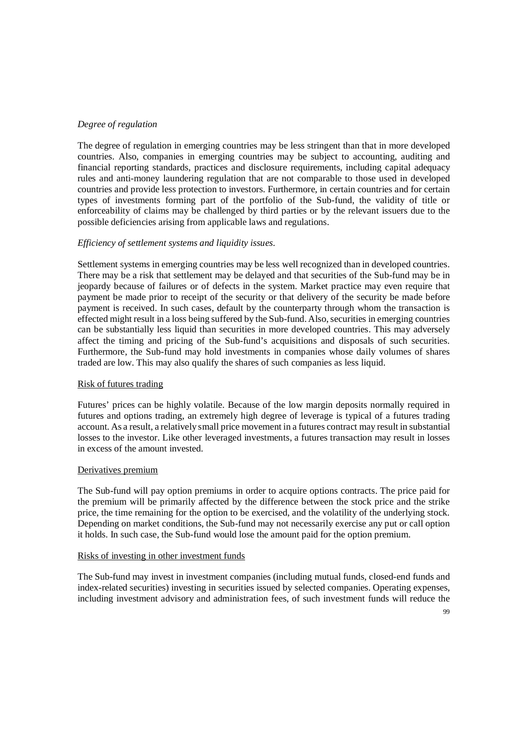*Degree of regulation*

The degree of regulation in emerging countries may be less stringent than that in more developed countries. Also, companies in emerging countries may be subject to accounting, auditing and financial reporting standards, practices and disclosure requirements, including capital adequacy rules and anti-money laundering regulation that are not comparable to those used in developed countries and provide less protection to investors. Furthermore, in certain countries and for certain types of investments forming part of the portfolio of the Sub-fund, the validity of title or enforceability of claims may be challenged by third parties or by the relevant issuers due to the possible deficiencies arising from applicable laws and regulations.

*Efficiency of settlement systems and liquidity issues.*

Settlement systems in emerging countries may be less well recognized than in developed countries. There may be a risk that settlement may be delayed and that securities of the Sub-fund may be in jeopardy because of failures or of defects in the system. Market practice may even require that payment be made prior to receipt of the security or that delivery of the security be made before payment is received. In such cases, default by the counterparty through whom the transaction is effected might result in a loss being suffered by the Sub-fund. Also, securities in emerging countries can be substantially less liquid than securities in more developed countries. This may adversely affect the timing and pricing of the Sub-fund's acquisitions and disposals of such securities. Furthermore, the Sub-fund may hold investments in companies whose daily volumes of shares traded are low. This may also qualify the shares of such companies as less liquid.

<u>Risk of futures trading</u>

Futures' prices can be highly volatile. Because of the low margin deposits normally required in futures and options trading, an extremely high degree of leverage is typical of a futures trading account. As a result, a relatively small price movement in a futures contract may result in substantial losses to the investor. Like other leveraged investments, a futures transaction may result in losses in excess of the amount invested.

<u>Derivatives premium</u>

The Sub-fund will pay option premiums in order to acquire options contracts. The price paid for the premium will be primarily affected by the difference between the stock price and the strike price, the time remaining for the option to be exercised, and the volatility of the underlying stock. Depending on market conditions, the Sub-fund may not necessarily exercise any put or call option it holds. In such case, the Sub-fund would lose the amount paid for the option premium.

<u>Risks of investing in other investment funds</u>

The Sub-fund may invest in investment companies (including mutual funds, closed-end funds and index-related securities) investing in securities issued by selected companies. Operating expenses, including investment advisory and administration fees, of such investment funds will reduce the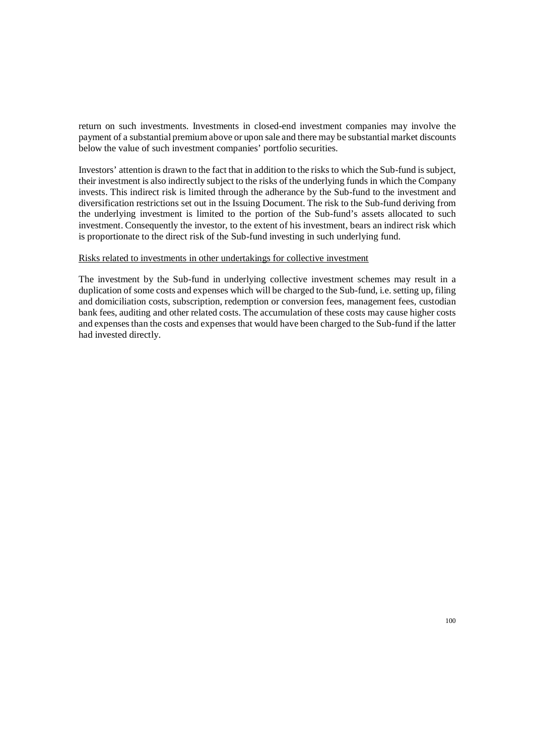return on such investments. Investments in closed-end investment companies may involve the payment of a substantial premium above or upon sale and there may be substantial market discounts below the value of such investment companies' portfolio securities.

Investors' attention is drawn to the fact that in addition to the risks to which the Sub-fund is subject, their investment is also indirectly subject to the risks of the underlying funds in which the Company invests. This indirect risk is limited through the adherance by the Sub-fund to the investment and diversification restrictions set out in the Issuing Document. The risk to the Sub-fund deriving from the underlying investment is limited to the portion of the Sub-fund's assets allocated to such investment. Consequently the investor, to the extent of his investment, bears an indirect risk which is proportionate to the direct risk of the Sub-fund investing in such underlying fund.

Risks related to investments in other undertakings for collective investment

The investment by the Sub-fund in underlying collective investment schemes may result in a duplication of some costs and expenses which will be charged to the Sub-fund, i.e. setting up, filing and domiciliation costs, subscription, redemption or conversion fees, management fees, custodian bank fees, auditing and other related costs. The accumulation of these costs may cause higher costs and expenses than the costs and expenses that would have been charged to the Sub-fund if the latter had invested directly.